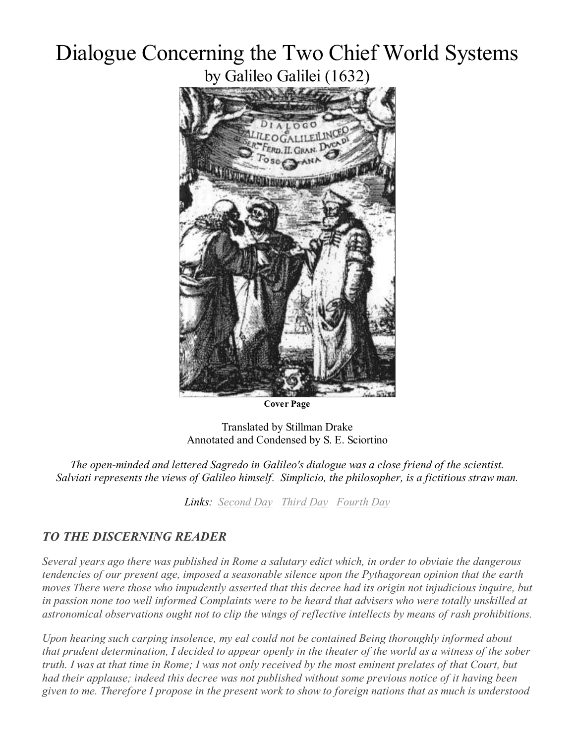# Dialogue Concerning the Two Chief World Systems

by Galileo Galilei (1632)

**Cover Page**

Translated by Stillman Drake
Annotated and Condensed by S. E. Sciortino

*The open-minded and lettered Sagredo in Galileo's dialogue was a close friend of the scientist. Salviati represents the views of Galileo himself. Simplicio, the philosopher, is a fictitious straw man.*

***Links:*** *Second Day* *Third Day* *Fourth Day*

## *TO THE DISCERNING READER*

*Several years ago there was published in Rome a salutary edict which, in order to obviaie the dangerous tendencies of our present age, imposed a seasonable silence upon the Pythagorean opinion that the earth moves There were those who impudently asserted that this decree had its origin not injudicious inquire, but in passion none too well informed Complaints were to be heard that advisers who were totally unskilled at astronomical observations ought not to clip the wings of reflective intellects by means of rash prohibitions.*

*Upon hearing such carping insolence, my eal could not be contained Being thoroughly informed about that prudent determination, I decided to appear openly in the theater of the world as a witness of the sober truth. I was at that time in Rome; I was not only received by the most eminent prelates of that Court, but had their applause; indeed this decree was not published without some previous notice of it having been given to me. Therefore I propose in the present work to show to foreign nations that as much is understood*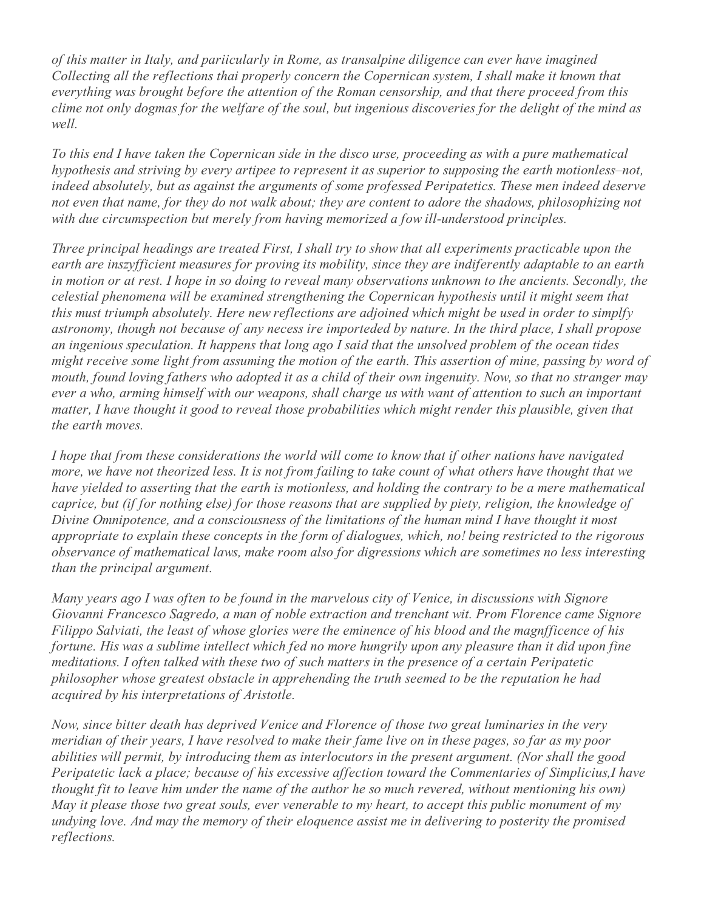*of this matter in Italy, and pariicularly in Rome, as transalpine diligence can ever have imagined Collecting all the reflections thai properly concern the Copernican system, I shall make it known that everything was brought before the attention of the Roman censorship, and that there proceed from this clime not only dogmas for the welfare of the soul, but ingenious discoveries for the delight of the mind as well.*

*To this end I have taken the Copernican side in the disco urse, proceeding as with a pure mathematical hypothesis and striving by every artipee to represent it as superior to supposing the earth motionless–not, indeed absolutely, but as against the arguments of some professed Peripatetics. These men indeed deserve not even that name, for they do not walk about; they are content to adore the shadows, philosophizing not with due circumspection but merely from having memorized a fow ill-understood principles.*

*Three principal headings are treated First, I shall try to show that all experiments practicable upon the earth are inszyfficient measures for proving its mobility, since they are indiferently adaptable to an earth in motion or at rest. I hope in so doing to reveal many observations unknown to the ancients. Secondly, the celestial phenomena will be examined strengthening the Copernican hypothesis until it might seem that this must triumph absolutely. Here new reflections are adjoined which might be used in order to simplfy astronomy, though not because of any necess ire importeded by nature. In the third place, I shall propose an ingenious speculation. It happens that long ago I said that the unsolved problem of the ocean tides might receive some light from assuming the motion of the earth. This assertion of mine, passing by word of mouth, found loving fathers who adopted it as a child of their own ingenuity. Now, so that no stranger may ever a who, arming himself with our weapons, shall charge us with want of attention to such an important matter, I have thought it good to reveal those probabilities which might render this plausible, given that the earth moves.*

*I hope that from these considerations the world will come to know that if other nations have navigated more, we have not theorized less. It is not from failing to take count of what others have thought that we have yielded to asserting that the earth is motionless, and holding the contrary to be a mere mathematical caprice, but (if for nothing else) for those reasons that are supplied by piety, religion, the knowledge of Divine Omnipotence, and a consciousness of the limitations of the human mind I have thought it most appropriate to explain these concepts in the form of dialogues, which, no! being restricted to the rigorous observance of mathematical laws, make room also for digressions which are sometimes no less interesting than the principal argument.*

*Many years ago I was often to be found in the marvelous city of Venice, in discussions with Signore Giovanni Francesco Sagredo, a man of noble extraction and trenchant wit. Prom Florence came Signore Filippo Salviati, the least of whose glories were the eminence of his blood and the magnfficence of his fortune. His was a sublime intellect which fed no more hungrily upon any pleasure than it did upon fine meditations. I often talked with these two of such matters in the presence of a certain Peripatetic philosopher whose greatest obstacle in apprehending the truth seemed to be the reputation he had acquired by his interpretations of Aristotle.*

*Now, since bitter death has deprived Venice and Florence of those two great luminaries in the very meridian of their years, I have resolved to make their fame live on in these pages, so far as my poor abilities will permit, by introducing them as interlocutors in the present argument. (Nor shall the good Peripatetic lack a place; because of his excessive affection toward the Commentaries of Simplicius,I have thought fit to leave him under the name of the author he so much revered, without mentioning his own) May it please those two great souls, ever venerable to my heart, to accept this public monument of my undying love. And may the memory of their eloquence assist me in delivering to posterity the promised reflections.*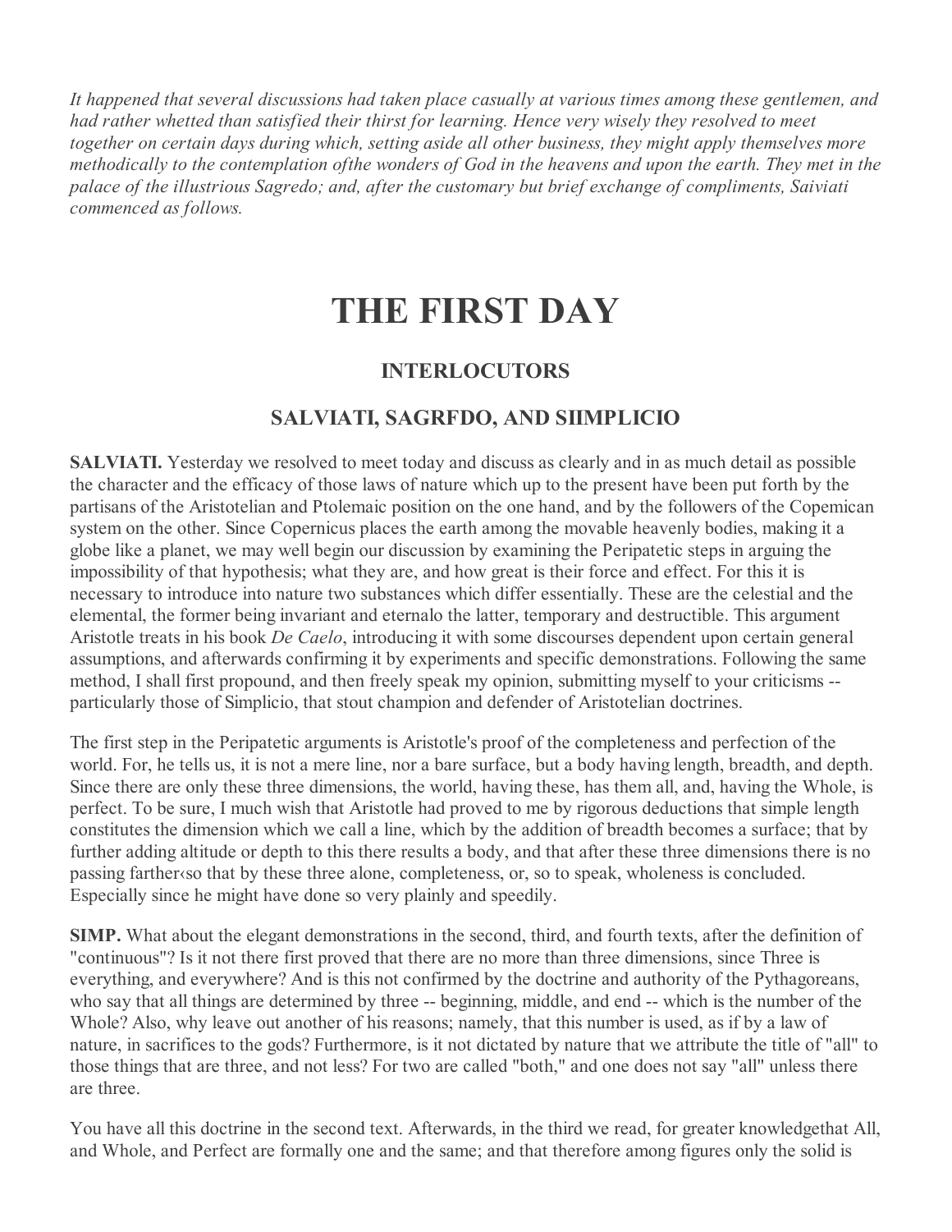*It happened that several discussions had taken place casually at various times among these gentlemen, and had rather whetted than satisfied their thirst for learning. Hence very wisely they resolved to meet together on certain days during which, setting aside all other business, they might apply themselves more methodically to the contemplation ofthe wonders of God in the heavens and upon the earth. They met in the palace of the illustrious Sagredo; and, after the customary but brief exchange of compliments, Saiviati commenced as follows.*

# THE FIRST DAY

## INTERLOCUTORS

## SALVIATI, SAGRFDO, AND SIIMPLICIO

**SALVIATI.** Yesterday we resolved to meet today and discuss as clearly and in as much detail as possible the character and the efficacy of those laws of nature which up to the present have been put forth by the partisans of the Aristotelian and Ptolemaic position on the one hand, and by the followers of the Copemican system on the other. Since Copernicus places the earth among the movable heavenly bodies, making it a globe like a planet, we may well begin our discussion by examining the Peripatetic steps in arguing the impossibility of that hypothesis; what they are, and how great is their force and effect. For this it is necessary to introduce into nature two substances which differ essentially. These are the celestial and the elemental, the former being invariant and eternalo the latter, temporary and destructible. This argument Aristotle treats in his book *De Caelo*, introducing it with some discourses dependent upon certain general assumptions, and afterwards confirming it by experiments and specific demonstrations. Following the same method, I shall first propound, and then freely speak my opinion, submitting myself to your criticisms -- particularly those of Simplicio, that stout champion and defender of Aristotelian doctrines.

The first step in the Peripatetic arguments is Aristotle's proof of the completeness and perfection of the world. For, he tells us, it is not a mere line, nor a bare surface, but a body having length, breadth, and depth. Since there are only these three dimensions, the world, having these, has them all, and, having the Whole, is perfect. To be sure, I much wish that Aristotle had proved to me by rigorous deductions that simple length constitutes the dimension which we call a line, which by the addition of breadth becomes a surface; that by further adding altitude or depth to this there results a body, and that after these three dimensions there is no passing farther‹so that by these three alone, completeness, or, so to speak, wholeness is concluded. Especially since he might have done so very plainly and speedily.

**SIMP.** What about the elegant demonstrations in the second, third, and fourth texts, after the definition of "continuous"? Is it not there first proved that there are no more than three dimensions, since Three is everything, and everywhere? And is this not confirmed by the doctrine and authority of the Pythagoreans, who say that all things are determined by three -- beginning, middle, and end -- which is the number of the Whole? Also, why leave out another of his reasons; namely, that this number is used, as if by a law of nature, in sacrifices to the gods? Furthermore, is it not dictated by nature that we attribute the title of "all" to those things that are three, and not less? For two are called "both," and one does not say "all" unless there are three.

You have all this doctrine in the second text. Afterwards, in the third we read, for greater knowledgethat All, and Whole, and Perfect are formally one and the same; and that therefore among figures only the solid is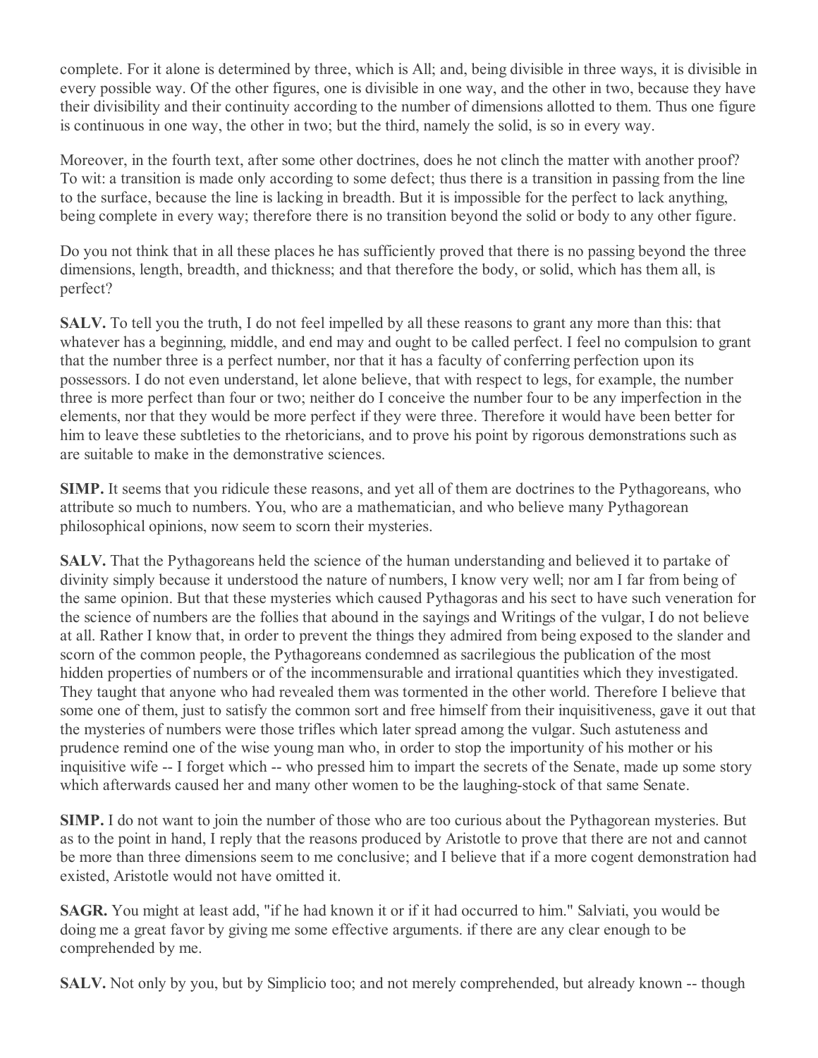complete. For it alone is determined by three, which is All; and, being divisible in three ways, it is divisible in every possible way. Of the other figures, one is divisible in one way, and the other in two, because they have their divisibility and their continuity according to the number of dimensions allotted to them. Thus one figure is continuous in one way, the other in two; but the third, namely the solid, is so in every way.

Moreover, in the fourth text, after some other doctrines, does he not clinch the matter with another proof? To wit: a transition is made only according to some defect; thus there is a transition in passing from the line to the surface, because the line is lacking in breadth. But it is impossible for the perfect to lack anything, being complete in every way; therefore there is no transition beyond the solid or body to any other figure.

Do you not think that in all these places he has sufficiently proved that there is no passing beyond the three dimensions, length, breadth, and thickness; and that therefore the body, or solid, which has them all, is perfect?

**SALV.** To tell you the truth, I do not feel impelled by all these reasons to grant any more than this: that whatever has a beginning, middle, and end may and ought to be called perfect. I feel no compulsion to grant that the number three is a perfect number, nor that it has a faculty of conferring perfection upon its possessors. I do not even understand, let alone believe, that with respect to legs, for example, the number three is more perfect than four or two; neither do I conceive the number four to be any imperfection in the elements, nor that they would be more perfect if they were three. Therefore it would have been better for him to leave these subtleties to the rhetoricians, and to prove his point by rigorous demonstrations such as are suitable to make in the demonstrative sciences.

**SIMP.** It seems that you ridicule these reasons, and yet all of them are doctrines to the Pythagoreans, who attribute so much to numbers. You, who are a mathematician, and who believe many Pythagorean philosophical opinions, now seem to scorn their mysteries.

**SALV.** That the Pythagoreans held the science of the human understanding and believed it to partake of divinity simply because it understood the nature of numbers, I know very well; nor am I far from being of the same opinion. But that these mysteries which caused Pythagoras and his sect to have such veneration for the science of numbers are the follies that abound in the sayings and Writings of the vulgar, I do not believe at all. Rather I know that, in order to prevent the things they admired from being exposed to the slander and scorn of the common people, the Pythagoreans condemned as sacrilegious the publication of the most hidden properties of numbers or of the incommensurable and irrational quantities which they investigated. They taught that anyone who had revealed them was tormented in the other world. Therefore I believe that some one of them, just to satisfy the common sort and free himself from their inquisitiveness, gave it out that the mysteries of numbers were those trifles which later spread among the vulgar. Such astuteness and prudence remind one of the wise young man who, in order to stop the importunity of his mother or his inquisitive wife -- I forget which -- who pressed him to impart the secrets of the Senate, made up some story which afterwards caused her and many other women to be the laughing-stock of that same Senate.

**SIMP.** I do not want to join the number of those who are too curious about the Pythagorean mysteries. But as to the point in hand, I reply that the reasons produced by Aristotle to prove that there are not and cannot be more than three dimensions seem to me conclusive; and I believe that if a more cogent demonstration had existed, Aristotle would not have omitted it.

**SAGR.** You might at least add, "if he had known it or if it had occurred to him." Salviati, you would be doing me a great favor by giving me some effective arguments. if there are any clear enough to be comprehended by me.

**SALV.** Not only by you, but by Simplicio too; and not merely comprehended, but already known -- though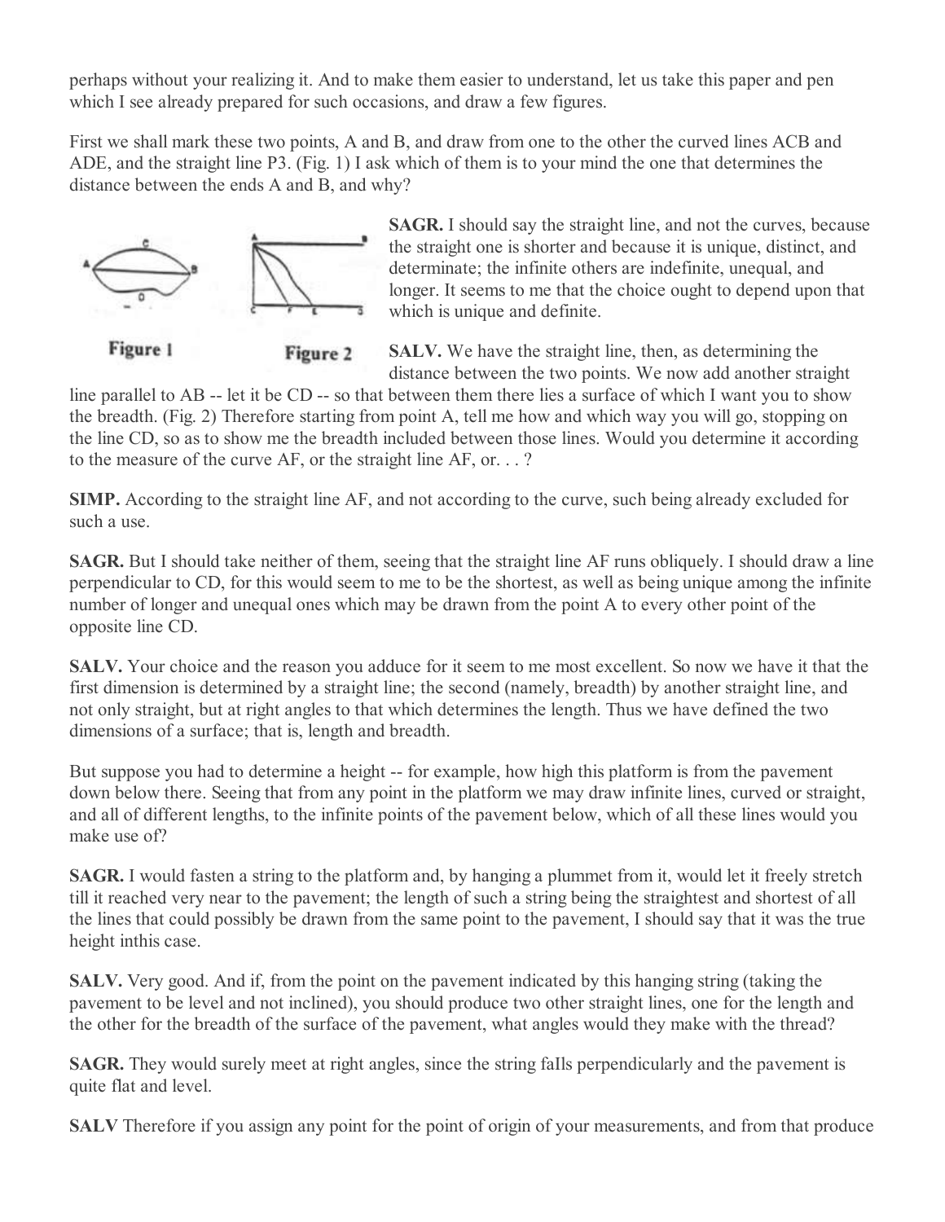perhaps without your realizing it. And to make them easier to understand, let us take this paper and pen which I see already prepared for such occasions, and draw a few figures.

First we shall mark these two points, A and B, and draw from one to the other the curved lines ACB and ADE, and the straight line P3. (Fig. 1) I ask which of them is to your mind the one that determines the distance between the ends A and B, and why?

Figure 1

Figure 2

**SAGR.** I should say the straight line, and not the curves, because the straight one is shorter and because it is unique, distinct, and determinate; the infinite others are indefinite, unequal, and longer. It seems to me that the choice ought to depend upon that which is unique and definite.

**SALV.** We have the straight line, then, as determining the distance between the two points. We now add another straight line parallel to AB -- let it be CD -- so that between them there lies a surface of which I want you to show the breadth. (Fig. 2) Therefore starting from point A, tell me how and which way you will go, stopping on the line CD, so as to show me the breadth included between those lines. Would you determine it according to the measure of the curve AF, or the straight line AF, or. . . ?

**SIMP.** According to the straight line AF, and not according to the curve, such being already excluded for such a use.

**SAGR.** But I should take neither of them, seeing that the straight line AF runs obliquely. I should draw a line perpendicular to CD, for this would seem to me to be the shortest, as well as being unique among the infinite number of longer and unequal ones which may be drawn from the point A to every other point of the opposite line CD.

**SALV.** Your choice and the reason you adduce for it seem to me most excellent. So now we have it that the first dimension is determined by a straight line; the second (namely, breadth) by another straight line, and not only straight, but at right angles to that which determines the length. Thus we have defined the two dimensions of a surface; that is, length and breadth.

But suppose you had to determine a height -- for example, how high this platform is from the pavement down below there. Seeing that from any point in the platform we may draw infinite lines, curved or straight, and all of different lengths, to the infinite points of the pavement below, which of all these lines would you make use of?

**SAGR.** I would fasten a string to the platform and, by hanging a plummet from it, would let it freely stretch till it reached very near to the pavement; the length of such a string being the straightest and shortest of all the lines that could possibly be drawn from the same point to the pavement, I should say that it was the true height inthis case.

**SALV.** Very good. And if, from the point on the pavement indicated by this hanging string (taking the pavement to be level and not inclined), you should produce two other straight lines, one for the length and the other for the breadth of the surface of the pavement, what angles would they make with the thread?

**SAGR.** They would surely meet at right angles, since the string faIls perpendicularly and the pavement is quite flat and level.

**SALV** Therefore if you assign any point for the point of origin of your measurements, and from that produce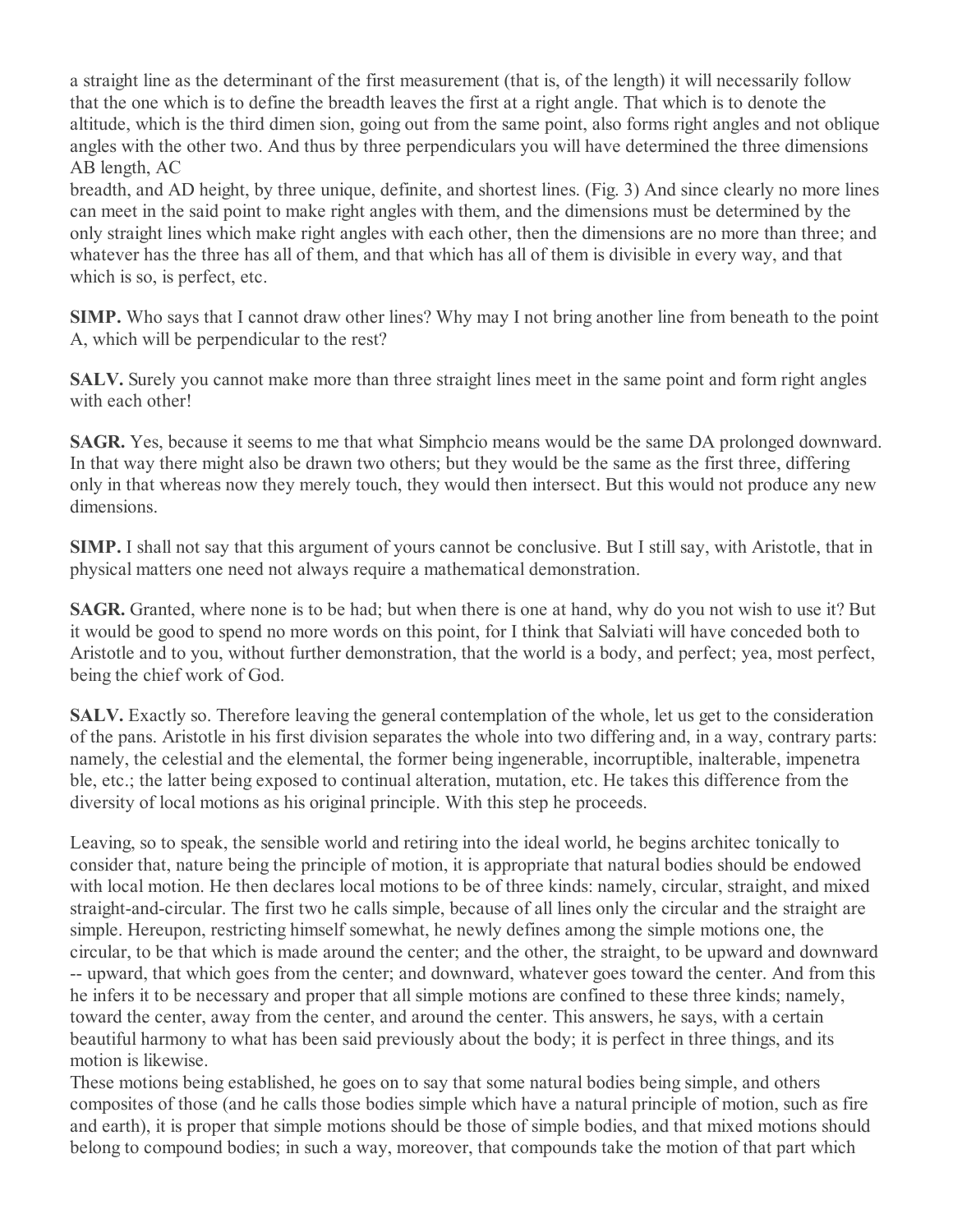a straight line as the determinant of the first measurement (that is, of the length) it will necessarily follow that the one which is to define the breadth leaves the first at a right angle. That which is to denote the altitude, which is the third dimen sion, going out from the same point, also forms right angles and not oblique angles with the other two. And thus by three perpendiculars you will have determined the three dimensions AB length, AC
breadth, and AD height, by three unique, definite, and shortest lines. (Fig. 3) And since clearly no more lines can meet in the said point to make right angles with them, and the dimensions must be determined by the only straight lines which make right angles with each other, then the dimensions are no more than three; and whatever has the three has all of them, and that which has all of them is divisible in every way, and that which is so, is perfect, etc.

**SIMP.** Who says that I cannot draw other lines? Why may I not bring another line from beneath to the point A, which will be perpendicular to the rest?

**SALV.** Surely you cannot make more than three straight lines meet in the same point and form right angles with each other!

**SAGR.** Yes, because it seems to me that what Simphcio means would be the same DA prolonged downward. In that way there might also be drawn two others; but they would be the same as the first three, differing only in that whereas now they merely touch, they would then intersect. But this would not produce any new dimensions.

**SIMP.** I shall not say that this argument of yours cannot be conclusive. But I still say, with Aristotle, that in physical matters one need not always require a mathematical demonstration.

**SAGR.** Granted, where none is to be had; but when there is one at hand, why do you not wish to use it? But it would be good to spend no more words on this point, for I think that Salviati will have conceded both to Aristotle and to you, without further demonstration, that the world is a body, and perfect; yea, most perfect, being the chief work of God.

**SALV.** Exactly so. Therefore leaving the general contemplation of the whole, let us get to the consideration of the pans. Aristotle in his first division separates the whole into two differing and, in a way, contrary parts: namely, the celestial and the elemental, the former being ingenerable, incorruptible, inalterable, impenetra ble, etc.; the latter being exposed to continual alteration, mutation, etc. He takes this difference from the diversity of local motions as his original principle. With this step he proceeds.

Leaving, so to speak, the sensible world and retiring into the ideal world, he begins architec tonically to consider that, nature being the principle of motion, it is appropriate that natural bodies should be endowed with local motion. He then declares local motions to be of three kinds: namely, circular, straight, and mixed straight-and-circular. The first two he calls simple, because of all lines only the circular and the straight are simple. Hereupon, restricting himself somewhat, he newly defines among the simple motions one, the circular, to be that which is made around the center; and the other, the straight, to be upward and downward -- upward, that which goes from the center; and downward, whatever goes toward the center. And from this he infers it to be necessary and proper that all simple motions are confined to these three kinds; namely, toward the center, away from the center, and around the center. This answers, he says, with a certain beautiful harmony to what has been said previously about the body; it is perfect in three things, and its motion is likewise.
These motions being established, he goes on to say that some natural bodies being simple, and others composites of those (and he calls those bodies simple which have a natural principle of motion, such as fire and earth), it is proper that simple motions should be those of simple bodies, and that mixed motions should belong to compound bodies; in such a way, moreover, that compounds take the motion of that part which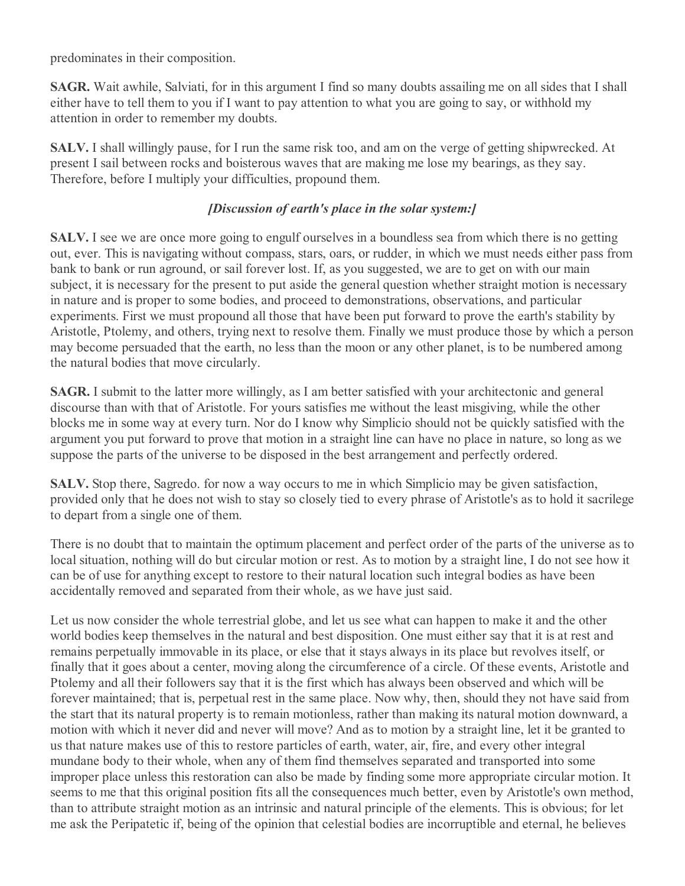predominates in their composition.

**SAGR.** Wait awhile, Salviati, for in this argument I find so many doubts assailing me on all sides that I shall either have to tell them to you if I want to pay attention to what you are going to say, or withhold my attention in order to remember my doubts.

**SALV.** I shall willingly pause, for I run the same risk too, and am on the verge of getting shipwrecked. At present I sail between rocks and boisterous waves that are making me lose my bearings, as they say. Therefore, before I multiply your difficulties, propound them.

***[Discussion of earth's place in the solar system:]***

**SALV.** I see we are once more going to engulf ourselves in a boundless sea from which there is no getting out, ever. This is navigating without compass, stars, oars, or rudder, in which we must needs either pass from bank to bank or run aground, or sail forever lost. If, as you suggested, we are to get on with our main subject, it is necessary for the present to put aside the general question whether straight motion is necessary in nature and is proper to some bodies, and proceed to demonstrations, observations, and particular experiments. First we must propound all those that have been put forward to prove the earth's stability by Aristotle, Ptolemy, and others, trying next to resolve them. Finally we must produce those by which a person may become persuaded that the earth, no less than the moon or any other planet, is to be numbered among the natural bodies that move circularly.

**SAGR.** I submit to the latter more willingly, as I am better satisfied with your architectonic and general discourse than with that of Aristotle. For yours satisfies me without the least misgiving, while the other blocks me in some way at every turn. Nor do I know why Simplicio should not be quickly satisfied with the argument you put forward to prove that motion in a straight line can have no place in nature, so long as we suppose the parts of the universe to be disposed in the best arrangement and perfectly ordered.

**SALV.** Stop there, Sagredo. for now a way occurs to me in which Simplicio may be given satisfaction, provided only that he does not wish to stay so closely tied to every phrase of Aristotle's as to hold it sacrilege to depart from a single one of them.

There is no doubt that to maintain the optimum placement and perfect order of the parts of the universe as to local situation, nothing will do but circular motion or rest. As to motion by a straight line, I do not see how it can be of use for anything except to restore to their natural location such integral bodies as have been accidentally removed and separated from their whole, as we have just said.

Let us now consider the whole terrestrial globe, and let us see what can happen to make it and the other world bodies keep themselves in the natural and best disposition. One must either say that it is at rest and remains perpetually immovable in its place, or else that it stays always in its place but revolves itself, or finally that it goes about a center, moving along the circumference of a circle. Of these events, Aristotle and Ptolemy and all their followers say that it is the first which has always been observed and which will be forever maintained; that is, perpetual rest in the same place. Now why, then, should they not have said from the start that its natural property is to remain motionless, rather than making its natural motion downward, a motion with which it never did and never will move? And as to motion by a straight line, let it be granted to us that nature makes use of this to restore particles of earth, water, air, fire, and every other integral mundane body to their whole, when any of them find themselves separated and transported into some improper place unless this restoration can also be made by finding some more appropriate circular motion. It seems to me that this original position fits all the consequences much better, even by Aristotle's own method, than to attribute straight motion as an intrinsic and natural principle of the elements. This is obvious; for let me ask the Peripatetic if, being of the opinion that celestial bodies are incorruptible and eternal, he believes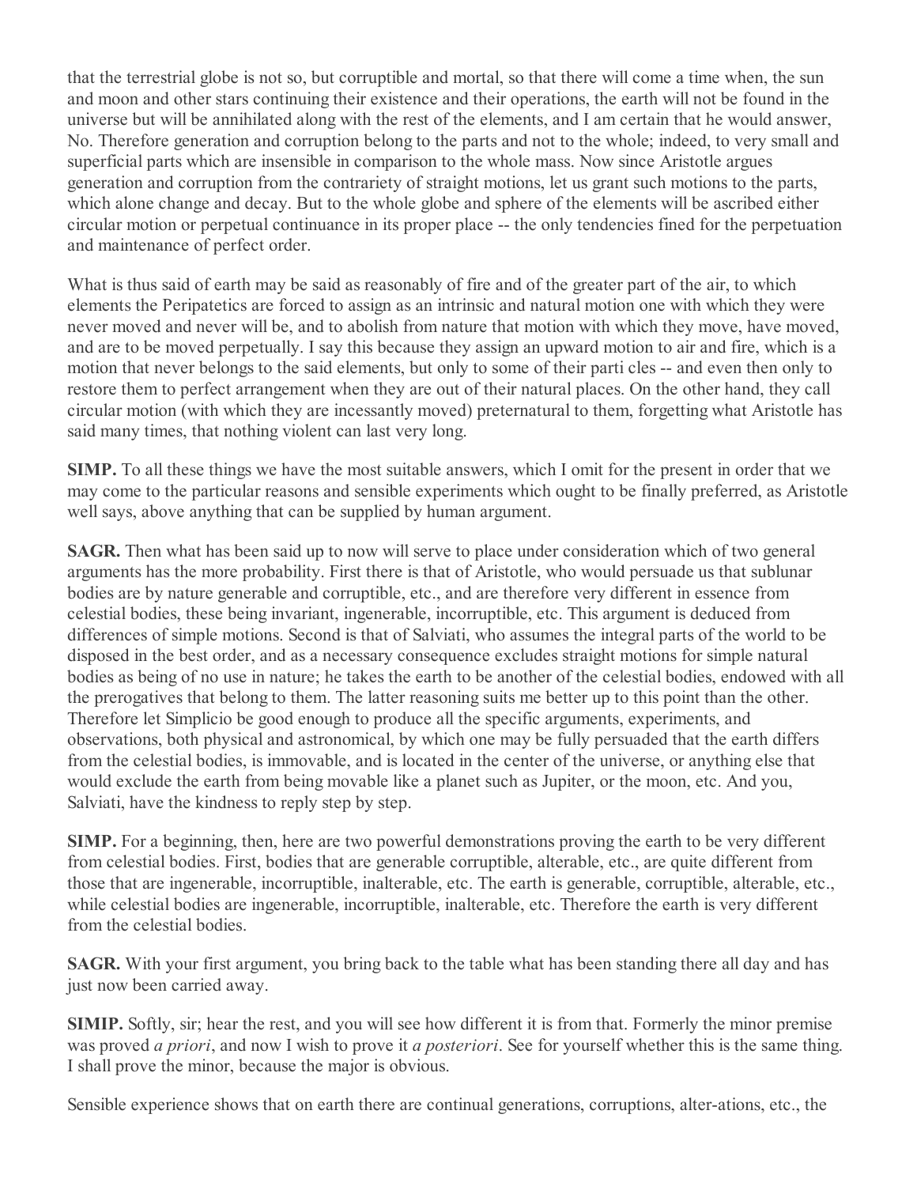that the terrestrial globe is not so, but corruptible and mortal, so that there will come a time when, the sun and moon and other stars continuing their existence and their operations, the earth will not be found in the universe but will be annihilated along with the rest of the elements, and I am certain that he would answer, No. Therefore generation and corruption belong to the parts and not to the whole; indeed, to very small and superficial parts which are insensible in comparison to the whole mass. Now since Aristotle argues generation and corruption from the contrariety of straight motions, let us grant such motions to the parts, which alone change and decay. But to the whole globe and sphere of the elements will be ascribed either circular motion or perpetual continuance in its proper place -- the only tendencies fined for the perpetuation and maintenance of perfect order.

What is thus said of earth may be said as reasonably of fire and of the greater part of the air, to which elements the Peripatetics are forced to assign as an intrinsic and natural motion one with which they were never moved and never will be, and to abolish from nature that motion with which they move, have moved, and are to be moved perpetually. I say this because they assign an upward motion to air and fire, which is a motion that never belongs to the said elements, but only to some of their parti cles -- and even then only to restore them to perfect arrangement when they are out of their natural places. On the other hand, they call circular motion (with which they are incessantly moved) preternatural to them, forgetting what Aristotle has said many times, that nothing violent can last very long.

**SIMP.** To all these things we have the most suitable answers, which I omit for the present in order that we may come to the particular reasons and sensible experiments which ought to be finally preferred, as Aristotle well says, above anything that can be supplied by human argument.

**SAGR.** Then what has been said up to now will serve to place under consideration which of two general arguments has the more probability. First there is that of Aristotle, who would persuade us that sublunar bodies are by nature generable and corruptible, etc., and are therefore very different in essence from celestial bodies, these being invariant, ingenerable, incorruptible, etc. This argument is deduced from differences of simple motions. Second is that of Salviati, who assumes the integral parts of the world to be disposed in the best order, and as a necessary consequence excludes straight motions for simple natural bodies as being of no use in nature; he takes the earth to be another of the celestial bodies, endowed with all the prerogatives that belong to them. The latter reasoning suits me better up to this point than the other. Therefore let Simplicio be good enough to produce all the specific arguments, experiments, and observations, both physical and astronomical, by which one may be fully persuaded that the earth differs from the celestial bodies, is immovable, and is located in the center of the universe, or anything else that would exclude the earth from being movable like a planet such as Jupiter, or the moon, etc. And you, Salviati, have the kindness to reply step by step.

**SIMP.** For a beginning, then, here are two powerful demonstrations proving the earth to be very different from celestial bodies. First, bodies that are generable corruptible, alterable, etc., are quite different from those that are ingenerable, incorruptible, inalterable, etc. The earth is generable, corruptible, alterable, etc., while celestial bodies are ingenerable, incorruptible, inalterable, etc. Therefore the earth is very different from the celestial bodies.

**SAGR.** With your first argument, you bring back to the table what has been standing there all day and has just now been carried away.

**SIMIP.** Softly, sir; hear the rest, and you will see how different it is from that. Formerly the minor premise was proved *a priori*, and now I wish to prove it *a posteriori*. See for yourself whether this is the same thing. I shall prove the minor, because the major is obvious.

Sensible experience shows that on earth there are continual generations, corruptions, alter-ations, etc., the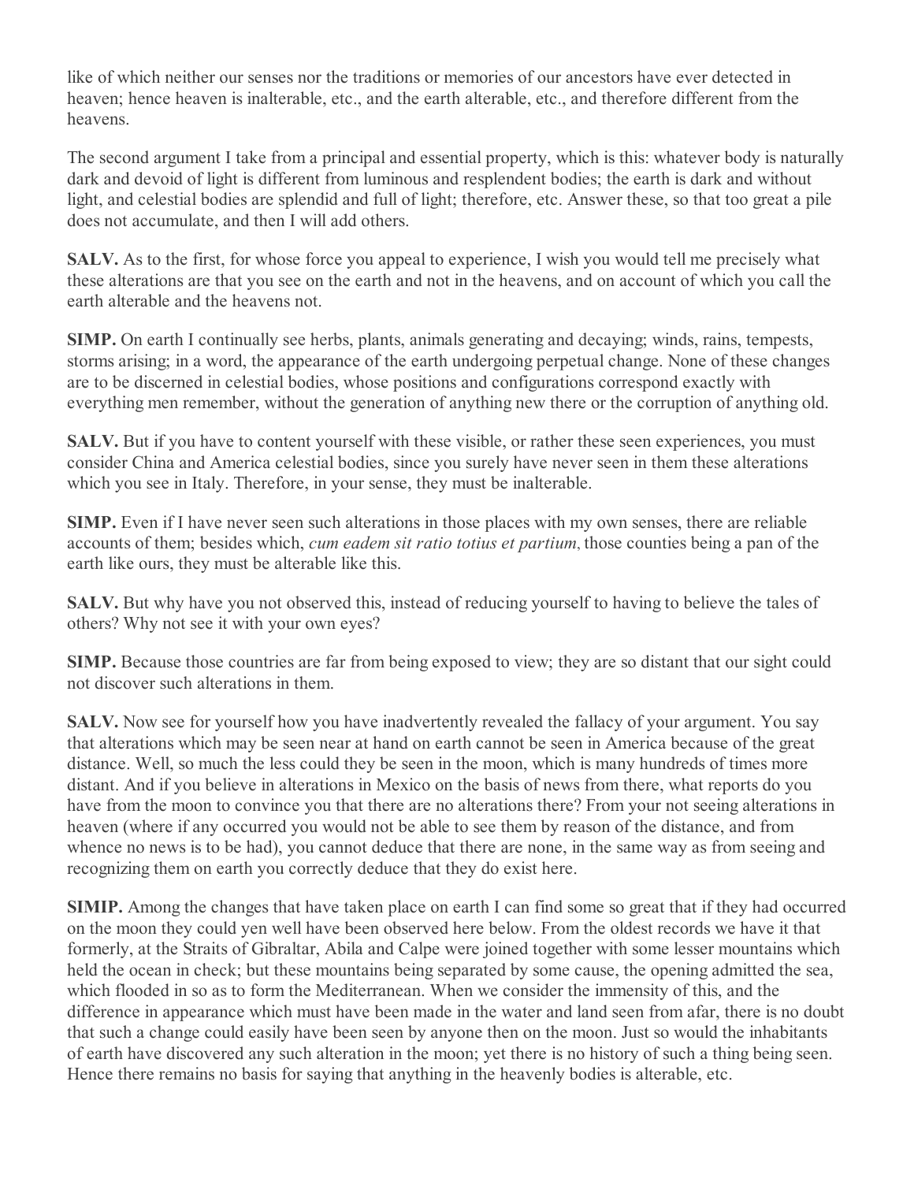like of which neither our senses nor the traditions or memories of our ancestors have ever detected in heaven; hence heaven is inalterable, etc., and the earth alterable, etc., and therefore different from the heavens.

The second argument I take from a principal and essential property, which is this: whatever body is naturally dark and devoid of light is different from luminous and resplendent bodies; the earth is dark and without light, and celestial bodies are splendid and full of light; therefore, etc. Answer these, so that too great a pile does not accumulate, and then I will add others.

**SALV.** As to the first, for whose force you appeal to experience, I wish you would tell me precisely what these alterations are that you see on the earth and not in the heavens, and on account of which you call the earth alterable and the heavens not.

**SIMP.** On earth I continually see herbs, plants, animals generating and decaying; winds, rains, tempests, storms arising; in a word, the appearance of the earth undergoing perpetual change. None of these changes are to be discerned in celestial bodies, whose positions and configurations correspond exactly with everything men remember, without the generation of anything new there or the corruption of anything old.

**SALV.** But if you have to content yourself with these visible, or rather these seen experiences, you must consider China and America celestial bodies, since you surely have never seen in them these alterations which you see in Italy. Therefore, in your sense, they must be inalterable.

**SIMP.** Even if I have never seen such alterations in those places with my own senses, there are reliable accounts of them; besides which, *cum eadem sit ratio totius et partium*, those counties being a pan of the earth like ours, they must be alterable like this.

**SALV.** But why have you not observed this, instead of reducing yourself to having to believe the tales of others? Why not see it with your own eyes?

**SIMP.** Because those countries are far from being exposed to view; they are so distant that our sight could not discover such alterations in them.

**SALV.** Now see for yourself how you have inadvertently revealed the fallacy of your argument. You say that alterations which may be seen near at hand on earth cannot be seen in America because of the great distance. Well, so much the less could they be seen in the moon, which is many hundreds of times more distant. And if you believe in alterations in Mexico on the basis of news from there, what reports do you have from the moon to convince you that there are no alterations there? From your not seeing alterations in heaven (where if any occurred you would not be able to see them by reason of the distance, and from whence no news is to be had), you cannot deduce that there are none, in the same way as from seeing and recognizing them on earth you correctly deduce that they do exist here.

**SIMIP.** Among the changes that have taken place on earth I can find some so great that if they had occurred on the moon they could yen well have been observed here below. From the oldest records we have it that formerly, at the Straits of Gibraltar, Abila and Calpe were joined together with some lesser mountains which held the ocean in check; but these mountains being separated by some cause, the opening admitted the sea, which flooded in so as to form the Mediterranean. When we consider the immensity of this, and the difference in appearance which must have been made in the water and land seen from afar, there is no doubt that such a change could easily have been seen by anyone then on the moon. Just so would the inhabitants of earth have discovered any such alteration in the moon; yet there is no history of such a thing being seen. Hence there remains no basis for saying that anything in the heavenly bodies is alterable, etc.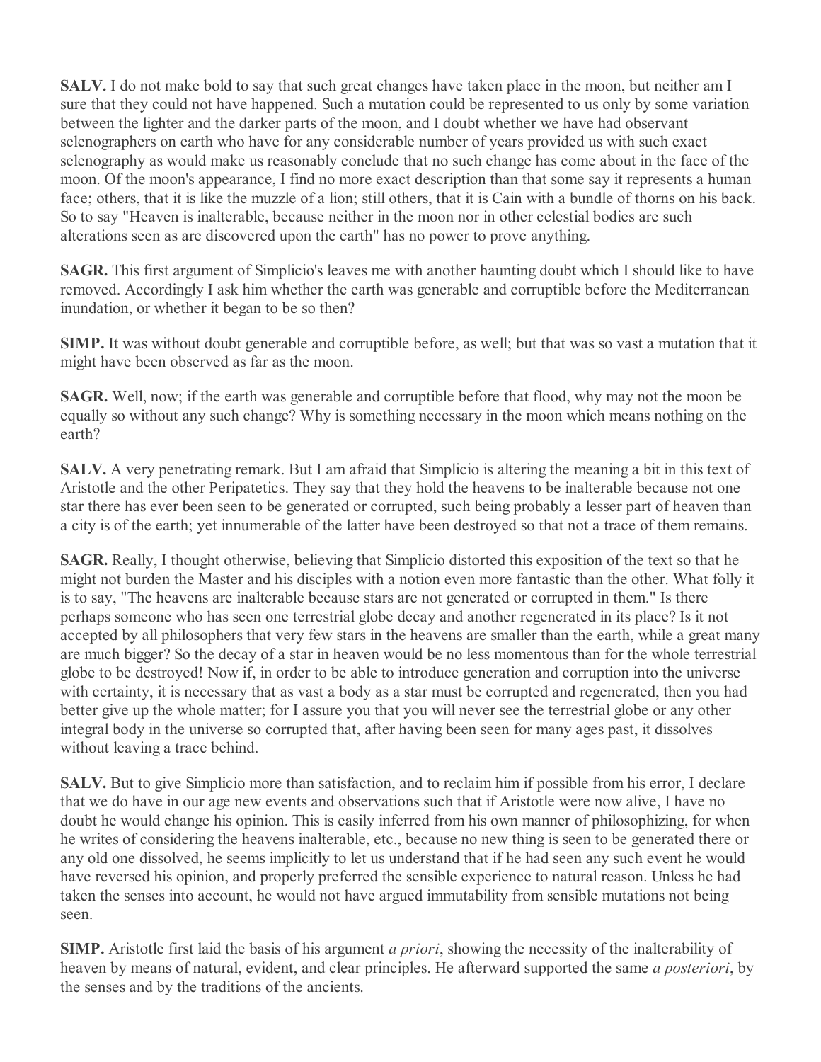**SALV.** I do not make bold to say that such great changes have taken place in the moon, but neither am I sure that they could not have happened. Such a mutation could be represented to us only by some variation between the lighter and the darker parts of the moon, and I doubt whether we have had observant selenographers on earth who have for any considerable number of years provided us with such exact selenography as would make us reasonably conclude that no such change has come about in the face of the moon. Of the moon's appearance, I find no more exact description than that some say it represents a human face; others, that it is like the muzzle of a lion; still others, that it is Cain with a bundle of thorns on his back. So to say "Heaven is inalterable, because neither in the moon nor in other celestial bodies are such alterations seen as are discovered upon the earth" has no power to prove anything.

**SAGR.** This first argument of Simplicio's leaves me with another haunting doubt which I should like to have removed. Accordingly I ask him whether the earth was generable and corruptible before the Mediterranean inundation, or whether it began to be so then?

**SIMP.** It was without doubt generable and corruptible before, as well; but that was so vast a mutation that it might have been observed as far as the moon.

**SAGR.** Well, now; if the earth was generable and corruptible before that flood, why may not the moon be equally so without any such change? Why is something necessary in the moon which means nothing on the earth?

**SALV.** A very penetrating remark. But I am afraid that Simplicio is altering the meaning a bit in this text of Aristotle and the other Peripatetics. They say that they hold the heavens to be inalterable because not one star there has ever been seen to be generated or corrupted, such being probably a lesser part of heaven than a city is of the earth; yet innumerable of the latter have been destroyed so that not a trace of them remains.

**SAGR.** Really, I thought otherwise, believing that Simplicio distorted this exposition of the text so that he might not burden the Master and his disciples with a notion even more fantastic than the other. What folly it is to say, "The heavens are inalterable because stars are not generated or corrupted in them." Is there perhaps someone who has seen one terrestrial globe decay and another regenerated in its place? Is it not accepted by all philosophers that very few stars in the heavens are smaller than the earth, while a great many are much bigger? So the decay of a star in heaven would be no less momentous than for the whole terrestrial globe to be destroyed! Now if, in order to be able to introduce generation and corruption into the universe with certainty, it is necessary that as vast a body as a star must be corrupted and regenerated, then you had better give up the whole matter; for I assure you that you will never see the terrestrial globe or any other integral body in the universe so corrupted that, after having been seen for many ages past, it dissolves without leaving a trace behind.

**SALV.** But to give Simplicio more than satisfaction, and to reclaim him if possible from his error, I declare that we do have in our age new events and observations such that if Aristotle were now alive, I have no doubt he would change his opinion. This is easily inferred from his own manner of philosophizing, for when he writes of considering the heavens inalterable, etc., because no new thing is seen to be generated there or any old one dissolved, he seems implicitly to let us understand that if he had seen any such event he would have reversed his opinion, and properly preferred the sensible experience to natural reason. Unless he had taken the senses into account, he would not have argued immutability from sensible mutations not being seen.

**SIMP.** Aristotle first laid the basis of his argument *a priori*, showing the necessity of the inalterability of heaven by means of natural, evident, and clear principles. He afterward supported the same *a posteriori*, by the senses and by the traditions of the ancients.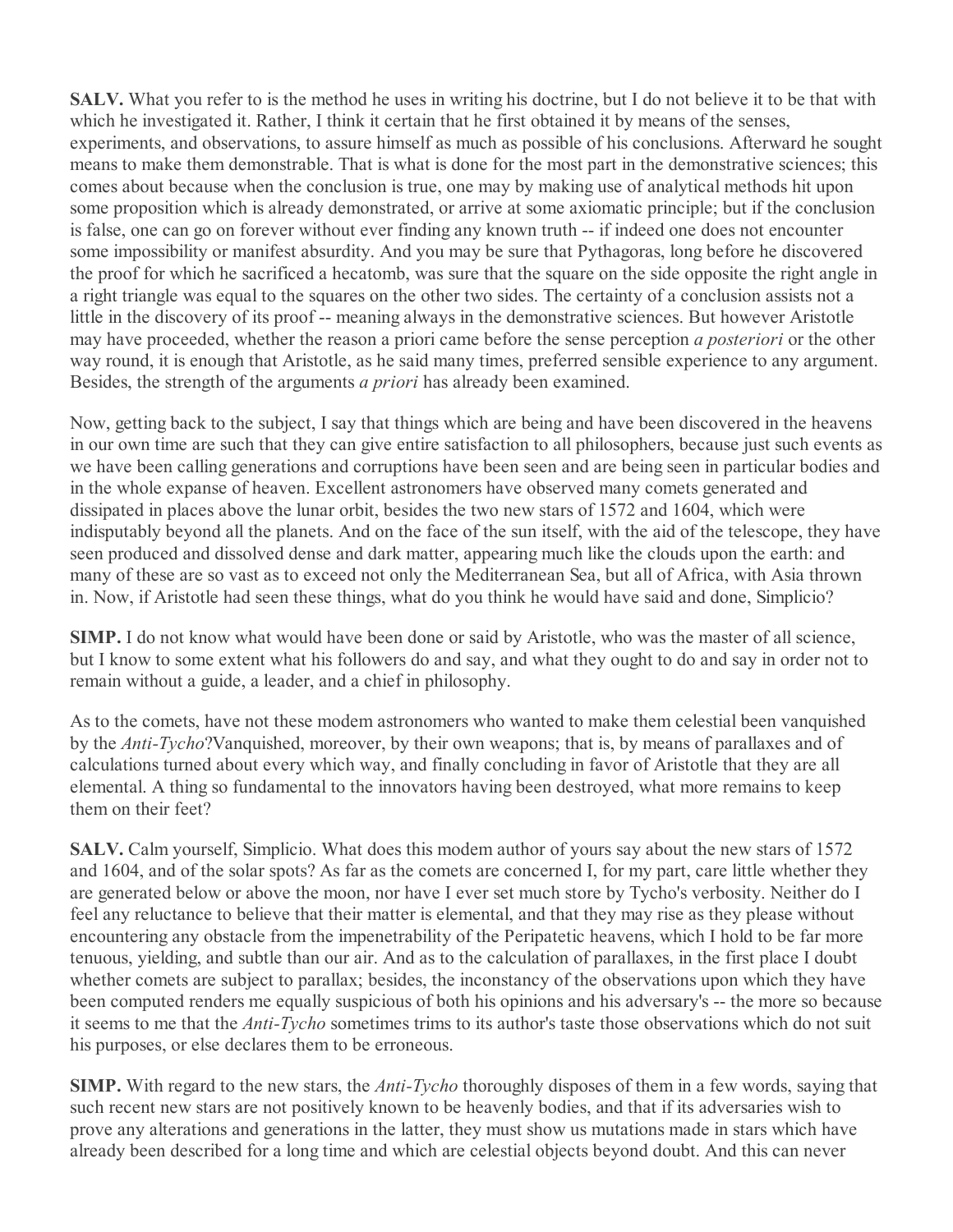**SALV.** What you refer to is the method he uses in writing his doctrine, but I do not believe it to be that with which he investigated it. Rather, I think it certain that he first obtained it by means of the senses, experiments, and observations, to assure himself as much as possible of his conclusions. Afterward he sought means to make them demonstrable. That is what is done for the most part in the demonstrative sciences; this comes about because when the conclusion is true, one may by making use of analytical methods hit upon some proposition which is already demonstrated, or arrive at some axiomatic principle; but if the conclusion is false, one can go on forever without ever finding any known truth -- if indeed one does not encounter some impossibility or manifest absurdity. And you may be sure that Pythagoras, long before he discovered the proof for which he sacrificed a hecatomb, was sure that the square on the side opposite the right angle in a right triangle was equal to the squares on the other two sides. The certainty of a conclusion assists not a little in the discovery of its proof -- meaning always in the demonstrative sciences. But however Aristotle may have proceeded, whether the reason a priori came before the sense perception *a posteriori* or the other way round, it is enough that Aristotle, as he said many times, preferred sensible experience to any argument. Besides, the strength of the arguments *a priori* has already been examined.

Now, getting back to the subject, I say that things which are being and have been discovered in the heavens in our own time are such that they can give entire satisfaction to all philosophers, because just such events as we have been calling generations and corruptions have been seen and are being seen in particular bodies and in the whole expanse of heaven. Excellent astronomers have observed many comets generated and dissipated in places above the lunar orbit, besides the two new stars of 1572 and 1604, which were indisputably beyond all the planets. And on the face of the sun itself, with the aid of the telescope, they have seen produced and dissolved dense and dark matter, appearing much like the clouds upon the earth: and many of these are so vast as to exceed not only the Mediterranean Sea, but all of Africa, with Asia thrown in. Now, if Aristotle had seen these things, what do you think he would have said and done, Simplicio?

**SIMP.** I do not know what would have been done or said by Aristotle, who was the master of all science, but I know to some extent what his followers do and say, and what they ought to do and say in order not to remain without a guide, a leader, and a chief in philosophy.

As to the comets, have not these modem astronomers who wanted to make them celestial been vanquished by the *Anti-Tycho*?Vanquished, moreover, by their own weapons; that is, by means of parallaxes and of calculations turned about every which way, and finally concluding in favor of Aristotle that they are all elemental. A thing so fundamental to the innovators having been destroyed, what more remains to keep them on their feet?

**SALV.** Calm yourself, Simplicio. What does this modem author of yours say about the new stars of 1572 and 1604, and of the solar spots? As far as the comets are concerned I, for my part, care little whether they are generated below or above the moon, nor have I ever set much store by Tycho's verbosity. Neither do I feel any reluctance to believe that their matter is elemental, and that they may rise as they please without encountering any obstacle from the impenetrability of the Peripatetic heavens, which I hold to be far more tenuous, yielding, and subtle than our air. And as to the calculation of parallaxes, in the first place I doubt whether comets are subject to parallax; besides, the inconstancy of the observations upon which they have been computed renders me equally suspicious of both his opinions and his adversary's -- the more so because it seems to me that the *Anti-Tycho* sometimes trims to its author's taste those observations which do not suit his purposes, or else declares them to be erroneous.

**SIMP.** With regard to the new stars, the *Anti-Tycho* thoroughly disposes of them in a few words, saying that such recent new stars are not positively known to be heavenly bodies, and that if its adversaries wish to prove any alterations and generations in the latter, they must show us mutations made in stars which have already been described for a long time and which are celestial objects beyond doubt. And this can never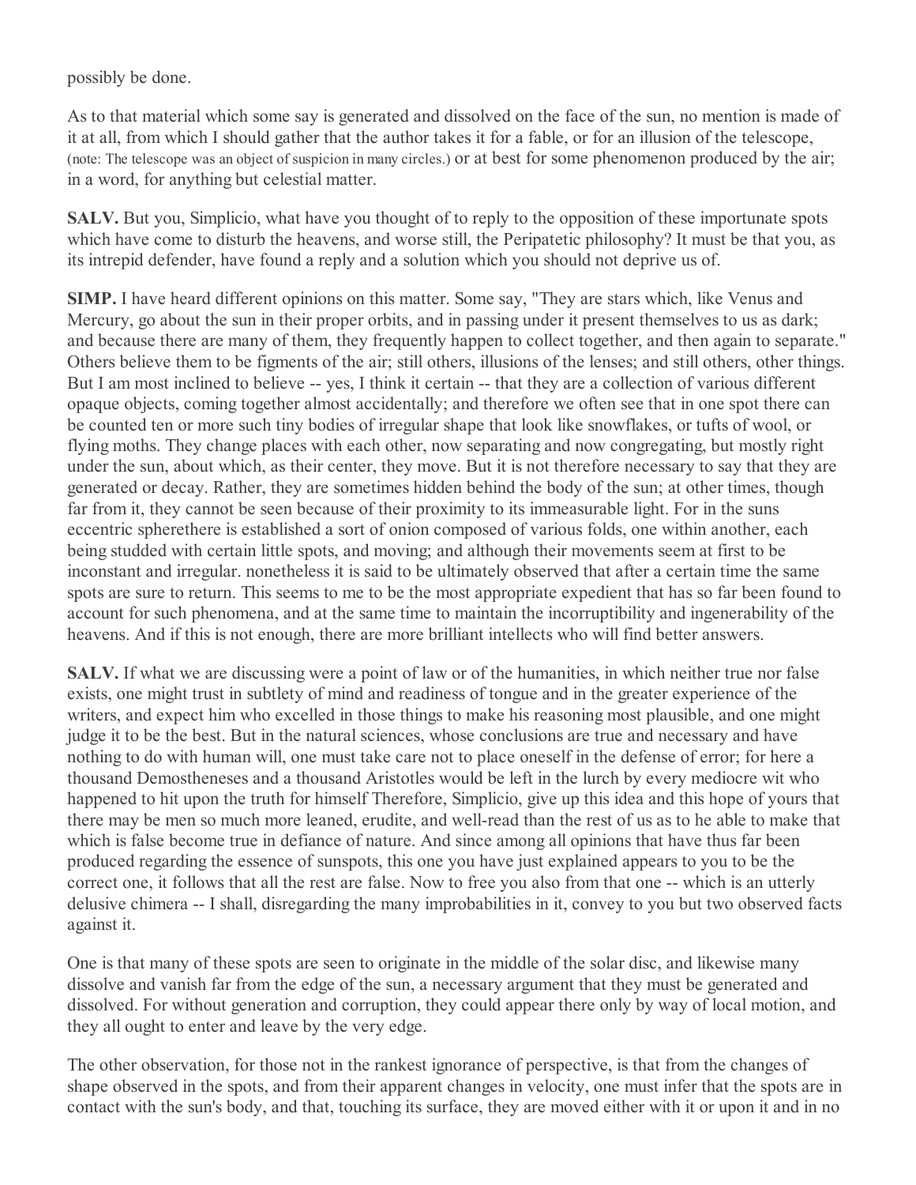possibly be done.

As to that material which some say is generated and dissolved on the face of the sun, no mention is made of it at all, from which I should gather that the author takes it for a fable, or for an illusion of the telescope, (note: The telescope was an object of suspicion in many circles.) or at best for some phenomenon produced by the air; in a word, for anything but celestial matter.

**SALV.** But you, Simplicio, what have you thought of to reply to the opposition of these importunate spots which have come to disturb the heavens, and worse still, the Peripatetic philosophy? It must be that you, as its intrepid defender, have found a reply and a solution which you should not deprive us of.

**SIMP.** I have heard different opinions on this matter. Some say, "They are stars which, like Venus and Mercury, go about the sun in their proper orbits, and in passing under it present themselves to us as dark; and because there are many of them, they frequently happen to collect together, and then again to separate." Others believe them to be figments of the air; still others, illusions of the lenses; and still others, other things. But I am most inclined to believe -- yes, I think it certain -- that they are a collection of various different opaque objects, coming together almost accidentally; and therefore we often see that in one spot there can be counted ten or more such tiny bodies of irregular shape that look like snowflakes, or tufts of wool, or flying moths. They change places with each other, now separating and now congregating, but mostly right under the sun, about which, as their center, they move. But it is not therefore necessary to say that they are generated or decay. Rather, they are sometimes hidden behind the body of the sun; at other times, though far from it, they cannot be seen because of their proximity to its immeasurable light. For in the suns eccentric spherethere is established a sort of onion composed of various folds, one within another, each being studded with certain little spots, and moving; and although their movements seem at first to be inconstant and irregular. nonetheless it is said to be ultimately observed that after a certain time the same spots are sure to return. This seems to me to be the most appropriate expedient that has so far been found to account for such phenomena, and at the same time to maintain the incorruptibility and ingenerability of the heavens. And if this is not enough, there are more brilliant intellects who will find better answers.

**SALV.** If what we are discussing were a point of law or of the humanities, in which neither true nor false exists, one might trust in subtlety of mind and readiness of tongue and in the greater experience of the writers, and expect him who excelled in those things to make his reasoning most plausible, and one might judge it to be the best. But in the natural sciences, whose conclusions are true and necessary and have nothing to do with human will, one must take care not to place oneself in the defense of error; for here a thousand Demostheneses and a thousand Aristotles would be left in the lurch by every mediocre wit who happened to hit upon the truth for himself Therefore, Simplicio, give up this idea and this hope of yours that there may be men so much more leaned, erudite, and well-read than the rest of us as to he able to make that which is false become true in defiance of nature. And since among all opinions that have thus far been produced regarding the essence of sunspots, this one you have just explained appears to you to be the correct one, it follows that all the rest are false. Now to free you also from that one -- which is an utterly delusive chimera -- I shall, disregarding the many improbabilities in it, convey to you but two observed facts against it.

One is that many of these spots are seen to originate in the middle of the solar disc, and likewise many dissolve and vanish far from the edge of the sun, a necessary argument that they must be generated and dissolved. For without generation and corruption, they could appear there only by way of local motion, and they all ought to enter and leave by the very edge.

The other observation, for those not in the rankest ignorance of perspective, is that from the changes of shape observed in the spots, and from their apparent changes in velocity, one must infer that the spots are in contact with the sun's body, and that, touching its surface, they are moved either with it or upon it and in no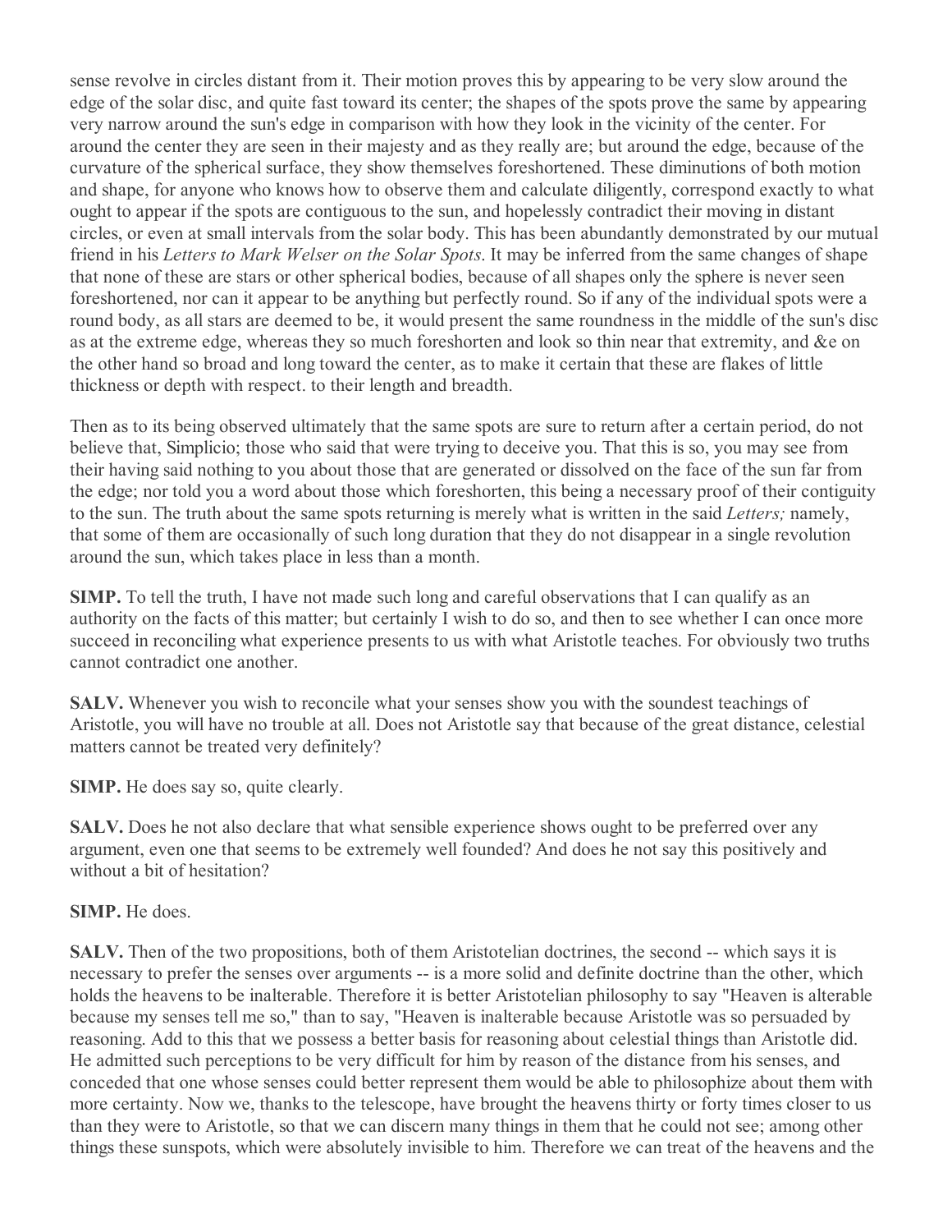sense revolve in circles distant from it. Their motion proves this by appearing to be very slow around the edge of the solar disc, and quite fast toward its center; the shapes of the spots prove the same by appearing very narrow around the sun's edge in comparison with how they look in the vicinity of the center. For around the center they are seen in their majesty and as they really are; but around the edge, because of the curvature of the spherical surface, they show themselves foreshortened. These diminutions of both motion and shape, for anyone who knows how to observe them and calculate diligently, correspond exactly to what ought to appear if the spots are contiguous to the sun, and hopelessly contradict their moving in distant circles, or even at small intervals from the solar body. This has been abundantly demonstrated by our mutual friend in his *Letters to Mark Welser on the Solar Spots*. It may be inferred from the same changes of shape that none of these are stars or other spherical bodies, because of all shapes only the sphere is never seen foreshortened, nor can it appear to be anything but perfectly round. So if any of the individual spots were a round body, as all stars are deemed to be, it would present the same roundness in the middle of the sun's disc as at the extreme edge, whereas they so much foreshorten and look so thin near that extremity, and &e on the other hand so broad and long toward the center, as to make it certain that these are flakes of little thickness or depth with respect. to their length and breadth.

Then as to its being observed ultimately that the same spots are sure to return after a certain period, do not believe that, Simplicio; those who said that were trying to deceive you. That this is so, you may see from their having said nothing to you about those that are generated or dissolved on the face of the sun far from the edge; nor told you a word about those which foreshorten, this being a necessary proof of their contiguity to the sun. The truth about the same spots returning is merely what is written in the said *Letters;* namely, that some of them are occasionally of such long duration that they do not disappear in a single revolution around the sun, which takes place in less than a month.

**SIMP.** To tell the truth, I have not made such long and careful observations that I can qualify as an authority on the facts of this matter; but certainly I wish to do so, and then to see whether I can once more succeed in reconciling what experience presents to us with what Aristotle teaches. For obviously two truths cannot contradict one another.

**SALV.** Whenever you wish to reconcile what your senses show you with the soundest teachings of Aristotle, you will have no trouble at all. Does not Aristotle say that because of the great distance, celestial matters cannot be treated very definitely?

**SIMP.** He does say so, quite clearly.

**SALV.** Does he not also declare that what sensible experience shows ought to be preferred over any argument, even one that seems to be extremely well founded? And does he not say this positively and without a bit of hesitation?

**SIMP.** He does.

**SALV.** Then of the two propositions, both of them Aristotelian doctrines, the second -- which says it is necessary to prefer the senses over arguments -- is a more solid and definite doctrine than the other, which holds the heavens to be inalterable. Therefore it is better Aristotelian philosophy to say "Heaven is alterable because my senses tell me so," than to say, "Heaven is inalterable because Aristotle was so persuaded by reasoning. Add to this that we possess a better basis for reasoning about celestial things than Aristotle did. He admitted such perceptions to be very difficult for him by reason of the distance from his senses, and conceded that one whose senses could better represent them would be able to philosophize about them with more certainty. Now we, thanks to the telescope, have brought the heavens thirty or forty times closer to us than they were to Aristotle, so that we can discern many things in them that he could not see; among other things these sunspots, which were absolutely invisible to him. Therefore we can treat of the heavens and the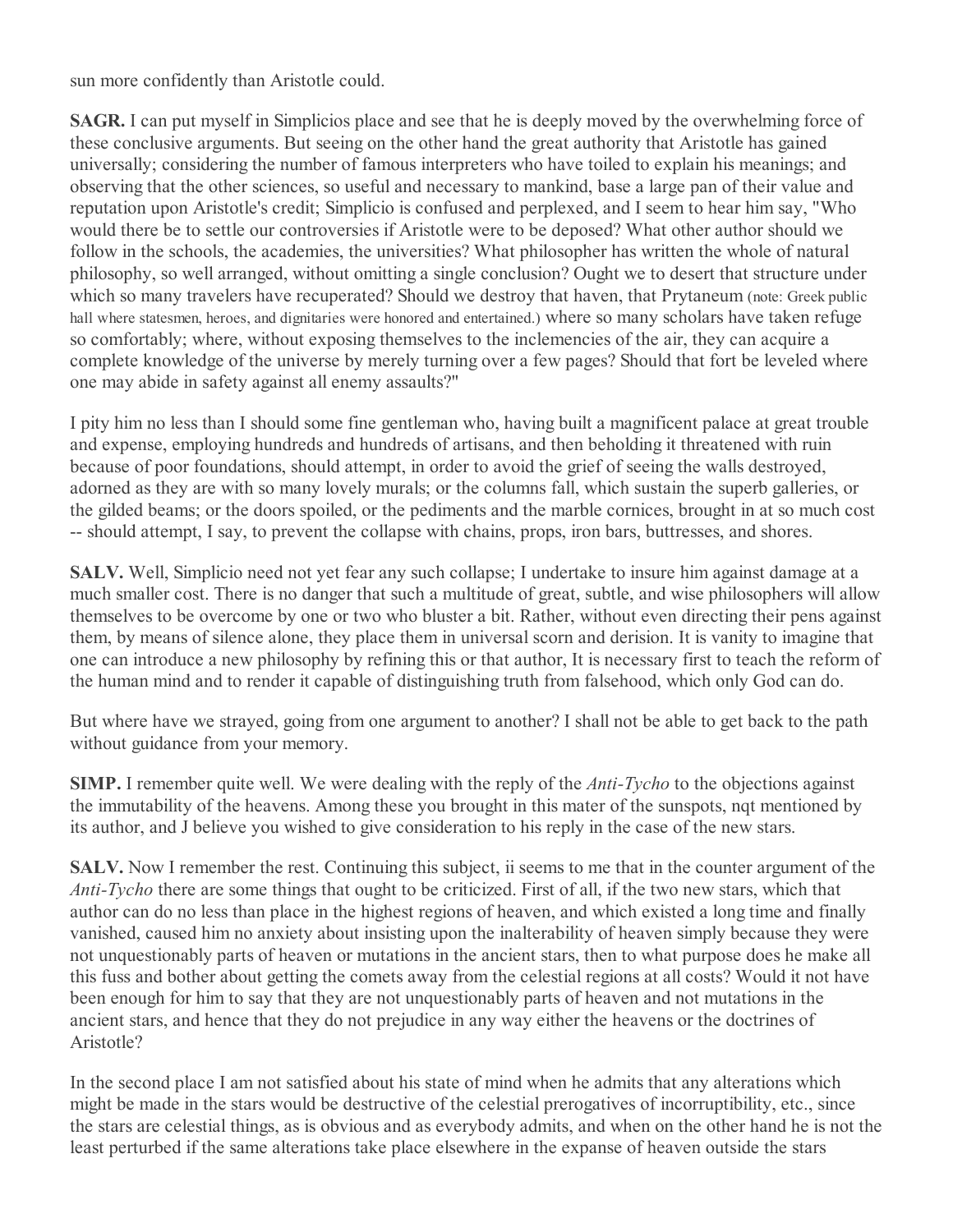sun more confidently than Aristotle could.

**SAGR.** I can put myself in Simplicios place and see that he is deeply moved by the overwhelming force of these conclusive arguments. But seeing on the other hand the great authority that Aristotle has gained universally; considering the number of famous interpreters who have toiled to explain his meanings; and observing that the other sciences, so useful and necessary to mankind, base a large pan of their value and reputation upon Aristotle's credit; Simplicio is confused and perplexed, and I seem to hear him say, "Who would there be to settle our controversies if Aristotle were to be deposed? What other author should we follow in the schools, the academies, the universities? What philosopher has written the whole of natural philosophy, so well arranged, without omitting a single conclusion? Ought we to desert that structure under which so many travelers have recuperated? Should we destroy that haven, that Prytaneum (note: Greek public hall where statesmen, heroes, and dignitaries were honored and entertained.) where so many scholars have taken refuge so comfortably; where, without exposing themselves to the inclemencies of the air, they can acquire a complete knowledge of the universe by merely turning over a few pages? Should that fort be leveled where one may abide in safety against all enemy assaults?"

I pity him no less than I should some fine gentleman who, having built a magnificent palace at great trouble and expense, employing hundreds and hundreds of artisans, and then beholding it threatened with ruin because of poor foundations, should attempt, in order to avoid the grief of seeing the walls destroyed, adorned as they are with so many lovely murals; or the columns fall, which sustain the superb galleries, or the gilded beams; or the doors spoiled, or the pediments and the marble cornices, brought in at so much cost -- should attempt, I say, to prevent the collapse with chains, props, iron bars, buttresses, and shores.

**SALV.** Well, Simplicio need not yet fear any such collapse; I undertake to insure him against damage at a much smaller cost. There is no danger that such a multitude of great, subtle, and wise philosophers will allow themselves to be overcome by one or two who bluster a bit. Rather, without even directing their pens against them, by means of silence alone, they place them in universal scorn and derision. It is vanity to imagine that one can introduce a new philosophy by refining this or that author, It is necessary first to teach the reform of the human mind and to render it capable of distinguishing truth from falsehood, which only God can do.

But where have we strayed, going from one argument to another? I shall not be able to get back to the path without guidance from your memory.

**SIMP.** I remember quite well. We were dealing with the reply of the *Anti-Tycho* to the objections against the immutability of the heavens. Among these you brought in this mater of the sunspots, nqt mentioned by its author, and J believe you wished to give consideration to his reply in the case of the new stars.

**SALV.** Now I remember the rest. Continuing this subject, ii seems to me that in the counter argument of the *Anti-Tycho* there are some things that ought to be criticized. First of all, if the two new stars, which that author can do no less than place in the highest regions of heaven, and which existed a long time and finally vanished, caused him no anxiety about insisting upon the inalterability of heaven simply because they were not unquestionably parts of heaven or mutations in the ancient stars, then to what purpose does he make all this fuss and bother about getting the comets away from the celestial regions at all costs? Would it not have been enough for him to say that they are not unquestionably parts of heaven and not mutations in the ancient stars, and hence that they do not prejudice in any way either the heavens or the doctrines of Aristotle?

In the second place I am not satisfied about his state of mind when he admits that any alterations which might be made in the stars would be destructive of the celestial prerogatives of incorruptibility, etc., since the stars are celestial things, as is obvious and as everybody admits, and when on the other hand he is not the least perturbed if the same alterations take place elsewhere in the expanse of heaven outside the stars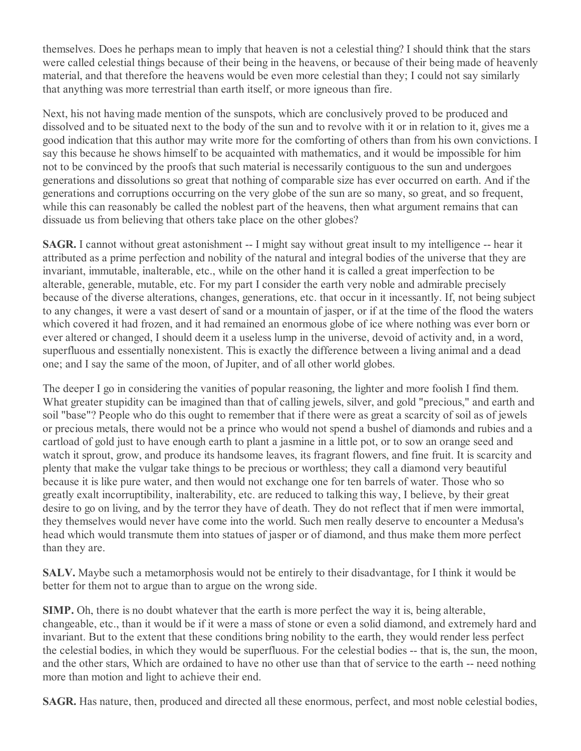themselves. Does he perhaps mean to imply that heaven is not a celestial thing? I should think that the stars were called celestial things because of their being in the heavens, or because of their being made of heavenly material, and that therefore the heavens would be even more celestial than they; I could not say similarly that anything was more terrestrial than earth itself, or more igneous than fire.

Next, his not having made mention of the sunspots, which are conclusively proved to be produced and dissolved and to be situated next to the body of the sun and to revolve with it or in relation to it, gives me a good indication that this author may write more for the comforting of others than from his own convictions. I say this because he shows himself to be acquainted with mathematics, and it would be impossible for him not to be convinced by the proofs that such material is necessarily contiguous to the sun and undergoes generations and dissolutions so great that nothing of comparable size has ever occurred on earth. And if the generations and corruptions occurring on the very globe of the sun are so many, so great, and so frequent, while this can reasonably be called the noblest part of the heavens, then what argument remains that can dissuade us from believing that others take place on the other globes?

**SAGR.** I cannot without great astonishment -- I might say without great insult to my intelligence -- hear it attributed as a prime perfection and nobility of the natural and integral bodies of the universe that they are invariant, immutable, inalterable, etc., while on the other hand it is called a great imperfection to be alterable, generable, mutable, etc. For my part I consider the earth very noble and admirable precisely because of the diverse alterations, changes, generations, etc. that occur in it incessantly. If, not being subject to any changes, it were a vast desert of sand or a mountain of jasper, or if at the time of the flood the waters which covered it had frozen, and it had remained an enormous globe of ice where nothing was ever born or ever altered or changed, I should deem it a useless lump in the universe, devoid of activity and, in a word, superfluous and essentially nonexistent. This is exactly the difference between a living animal and a dead one; and I say the same of the moon, of Jupiter, and of all other world globes.

The deeper I go in considering the vanities of popular reasoning, the lighter and more foolish I find them. What greater stupidity can be imagined than that of calling jewels, silver, and gold "precious," and earth and soil "base"? People who do this ought to remember that if there were as great a scarcity of soil as of jewels or precious metals, there would not be a prince who would not spend a bushel of diamonds and rubies and a cartload of gold just to have enough earth to plant a jasmine in a little pot, or to sow an orange seed and watch it sprout, grow, and produce its handsome leaves, its fragrant flowers, and fine fruit. It is scarcity and plenty that make the vulgar take things to be precious or worthless; they call a diamond very beautiful because it is like pure water, and then would not exchange one for ten barrels of water. Those who so greatly exalt incorruptibility, inalterability, etc. are reduced to talking this way, I believe, by their great desire to go on living, and by the terror they have of death. They do not reflect that if men were immortal, they themselves would never have come into the world. Such men really deserve to encounter a Medusa's head which would transmute them into statues of jasper or of diamond, and thus make them more perfect than they are.

**SALV.** Maybe such a metamorphosis would not be entirely to their disadvantage, for I think it would be better for them not to argue than to argue on the wrong side.

**SIMP.** Oh, there is no doubt whatever that the earth is more perfect the way it is, being alterable, changeable, etc., than it would be if it were a mass of stone or even a solid diamond, and extremely hard and invariant. But to the extent that these conditions bring nobility to the earth, they would render less perfect the celestial bodies, in which they would be superfluous. For the celestial bodies -- that is, the sun, the moon, and the other stars, Which are ordained to have no other use than that of service to the earth -- need nothing more than motion and light to achieve their end.

**SAGR.** Has nature, then, produced and directed all these enormous, perfect, and most noble celestial bodies,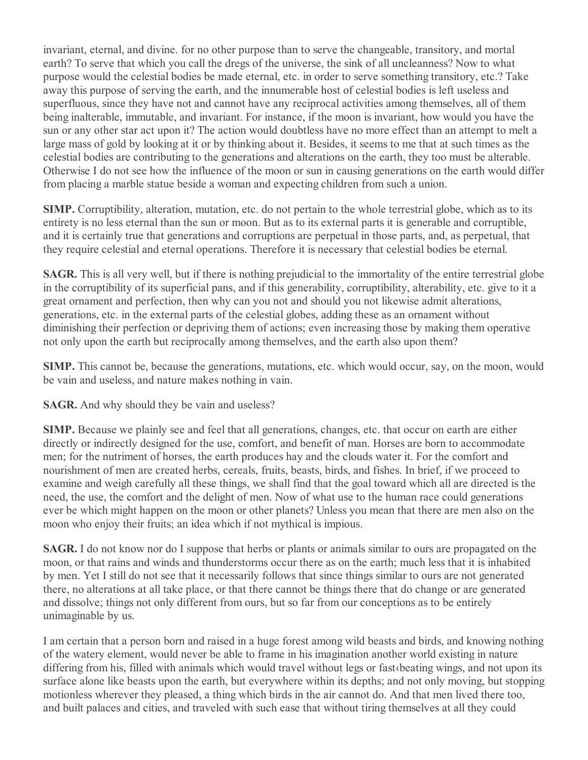invariant, eternal, and divine. for no other purpose than to serve the changeable, transitory, and mortal earth? To serve that which you call the dregs of the universe, the sink of all uncleanness? Now to what purpose would the celestial bodies be made eternal, etc. in order to serve something transitory, etc.? Take away this purpose of serving the earth, and the innumerable host of celestial bodies is left useless and superfluous, since they have not and cannot have any reciprocal activities among themselves, all of them being inalterable, immutable, and invariant. For instance, if the moon is invariant, how would you have the sun or any other star act upon it? The action would doubtless have no more effect than an attempt to melt a large mass of gold by looking at it or by thinking about it. Besides, it seems to me that at such times as the celestial bodies are contributing to the generations and alterations on the earth, they too must be alterable. Otherwise I do not see how the influence of the moon or sun in causing generations on the earth would differ from placing a marble statue beside a woman and expecting children from such a union.

**SIMP.** Corruptibility, alteration, mutation, etc. do not pertain to the whole terrestrial globe, which as to its entirety is no less eternal than the sun or moon. But as to its external parts it is generable and corruptible, and it is certainly true that generations and corruptions are perpetual in those parts, and, as perpetual, that they require celestial and eternal operations. Therefore it is necessary that celestial bodies be eternal.

**SAGR.** This is all very well, but if there is nothing prejudicial to the immortality of the entire terrestrial globe in the corruptibility of its superficial pans, and if this generability, corruptibility, alterability, etc. give to it a great ornament and perfection, then why can you not and should you not likewise admit alterations, generations, etc. in the external parts of the celestial globes, adding these as an ornament without diminishing their perfection or depriving them of actions; even increasing those by making them operative not only upon the earth but reciprocally among themselves, and the earth also upon them?

**SIMP.** This cannot be, because the generations, mutations, etc. which would occur, say, on the moon, would be vain and useless, and nature makes nothing in vain.

**SAGR.** And why should they be vain and useless?

**SIMP.** Because we plainly see and feel that all generations, changes, etc. that occur on earth are either directly or indirectly designed for the use, comfort, and benefit of man. Horses are born to accommodate men; for the nutriment of horses, the earth produces hay and the clouds water it. For the comfort and nourishment of men are created herbs, cereals, fruits, beasts, birds, and fishes. In brief, if we proceed to examine and weigh carefully all these things, we shall find that the goal toward which all are directed is the need, the use, the comfort and the delight of men. Now of what use to the human race could generations ever be which might happen on the moon or other planets? Unless you mean that there are men also on the moon who enjoy their fruits; an idea which if not mythical is impious.

**SAGR.** I do not know nor do I suppose that herbs or plants or animals similar to ours are propagated on the moon, or that rains and winds and thunderstorms occur there as on the earth; much less that it is inhabited by men. Yet I still do not see that it necessarily follows that since things similar to ours are not generated there, no alterations at all take place, or that there cannot be things there that do change or are generated and dissolve; things not only different from ours, but so far from our conceptions as to be entirely unimaginable by us.

I am certain that a person born and raised in a huge forest among wild beasts and birds, and knowing nothing of the watery element, would never be able to frame in his imagination another world existing in nature differing from his, filled with animals which would travel without legs or fast‹beating wings, and not upon its surface alone like beasts upon the earth, but everywhere within its depths; and not only moving, but stopping motionless wherever they pleased, a thing which birds in the air cannot do. And that men lived there too, and built palaces and cities, and traveled with such ease that without tiring themselves at all they could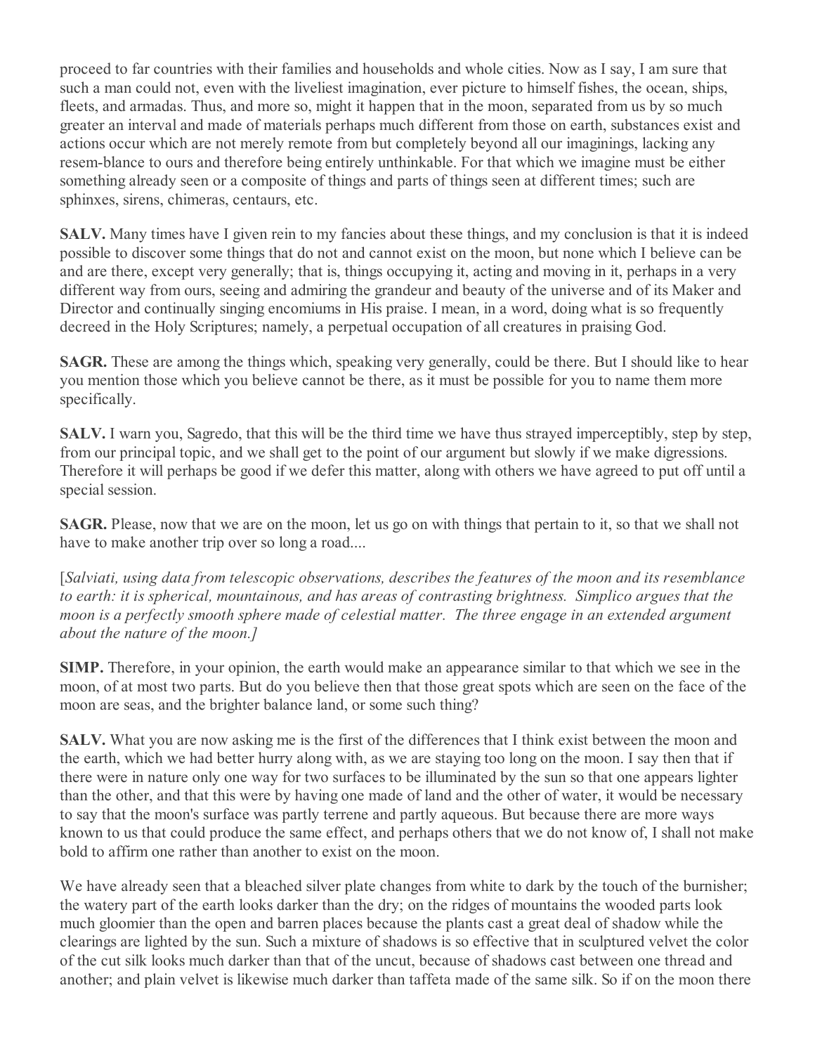proceed to far countries with their families and households and whole cities. Now as I say, I am sure that such a man could not, even with the liveliest imagination, ever picture to himself fishes, the ocean, ships, fleets, and armadas. Thus, and more so, might it happen that in the moon, separated from us by so much greater an interval and made of materials perhaps much different from those on earth, substances exist and actions occur which are not merely remote from but completely beyond all our imaginings, lacking any resem-blance to ours and therefore being entirely unthinkable. For that which we imagine must be either something already seen or a composite of things and parts of things seen at different times; such are sphinxes, sirens, chimeras, centaurs, etc.

**SALV.** Many times have I given rein to my fancies about these things, and my conclusion is that it is indeed possible to discover some things that do not and cannot exist on the moon, but none which I believe can be and are there, except very generally; that is, things occupying it, acting and moving in it, perhaps in a very different way from ours, seeing and admiring the grandeur and beauty of the universe and of its Maker and Director and continually singing encomiums in His praise. I mean, in a word, doing what is so frequently decreed in the Holy Scriptures; namely, a perpetual occupation of all creatures in praising God.

**SAGR.** These are among the things which, speaking very generally, could be there. But I should like to hear you mention those which you believe cannot be there, as it must be possible for you to name them more specifically.

**SALV.** I warn you, Sagredo, that this will be the third time we have thus strayed imperceptibly, step by step, from our principal topic, and we shall get to the point of our argument but slowly if we make digressions. Therefore it will perhaps be good if we defer this matter, along with others we have agreed to put off until a special session.

**SAGR.** Please, now that we are on the moon, let us go on with things that pertain to it, so that we shall not have to make another trip over so long a road....

[*Salviati, using data from telescopic observations, describes the features of the moon and its resemblance to earth: it is spherical, mountainous, and has areas of contrasting brightness. Simplico argues that the moon is a perfectly smooth sphere made of celestial matter. The three engage in an extended argument about the nature of the moon.]*

**SIMP.** Therefore, in your opinion, the earth would make an appearance similar to that which we see in the moon, of at most two parts. But do you believe then that those great spots which are seen on the face of the moon are seas, and the brighter balance land, or some such thing?

**SALV.** What you are now asking me is the first of the differences that I think exist between the moon and the earth, which we had better hurry along with, as we are staying too long on the moon. I say then that if there were in nature only one way for two surfaces to be illuminated by the sun so that one appears lighter than the other, and that this were by having one made of land and the other of water, it would be necessary to say that the moon's surface was partly terrene and partly aqueous. But because there are more ways known to us that could produce the same effect, and perhaps others that we do not know of, I shall not make bold to affirm one rather than another to exist on the moon.

We have already seen that a bleached silver plate changes from white to dark by the touch of the burnisher; the watery part of the earth looks darker than the dry; on the ridges of mountains the wooded parts look much gloomier than the open and barren places because the plants cast a great deal of shadow while the clearings are lighted by the sun. Such a mixture of shadows is so effective that in sculptured velvet the color of the cut silk looks much darker than that of the uncut, because of shadows cast between one thread and another; and plain velvet is likewise much darker than taffeta made of the same silk. So if on the moon there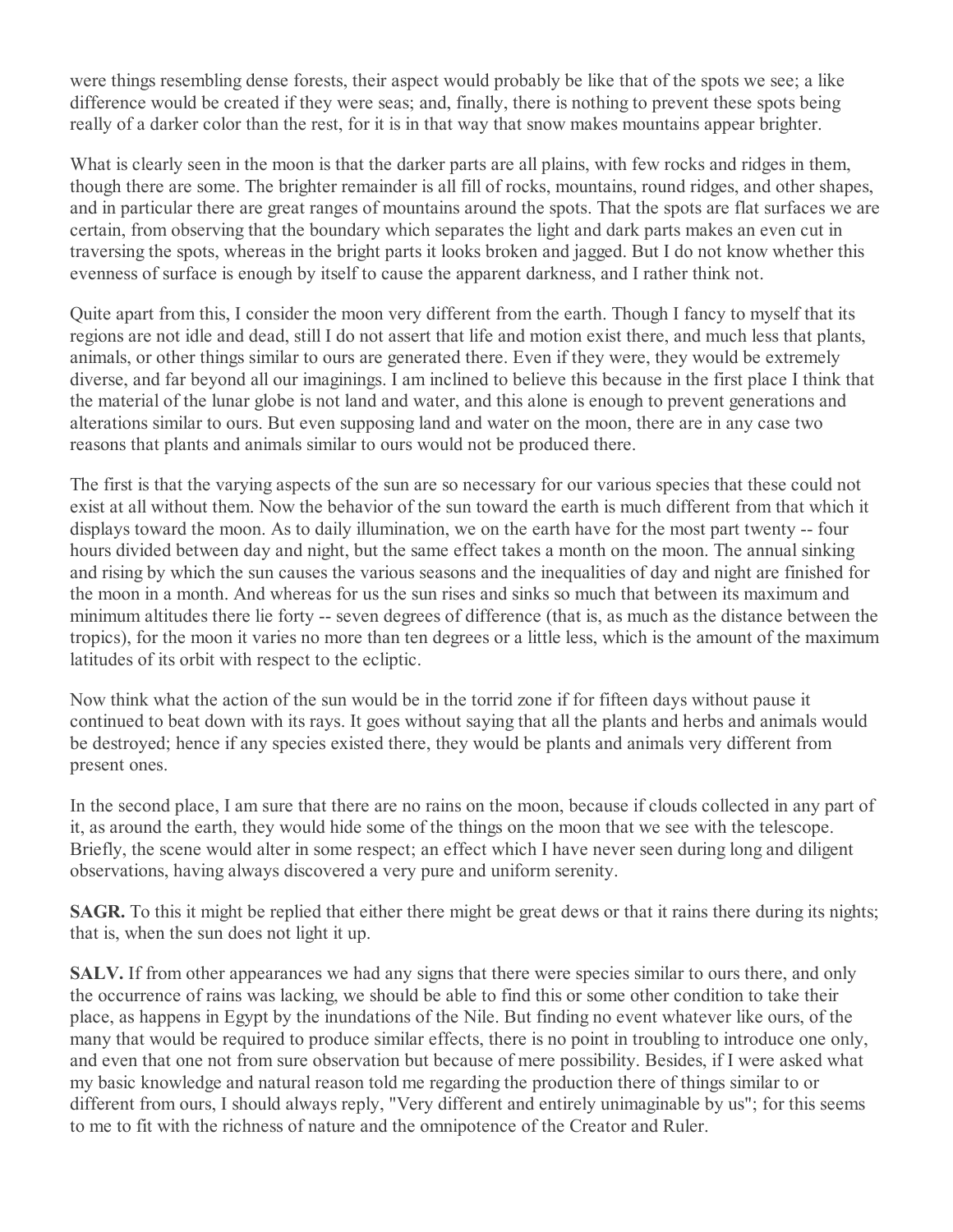were things resembling dense forests, their aspect would probably be like that of the spots we see; a like difference would be created if they were seas; and, finally, there is nothing to prevent these spots being really of a darker color than the rest, for it is in that way that snow makes mountains appear brighter.

What is clearly seen in the moon is that the darker parts are all plains, with few rocks and ridges in them, though there are some. The brighter remainder is all fill of rocks, mountains, round ridges, and other shapes, and in particular there are great ranges of mountains around the spots. That the spots are flat surfaces we are certain, from observing that the boundary which separates the light and dark parts makes an even cut in traversing the spots, whereas in the bright parts it looks broken and jagged. But I do not know whether this evenness of surface is enough by itself to cause the apparent darkness, and I rather think not.

Quite apart from this, I consider the moon very different from the earth. Though I fancy to myself that its regions are not idle and dead, still I do not assert that life and motion exist there, and much less that plants, animals, or other things similar to ours are generated there. Even if they were, they would be extremely diverse, and far beyond all our imaginings. I am inclined to believe this because in the first place I think that the material of the lunar globe is not land and water, and this alone is enough to prevent generations and alterations similar to ours. But even supposing land and water on the moon, there are in any case two reasons that plants and animals similar to ours would not be produced there.

The first is that the varying aspects of the sun are so necessary for our various species that these could not exist at all without them. Now the behavior of the sun toward the earth is much different from that which it displays toward the moon. As to daily illumination, we on the earth have for the most part twenty -- four hours divided between day and night, but the same effect takes a month on the moon. The annual sinking and rising by which the sun causes the various seasons and the inequalities of day and night are finished for the moon in a month. And whereas for us the sun rises and sinks so much that between its maximum and minimum altitudes there lie forty -- seven degrees of difference (that is, as much as the distance between the tropics), for the moon it varies no more than ten degrees or a little less, which is the amount of the maximum latitudes of its orbit with respect to the ecliptic.

Now think what the action of the sun would be in the torrid zone if for fifteen days without pause it continued to beat down with its rays. It goes without saying that all the plants and herbs and animals would be destroyed; hence if any species existed there, they would be plants and animals very different from present ones.

In the second place, I am sure that there are no rains on the moon, because if clouds collected in any part of it, as around the earth, they would hide some of the things on the moon that we see with the telescope. Briefly, the scene would alter in some respect; an effect which I have never seen during long and diligent observations, having always discovered a very pure and uniform serenity.

**SAGR.** To this it might be replied that either there might be great dews or that it rains there during its nights; that is, when the sun does not light it up.

**SALV.** If from other appearances we had any signs that there were species similar to ours there, and only the occurrence of rains was lacking, we should be able to find this or some other condition to take their place, as happens in Egypt by the inundations of the Nile. But finding no event whatever like ours, of the many that would be required to produce similar effects, there is no point in troubling to introduce one only, and even that one not from sure observation but because of mere possibility. Besides, if I were asked what my basic knowledge and natural reason told me regarding the production there of things similar to or different from ours, I should always reply, "Very different and entirely unimaginable by us"; for this seems to me to fit with the richness of nature and the omnipotence of the Creator and Ruler.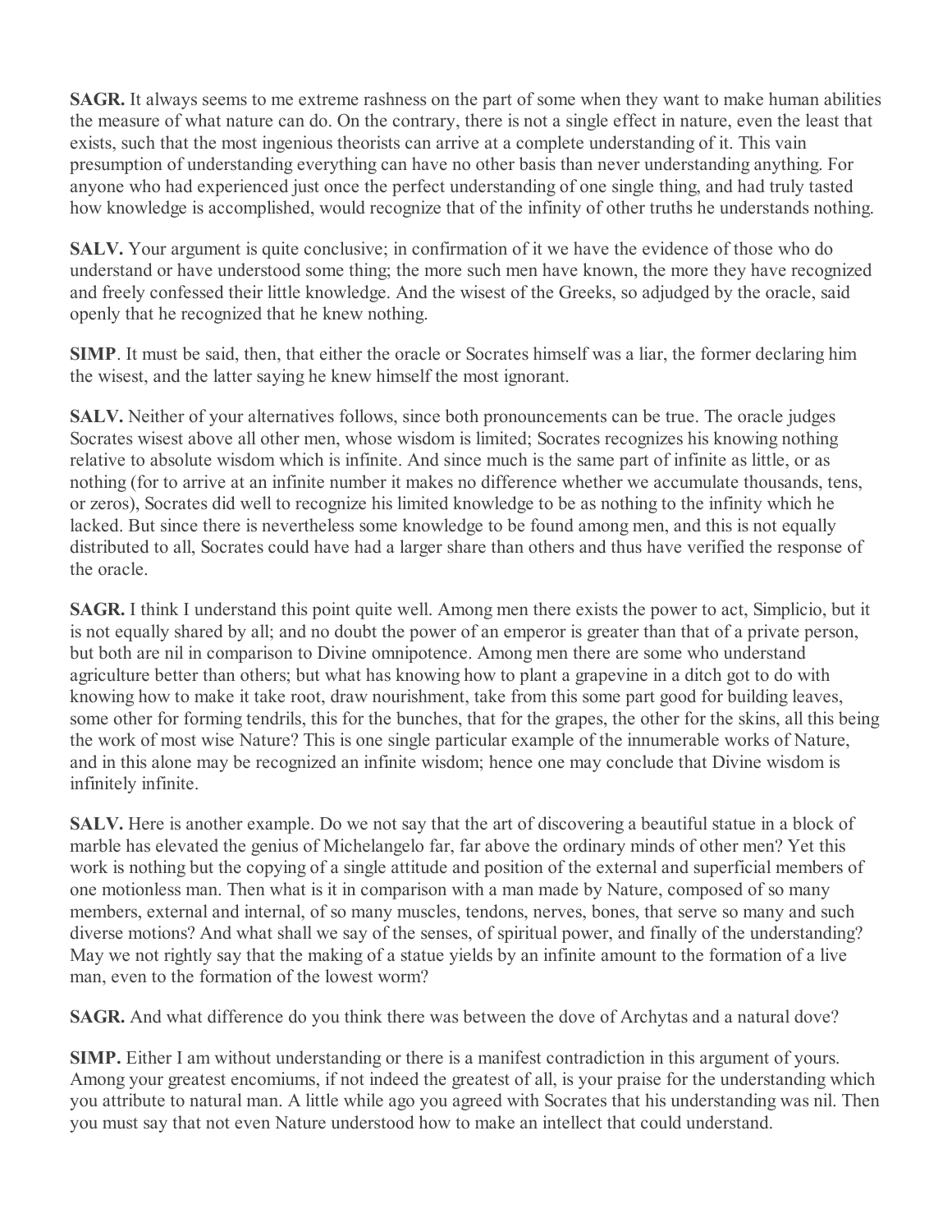**SAGR.** It always seems to me extreme rashness on the part of some when they want to make human abilities the measure of what nature can do. On the contrary, there is not a single effect in nature, even the least that exists, such that the most ingenious theorists can arrive at a complete understanding of it. This vain presumption of understanding everything can have no other basis than never understanding anything. For anyone who had experienced just once the perfect understanding of one single thing, and had truly tasted how knowledge is accomplished, would recognize that of the infinity of other truths he understands nothing.

**SALV.** Your argument is quite conclusive; in confirmation of it we have the evidence of those who do understand or have understood some thing; the more such men have known, the more they have recognized and freely confessed their little knowledge. And the wisest of the Greeks, so adjudged by the oracle, said openly that he recognized that he knew nothing.

**SIMP**. It must be said, then, that either the oracle or Socrates himself was a liar, the former declaring him the wisest, and the latter saying he knew himself the most ignorant.

**SALV.** Neither of your alternatives follows, since both pronouncements can be true. The oracle judges Socrates wisest above all other men, whose wisdom is limited; Socrates recognizes his knowing nothing relative to absolute wisdom which is infinite. And since much is the same part of infinite as little, or as nothing (for to arrive at an infinite number it makes no difference whether we accumulate thousands, tens, or zeros), Socrates did well to recognize his limited knowledge to be as nothing to the infinity which he lacked. But since there is nevertheless some knowledge to be found among men, and this is not equally distributed to all, Socrates could have had a larger share than others and thus have verified the response of the oracle.

**SAGR.** I think I understand this point quite well. Among men there exists the power to act, Simplicio, but it is not equally shared by all; and no doubt the power of an emperor is greater than that of a private person, but both are nil in comparison to Divine omnipotence. Among men there are some who understand agriculture better than others; but what has knowing how to plant a grapevine in a ditch got to do with knowing how to make it take root, draw nourishment, take from this some part good for building leaves, some other for forming tendrils, this for the bunches, that for the grapes, the other for the skins, all this being the work of most wise Nature? This is one single particular example of the innumerable works of Nature, and in this alone may be recognized an infinite wisdom; hence one may conclude that Divine wisdom is infinitely infinite.

**SALV.** Here is another example. Do we not say that the art of discovering a beautiful statue in a block of marble has elevated the genius of Michelangelo far, far above the ordinary minds of other men? Yet this work is nothing but the copying of a single attitude and position of the external and superficial members of one motionless man. Then what is it in comparison with a man made by Nature, composed of so many members, external and internal, of so many muscles, tendons, nerves, bones, that serve so many and such diverse motions? And what shall we say of the senses, of spiritual power, and finally of the understanding? May we not rightly say that the making of a statue yields by an infinite amount to the formation of a live man, even to the formation of the lowest worm?

**SAGR.** And what difference do you think there was between the dove of Archytas and a natural dove?

**SIMP.** Either I am without understanding or there is a manifest contradiction in this argument of yours. Among your greatest encomiums, if not indeed the greatest of all, is your praise for the understanding which you attribute to natural man. A little while ago you agreed with Socrates that his understanding was nil. Then you must say that not even Nature understood how to make an intellect that could understand.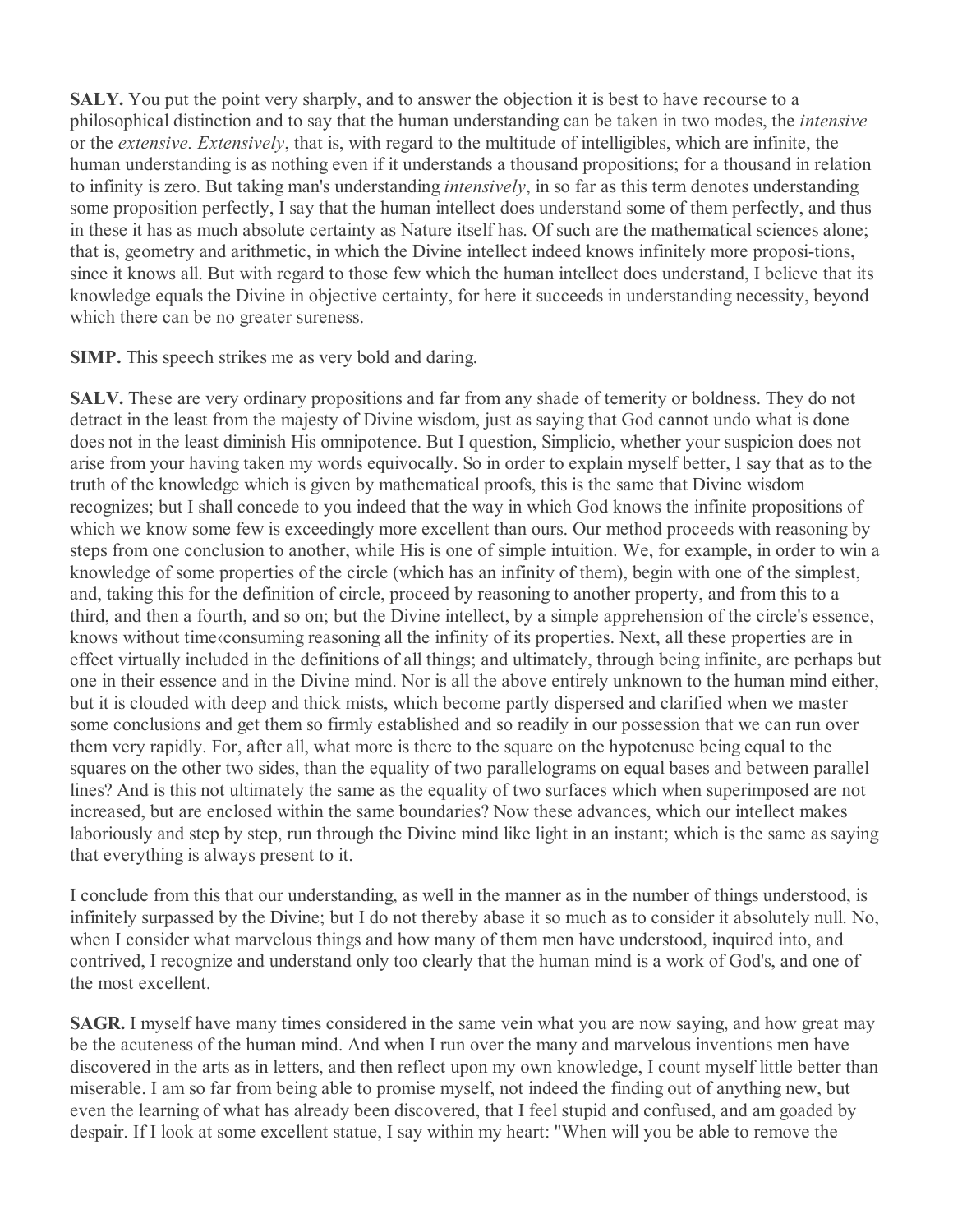**SALY.** You put the point very sharply, and to answer the objection it is best to have recourse to a philosophical distinction and to say that the human understanding can be taken in two modes, the *intensive* or the *extensive. Extensively*, that is, with regard to the multitude of intelligibles, which are infinite, the human understanding is as nothing even if it understands a thousand propositions; for a thousand in relation to infinity is zero. But taking man's understanding *intensively*, in so far as this term denotes understanding some proposition perfectly, I say that the human intellect does understand some of them perfectly, and thus in these it has as much absolute certainty as Nature itself has. Of such are the mathematical sciences alone; that is, geometry and arithmetic, in which the Divine intellect indeed knows infinitely more proposi-tions, since it knows all. But with regard to those few which the human intellect does understand, I believe that its knowledge equals the Divine in objective certainty, for here it succeeds in understanding necessity, beyond which there can be no greater sureness.

**SIMP.** This speech strikes me as very bold and daring.

**SALV.** These are very ordinary propositions and far from any shade of temerity or boldness. They do not detract in the least from the majesty of Divine wisdom, just as saying that God cannot undo what is done does not in the least diminish His omnipotence. But I question, Simplicio, whether your suspicion does not arise from your having taken my words equivocally. So in order to explain myself better, I say that as to the truth of the knowledge which is given by mathematical proofs, this is the same that Divine wisdom recognizes; but I shall concede to you indeed that the way in which God knows the infinite propositions of which we know some few is exceedingly more excellent than ours. Our method proceeds with reasoning by steps from one conclusion to another, while His is one of simple intuition. We, for example, in order to win a knowledge of some properties of the circle (which has an infinity of them), begin with one of the simplest, and, taking this for the definition of circle, proceed by reasoning to another property, and from this to a third, and then a fourth, and so on; but the Divine intellect, by a simple apprehension of the circle's essence, knows without time‹consuming reasoning all the infinity of its properties. Next, all these properties are in effect virtually included in the definitions of all things; and ultimately, through being infinite, are perhaps but one in their essence and in the Divine mind. Nor is all the above entirely unknown to the human mind either, but it is clouded with deep and thick mists, which become partly dispersed and clarified when we master some conclusions and get them so firmly established and so readily in our possession that we can run over them very rapidly. For, after all, what more is there to the square on the hypotenuse being equal to the squares on the other two sides, than the equality of two parallelograms on equal bases and between parallel lines? And is this not ultimately the same as the equality of two surfaces which when superimposed are not increased, but are enclosed within the same boundaries? Now these advances, which our intellect makes laboriously and step by step, run through the Divine mind like light in an instant; which is the same as saying that everything is always present to it.

I conclude from this that our understanding, as well in the manner as in the number of things understood, is infinitely surpassed by the Divine; but I do not thereby abase it so much as to consider it absolutely null. No, when I consider what marvelous things and how many of them men have understood, inquired into, and contrived, I recognize and understand only too clearly that the human mind is a work of God's, and one of the most excellent.

**SAGR.** I myself have many times considered in the same vein what you are now saying, and how great may be the acuteness of the human mind. And when I run over the many and marvelous inventions men have discovered in the arts as in letters, and then reflect upon my own knowledge, I count myself little better than miserable. I am so far from being able to promise myself, not indeed the finding out of anything new, but even the learning of what has already been discovered, that I feel stupid and confused, and am goaded by despair. If I look at some excellent statue, I say within my heart: "When will you be able to remove the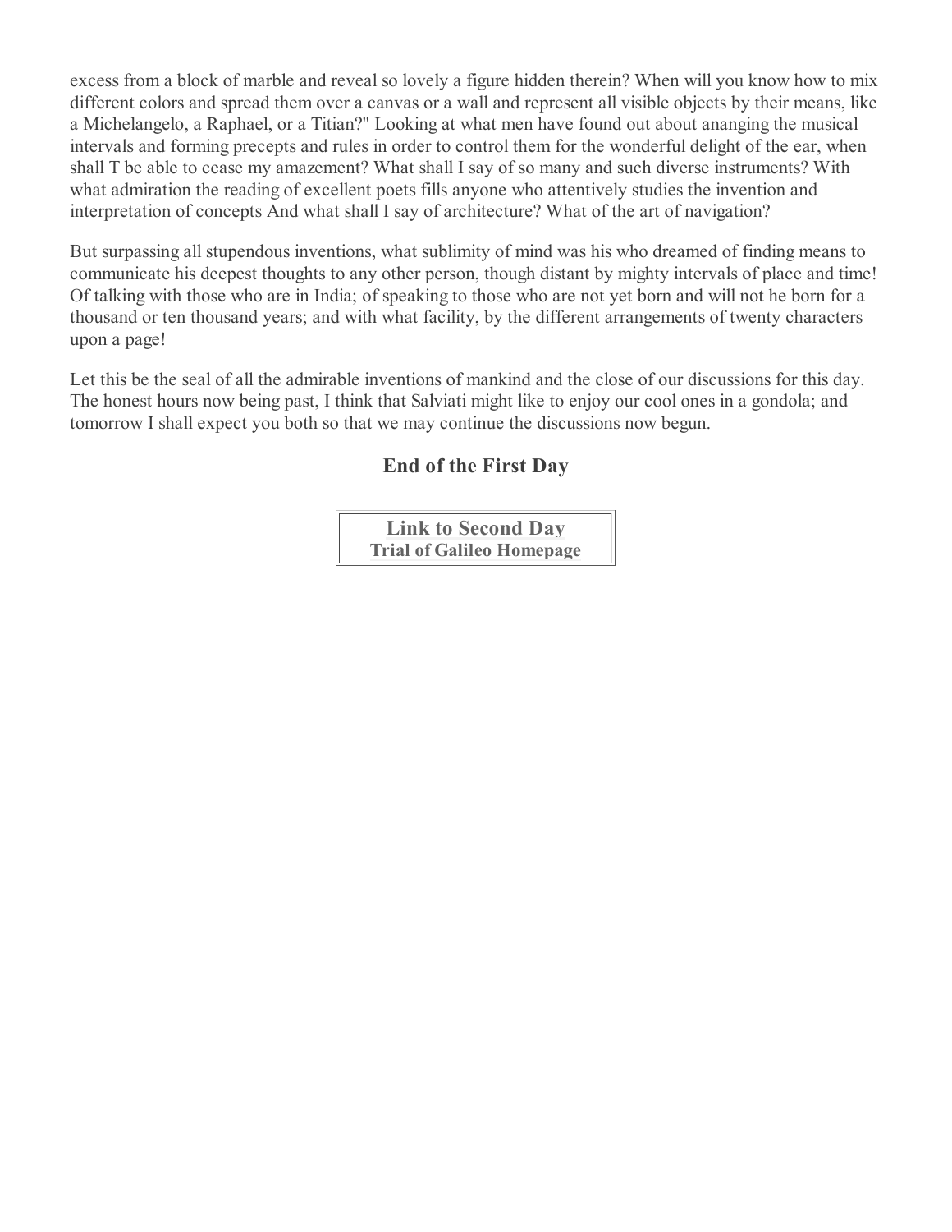excess from a block of marble and reveal so lovely a figure hidden therein? When will you know how to mix different colors and spread them over a canvas or a wall and represent all visible objects by their means, like a Michelangelo, a Raphael, or a Titian?" Looking at what men have found out about ananging the musical intervals and forming precepts and rules in order to control them for the wonderful delight of the ear, when shall T be able to cease my amazement? What shall I say of so many and such diverse instruments? With what admiration the reading of excellent poets fills anyone who attentively studies the invention and interpretation of concepts And what shall I say of architecture? What of the art of navigation?

But surpassing all stupendous inventions, what sublimity of mind was his who dreamed of finding means to communicate his deepest thoughts to any other person, though distant by mighty intervals of place and time! Of talking with those who are in India; of speaking to those who are not yet born and will not he born for a thousand or ten thousand years; and with what facility, by the different arrangements of twenty characters upon a page!

Let this be the seal of all the admirable inventions of mankind and the close of our discussions for this day. The honest hours now being past, I think that Salviati might like to enjoy our cool ones in a gondola; and tomorrow I shall expect you both so that we may continue the discussions now begun.

### End of the First Day

**Link to Second Day**
**Trial of Galileo Homepage**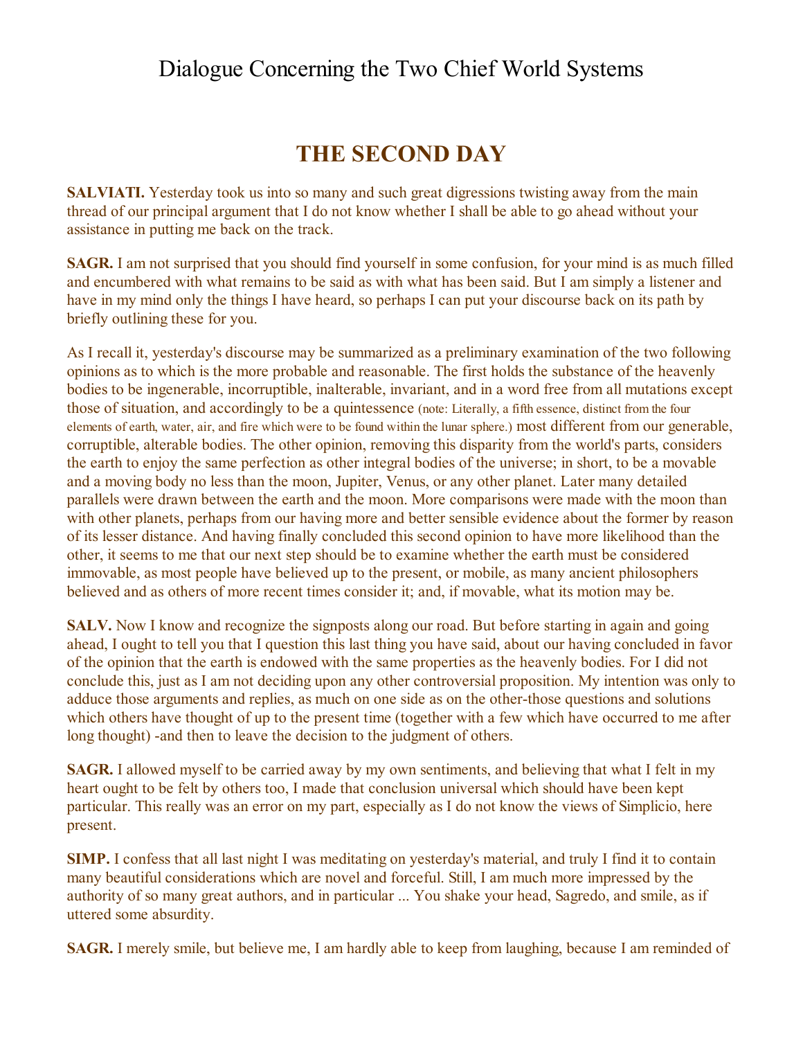# Dialogue Concerning the Two Chief World Systems

## THE SECOND DAY

**SALVIATI.** Yesterday took us into so many and such great digressions twisting away from the main thread of our principal argument that I do not know whether I shall be able to go ahead without your assistance in putting me back on the track.

**SAGR.** I am not surprised that you should find yourself in some confusion, for your mind is as much filled and encumbered with what remains to be said as with what has been said. But I am simply a listener and have in my mind only the things I have heard, so perhaps I can put your discourse back on its path by briefly outlining these for you.

As I recall it, yesterday's discourse may be summarized as a preliminary examination of the two following opinions as to which is the more probable and reasonable. The first holds the substance of the heavenly bodies to be ingenerable, incorruptible, inalterable, invariant, and in a word free from all mutations except those of situation, and accordingly to be a quintessence (note: Literally, a fifth essence, distinct from the four elements of earth, water, air, and fire which were to be found within the lunar sphere.) most different from our generable, corruptible, alterable bodies. The other opinion, removing this disparity from the world's parts, considers the earth to enjoy the same perfection as other integral bodies of the universe; in short, to be a movable and a moving body no less than the moon, Jupiter, Venus, or any other planet. Later many detailed parallels were drawn between the earth and the moon. More comparisons were made with the moon than with other planets, perhaps from our having more and better sensible evidence about the former by reason of its lesser distance. And having finally concluded this second opinion to have more likelihood than the other, it seems to me that our next step should be to examine whether the earth must be considered immovable, as most people have believed up to the present, or mobile, as many ancient philosophers believed and as others of more recent times consider it; and, if movable, what its motion may be.

**SALV.** Now I know and recognize the signposts along our road. But before starting in again and going ahead, I ought to tell you that I question this last thing you have said, about our having concluded in favor of the opinion that the earth is endowed with the same properties as the heavenly bodies. For I did not conclude this, just as I am not deciding upon any other controversial proposition. My intention was only to adduce those arguments and replies, as much on one side as on the other-those questions and solutions which others have thought of up to the present time (together with a few which have occurred to me after long thought) -and then to leave the decision to the judgment of others.

**SAGR.** I allowed myself to be carried away by my own sentiments, and believing that what I felt in my heart ought to be felt by others too, I made that conclusion universal which should have been kept particular. This really was an error on my part, especially as I do not know the views of Simplicio, here present.

**SIMP.** I confess that all last night I was meditating on yesterday's material, and truly I find it to contain many beautiful considerations which are novel and forceful. Still, I am much more impressed by the authority of so many great authors, and in particular ... You shake your head, Sagredo, and smile, as if uttered some absurdity.

**SAGR.** I merely smile, but believe me, I am hardly able to keep from laughing, because I am reminded of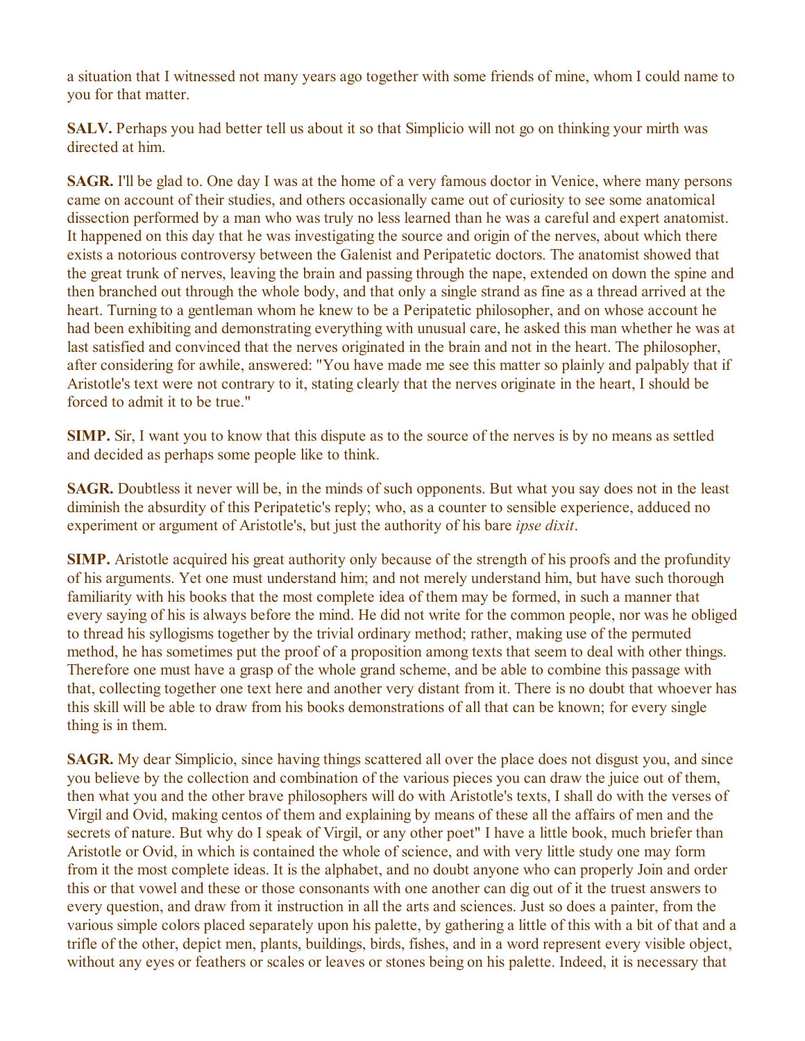a situation that I witnessed not many years ago together with some friends of mine, whom I could name to you for that matter.

**SALV.** Perhaps you had better tell us about it so that Simplicio will not go on thinking your mirth was directed at him.

**SAGR.** I'll be glad to. One day I was at the home of a very famous doctor in Venice, where many persons came on account of their studies, and others occasionally came out of curiosity to see some anatomical dissection performed by a man who was truly no less learned than he was a careful and expert anatomist. It happened on this day that he was investigating the source and origin of the nerves, about which there exists a notorious controversy between the Galenist and Peripatetic doctors. The anatomist showed that the great trunk of nerves, leaving the brain and passing through the nape, extended on down the spine and then branched out through the whole body, and that only a single strand as fine as a thread arrived at the heart. Turning to a gentleman whom he knew to be a Peripatetic philosopher, and on whose account he had been exhibiting and demonstrating everything with unusual care, he asked this man whether he was at last satisfied and convinced that the nerves originated in the brain and not in the heart. The philosopher, after considering for awhile, answered: "You have made me see this matter so plainly and palpably that if Aristotle's text were not contrary to it, stating clearly that the nerves originate in the heart, I should be forced to admit it to be true."

**SIMP.** Sir, I want you to know that this dispute as to the source of the nerves is by no means as settled and decided as perhaps some people like to think.

**SAGR.** Doubtless it never will be, in the minds of such opponents. But what you say does not in the least diminish the absurdity of this Peripatetic's reply; who, as a counter to sensible experience, adduced no experiment or argument of Aristotle's, but just the authority of his bare *ipse dixit*.

**SIMP.** Aristotle acquired his great authority only because of the strength of his proofs and the profundity of his arguments. Yet one must understand him; and not merely understand him, but have such thorough familiarity with his books that the most complete idea of them may be formed, in such a manner that every saying of his is always before the mind. He did not write for the common people, nor was he obliged to thread his syllogisms together by the trivial ordinary method; rather, making use of the permuted method, he has sometimes put the proof of a proposition among texts that seem to deal with other things. Therefore one must have a grasp of the whole grand scheme, and be able to combine this passage with that, collecting together one text here and another very distant from it. There is no doubt that whoever has this skill will be able to draw from his books demonstrations of all that can be known; for every single thing is in them.

**SAGR.** My dear Simplicio, since having things scattered all over the place does not disgust you, and since you believe by the collection and combination of the various pieces you can draw the juice out of them, then what you and the other brave philosophers will do with Aristotle's texts, I shall do with the verses of Virgil and Ovid, making centos of them and explaining by means of these all the affairs of men and the secrets of nature. But why do I speak of Virgil, or any other poet" I have a little book, much briefer than Aristotle or Ovid, in which is contained the whole of science, and with very little study one may form from it the most complete ideas. It is the alphabet, and no doubt anyone who can properly Join and order this or that vowel and these or those consonants with one another can dig out of it the truest answers to every question, and draw from it instruction in all the arts and sciences. Just so does a painter, from the various simple colors placed separately upon his palette, by gathering a little of this with a bit of that and a trifle of the other, depict men, plants, buildings, birds, fishes, and in a word represent every visible object, without any eyes or feathers or scales or leaves or stones being on his palette. Indeed, it is necessary that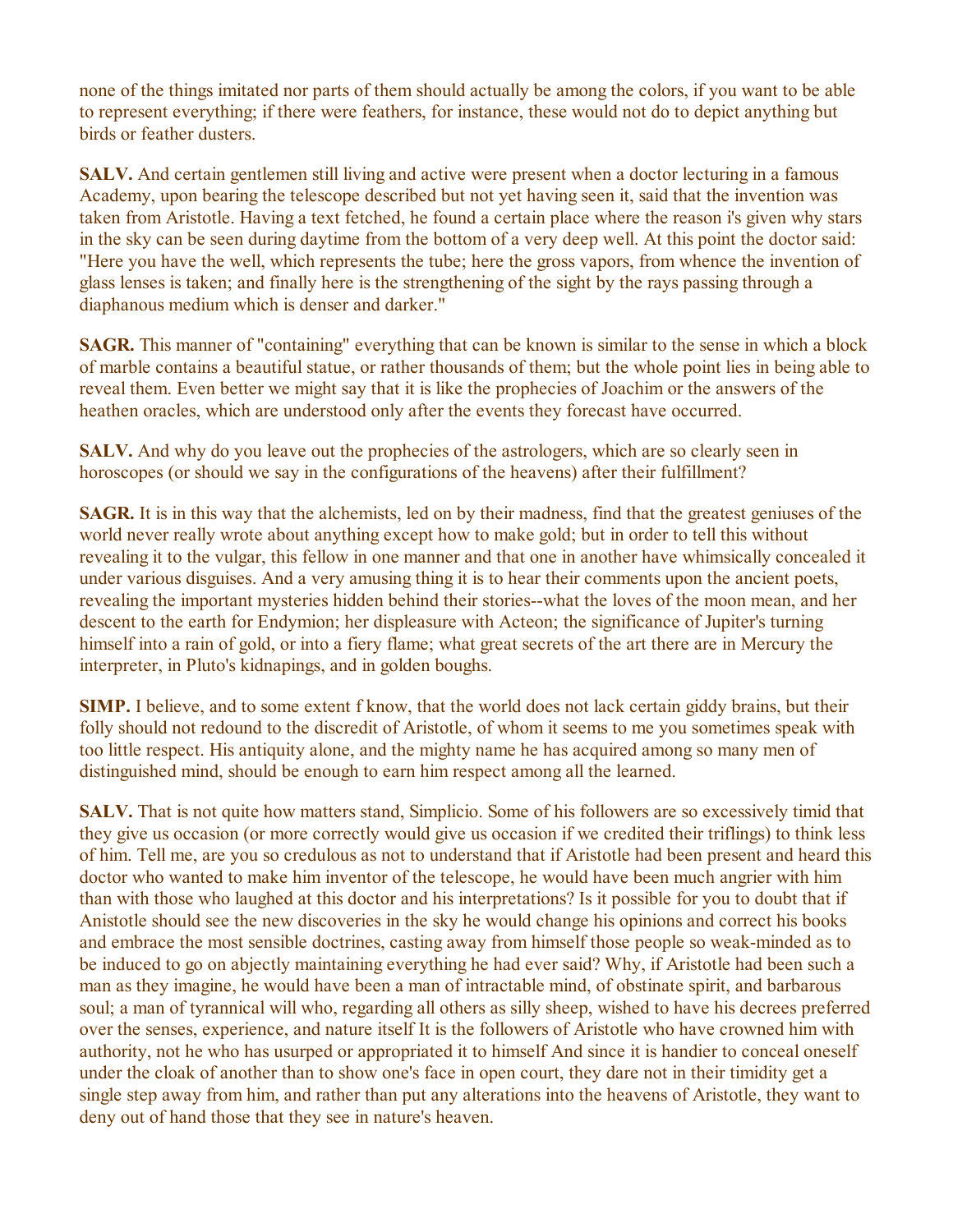none of the things imitated nor parts of them should actually be among the colors, if you want to be able to represent everything; if there were feathers, for instance, these would not do to depict anything but birds or feather dusters.

**SALV.** And certain gentlemen still living and active were present when a doctor lecturing in a famous Academy, upon bearing the telescope described but not yet having seen it, said that the invention was taken from Aristotle. Having a text fetched, he found a certain place where the reason i's given why stars in the sky can be seen during daytime from the bottom of a very deep well. At this point the doctor said: "Here you have the well, which represents the tube; here the gross vapors, from whence the invention of glass lenses is taken; and finally here is the strengthening of the sight by the rays passing through a diaphanous medium which is denser and darker."

**SAGR.** This manner of "containing" everything that can be known is similar to the sense in which a block of marble contains a beautiful statue, or rather thousands of them; but the whole point lies in being able to reveal them. Even better we might say that it is like the prophecies of Joachim or the answers of the heathen oracles, which are understood only after the events they forecast have occurred.

**SALV.** And why do you leave out the prophecies of the astrologers, which are so clearly seen in horoscopes (or should we say in the configurations of the heavens) after their fulfillment?

**SAGR.** It is in this way that the alchemists, led on by their madness, find that the greatest geniuses of the world never really wrote about anything except how to make gold; but in order to tell this without revealing it to the vulgar, this fellow in one manner and that one in another have whimsically concealed it under various disguises. And a very amusing thing it is to hear their comments upon the ancient poets, revealing the important mysteries hidden behind their stories--what the loves of the moon mean, and her descent to the earth for Endymion; her displeasure with Acteon; the significance of Jupiter's turning himself into a rain of gold, or into a fiery flame; what great secrets of the art there are in Mercury the interpreter, in Pluto's kidnapings, and in golden boughs.

**SIMP.** I believe, and to some extent f know, that the world does not lack certain giddy brains, but their folly should not redound to the discredit of Aristotle, of whom it seems to me you sometimes speak with too little respect. His antiquity alone, and the mighty name he has acquired among so many men of distinguished mind, should be enough to earn him respect among all the learned.

**SALV.** That is not quite how matters stand, Simplicio. Some of his followers are so excessively timid that they give us occasion (or more correctly would give us occasion if we credited their triflings) to think less of him. Tell me, are you so credulous as not to understand that if Aristotle had been present and heard this doctor who wanted to make him inventor of the telescope, he would have been much angrier with him than with those who laughed at this doctor and his interpretations? Is it possible for you to doubt that if Anistotle should see the new discoveries in the sky he would change his opinions and correct his books and embrace the most sensible doctrines, casting away from himself those people so weak-minded as to be induced to go on abjectly maintaining everything he had ever said? Why, if Aristotle had been such a man as they imagine, he would have been a man of intractable mind, of obstinate spirit, and barbarous soul; a man of tyrannical will who, regarding all others as silly sheep, wished to have his decrees preferred over the senses, experience, and nature itself It is the followers of Aristotle who have crowned him with authority, not he who has usurped or appropriated it to himself And since it is handier to conceal oneself under the cloak of another than to show one's face in open court, they dare not in their timidity get a single step away from him, and rather than put any alterations into the heavens of Aristotle, they want to deny out of hand those that they see in nature's heaven.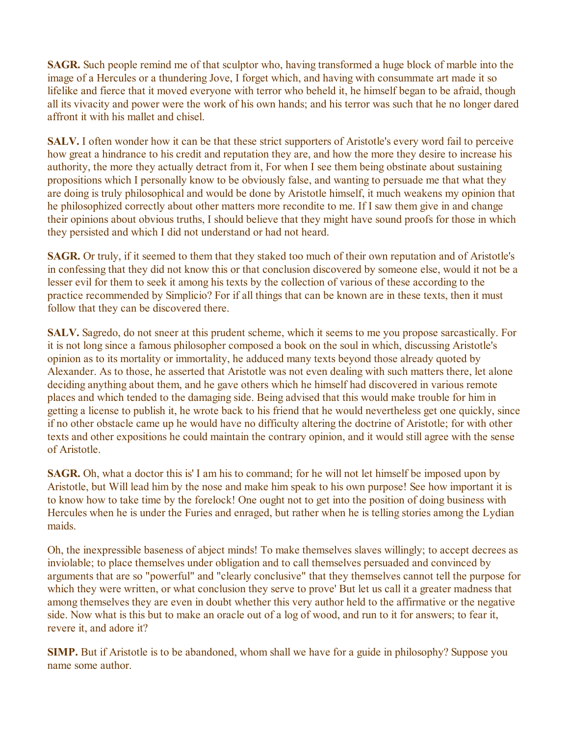**SAGR.** Such people remind me of that sculptor who, having transformed a huge block of marble into the image of a Hercules or a thundering Jove, I forget which, and having with consummate art made it so lifelike and fierce that it moved everyone with terror who beheld it, he himself began to be afraid, though all its vivacity and power were the work of his own hands; and his terror was such that he no longer dared affront it with his mallet and chisel.

**SALV.** I often wonder how it can be that these strict supporters of Aristotle's every word fail to perceive how great a hindrance to his credit and reputation they are, and how the more they desire to increase his authority, the more they actually detract from it, For when I see them being obstinate about sustaining propositions which I personally know to be obviously false, and wanting to persuade me that what they are doing is truly philosophical and would be done by Aristotle himself, it much weakens my opinion that he philosophized correctly about other matters more recondite to me. If I saw them give in and change their opinions about obvious truths, I should believe that they might have sound proofs for those in which they persisted and which I did not understand or had not heard.

**SAGR.** Or truly, if it seemed to them that they staked too much of their own reputation and of Aristotle's in confessing that they did not know this or that conclusion discovered by someone else, would it not be a lesser evil for them to seek it among his texts by the collection of various of these according to the practice recommended by Simplicio? For if all things that can be known are in these texts, then it must follow that they can be discovered there.

**SALV.** Sagredo, do not sneer at this prudent scheme, which it seems to me you propose sarcastically. For it is not long since a famous philosopher composed a book on the soul in which, discussing Aristotle's opinion as to its mortality or immortality, he adduced many texts beyond those already quoted by Alexander. As to those, he asserted that Aristotle was not even dealing with such matters there, let alone deciding anything about them, and he gave others which he himself had discovered in various remote places and which tended to the damaging side. Being advised that this would make trouble for him in getting a license to publish it, he wrote back to his friend that he would nevertheless get one quickly, since if no other obstacle came up he would have no difficulty altering the doctrine of Aristotle; for with other texts and other expositions he could maintain the contrary opinion, and it would still agree with the sense of Aristotle.

**SAGR.** Oh, what a doctor this is' I am his to command; for he will not let himself be imposed upon by Aristotle, but Will lead him by the nose and make him speak to his own purpose! See how important it is to know how to take time by the forelock! One ought not to get into the position of doing business with Hercules when he is under the Furies and enraged, but rather when he is telling stories among the Lydian maids.

Oh, the inexpressible baseness of abject minds! To make themselves slaves willingly; to accept decrees as inviolable; to place themselves under obligation and to call themselves persuaded and convinced by arguments that are so "powerful" and "clearly conclusive" that they themselves cannot tell the purpose for which they were written, or what conclusion they serve to prove' But let us call it a greater madness that among themselves they are even in doubt whether this very author held to the affirmative or the negative side. Now what is this but to make an oracle out of a log of wood, and run to it for answers; to fear it, revere it, and adore it?

**SIMP.** But if Aristotle is to be abandoned, whom shall we have for a guide in philosophy? Suppose you name some author.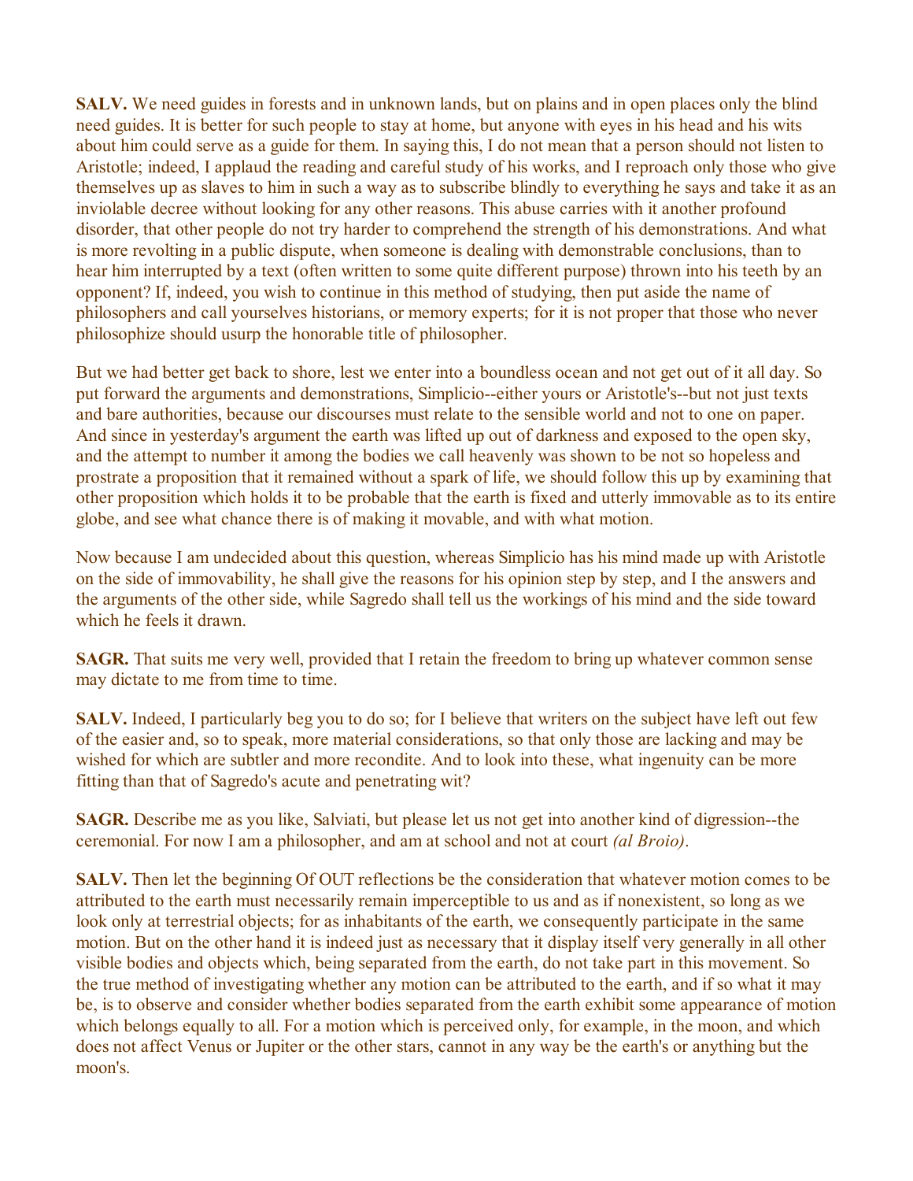**SALV.** We need guides in forests and in unknown lands, but on plains and in open places only the blind need guides. It is better for such people to stay at home, but anyone with eyes in his head and his wits about him could serve as a guide for them. In saying this, I do not mean that a person should not listen to Aristotle; indeed, I applaud the reading and careful study of his works, and I reproach only those who give themselves up as slaves to him in such a way as to subscribe blindly to everything he says and take it as an inviolable decree without looking for any other reasons. This abuse carries with it another profound disorder, that other people do not try harder to comprehend the strength of his demonstrations. And what is more revolting in a public dispute, when someone is dealing with demonstrable conclusions, than to hear him interrupted by a text (often written to some quite different purpose) thrown into his teeth by an opponent? If, indeed, you wish to continue in this method of studying, then put aside the name of philosophers and call yourselves historians, or memory experts; for it is not proper that those who never philosophize should usurp the honorable title of philosopher.

But we had better get back to shore, lest we enter into a boundless ocean and not get out of it all day. So put forward the arguments and demonstrations, Simplicio--either yours or Aristotle's--but not just texts and bare authorities, because our discourses must relate to the sensible world and not to one on paper. And since in yesterday's argument the earth was lifted up out of darkness and exposed to the open sky, and the attempt to number it among the bodies we call heavenly was shown to be not so hopeless and prostrate a proposition that it remained without a spark of life, we should follow this up by examining that other proposition which holds it to be probable that the earth is fixed and utterly immovable as to its entire globe, and see what chance there is of making it movable, and with what motion.

Now because I am undecided about this question, whereas Simplicio has his mind made up with Aristotle on the side of immovability, he shall give the reasons for his opinion step by step, and I the answers and the arguments of the other side, while Sagredo shall tell us the workings of his mind and the side toward which he feels it drawn.

**SAGR.** That suits me very well, provided that I retain the freedom to bring up whatever common sense may dictate to me from time to time.

**SALV.** Indeed, I particularly beg you to do so; for I believe that writers on the subject have left out few of the easier and, so to speak, more material considerations, so that only those are lacking and may be wished for which are subtler and more recondite. And to look into these, what ingenuity can be more fitting than that of Sagredo's acute and penetrating wit?

**SAGR.** Describe me as you like, Salviati, but please let us not get into another kind of digression--the ceremonial. For now I am a philosopher, and am at school and not at court *(al Broio)*.

**SALV.** Then let the beginning Of OUT reflections be the consideration that whatever motion comes to be attributed to the earth must necessarily remain imperceptible to us and as if nonexistent, so long as we look only at terrestrial objects; for as inhabitants of the earth, we consequently participate in the same motion. But on the other hand it is indeed just as necessary that it display itself very generally in all other visible bodies and objects which, being separated from the earth, do not take part in this movement. So the true method of investigating whether any motion can be attributed to the earth, and if so what it may be, is to observe and consider whether bodies separated from the earth exhibit some appearance of motion which belongs equally to all. For a motion which is perceived only, for example, in the moon, and which does not affect Venus or Jupiter or the other stars, cannot in any way be the earth's or anything but the moon's.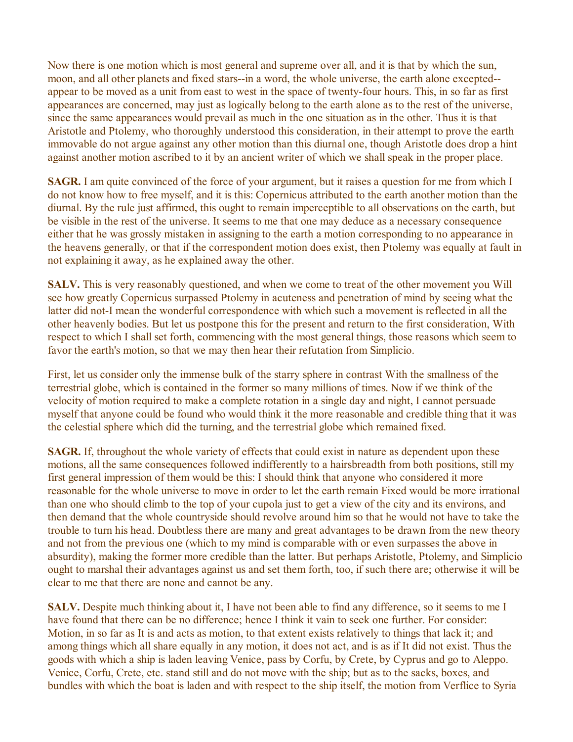Now there is one motion which is most general and supreme over all, and it is that by which the sun, moon, and all other planets and fixed stars--in a word, the whole universe, the earth alone excepted--appear to be moved as a unit from east to west in the space of twenty-four hours. This, in so far as first appearances are concerned, may just as logically belong to the earth alone as to the rest of the universe, since the same appearances would prevail as much in the one situation as in the other. Thus it is that Aristotle and Ptolemy, who thoroughly understood this consideration, in their attempt to prove the earth immovable do not argue against any other motion than this diurnal one, though Aristotle does drop a hint against another motion ascribed to it by an ancient writer of which we shall speak in the proper place.

**SAGR.** I am quite convinced of the force of your argument, but it raises a question for me from which I do not know how to free myself, and it is this: Copernicus attributed to the earth another motion than the diurnal. By the rule just affirmed, this ought to remain imperceptible to all observations on the earth, but be visible in the rest of the universe. It seems to me that one may deduce as a necessary consequence either that he was grossly mistaken in assigning to the earth a motion corresponding to no appearance in the heavens generally, or that if the correspondent motion does exist, then Ptolemy was equally at fault in not explaining it away, as he explained away the other.

**SALV.** This is very reasonably questioned, and when we come to treat of the other movement you Will see how greatly Copernicus surpassed Ptolemy in acuteness and penetration of mind by seeing what the latter did not-I mean the wonderful correspondence with which such a movement is reflected in all the other heavenly bodies. But let us postpone this for the present and return to the first consideration, With respect to which I shall set forth, commencing with the most general things, those reasons which seem to favor the earth's motion, so that we may then hear their refutation from Simplicio.

First, let us consider only the immense bulk of the starry sphere in contrast With the smallness of the terrestrial globe, which is contained in the former so many millions of times. Now if we think of the velocity of motion required to make a complete rotation in a single day and night, I cannot persuade myself that anyone could be found who would think it the more reasonable and credible thing that it was the celestial sphere which did the turning, and the terrestrial globe which remained fixed.

**SAGR.** If, throughout the whole variety of effects that could exist in nature as dependent upon these motions, all the same consequences followed indifferently to a hairsbreadth from both positions, still my first general impression of them would be this: I should think that anyone who considered it more reasonable for the whole universe to move in order to let the earth remain Fixed would be more irrational than one who should climb to the top of your cupola just to get a view of the city and its environs, and then demand that the whole countryside should revolve around him so that he would not have to take the trouble to turn his head. Doubtless there are many and great advantages to be drawn from the new theory and not from the previous one (which to my mind is comparable with or even surpasses the above in absurdity), making the former more credible than the latter. But perhaps Aristotle, Ptolemy, and Simplicio ought to marshal their advantages against us and set them forth, too, if such there are; otherwise it will be clear to me that there are none and cannot be any.

**SALV.** Despite much thinking about it, I have not been able to find any difference, so it seems to me I have found that there can be no difference; hence I think it vain to seek one further. For consider: Motion, in so far as It is and acts as motion, to that extent exists relatively to things that lack it; and among things which all share equally in any motion, it does not act, and is as if It did not exist. Thus the goods with which a ship is laden leaving Venice, pass by Corfu, by Crete, by Cyprus and go to Aleppo. Venice, Corfu, Crete, etc. stand still and do not move with the ship; but as to the sacks, boxes, and bundles with which the boat is laden and with respect to the ship itself, the motion from Verflice to Syria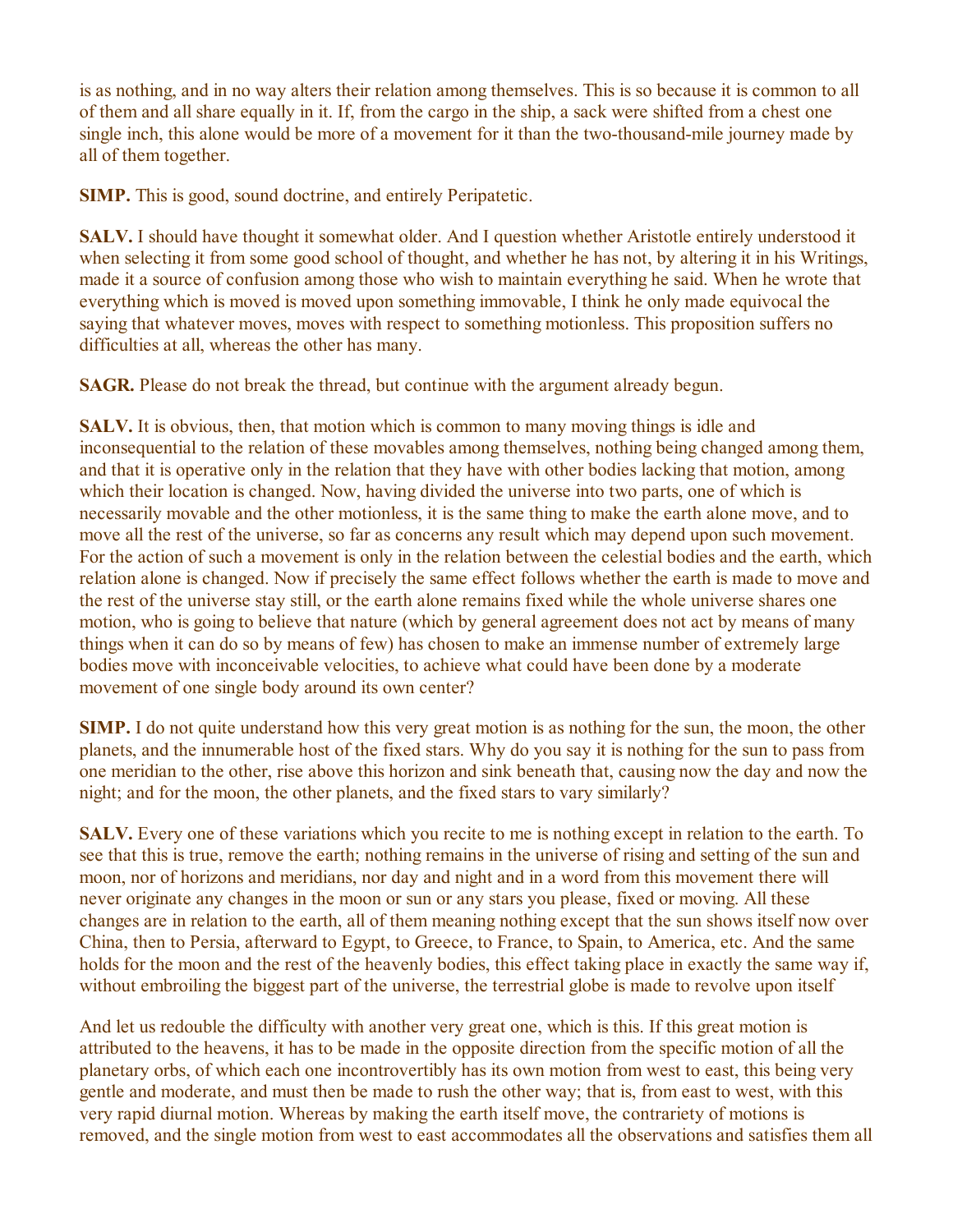is as nothing, and in no way alters their relation among themselves. This is so because it is common to all of them and all share equally in it. If, from the cargo in the ship, a sack were shifted from a chest one single inch, this alone would be more of a movement for it than the two-thousand-mile journey made by all of them together.

**SIMP.** This is good, sound doctrine, and entirely Peripatetic.

**SALV.** I should have thought it somewhat older. And I question whether Aristotle entirely understood it when selecting it from some good school of thought, and whether he has not, by altering it in his Writings, made it a source of confusion among those who wish to maintain everything he said. When he wrote that everything which is moved is moved upon something immovable, I think he only made equivocal the saying that whatever moves, moves with respect to something motionless. This proposition suffers no difficulties at all, whereas the other has many.

**SAGR.** Please do not break the thread, but continue with the argument already begun.

**SALV.** It is obvious, then, that motion which is common to many moving things is idle and inconsequential to the relation of these movables among themselves, nothing being changed among them, and that it is operative only in the relation that they have with other bodies lacking that motion, among which their location is changed. Now, having divided the universe into two parts, one of which is necessarily movable and the other motionless, it is the same thing to make the earth alone move, and to move all the rest of the universe, so far as concerns any result which may depend upon such movement. For the action of such a movement is only in the relation between the celestial bodies and the earth, which relation alone is changed. Now if precisely the same effect follows whether the earth is made to move and the rest of the universe stay still, or the earth alone remains fixed while the whole universe shares one motion, who is going to believe that nature (which by general agreement does not act by means of many things when it can do so by means of few) has chosen to make an immense number of extremely large bodies move with inconceivable velocities, to achieve what could have been done by a moderate movement of one single body around its own center?

**SIMP.** I do not quite understand how this very great motion is as nothing for the sun, the moon, the other planets, and the innumerable host of the fixed stars. Why do you say it is nothing for the sun to pass from one meridian to the other, rise above this horizon and sink beneath that, causing now the day and now the night; and for the moon, the other planets, and the fixed stars to vary similarly?

**SALV.** Every one of these variations which you recite to me is nothing except in relation to the earth. To see that this is true, remove the earth; nothing remains in the universe of rising and setting of the sun and moon, nor of horizons and meridians, nor day and night and in a word from this movement there will never originate any changes in the moon or sun or any stars you please, fixed or moving. All these changes are in relation to the earth, all of them meaning nothing except that the sun shows itself now over China, then to Persia, afterward to Egypt, to Greece, to France, to Spain, to America, etc. And the same holds for the moon and the rest of the heavenly bodies, this effect taking place in exactly the same way if, without embroiling the biggest part of the universe, the terrestrial globe is made to revolve upon itself

And let us redouble the difficulty with another very great one, which is this. If this great motion is attributed to the heavens, it has to be made in the opposite direction from the specific motion of all the planetary orbs, of which each one incontrovertibly has its own motion from west to east, this being very gentle and moderate, and must then be made to rush the other way; that is, from east to west, with this very rapid diurnal motion. Whereas by making the earth itself move, the contrariety of motions is removed, and the single motion from west to east accommodates all the observations and satisfies them all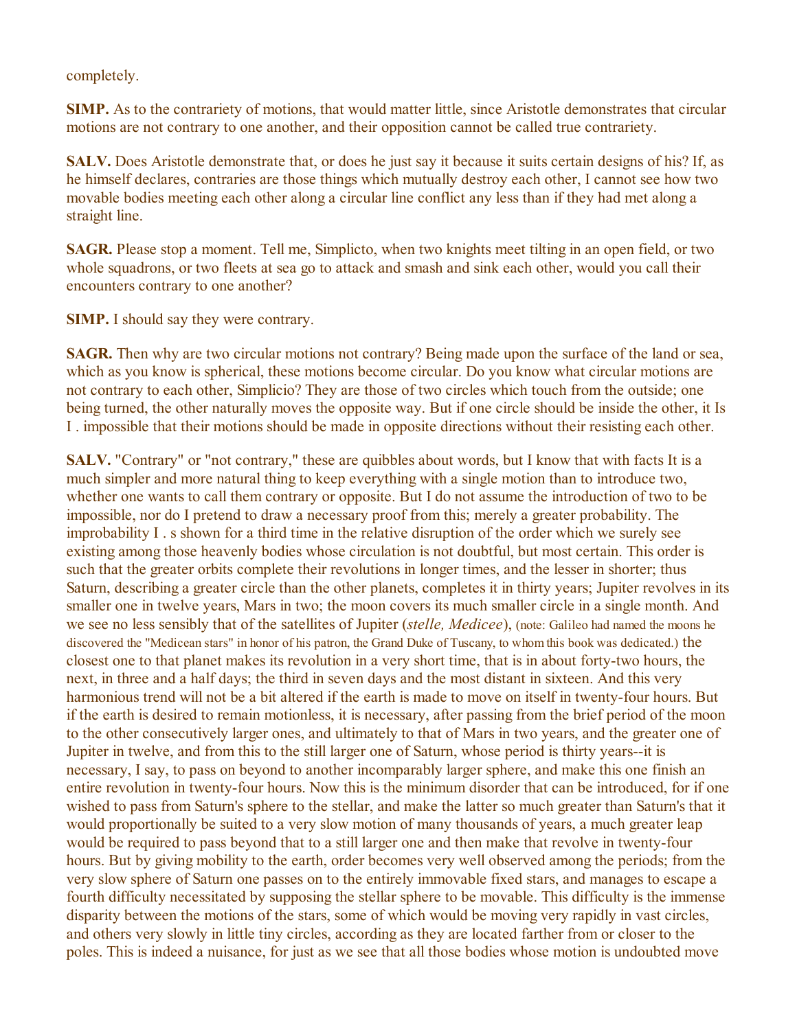completely.

**SIMP.** As to the contrariety of motions, that would matter little, since Aristotle demonstrates that circular motions are not contrary to one another, and their opposition cannot be called true contrariety.

**SALV.** Does Aristotle demonstrate that, or does he just say it because it suits certain designs of his? If, as he himself declares, contraries are those things which mutually destroy each other, I cannot see how two movable bodies meeting each other along a circular line conflict any less than if they had met along a straight line.

**SAGR.** Please stop a moment. Tell me, Simplicto, when two knights meet tilting in an open field, or two whole squadrons, or two fleets at sea go to attack and smash and sink each other, would you call their encounters contrary to one another?

**SIMP.** I should say they were contrary.

**SAGR.** Then why are two circular motions not contrary? Being made upon the surface of the land or sea, which as you know is spherical, these motions become circular. Do you know what circular motions are not contrary to each other, Simplicio? They are those of two circles which touch from the outside; one being turned, the other naturally moves the opposite way. But if one circle should be inside the other, it Is I . impossible that their motions should be made in opposite directions without their resisting each other.

**SALV.** "Contrary" or "not contrary," these are quibbles about words, but I know that with facts It is a much simpler and more natural thing to keep everything with a single motion than to introduce two, whether one wants to call them contrary or opposite. But I do not assume the introduction of two to be impossible, nor do I pretend to draw a necessary proof from this; merely a greater probability. The improbability I . s shown for a third time in the relative disruption of the order which we surely see existing among those heavenly bodies whose circulation is not doubtful, but most certain. This order is such that the greater orbits complete their revolutions in longer times, and the lesser in shorter; thus Saturn, describing a greater circle than the other planets, completes it in thirty years; Jupiter revolves in its smaller one in twelve years, Mars in two; the moon covers its much smaller circle in a single month. And we see no less sensibly that of the satellites of Jupiter (*stelle, Medicee*), (note: Galileo had named the moons he discovered the "Medicean stars" in honor of his patron, the Grand Duke of Tuscany, to whom this book was dedicated.) the closest one to that planet makes its revolution in a very short time, that is in about forty-two hours, the next, in three and a half days; the third in seven days and the most distant in sixteen. And this very harmonious trend will not be a bit altered if the earth is made to move on itself in twenty-four hours. But if the earth is desired to remain motionless, it is necessary, after passing from the brief period of the moon to the other consecutively larger ones, and ultimately to that of Mars in two years, and the greater one of Jupiter in twelve, and from this to the still larger one of Saturn, whose period is thirty years--it is necessary, I say, to pass on beyond to another incomparably larger sphere, and make this one finish an entire revolution in twenty-four hours. Now this is the minimum disorder that can be introduced, for if one wished to pass from Saturn's sphere to the stellar, and make the latter so much greater than Saturn's that it would proportionally be suited to a very slow motion of many thousands of years, a much greater leap would be required to pass beyond that to a still larger one and then make that revolve in twenty-four hours. But by giving mobility to the earth, order becomes very well observed among the periods; from the very slow sphere of Saturn one passes on to the entirely immovable fixed stars, and manages to escape a fourth difficulty necessitated by supposing the stellar sphere to be movable. This difficulty is the immense disparity between the motions of the stars, some of which would be moving very rapidly in vast circles, and others very slowly in little tiny circles, according as they are located farther from or closer to the poles. This is indeed a nuisance, for just as we see that all those bodies whose motion is undoubted move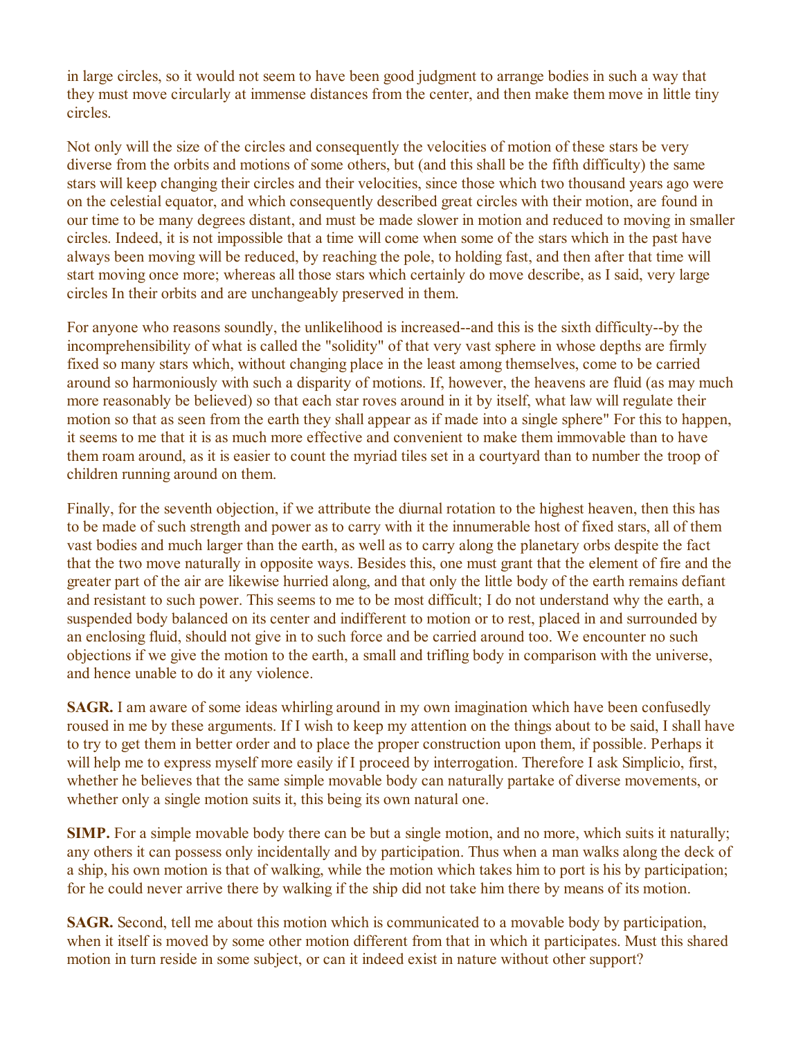in large circles, so it would not seem to have been good judgment to arrange bodies in such a way that they must move circularly at immense distances from the center, and then make them move in little tiny circles.

Not only will the size of the circles and consequently the velocities of motion of these stars be very diverse from the orbits and motions of some others, but (and this shall be the fifth difficulty) the same stars will keep changing their circles and their velocities, since those which two thousand years ago were on the celestial equator, and which consequently described great circles with their motion, are found in our time to be many degrees distant, and must be made slower in motion and reduced to moving in smaller circles. Indeed, it is not impossible that a time will come when some of the stars which in the past have always been moving will be reduced, by reaching the pole, to holding fast, and then after that time will start moving once more; whereas all those stars which certainly do move describe, as I said, very large circles In their orbits and are unchangeably preserved in them.

For anyone who reasons soundly, the unlikelihood is increased--and this is the sixth difficulty--by the incomprehensibility of what is called the "solidity" of that very vast sphere in whose depths are firmly fixed so many stars which, without changing place in the least among themselves, come to be carried around so harmoniously with such a disparity of motions. If, however, the heavens are fluid (as may much more reasonably be believed) so that each star roves around in it by itself, what law will regulate their motion so that as seen from the earth they shall appear as if made into a single sphere" For this to happen, it seems to me that it is as much more effective and convenient to make them immovable than to have them roam around, as it is easier to count the myriad tiles set in a courtyard than to number the troop of children running around on them.

Finally, for the seventh objection, if we attribute the diurnal rotation to the highest heaven, then this has to be made of such strength and power as to carry with it the innumerable host of fixed stars, all of them vast bodies and much larger than the earth, as well as to carry along the planetary orbs despite the fact that the two move naturally in opposite ways. Besides this, one must grant that the element of fire and the greater part of the air are likewise hurried along, and that only the little body of the earth remains defiant and resistant to such power. This seems to me to be most difficult; I do not understand why the earth, a suspended body balanced on its center and indifferent to motion or to rest, placed in and surrounded by an enclosing fluid, should not give in to such force and be carried around too. We encounter no such objections if we give the motion to the earth, a small and trifling body in comparison with the universe, and hence unable to do it any violence.

**SAGR.** I am aware of some ideas whirling around in my own imagination which have been confusedly roused in me by these arguments. If I wish to keep my attention on the things about to be said, I shall have to try to get them in better order and to place the proper construction upon them, if possible. Perhaps it will help me to express myself more easily if I proceed by interrogation. Therefore I ask Simplicio, first, whether he believes that the same simple movable body can naturally partake of diverse movements, or whether only a single motion suits it, this being its own natural one.

**SIMP.** For a simple movable body there can be but a single motion, and no more, which suits it naturally; any others it can possess only incidentally and by participation. Thus when a man walks along the deck of a ship, his own motion is that of walking, while the motion which takes him to port is his by participation; for he could never arrive there by walking if the ship did not take him there by means of its motion.

**SAGR.** Second, tell me about this motion which is communicated to a movable body by participation, when it itself is moved by some other motion different from that in which it participates. Must this shared motion in turn reside in some subject, or can it indeed exist in nature without other support?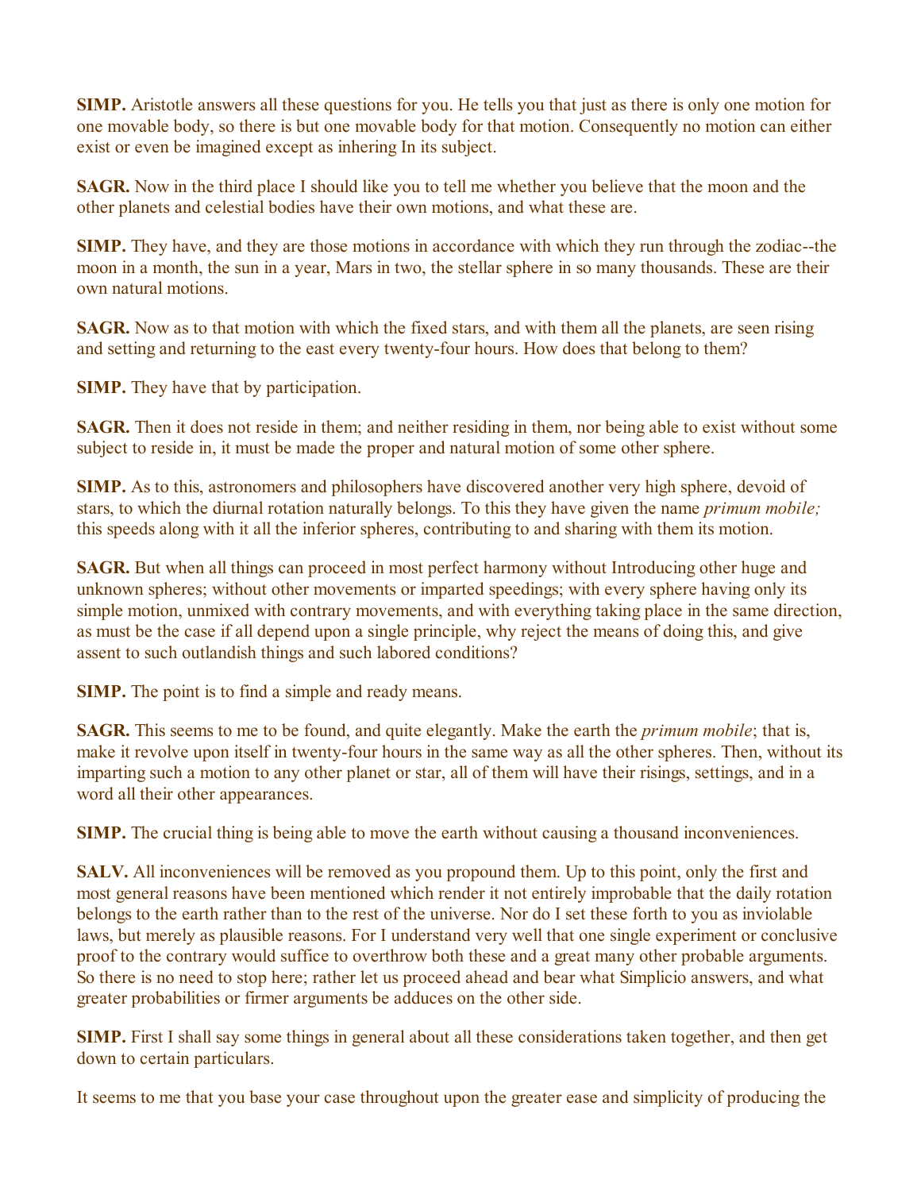**SIMP.** Aristotle answers all these questions for you. He tells you that just as there is only one motion for one movable body, so there is but one movable body for that motion. Consequently no motion can either exist or even be imagined except as inhering In its subject.

**SAGR.** Now in the third place I should like you to tell me whether you believe that the moon and the other planets and celestial bodies have their own motions, and what these are.

**SIMP.** They have, and they are those motions in accordance with which they run through the zodiac--the moon in a month, the sun in a year, Mars in two, the stellar sphere in so many thousands. These are their own natural motions.

**SAGR.** Now as to that motion with which the fixed stars, and with them all the planets, are seen rising and setting and returning to the east every twenty-four hours. How does that belong to them?

**SIMP.** They have that by participation.

**SAGR.** Then it does not reside in them; and neither residing in them, nor being able to exist without some subject to reside in, it must be made the proper and natural motion of some other sphere.

**SIMP.** As to this, astronomers and philosophers have discovered another very high sphere, devoid of stars, to which the diurnal rotation naturally belongs. To this they have given the name *primum mobile;* this speeds along with it all the inferior spheres, contributing to and sharing with them its motion.

**SAGR.** But when all things can proceed in most perfect harmony without Introducing other huge and unknown spheres; without other movements or imparted speedings; with every sphere having only its simple motion, unmixed with contrary movements, and with everything taking place in the same direction, as must be the case if all depend upon a single principle, why reject the means of doing this, and give assent to such outlandish things and such labored conditions?

**SIMP.** The point is to find a simple and ready means.

**SAGR.** This seems to me to be found, and quite elegantly. Make the earth the *primum mobile*; that is, make it revolve upon itself in twenty-four hours in the same way as all the other spheres. Then, without its imparting such a motion to any other planet or star, all of them will have their risings, settings, and in a word all their other appearances.

**SIMP.** The crucial thing is being able to move the earth without causing a thousand inconveniences.

**SALV.** All inconveniences will be removed as you propound them. Up to this point, only the first and most general reasons have been mentioned which render it not entirely improbable that the daily rotation belongs to the earth rather than to the rest of the universe. Nor do I set these forth to you as inviolable laws, but merely as plausible reasons. For I understand very well that one single experiment or conclusive proof to the contrary would suffice to overthrow both these and a great many other probable arguments. So there is no need to stop here; rather let us proceed ahead and bear what Simplicio answers, and what greater probabilities or firmer arguments be adduces on the other side.

**SIMP.** First I shall say some things in general about all these considerations taken together, and then get down to certain particulars.

It seems to me that you base your case throughout upon the greater ease and simplicity of producing the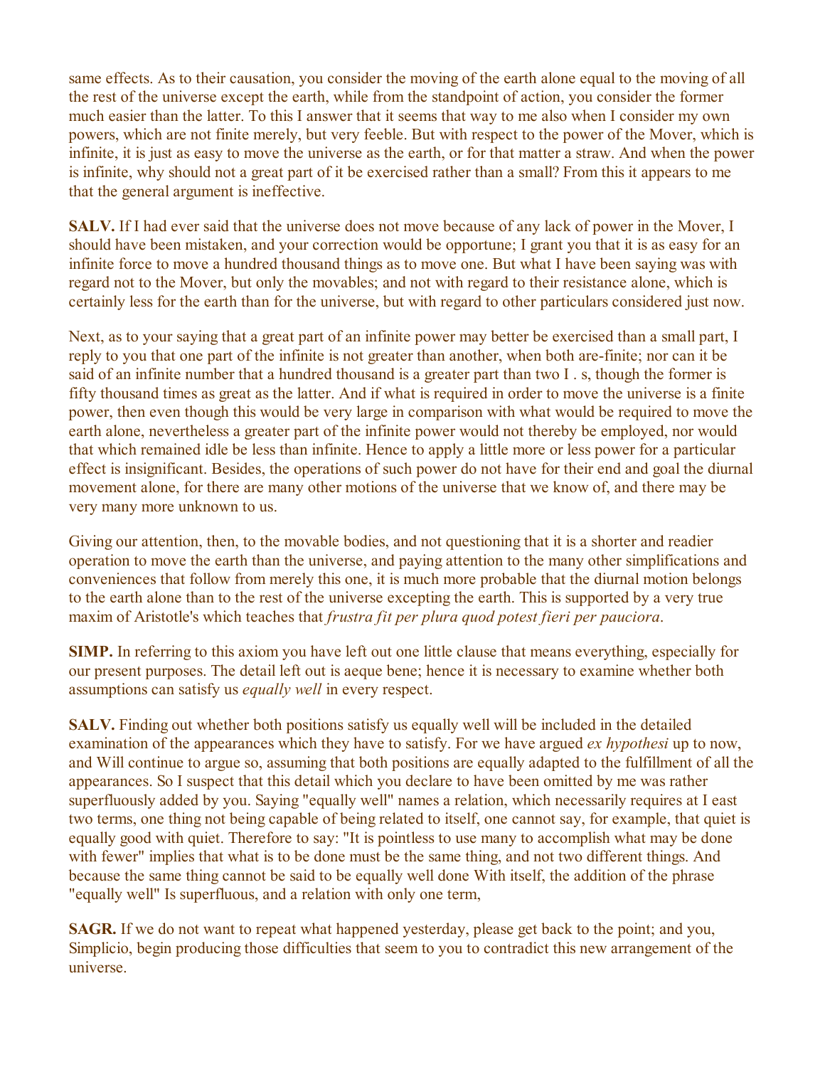same effects. As to their causation, you consider the moving of the earth alone equal to the moving of all the rest of the universe except the earth, while from the standpoint of action, you consider the former much easier than the latter. To this I answer that it seems that way to me also when I consider my own powers, which are not finite merely, but very feeble. But with respect to the power of the Mover, which is infinite, it is just as easy to move the universe as the earth, or for that matter a straw. And when the power is infinite, why should not a great part of it be exercised rather than a small? From this it appears to me that the general argument is ineffective.

**SALV.** If I had ever said that the universe does not move because of any lack of power in the Mover, I should have been mistaken, and your correction would be opportune; I grant you that it is as easy for an infinite force to move a hundred thousand things as to move one. But what I have been saying was with regard not to the Mover, but only the movables; and not with regard to their resistance alone, which is certainly less for the earth than for the universe, but with regard to other particulars considered just now.

Next, as to your saying that a great part of an infinite power may better be exercised than a small part, I reply to you that one part of the infinite is not greater than another, when both are-finite; nor can it be said of an infinite number that a hundred thousand is a greater part than two I . s, though the former is fifty thousand times as great as the latter. And if what is required in order to move the universe is a finite power, then even though this would be very large in comparison with what would be required to move the earth alone, nevertheless a greater part of the infinite power would not thereby be employed, nor would that which remained idle be less than infinite. Hence to apply a little more or less power for a particular effect is insignificant. Besides, the operations of such power do not have for their end and goal the diurnal movement alone, for there are many other motions of the universe that we know of, and there may be very many more unknown to us.

Giving our attention, then, to the movable bodies, and not questioning that it is a shorter and readier operation to move the earth than the universe, and paying attention to the many other simplifications and conveniences that follow from merely this one, it is much more probable that the diurnal motion belongs to the earth alone than to the rest of the universe excepting the earth. This is supported by a very true maxim of Aristotle's which teaches that *frustra fit per plura quod potest fieri per pauciora*.

**SIMP.** In referring to this axiom you have left out one little clause that means everything, especially for our present purposes. The detail left out is aeque bene; hence it is necessary to examine whether both assumptions can satisfy us *equally well* in every respect.

**SALV.** Finding out whether both positions satisfy us equally well will be included in the detailed examination of the appearances which they have to satisfy. For we have argued *ex hypothesi* up to now, and Will continue to argue so, assuming that both positions are equally adapted to the fulfillment of all the appearances. So I suspect that this detail which you declare to have been omitted by me was rather superfluously added by you. Saying "equally well" names a relation, which necessarily requires at I east two terms, one thing not being capable of being related to itself, one cannot say, for example, that quiet is equally good with quiet. Therefore to say: "It is pointless to use many to accomplish what may be done with fewer" implies that what is to be done must be the same thing, and not two different things. And because the same thing cannot be said to be equally well done With itself, the addition of the phrase "equally well" Is superfluous, and a relation with only one term,

**SAGR.** If we do not want to repeat what happened yesterday, please get back to the point; and you, Simplicio, begin producing those difficulties that seem to you to contradict this new arrangement of the universe.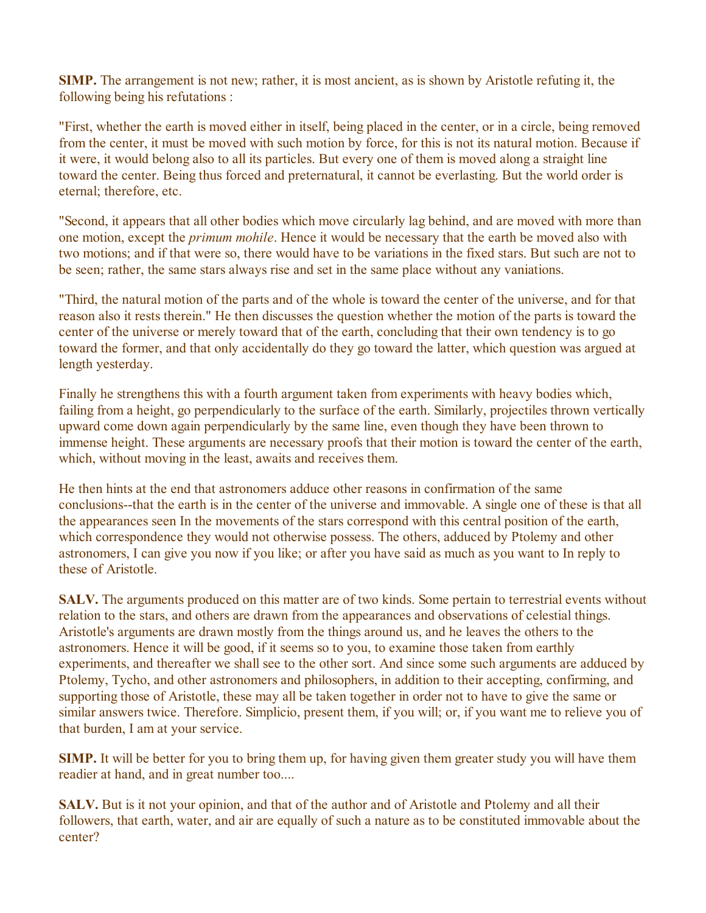**SIMP.** The arrangement is not new; rather, it is most ancient, as is shown by Aristotle refuting it, the following being his refutations :

"First, whether the earth is moved either in itself, being placed in the center, or in a circle, being removed from the center, it must be moved with such motion by force, for this is not its natural motion. Because if it were, it would belong also to all its particles. But every one of them is moved along a straight line toward the center. Being thus forced and preternatural, it cannot be everlasting. But the world order is eternal; therefore, etc.

"Second, it appears that all other bodies which move circularly lag behind, and are moved with more than one motion, except the *primum mohile*. Hence it would be necessary that the earth be moved also with two motions; and if that were so, there would have to be variations in the fixed stars. But such are not to be seen; rather, the same stars always rise and set in the same place without any variations.

"Third, the natural motion of the parts and of the whole is toward the center of the universe, and for that reason also it rests therein." He then discusses the question whether the motion of the parts is toward the center of the universe or merely toward that of the earth, concluding that their own tendency is to go toward the former, and that only accidentally do they go toward the latter, which question was argued at length yesterday.

Finally he strengthens this with a fourth argument taken from experiments with heavy bodies which, failing from a height, go perpendicularly to the surface of the earth. Similarly, projectiles thrown vertically upward come down again perpendicularly by the same line, even though they have been thrown to immense height. These arguments are necessary proofs that their motion is toward the center of the earth, which, without moving in the least, awaits and receives them.

He then hints at the end that astronomers adduce other reasons in confirmation of the same conclusions--that the earth is in the center of the universe and immovable. A single one of these is that all the appearances seen In the movements of the stars correspond with this central position of the earth, which correspondence they would not otherwise possess. The others, adduced by Ptolemy and other astronomers, I can give you now if you like; or after you have said as much as you want to In reply to these of Aristotle.

**SALV.** The arguments produced on this matter are of two kinds. Some pertain to terrestrial events without relation to the stars, and others are drawn from the appearances and observations of celestial things. Aristotle's arguments are drawn mostly from the things around us, and he leaves the others to the astronomers. Hence it will be good, if it seems so to you, to examine those taken from earthly experiments, and thereafter we shall see to the other sort. And since some such arguments are adduced by Ptolemy, Tycho, and other astronomers and philosophers, in addition to their accepting, confirming, and supporting those of Aristotle, these may all be taken together in order not to have to give the same or similar answers twice. Therefore. Simplicio, present them, if you will; or, if you want me to relieve you of that burden, I am at your service.

**SIMP.** It will be better for you to bring them up, for having given them greater study you will have them readier at hand, and in great number too....

**SALV.** But is it not your opinion, and that of the author and of Aristotle and Ptolemy and all their followers, that earth, water, and air are equally of such a nature as to be constituted immovable about the center?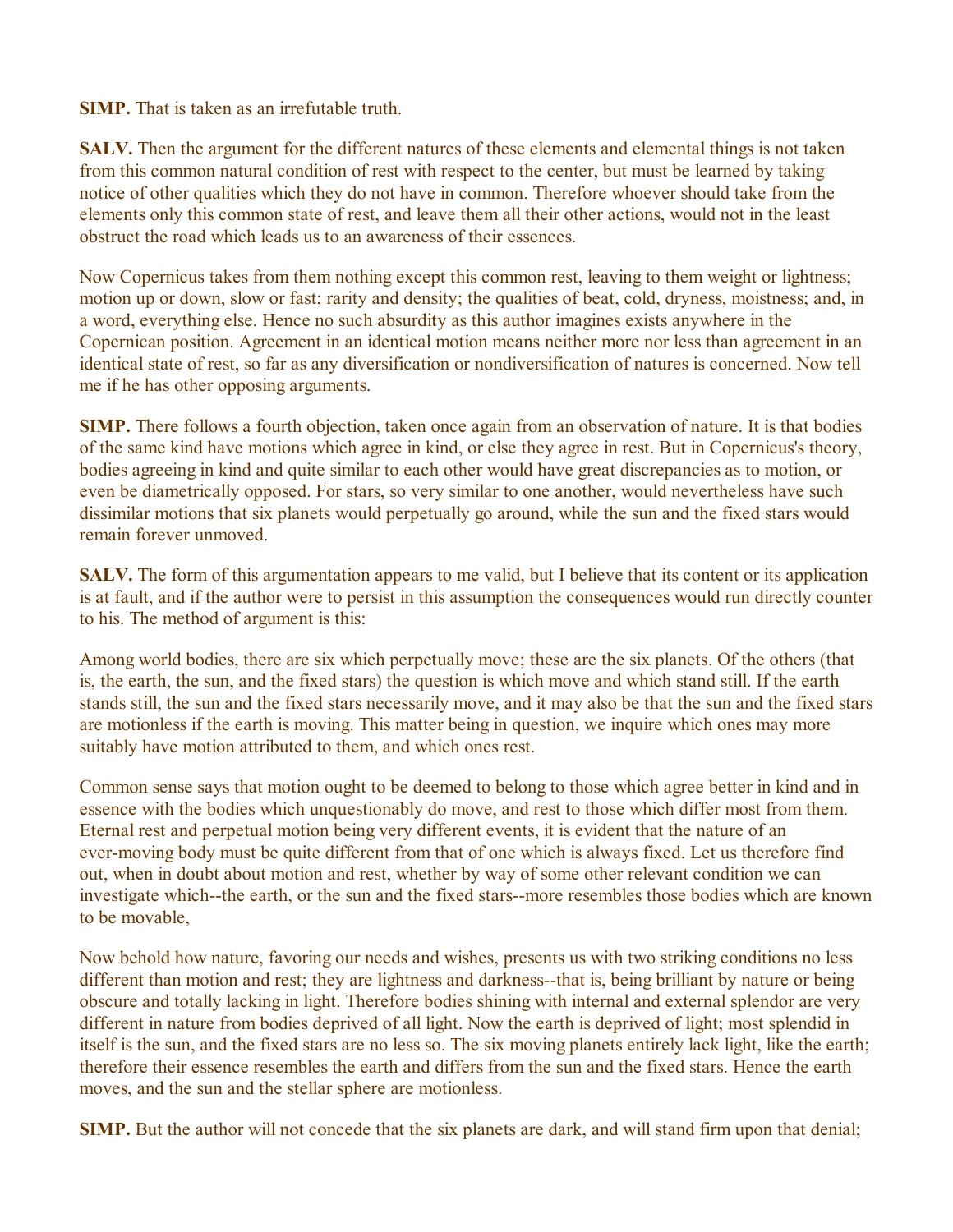**SIMP.** That is taken as an irrefutable truth.

**SALV.** Then the argument for the different natures of these elements and elemental things is not taken from this common natural condition of rest with respect to the center, but must be learned by taking notice of other qualities which they do not have in common. Therefore whoever should take from the elements only this common state of rest, and leave them all their other actions, would not in the least obstruct the road which leads us to an awareness of their essences.

Now Copernicus takes from them nothing except this common rest, leaving to them weight or lightness; motion up or down, slow or fast; rarity and density; the qualities of beat, cold, dryness, moistness; and, in a word, everything else. Hence no such absurdity as this author imagines exists anywhere in the Copernican position. Agreement in an identical motion means neither more nor less than agreement in an identical state of rest, so far as any diversification or nondiversification of natures is concerned. Now tell me if he has other opposing arguments.

**SIMP.** There follows a fourth objection, taken once again from an observation of nature. It is that bodies of the same kind have motions which agree in kind, or else they agree in rest. But in Copernicus's theory, bodies agreeing in kind and quite similar to each other would have great discrepancies as to motion, or even be diametrically opposed. For stars, so very similar to one another, would nevertheless have such dissimilar motions that six planets would perpetually go around, while the sun and the fixed stars would remain forever unmoved.

**SALV.** The form of this argumentation appears to me valid, but I believe that its content or its application is at fault, and if the author were to persist in this assumption the consequences would run directly counter to his. The method of argument is this:

Among world bodies, there are six which perpetually move; these are the six planets. Of the others (that is, the earth, the sun, and the fixed stars) the question is which move and which stand still. If the earth stands still, the sun and the fixed stars necessarily move, and it may also be that the sun and the fixed stars are motionless if the earth is moving. This matter being in question, we inquire which ones may more suitably have motion attributed to them, and which ones rest.

Common sense says that motion ought to be deemed to belong to those which agree better in kind and in essence with the bodies which unquestionably do move, and rest to those which differ most from them. Eternal rest and perpetual motion being very different events, it is evident that the nature of an ever-moving body must be quite different from that of one which is always fixed. Let us therefore find out, when in doubt about motion and rest, whether by way of some other relevant condition we can investigate which--the earth, or the sun and the fixed stars--more resembles those bodies which are known to be movable,

Now behold how nature, favoring our needs and wishes, presents us with two striking conditions no less different than motion and rest; they are lightness and darkness--that is, being brilliant by nature or being obscure and totally lacking in light. Therefore bodies shining with internal and external splendor are very different in nature from bodies deprived of all light. Now the earth is deprived of light; most splendid in itself is the sun, and the fixed stars are no less so. The six moving planets entirely lack light, like the earth; therefore their essence resembles the earth and differs from the sun and the fixed stars. Hence the earth moves, and the sun and the stellar sphere are motionless.

**SIMP.** But the author will not concede that the six planets are dark, and will stand firm upon that denial;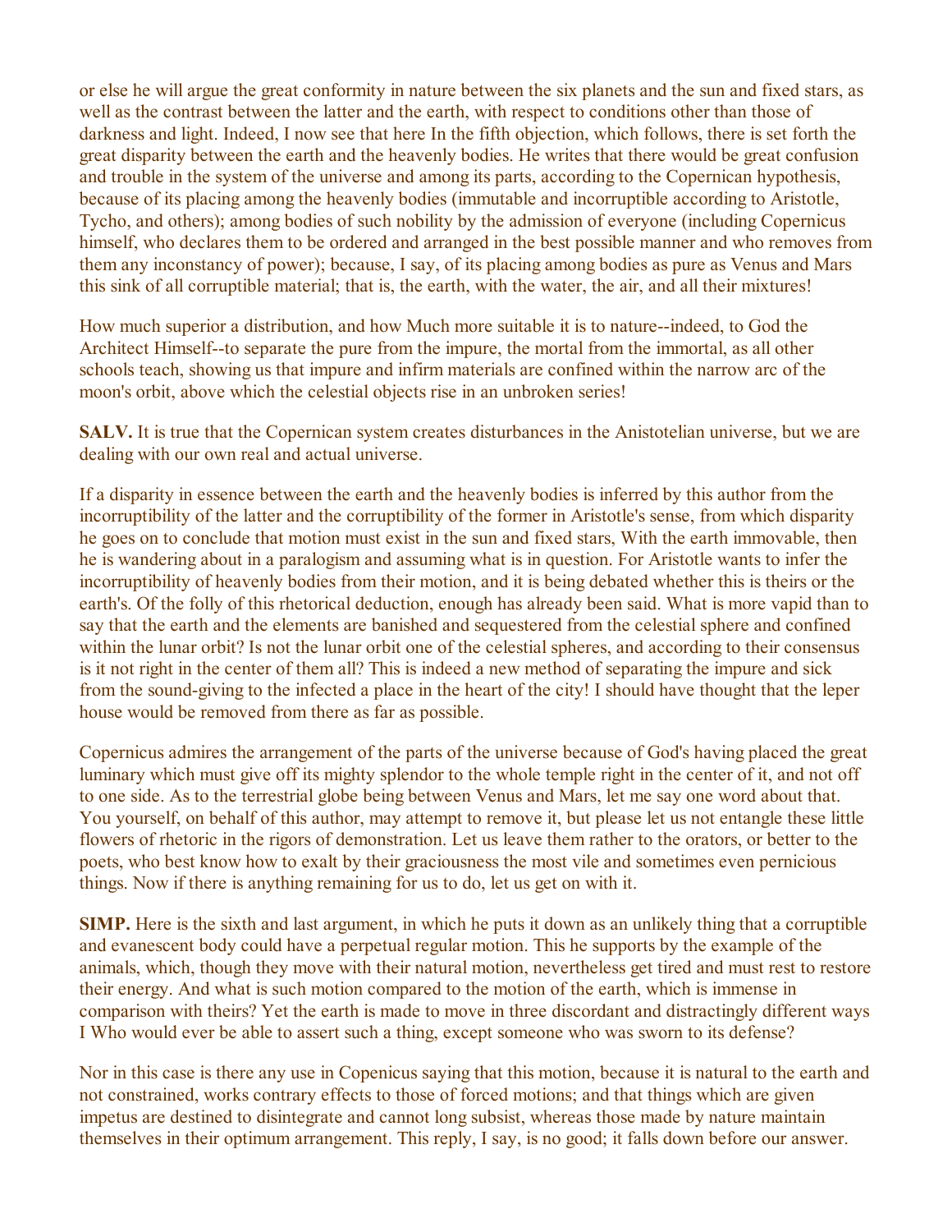or else he will argue the great conformity in nature between the six planets and the sun and fixed stars, as well as the contrast between the latter and the earth, with respect to conditions other than those of darkness and light. Indeed, I now see that here In the fifth objection, which follows, there is set forth the great disparity between the earth and the heavenly bodies. He writes that there would be great confusion and trouble in the system of the universe and among its parts, according to the Copernican hypothesis, because of its placing among the heavenly bodies (immutable and incorruptible according to Aristotle, Tycho, and others); among bodies of such nobility by the admission of everyone (including Copernicus himself, who declares them to be ordered and arranged in the best possible manner and who removes from them any inconstancy of power); because, I say, of its placing among bodies as pure as Venus and Mars this sink of all corruptible material; that is, the earth, with the water, the air, and all their mixtures!

How much superior a distribution, and how Much more suitable it is to nature--indeed, to God the Architect Himself--to separate the pure from the impure, the mortal from the immortal, as all other schools teach, showing us that impure and infirm materials are confined within the narrow arc of the moon's orbit, above which the celestial objects rise in an unbroken series!

**SALV.** It is true that the Copernican system creates disturbances in the Anistotelian universe, but we are dealing with our own real and actual universe.

If a disparity in essence between the earth and the heavenly bodies is inferred by this author from the incorruptibility of the latter and the corruptibility of the former in Aristotle's sense, from which disparity he goes on to conclude that motion must exist in the sun and fixed stars, With the earth immovable, then he is wandering about in a paralogism and assuming what is in question. For Aristotle wants to infer the incorruptibility of heavenly bodies from their motion, and it is being debated whether this is theirs or the earth's. Of the folly of this rhetorical deduction, enough has already been said. What is more vapid than to say that the earth and the elements are banished and sequestered from the celestial sphere and confined within the lunar orbit? Is not the lunar orbit one of the celestial spheres, and according to their consensus is it not right in the center of them all? This is indeed a new method of separating the impure and sick from the sound-giving to the infected a place in the heart of the city! I should have thought that the leper house would be removed from there as far as possible.

Copernicus admires the arrangement of the parts of the universe because of God's having placed the great luminary which must give off its mighty splendor to the whole temple right in the center of it, and not off to one side. As to the terrestrial globe being between Venus and Mars, let me say one word about that. You yourself, on behalf of this author, may attempt to remove it, but please let us not entangle these little flowers of rhetoric in the rigors of demonstration. Let us leave them rather to the orators, or better to the poets, who best know how to exalt by their graciousness the most vile and sometimes even pernicious things. Now if there is anything remaining for us to do, let us get on with it.

**SIMP.** Here is the sixth and last argument, in which he puts it down as an unlikely thing that a corruptible and evanescent body could have a perpetual regular motion. This he supports by the example of the animals, which, though they move with their natural motion, nevertheless get tired and must rest to restore their energy. And what is such motion compared to the motion of the earth, which is immense in comparison with theirs? Yet the earth is made to move in three discordant and distractingly different ways I Who would ever be able to assert such a thing, except someone who was sworn to its defense?

Nor in this case is there any use in Copenicus saying that this motion, because it is natural to the earth and not constrained, works contrary effects to those of forced motions; and that things which are given impetus are destined to disintegrate and cannot long subsist, whereas those made by nature maintain themselves in their optimum arrangement. This reply, I say, is no good; it falls down before our answer.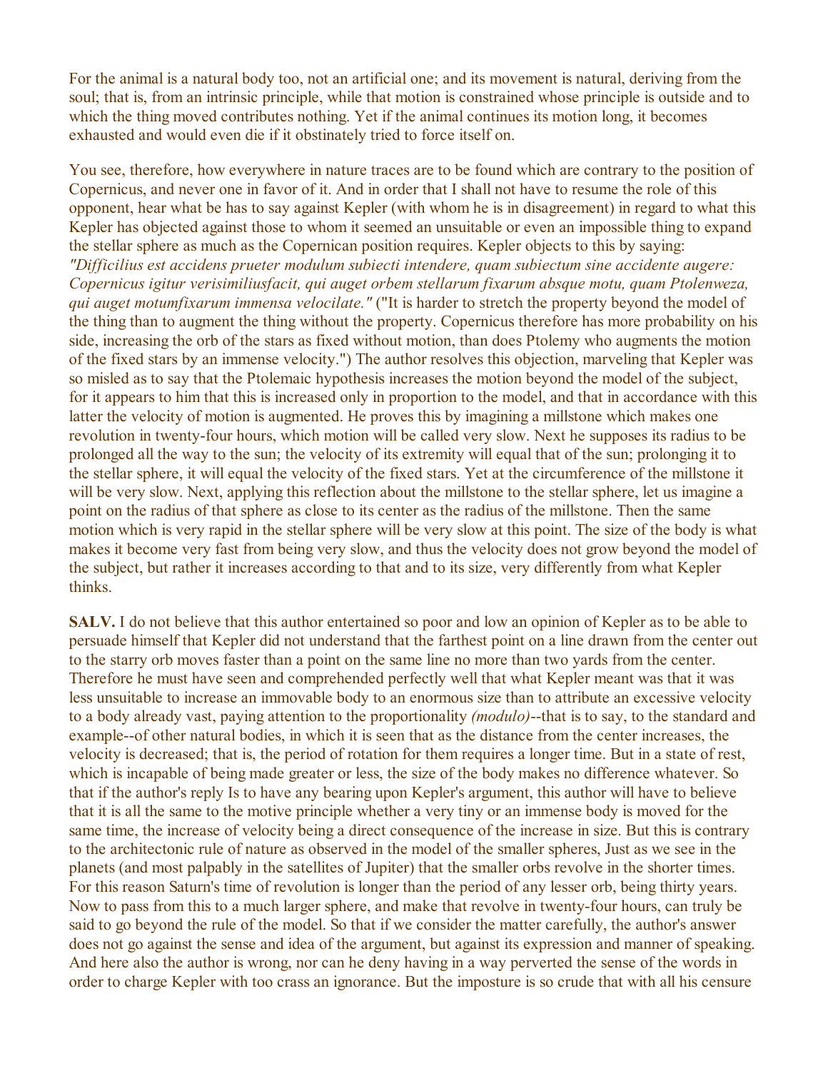For the animal is a natural body too, not an artificial one; and its movement is natural, deriving from the soul; that is, from an intrinsic principle, while that motion is constrained whose principle is outside and to which the thing moved contributes nothing. Yet if the animal continues its motion long, it becomes exhausted and would even die if it obstinately tried to force itself on.

You see, therefore, how everywhere in nature traces are to be found which are contrary to the position of Copernicus, and never one in favor of it. And in order that I shall not have to resume the role of this opponent, hear what be has to say against Kepler (with whom he is in disagreement) in regard to what this Kepler has objected against those to whom it seemed an unsuitable or even an impossible thing to expand the stellar sphere as much as the Copernican position requires. Kepler objects to this by saying: *"Difficilius est accidens prueter modulum subiecti intendere, quam subiectum sine accidente augere: Copernicus igitur verisimiliusfacit, qui auget orbem stellarum fixarum absque motu, quam Ptolenweza, qui auget motumfixarum immensa velocilate."* ("It is harder to stretch the property beyond the model of the thing than to augment the thing without the property. Copernicus therefore has more probability on his side, increasing the orb of the stars as fixed without motion, than does Ptolemy who augments the motion of the fixed stars by an immense velocity.") The author resolves this objection, marveling that Kepler was so misled as to say that the Ptolemaic hypothesis increases the motion beyond the model of the subject, for it appears to him that this is increased only in proportion to the model, and that in accordance with this latter the velocity of motion is augmented. He proves this by imagining a millstone which makes one revolution in twenty-four hours, which motion will be called very slow. Next he supposes its radius to be prolonged all the way to the sun; the velocity of its extremity will equal that of the sun; prolonging it to the stellar sphere, it will equal the velocity of the fixed stars. Yet at the circumference of the millstone it will be very slow. Next, applying this reflection about the millstone to the stellar sphere, let us imagine a point on the radius of that sphere as close to its center as the radius of the millstone. Then the same motion which is very rapid in the stellar sphere will be very slow at this point. The size of the body is what makes it become very fast from being very slow, and thus the velocity does not grow beyond the model of the subject, but rather it increases according to that and to its size, very differently from what Kepler thinks.

**SALV.** I do not believe that this author entertained so poor and low an opinion of Kepler as to be able to persuade himself that Kepler did not understand that the farthest point on a line drawn from the center out to the starry orb moves faster than a point on the same line no more than two yards from the center. Therefore he must have seen and comprehended perfectly well that what Kepler meant was that it was less unsuitable to increase an immovable body to an enormous size than to attribute an excessive velocity to a body already vast, paying attention to the proportionality *(modulo)*--that is to say, to the standard and example--of other natural bodies, in which it is seen that as the distance from the center increases, the velocity is decreased; that is, the period of rotation for them requires a longer time. But in a state of rest, which is incapable of being made greater or less, the size of the body makes no difference whatever. So that if the author's reply Is to have any bearing upon Kepler's argument, this author will have to believe that it is all the same to the motive principle whether a very tiny or an immense body is moved for the same time, the increase of velocity being a direct consequence of the increase in size. But this is contrary to the architectonic rule of nature as observed in the model of the smaller spheres, Just as we see in the planets (and most palpably in the satellites of Jupiter) that the smaller orbs revolve in the shorter times. For this reason Saturn's time of revolution is longer than the period of any lesser orb, being thirty years. Now to pass from this to a much larger sphere, and make that revolve in twenty-four hours, can truly be said to go beyond the rule of the model. So that if we consider the matter carefully, the author's answer does not go against the sense and idea of the argument, but against its expression and manner of speaking. And here also the author is wrong, nor can he deny having in a way perverted the sense of the words in order to charge Kepler with too crass an ignorance. But the imposture is so crude that with all his censure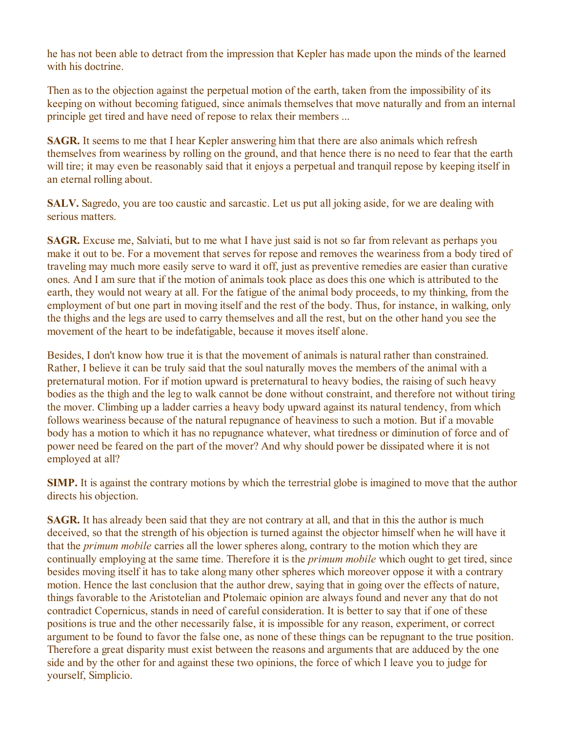he has not been able to detract from the impression that Kepler has made upon the minds of the learned with his doctrine.

Then as to the objection against the perpetual motion of the earth, taken from the impossibility of its keeping on without becoming fatigued, since animals themselves that move naturally and from an internal principle get tired and have need of repose to relax their members ...

**SAGR.** It seems to me that I hear Kepler answering him that there are also animals which refresh themselves from weariness by rolling on the ground, and that hence there is no need to fear that the earth will tire; it may even be reasonably said that it enjoys a perpetual and tranquil repose by keeping itself in an eternal rolling about.

**SALV.** Sagredo, you are too caustic and sarcastic. Let us put all joking aside, for we are dealing with serious matters.

**SAGR.** Excuse me, Salviati, but to me what I have just said is not so far from relevant as perhaps you make it out to be. For a movement that serves for repose and removes the weariness from a body tired of traveling may much more easily serve to ward it off, just as preventive remedies are easier than curative ones. And I am sure that if the motion of animals took place as does this one which is attributed to the earth, they would not weary at all. For the fatigue of the animal body proceeds, to my thinking, from the employment of but one part in moving itself and the rest of the body. Thus, for instance, in walking, only the thighs and the legs are used to carry themselves and all the rest, but on the other hand you see the movement of the heart to be indefatigable, because it moves itself alone.

Besides, I don't know how true it is that the movement of animals is natural rather than constrained. Rather, I believe it can be truly said that the soul naturally moves the members of the animal with a preternatural motion. For if motion upward is preternatural to heavy bodies, the raising of such heavy bodies as the thigh and the leg to walk cannot be done without constraint, and therefore not without tiring the mover. Climbing up a ladder carries a heavy body upward against its natural tendency, from which follows weariness because of the natural repugnance of heaviness to such a motion. But if a movable body has a motion to which it has no repugnance whatever, what tiredness or diminution of force and of power need be feared on the part of the mover? And why should power be dissipated where it is not employed at all?

**SIMP.** It is against the contrary motions by which the terrestrial globe is imagined to move that the author directs his objection.

**SAGR.** It has already been said that they are not contrary at all, and that in this the author is much deceived, so that the strength of his objection is turned against the objector himself when he will have it that the *primum mobile* carries all the lower spheres along, contrary to the motion which they are continually employing at the same time. Therefore it is the *primum mobile* which ought to get tired, since besides moving itself it has to take along many other spheres which moreover oppose it with a contrary motion. Hence the last conclusion that the author drew, saying that in going over the effects of nature, things favorable to the Aristotelian and Ptolemaic opinion are always found and never any that do not contradict Copernicus, stands in need of careful consideration. It is better to say that if one of these positions is true and the other necessarily false, it is impossible for any reason, experiment, or correct argument to be found to favor the false one, as none of these things can be repugnant to the true position. Therefore a great disparity must exist between the reasons and arguments that are adduced by the one side and by the other for and against these two opinions, the force of which I leave you to judge for yourself, Simplicio.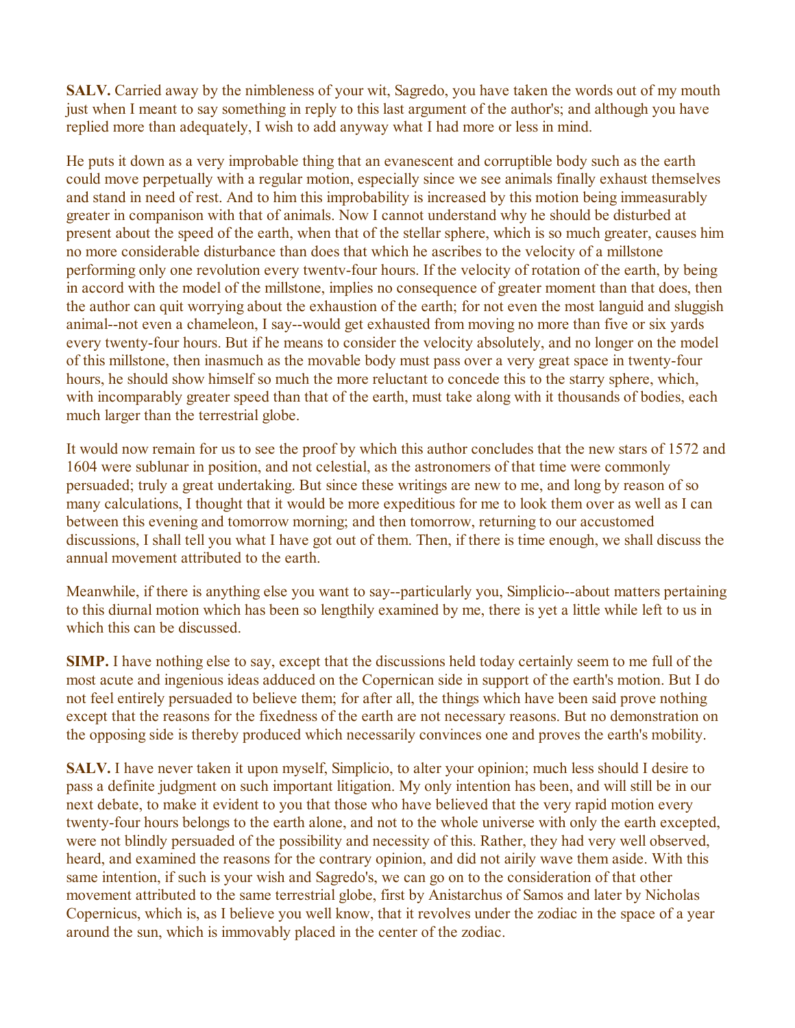**SALV.** Carried away by the nimbleness of your wit, Sagredo, you have taken the words out of my mouth just when I meant to say something in reply to this last argument of the author's; and although you have replied more than adequately, I wish to add anyway what I had more or less in mind.

He puts it down as a very improbable thing that an evanescent and corruptible body such as the earth could move perpetually with a regular motion, especially since we see animals finally exhaust themselves and stand in need of rest. And to him this improbability is increased by this motion being immeasurably greater in companison with that of animals. Now I cannot understand why he should be disturbed at present about the speed of the earth, when that of the stellar sphere, which is so much greater, causes him no more considerable disturbance than does that which he ascribes to the velocity of a millstone performing only one revolution every twentv-four hours. If the velocity of rotation of the earth, by being in accord with the model of the millstone, implies no consequence of greater moment than that does, then the author can quit worrying about the exhaustion of the earth; for not even the most languid and sluggish animal--not even a chameleon, I say--would get exhausted from moving no more than five or six yards every twenty-four hours. But if he means to consider the velocity absolutely, and no longer on the model of this millstone, then inasmuch as the movable body must pass over a very great space in twenty-four hours, he should show himself so much the more reluctant to concede this to the starry sphere, which, with incomparably greater speed than that of the earth, must take along with it thousands of bodies, each much larger than the terrestrial globe.

It would now remain for us to see the proof by which this author concludes that the new stars of 1572 and 1604 were sublunar in position, and not celestial, as the astronomers of that time were commonly persuaded; truly a great undertaking. But since these writings are new to me, and long by reason of so many calculations, I thought that it would be more expeditious for me to look them over as well as I can between this evening and tomorrow morning; and then tomorrow, returning to our accustomed discussions, I shall tell you what I have got out of them. Then, if there is time enough, we shall discuss the annual movement attributed to the earth.

Meanwhile, if there is anything else you want to say--particularly you, Simplicio--about matters pertaining to this diurnal motion which has been so lengthily examined by me, there is yet a little while left to us in which this can be discussed.

**SIMP.** I have nothing else to say, except that the discussions held today certainly seem to me full of the most acute and ingenious ideas adduced on the Copernican side in support of the earth's motion. But I do not feel entirely persuaded to believe them; for after all, the things which have been said prove nothing except that the reasons for the fixedness of the earth are not necessary reasons. But no demonstration on the opposing side is thereby produced which necessarily convinces one and proves the earth's mobility.

**SALV.** I have never taken it upon myself, Simplicio, to alter your opinion; much less should I desire to pass a definite judgment on such important litigation. My only intention has been, and will still be in our next debate, to make it evident to you that those who have believed that the very rapid motion every twenty-four hours belongs to the earth alone, and not to the whole universe with only the earth excepted, were not blindly persuaded of the possibility and necessity of this. Rather, they had very well observed, heard, and examined the reasons for the contrary opinion, and did not airily wave them aside. With this same intention, if such is your wish and Sagredo's, we can go on to the consideration of that other movement attributed to the same terrestrial globe, first by Anistarchus of Samos and later by Nicholas Copernicus, which is, as I believe you well know, that it revolves under the zodiac in the space of a year around the sun, which is immovably placed in the center of the zodiac.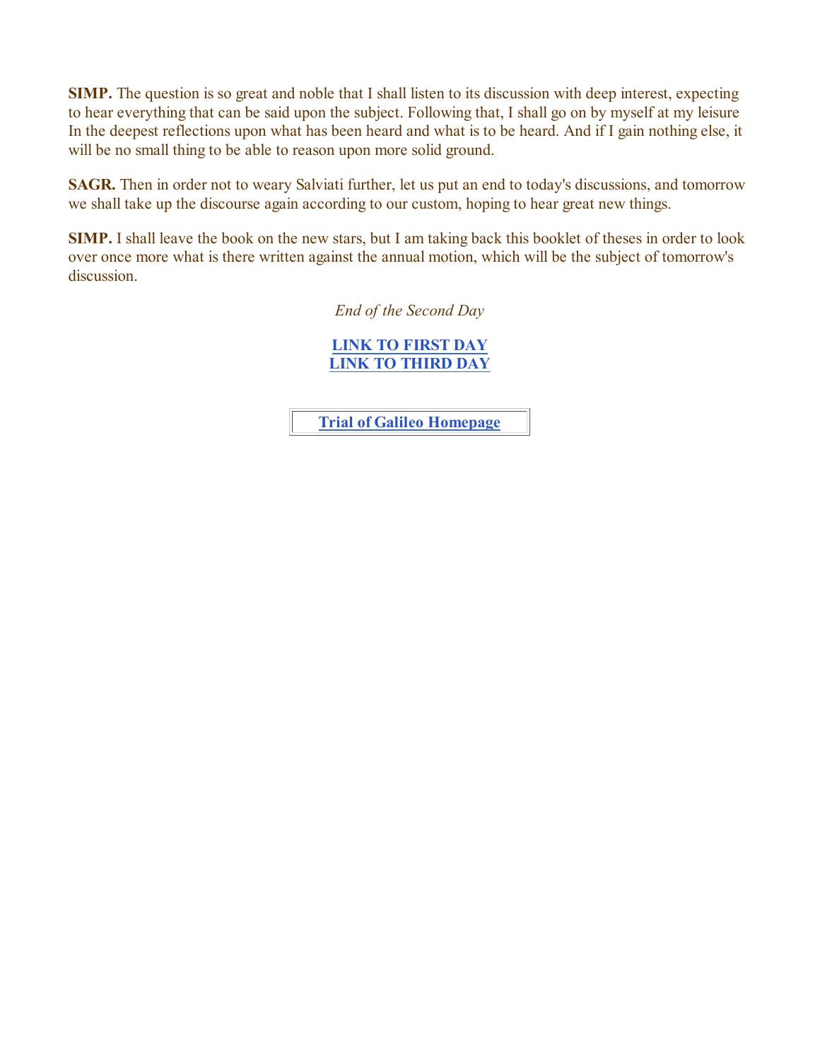**SIMP.** The question is so great and noble that I shall listen to its discussion with deep interest, expecting to hear everything that can be said upon the subject. Following that, I shall go on by myself at my leisure In the deepest reflections upon what has been heard and what is to be heard. And if I gain nothing else, it will be no small thing to be able to reason upon more solid ground.

**SAGR.** Then in order not to weary Salviati further, let us put an end to today's discussions, and tomorrow we shall take up the discourse again according to our custom, hoping to hear great new things.

**SIMP.** I shall leave the book on the new stars, but I am taking back this booklet of theses in order to look over once more what is there written against the annual motion, which will be the subject of tomorrow's discussion.

*End of the Second Day*

**LINK TO FIRST DAY**
**LINK TO THIRD DAY**

**Trial of Galileo Homepage**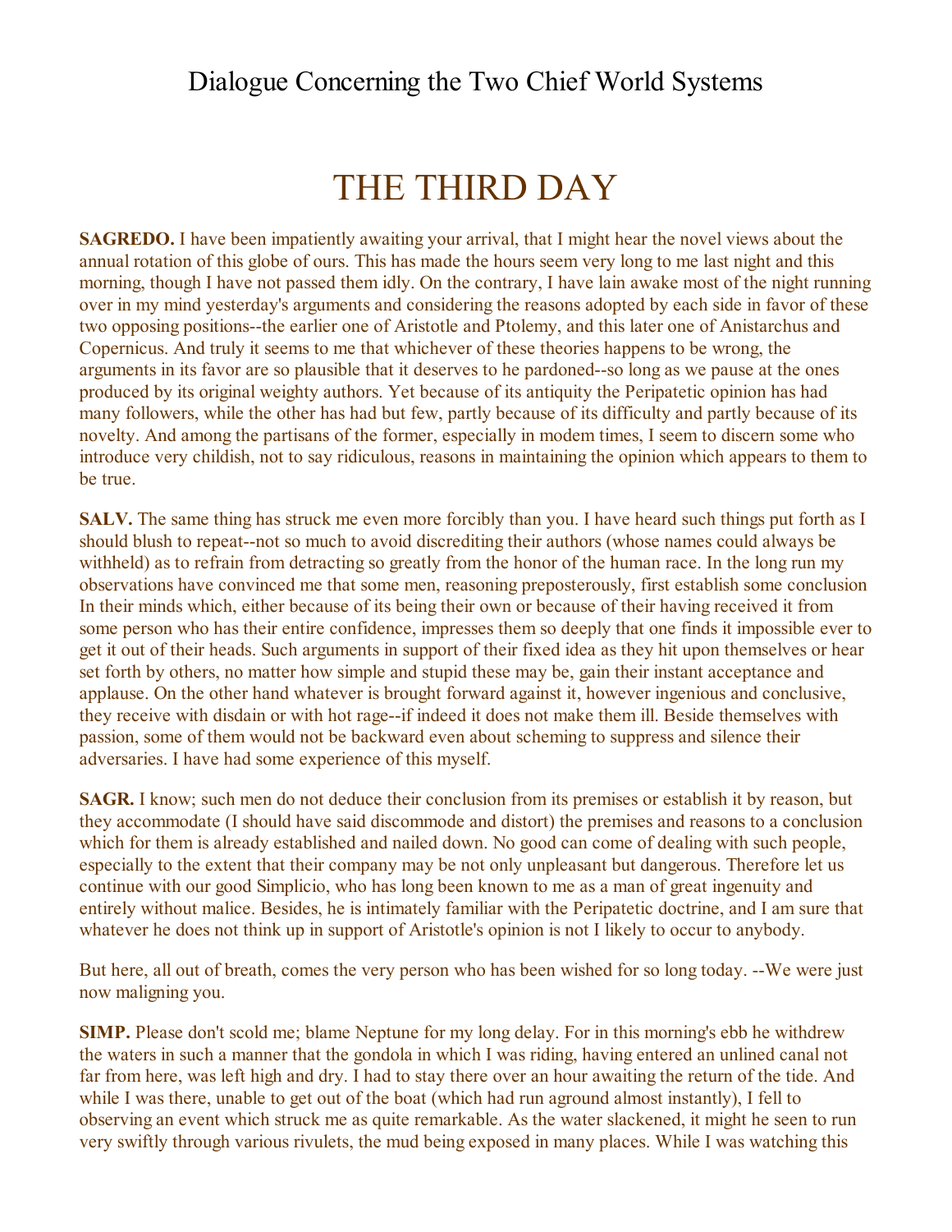## Dialogue Concerning the Two Chief World Systems

# THE THIRD DAY

**SAGREDO.** I have been impatiently awaiting your arrival, that I might hear the novel views about the annual rotation of this globe of ours. This has made the hours seem very long to me last night and this morning, though I have not passed them idly. On the contrary, I have lain awake most of the night running over in my mind yesterday's arguments and considering the reasons adopted by each side in favor of these two opposing positions--the earlier one of Aristotle and Ptolemy, and this later one of Anistarchus and Copernicus. And truly it seems to me that whichever of these theories happens to be wrong, the arguments in its favor are so plausible that it deserves to he pardoned--so long as we pause at the ones produced by its original weighty authors. Yet because of its antiquity the Peripatetic opinion has had many followers, while the other has had but few, partly because of its difficulty and partly because of its novelty. And among the partisans of the former, especially in modem times, I seem to discern some who introduce very childish, not to say ridiculous, reasons in maintaining the opinion which appears to them to be true.

**SALV.** The same thing has struck me even more forcibly than you. I have heard such things put forth as I should blush to repeat--not so much to avoid discrediting their authors (whose names could always be withheld) as to refrain from detracting so greatly from the honor of the human race. In the long run my observations have convinced me that some men, reasoning preposterously, first establish some conclusion In their minds which, either because of its being their own or because of their having received it from some person who has their entire confidence, impresses them so deeply that one finds it impossible ever to get it out of their heads. Such arguments in support of their fixed idea as they hit upon themselves or hear set forth by others, no matter how simple and stupid these may be, gain their instant acceptance and applause. On the other hand whatever is brought forward against it, however ingenious and conclusive, they receive with disdain or with hot rage--if indeed it does not make them ill. Beside themselves with passion, some of them would not be backward even about scheming to suppress and silence their adversaries. I have had some experience of this myself.

**SAGR.** I know; such men do not deduce their conclusion from its premises or establish it by reason, but they accommodate (I should have said discommode and distort) the premises and reasons to a conclusion which for them is already established and nailed down. No good can come of dealing with such people, especially to the extent that their company may be not only unpleasant but dangerous. Therefore let us continue with our good Simplicio, who has long been known to me as a man of great ingenuity and entirely without malice. Besides, he is intimately familiar with the Peripatetic doctrine, and I am sure that whatever he does not think up in support of Aristotle's opinion is not I likely to occur to anybody.

But here, all out of breath, comes the very person who has been wished for so long today. --We were just now maligning you.

**SIMP.** Please don't scold me; blame Neptune for my long delay. For in this morning's ebb he withdrew the waters in such a manner that the gondola in which I was riding, having entered an unlined canal not far from here, was left high and dry. I had to stay there over an hour awaiting the return of the tide. And while I was there, unable to get out of the boat (which had run aground almost instantly), I fell to observing an event which struck me as quite remarkable. As the water slackened, it might he seen to run very swiftly through various rivulets, the mud being exposed in many places. While I was watching this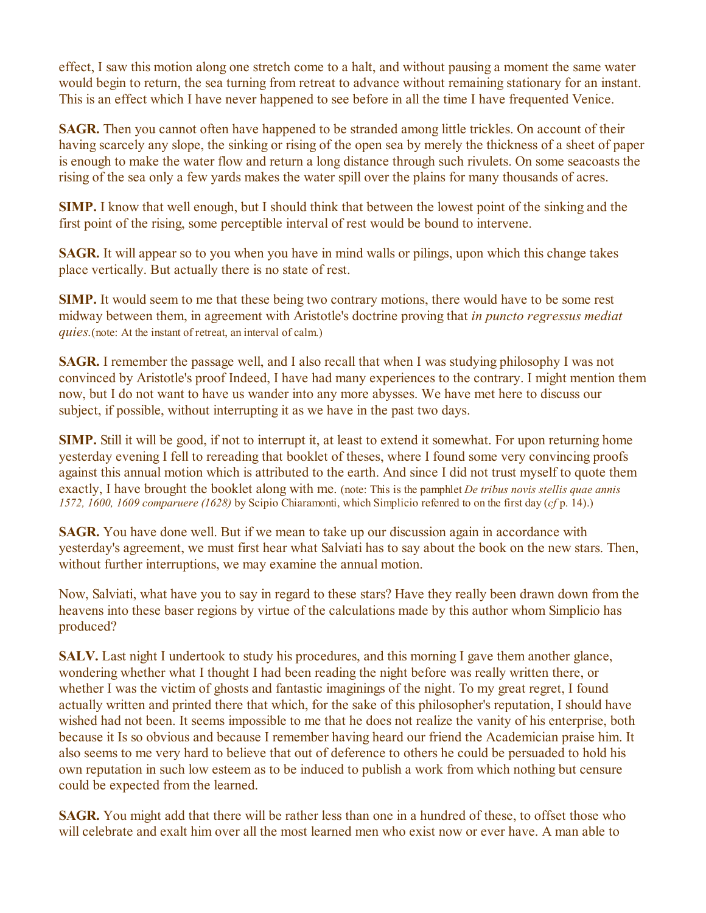effect, I saw this motion along one stretch come to a halt, and without pausing a moment the same water would begin to return, the sea turning from retreat to advance without remaining stationary for an instant. This is an effect which I have never happened to see before in all the time I have frequented Venice.

**SAGR.** Then you cannot often have happened to be stranded among little trickles. On account of their having scarcely any slope, the sinking or rising of the open sea by merely the thickness of a sheet of paper is enough to make the water flow and return a long distance through such rivulets. On some seacoasts the rising of the sea only a few yards makes the water spill over the plains for many thousands of acres.

**SIMP.** I know that well enough, but I should think that between the lowest point of the sinking and the first point of the rising, some perceptible interval of rest would be bound to intervene.

**SAGR.** It will appear so to you when you have in mind walls or pilings, upon which this change takes place vertically. But actually there is no state of rest.

**SIMP.** It would seem to me that these being two contrary motions, there would have to be some rest midway between them, in agreement with Aristotle's doctrine proving that *in puncto regressus mediat quies*.(note: At the instant of retreat, an interval of calm.)

**SAGR.** I remember the passage well, and I also recall that when I was studying philosophy I was not convinced by Aristotle's proof Indeed, I have had many experiences to the contrary. I might mention them now, but I do not want to have us wander into any more abysses. We have met here to discuss our subject, if possible, without interrupting it as we have in the past two days.

**SIMP.** Still it will be good, if not to interrupt it, at least to extend it somewhat. For upon returning home yesterday evening I fell to rereading that booklet of theses, where I found some very convincing proofs against this annual motion which is attributed to the earth. And since I did not trust myself to quote them exactly, I have brought the booklet along with me. (note: This is the pamphlet *De tribus novis stellis quae annis 1572, 1600, 1609 comparuere (1628)* by Scipio Chiaramonti, which Simplicio refenred to on the first day (*cf* p. 14).)

**SAGR.** You have done well. But if we mean to take up our discussion again in accordance with yesterday's agreement, we must first hear what Salviati has to say about the book on the new stars. Then, without further interruptions, we may examine the annual motion.

Now, Salviati, what have you to say in regard to these stars? Have they really been drawn down from the heavens into these baser regions by virtue of the calculations made by this author whom Simplicio has produced?

**SALV.** Last night I undertook to study his procedures, and this morning I gave them another glance, wondering whether what I thought I had been reading the night before was really written there, or whether I was the victim of ghosts and fantastic imaginings of the night. To my great regret, I found actually written and printed there that which, for the sake of this philosopher's reputation, I should have wished had not been. It seems impossible to me that he does not realize the vanity of his enterprise, both because it Is so obvious and because I remember having heard our friend the Academician praise him. It also seems to me very hard to believe that out of deference to others he could be persuaded to hold his own reputation in such low esteem as to be induced to publish a work from which nothing but censure could be expected from the learned.

**SAGR.** You might add that there will be rather less than one in a hundred of these, to offset those who will celebrate and exalt him over all the most learned men who exist now or ever have. A man able to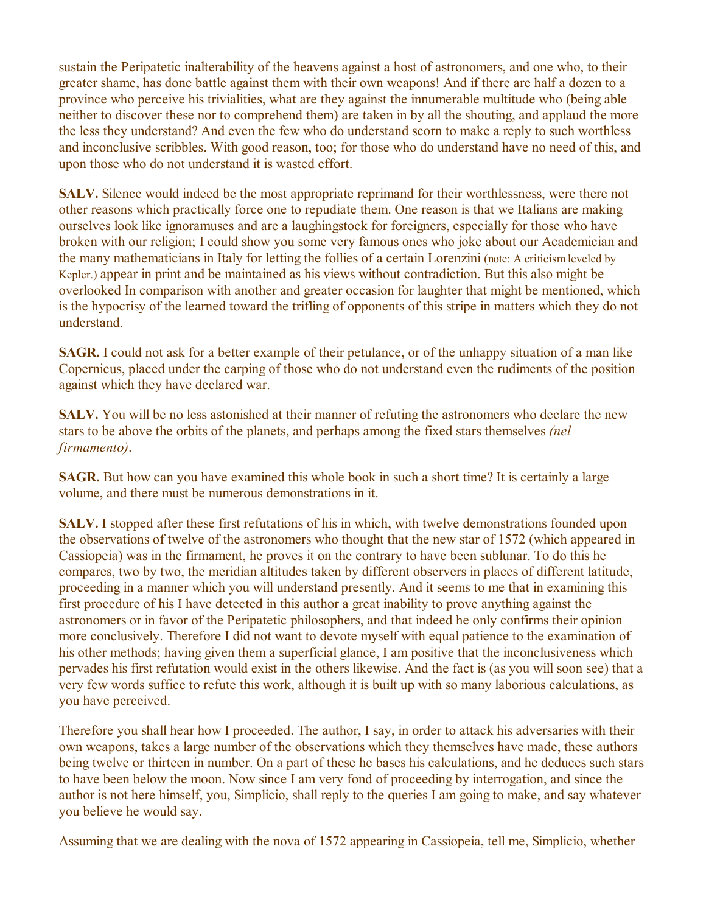sustain the Peripatetic inalterability of the heavens against a host of astronomers, and one who, to their greater shame, has done battle against them with their own weapons! And if there are half a dozen to a province who perceive his trivialities, what are they against the innumerable multitude who (being able neither to discover these nor to comprehend them) are taken in by all the shouting, and applaud the more the less they understand? And even the few who do understand scorn to make a reply to such worthless and inconclusive scribbles. With good reason, too; for those who do understand have no need of this, and upon those who do not understand it is wasted effort.

**SALV.** Silence would indeed be the most appropriate reprimand for their worthlessness, were there not other reasons which practically force one to repudiate them. One reason is that we Italians are making ourselves look like ignoramuses and are a laughingstock for foreigners, especially for those who have broken with our religion; I could show you some very famous ones who joke about our Academician and the many mathematicians in Italy for letting the follies of a certain Lorenzini (note: A criticism leveled by Kepler.) appear in print and be maintained as his views without contradiction. But this also might be overlooked In comparison with another and greater occasion for laughter that might be mentioned, which is the hypocrisy of the learned toward the trifling of opponents of this stripe in matters which they do not understand.

**SAGR.** I could not ask for a better example of their petulance, or of the unhappy situation of a man like Copernicus, placed under the carping of those who do not understand even the rudiments of the position against which they have declared war.

**SALV.** You will be no less astonished at their manner of refuting the astronomers who declare the new stars to be above the orbits of the planets, and perhaps among the fixed stars themselves *(nel firmamento)*.

**SAGR.** But how can you have examined this whole book in such a short time? It is certainly a large volume, and there must be numerous demonstrations in it.

**SALV.** I stopped after these first refutations of his in which, with twelve demonstrations founded upon the observations of twelve of the astronomers who thought that the new star of 1572 (which appeared in Cassiopeia) was in the firmament, he proves it on the contrary to have been sublunar. To do this he compares, two by two, the meridian altitudes taken by different observers in places of different latitude, proceeding in a manner which you will understand presently. And it seems to me that in examining this first procedure of his I have detected in this author a great inability to prove anything against the astronomers or in favor of the Peripatetic philosophers, and that indeed he only confirms their opinion more conclusively. Therefore I did not want to devote myself with equal patience to the examination of his other methods; having given them a superficial glance, I am positive that the inconclusiveness which pervades his first refutation would exist in the others likewise. And the fact is (as you will soon see) that a very few words suffice to refute this work, although it is built up with so many laborious calculations, as you have perceived.

Therefore you shall hear how I proceeded. The author, I say, in order to attack his adversaries with their own weapons, takes a large number of the observations which they themselves have made, these authors being twelve or thirteen in number. On a part of these he bases his calculations, and he deduces such stars to have been below the moon. Now since I am very fond of proceeding by interrogation, and since the author is not here himself, you, Simplicio, shall reply to the queries I am going to make, and say whatever you believe he would say.

Assuming that we are dealing with the nova of 1572 appearing in Cassiopeia, tell me, Simplicio, whether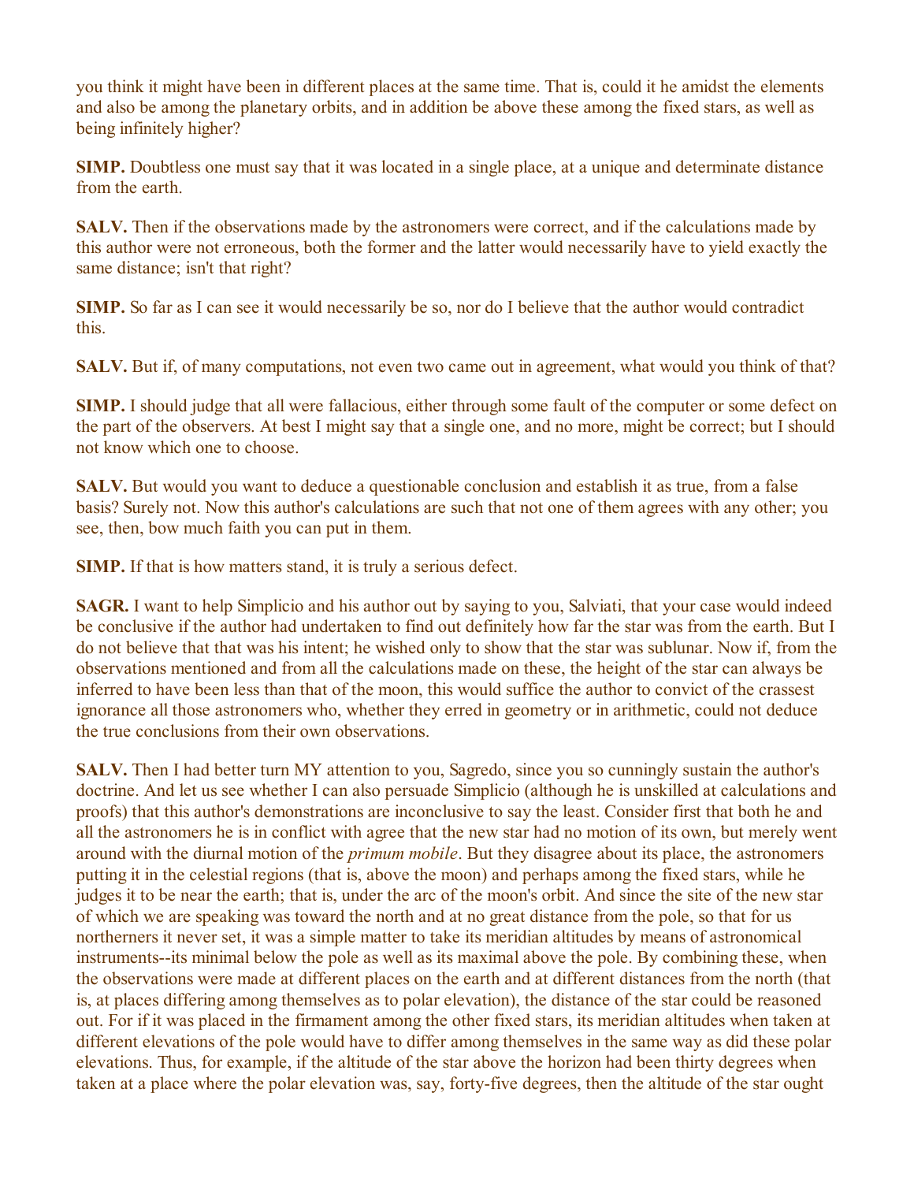you think it might have been in different places at the same time. That is, could it he amidst the elements and also be among the planetary orbits, and in addition be above these among the fixed stars, as well as being infinitely higher?

**SIMP.** Doubtless one must say that it was located in a single place, at a unique and determinate distance from the earth.

**SALV.** Then if the observations made by the astronomers were correct, and if the calculations made by this author were not erroneous, both the former and the latter would necessarily have to yield exactly the same distance; isn't that right?

**SIMP.** So far as I can see it would necessarily be so, nor do I believe that the author would contradict this.

**SALV.** But if, of many computations, not even two came out in agreement, what would you think of that?

**SIMP.** I should judge that all were fallacious, either through some fault of the computer or some defect on the part of the observers. At best I might say that a single one, and no more, might be correct; but I should not know which one to choose.

**SALV.** But would you want to deduce a questionable conclusion and establish it as true, from a false basis? Surely not. Now this author's calculations are such that not one of them agrees with any other; you see, then, bow much faith you can put in them.

**SIMP.** If that is how matters stand, it is truly a serious defect.

**SAGR.** I want to help Simplicio and his author out by saying to you, Salviati, that your case would indeed be conclusive if the author had undertaken to find out definitely how far the star was from the earth. But I do not believe that that was his intent; he wished only to show that the star was sublunar. Now if, from the observations mentioned and from all the calculations made on these, the height of the star can always be inferred to have been less than that of the moon, this would suffice the author to convict of the crassest ignorance all those astronomers who, whether they erred in geometry or in arithmetic, could not deduce the true conclusions from their own observations.

**SALV.** Then I had better turn MY attention to you, Sagredo, since you so cunningly sustain the author's doctrine. And let us see whether I can also persuade Simplicio (although he is unskilled at calculations and proofs) that this author's demonstrations are inconclusive to say the least. Consider first that both he and all the astronomers he is in conflict with agree that the new star had no motion of its own, but merely went around with the diurnal motion of the *primum mobile*. But they disagree about its place, the astronomers putting it in the celestial regions (that is, above the moon) and perhaps among the fixed stars, while he judges it to be near the earth; that is, under the arc of the moon's orbit. And since the site of the new star of which we are speaking was toward the north and at no great distance from the pole, so that for us northerners it never set, it was a simple matter to take its meridian altitudes by means of astronomical instruments--its minimal below the pole as well as its maximal above the pole. By combining these, when the observations were made at different places on the earth and at different distances from the north (that is, at places differing among themselves as to polar elevation), the distance of the star could be reasoned out. For if it was placed in the firmament among the other fixed stars, its meridian altitudes when taken at different elevations of the pole would have to differ among themselves in the same way as did these polar elevations. Thus, for example, if the altitude of the star above the horizon had been thirty degrees when taken at a place where the polar elevation was, say, forty-five degrees, then the altitude of the star ought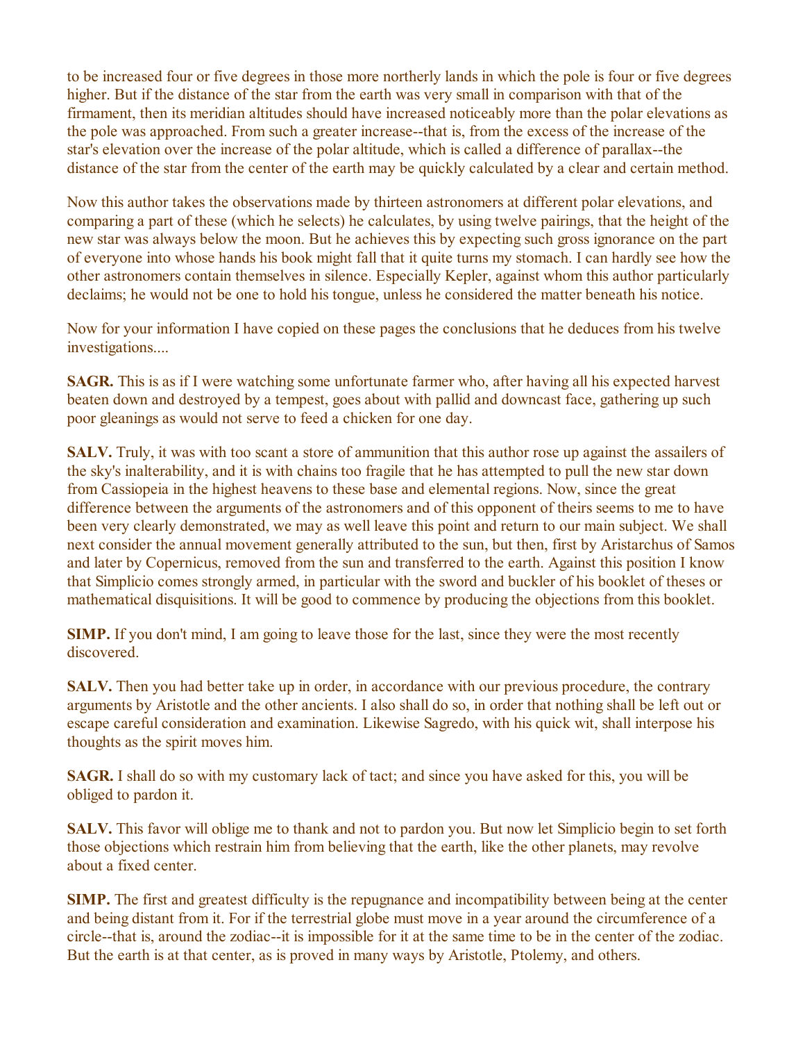to be increased four or five degrees in those more northerly lands in which the pole is four or five degrees higher. But if the distance of the star from the earth was very small in comparison with that of the firmament, then its meridian altitudes should have increased noticeably more than the polar elevations as the pole was approached. From such a greater increase--that is, from the excess of the increase of the star's elevation over the increase of the polar altitude, which is called a difference of parallax--the distance of the star from the center of the earth may be quickly calculated by a clear and certain method.

Now this author takes the observations made by thirteen astronomers at different polar elevations, and comparing a part of these (which he selects) he calculates, by using twelve pairings, that the height of the new star was always below the moon. But he achieves this by expecting such gross ignorance on the part of everyone into whose hands his book might fall that it quite turns my stomach. I can hardly see how the other astronomers contain themselves in silence. Especially Kepler, against whom this author particularly declaims; he would not be one to hold his tongue, unless he considered the matter beneath his notice.

Now for your information I have copied on these pages the conclusions that he deduces from his twelve investigations....

**SAGR.** This is as if I were watching some unfortunate farmer who, after having all his expected harvest beaten down and destroyed by a tempest, goes about with pallid and downcast face, gathering up such poor gleanings as would not serve to feed a chicken for one day.

**SALV.** Truly, it was with too scant a store of ammunition that this author rose up against the assailers of the sky's inalterability, and it is with chains too fragile that he has attempted to pull the new star down from Cassiopeia in the highest heavens to these base and elemental regions. Now, since the great difference between the arguments of the astronomers and of this opponent of theirs seems to me to have been very clearly demonstrated, we may as well leave this point and return to our main subject. We shall next consider the annual movement generally attributed to the sun, but then, first by Aristarchus of Samos and later by Copernicus, removed from the sun and transferred to the earth. Against this position I know that Simplicio comes strongly armed, in particular with the sword and buckler of his booklet of theses or mathematical disquisitions. It will be good to commence by producing the objections from this booklet.

**SIMP.** If you don't mind, I am going to leave those for the last, since they were the most recently discovered.

**SALV.** Then you had better take up in order, in accordance with our previous procedure, the contrary arguments by Aristotle and the other ancients. I also shall do so, in order that nothing shall be left out or escape careful consideration and examination. Likewise Sagredo, with his quick wit, shall interpose his thoughts as the spirit moves him.

**SAGR.** I shall do so with my customary lack of tact; and since you have asked for this, you will be obliged to pardon it.

**SALV.** This favor will oblige me to thank and not to pardon you. But now let Simplicio begin to set forth those objections which restrain him from believing that the earth, like the other planets, may revolve about a fixed center.

**SIMP.** The first and greatest difficulty is the repugnance and incompatibility between being at the center and being distant from it. For if the terrestrial globe must move in a year around the circumference of a circle--that is, around the zodiac--it is impossible for it at the same time to be in the center of the zodiac. But the earth is at that center, as is proved in many ways by Aristotle, Ptolemy, and others.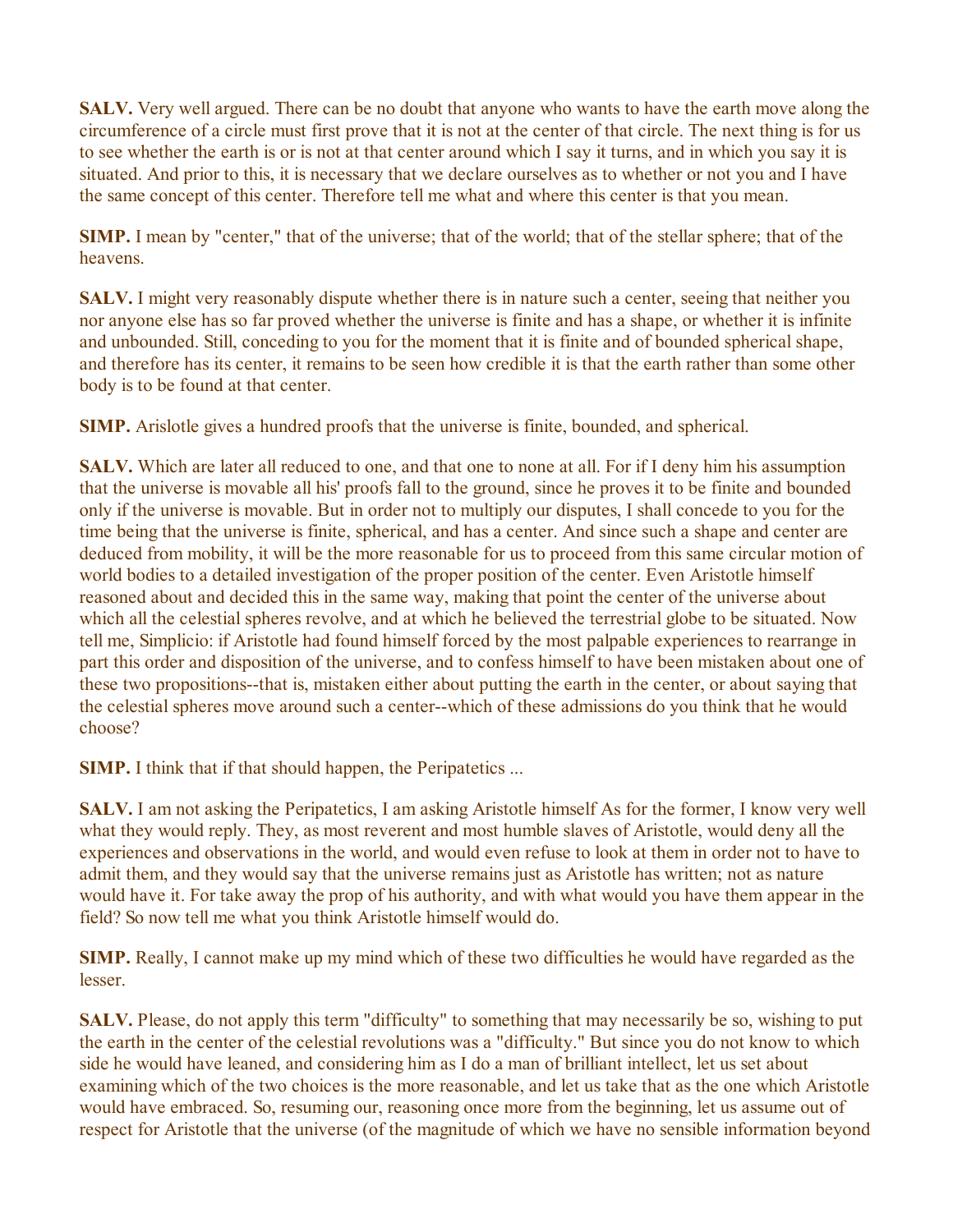**SALV.** Very well argued. There can be no doubt that anyone who wants to have the earth move along the circumference of a circle must first prove that it is not at the center of that circle. The next thing is for us to see whether the earth is or is not at that center around which I say it turns, and in which you say it is situated. And prior to this, it is necessary that we declare ourselves as to whether or not you and I have the same concept of this center. Therefore tell me what and where this center is that you mean.

**SIMP.** I mean by "center," that of the universe; that of the world; that of the stellar sphere; that of the heavens.

**SALV.** I might very reasonably dispute whether there is in nature such a center, seeing that neither you nor anyone else has so far proved whether the universe is finite and has a shape, or whether it is infinite and unbounded. Still, conceding to you for the moment that it is finite and of bounded spherical shape, and therefore has its center, it remains to be seen how credible it is that the earth rather than some other body is to be found at that center.

**SIMP.** Arislotle gives a hundred proofs that the universe is finite, bounded, and spherical.

**SALV.** Which are later all reduced to one, and that one to none at all. For if I deny him his assumption that the universe is movable all his' proofs fall to the ground, since he proves it to be finite and bounded only if the universe is movable. But in order not to multiply our disputes, I shall concede to you for the time being that the universe is finite, spherical, and has a center. And since such a shape and center are deduced from mobility, it will be the more reasonable for us to proceed from this same circular motion of world bodies to a detailed investigation of the proper position of the center. Even Aristotle himself reasoned about and decided this in the same way, making that point the center of the universe about which all the celestial spheres revolve, and at which he believed the terrestrial globe to be situated. Now tell me, Simplicio: if Aristotle had found himself forced by the most palpable experiences to rearrange in part this order and disposition of the universe, and to confess himself to have been mistaken about one of these two propositions--that is, mistaken either about putting the earth in the center, or about saying that the celestial spheres move around such a center--which of these admissions do you think that he would choose?

**SIMP.** I think that if that should happen, the Peripatetics ...

**SALV.** I am not asking the Peripatetics, I am asking Aristotle himself As for the former, I know very well what they would reply. They, as most reverent and most humble slaves of Aristotle, would deny all the experiences and observations in the world, and would even refuse to look at them in order not to have to admit them, and they would say that the universe remains just as Aristotle has written; not as nature would have it. For take away the prop of his authority, and with what would you have them appear in the field? So now tell me what you think Aristotle himself would do.

**SIMP.** Really, I cannot make up my mind which of these two difficulties he would have regarded as the lesser.

**SALV.** Please, do not apply this term "difficulty" to something that may necessarily be so, wishing to put the earth in the center of the celestial revolutions was a "difficulty." But since you do not know to which side he would have leaned, and considering him as I do a man of brilliant intellect, let us set about examining which of the two choices is the more reasonable, and let us take that as the one which Aristotle would have embraced. So, resuming our, reasoning once more from the beginning, let us assume out of respect for Aristotle that the universe (of the magnitude of which we have no sensible information beyond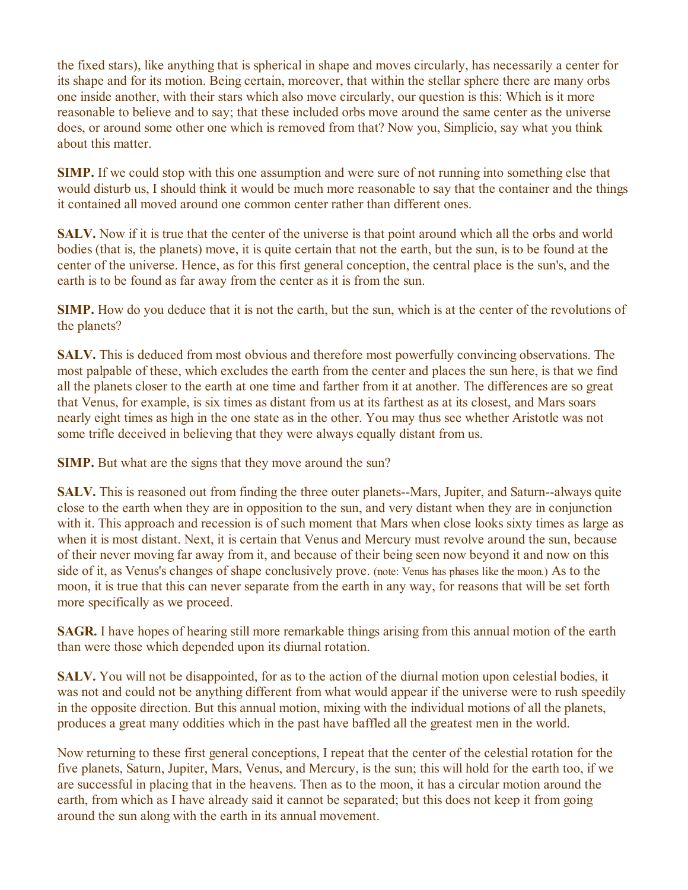the fixed stars), like anything that is spherical in shape and moves circularly, has necessarily a center for its shape and for its motion. Being certain, moreover, that within the stellar sphere there are many orbs one inside another, with their stars which also move circularly, our question is this: Which is it more reasonable to believe and to say; that these included orbs move around the same center as the universe does, or around some other one which is removed from that? Now you, Simplicio, say what you think about this matter.

**SIMP.** If we could stop with this one assumption and were sure of not running into something else that would disturb us, I should think it would be much more reasonable to say that the container and the things it contained all moved around one common center rather than different ones.

**SALV.** Now if it is true that the center of the universe is that point around which all the orbs and world bodies (that is, the planets) move, it is quite certain that not the earth, but the sun, is to be found at the center of the universe. Hence, as for this first general conception, the central place is the sun's, and the earth is to be found as far away from the center as it is from the sun.

**SIMP.** How do you deduce that it is not the earth, but the sun, which is at the center of the revolutions of the planets?

**SALV.** This is deduced from most obvious and therefore most powerfully convincing observations. The most palpable of these, which excludes the earth from the center and places the sun here, is that we find all the planets closer to the earth at one time and farther from it at another. The differences are so great that Venus, for example, is six times as distant from us at its farthest as at its closest, and Mars soars nearly eight times as high in the one state as in the other. You may thus see whether Aristotle was not some trifle deceived in believing that they were always equally distant from us.

**SIMP.** But what are the signs that they move around the sun?

**SALV.** This is reasoned out from finding the three outer planets--Mars, Jupiter, and Saturn--always quite close to the earth when they are in opposition to the sun, and very distant when they are in conjunction with it. This approach and recession is of such moment that Mars when close looks sixty times as large as when it is most distant. Next, it is certain that Venus and Mercury must revolve around the sun, because of their never moving far away from it, and because of their being seen now beyond it and now on this side of it, as Venus's changes of shape conclusively prove. (note: Venus has phases like the moon.) As to the moon, it is true that this can never separate from the earth in any way, for reasons that will be set forth more specifically as we proceed.

**SAGR.** I have hopes of hearing still more remarkable things arising from this annual motion of the earth than were those which depended upon its diurnal rotation.

**SALV.** You will not be disappointed, for as to the action of the diurnal motion upon celestial bodies, it was not and could not be anything different from what would appear if the universe were to rush speedily in the opposite direction. But this annual motion, mixing with the individual motions of all the planets, produces a great many oddities which in the past have baffled all the greatest men in the world.

Now returning to these first general conceptions, I repeat that the center of the celestial rotation for the five planets, Saturn, Jupiter, Mars, Venus, and Mercury, is the sun; this will hold for the earth too, if we are successful in placing that in the heavens. Then as to the moon, it has a circular motion around the earth, from which as I have already said it cannot be separated; but this does not keep it from going around the sun along with the earth in its annual movement.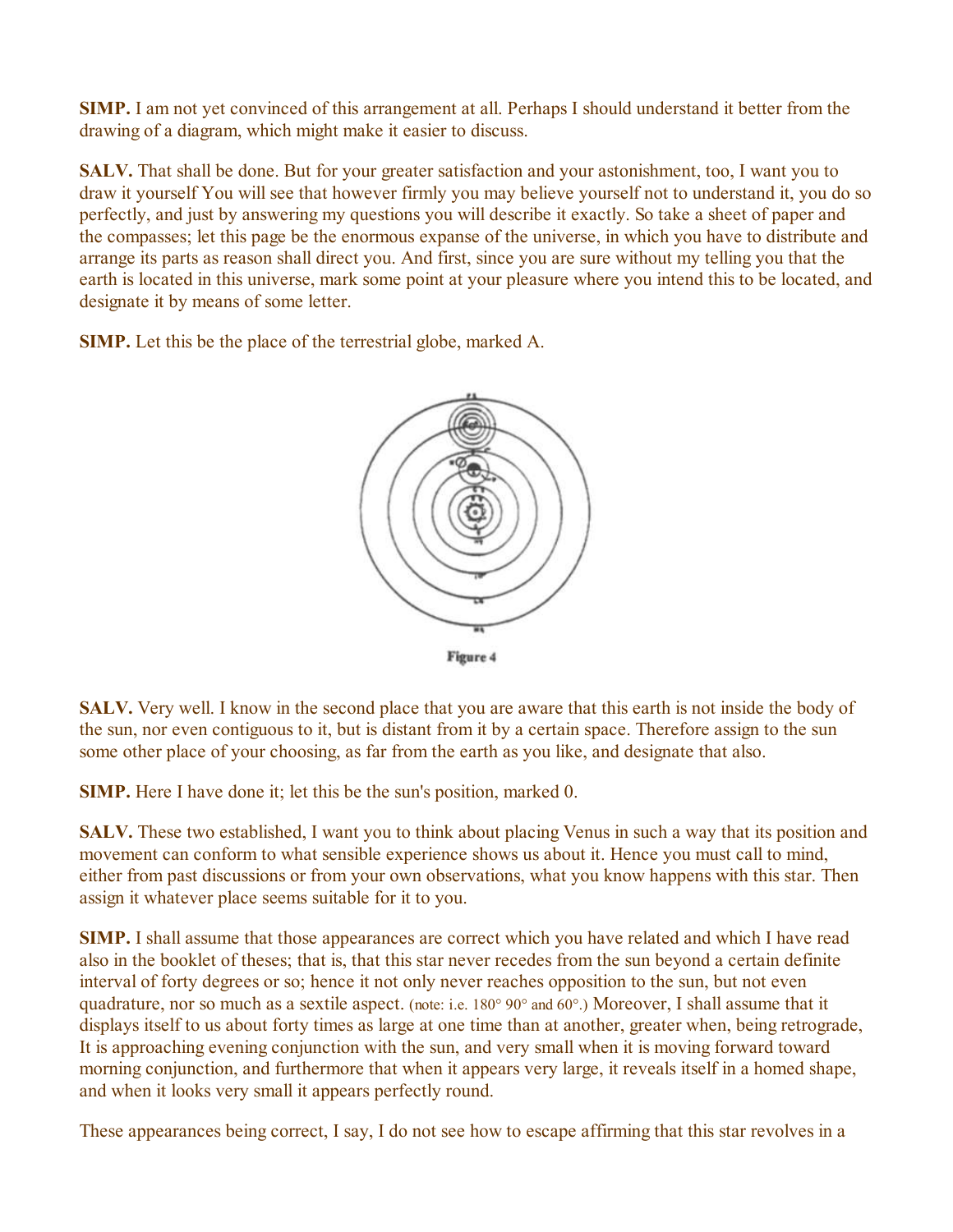**SIMP.** I am not yet convinced of this arrangement at all. Perhaps I should understand it better from the drawing of a diagram, which might make it easier to discuss.

**SALV.** That shall be done. But for your greater satisfaction and your astonishment, too, I want you to draw it yourself You will see that however firmly you may believe yourself not to understand it, you do so perfectly, and just by answering my questions you will describe it exactly. So take a sheet of paper and the compasses; let this page be the enormous expanse of the universe, in which you have to distribute and arrange its parts as reason shall direct you. And first, since you are sure without my telling you that the earth is located in this universe, mark some point at your pleasure where you intend this to be located, and designate it by means of some letter.

**SIMP.** Let this be the place of the terrestrial globe, marked A.

Figure 4

**SALV.** Very well. I know in the second place that you are aware that this earth is not inside the body of the sun, nor even contiguous to it, but is distant from it by a certain space. Therefore assign to the sun some other place of your choosing, as far from the earth as you like, and designate that also.

**SIMP.** Here I have done it; let this be the sun's position, marked 0.

**SALV.** These two established, I want you to think about placing Venus in such a way that its position and movement can conform to what sensible experience shows us about it. Hence you must call to mind, either from past discussions or from your own observations, what you know happens with this star. Then assign it whatever place seems suitable for it to you.

**SIMP.** I shall assume that those appearances are correct which you have related and which I have read also in the booklet of theses; that is, that this star never recedes from the sun beyond a certain definite interval of forty degrees or so; hence it not only never reaches opposition to the sun, but not even quadrature, nor so much as a sextile aspect. (note: i.e. 180° 90° and 60°.) Moreover, I shall assume that it displays itself to us about forty times as large at one time than at another, greater when, being retrograde, It is approaching evening conjunction with the sun, and very small when it is moving forward toward morning conjunction, and furthermore that when it appears very large, it reveals itself in a homed shape, and when it looks very small it appears perfectly round.

These appearances being correct, I say, I do not see how to escape affirming that this star revolves in a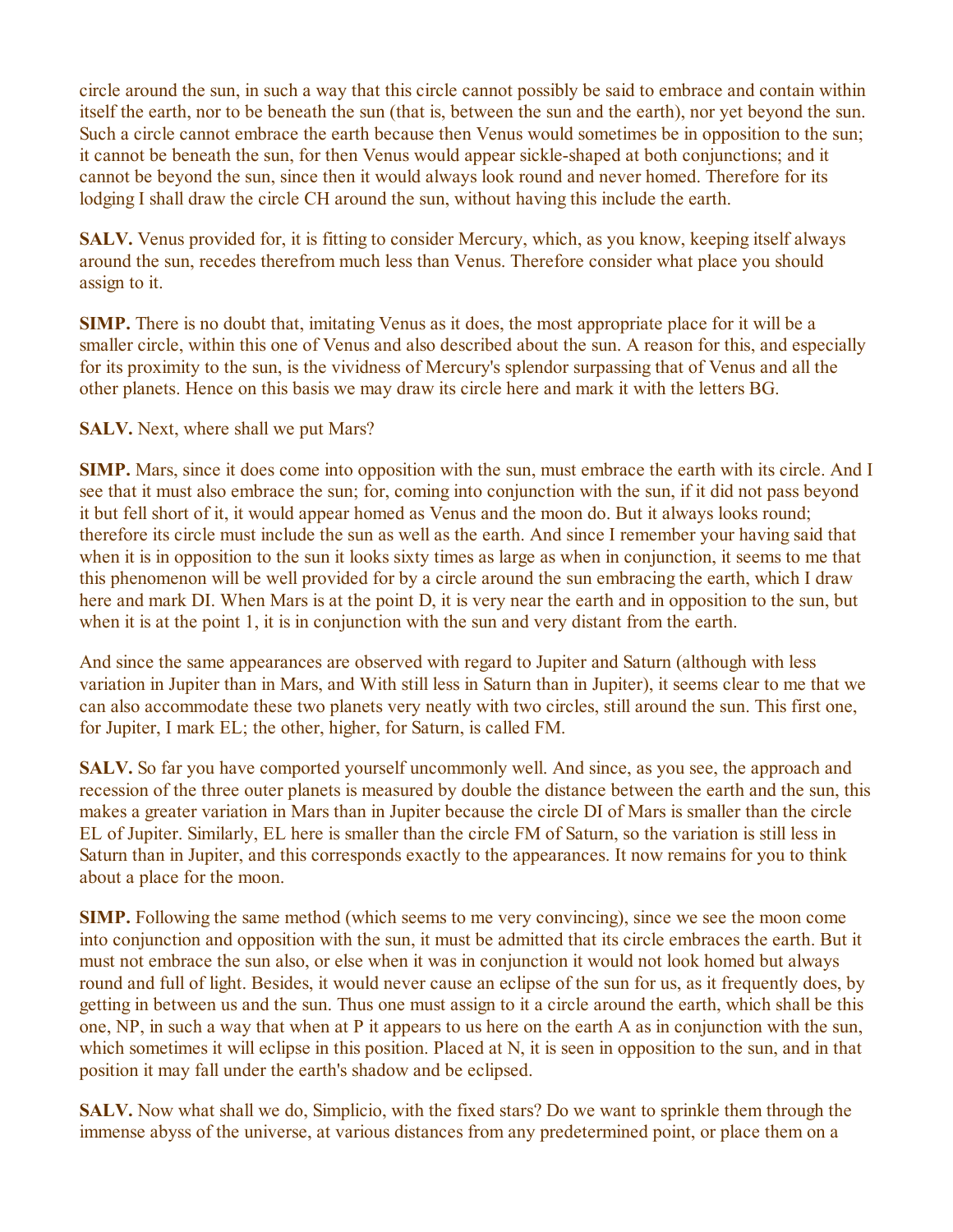circle around the sun, in such a way that this circle cannot possibly be said to embrace and contain within itself the earth, nor to be beneath the sun (that is, between the sun and the earth), nor yet beyond the sun. Such a circle cannot embrace the earth because then Venus would sometimes be in opposition to the sun; it cannot be beneath the sun, for then Venus would appear sickle-shaped at both conjunctions; and it cannot be beyond the sun, since then it would always look round and never homed. Therefore for its lodging I shall draw the circle CH around the sun, without having this include the earth.

**SALV.** Venus provided for, it is fitting to consider Mercury, which, as you know, keeping itself always around the sun, recedes therefrom much less than Venus. Therefore consider what place you should assign to it.

**SIMP.** There is no doubt that, imitating Venus as it does, the most appropriate place for it will be a smaller circle, within this one of Venus and also described about the sun. A reason for this, and especially for its proximity to the sun, is the vividness of Mercury's splendor surpassing that of Venus and all the other planets. Hence on this basis we may draw its circle here and mark it with the letters BG.

**SALV.** Next, where shall we put Mars?

**SIMP.** Mars, since it does come into opposition with the sun, must embrace the earth with its circle. And I see that it must also embrace the sun; for, coming into conjunction with the sun, if it did not pass beyond it but fell short of it, it would appear homed as Venus and the moon do. But it always looks round; therefore its circle must include the sun as well as the earth. And since I remember your having said that when it is in opposition to the sun it looks sixty times as large as when in conjunction, it seems to me that this phenomenon will be well provided for by a circle around the sun embracing the earth, which I draw here and mark DI. When Mars is at the point D, it is very near the earth and in opposition to the sun, but when it is at the point 1, it is in conjunction with the sun and very distant from the earth.

And since the same appearances are observed with regard to Jupiter and Saturn (although with less variation in Jupiter than in Mars, and With still less in Saturn than in Jupiter), it seems clear to me that we can also accommodate these two planets very neatly with two circles, still around the sun. This first one, for Jupiter, I mark EL; the other, higher, for Saturn, is called FM.

**SALV.** So far you have comported yourself uncommonly well. And since, as you see, the approach and recession of the three outer planets is measured by double the distance between the earth and the sun, this makes a greater variation in Mars than in Jupiter because the circle DI of Mars is smaller than the circle EL of Jupiter. Similarly, EL here is smaller than the circle FM of Saturn, so the variation is still less in Saturn than in Jupiter, and this corresponds exactly to the appearances. It now remains for you to think about a place for the moon.

**SIMP.** Following the same method (which seems to me very convincing), since we see the moon come into conjunction and opposition with the sun, it must be admitted that its circle embraces the earth. But it must not embrace the sun also, or else when it was in conjunction it would not look homed but always round and full of light. Besides, it would never cause an eclipse of the sun for us, as it frequently does, by getting in between us and the sun. Thus one must assign to it a circle around the earth, which shall be this one, NP, in such a way that when at P it appears to us here on the earth A as in conjunction with the sun, which sometimes it will eclipse in this position. Placed at N, it is seen in opposition to the sun, and in that position it may fall under the earth's shadow and be eclipsed.

**SALV.** Now what shall we do, Simplicio, with the fixed stars? Do we want to sprinkle them through the immense abyss of the universe, at various distances from any predetermined point, or place them on a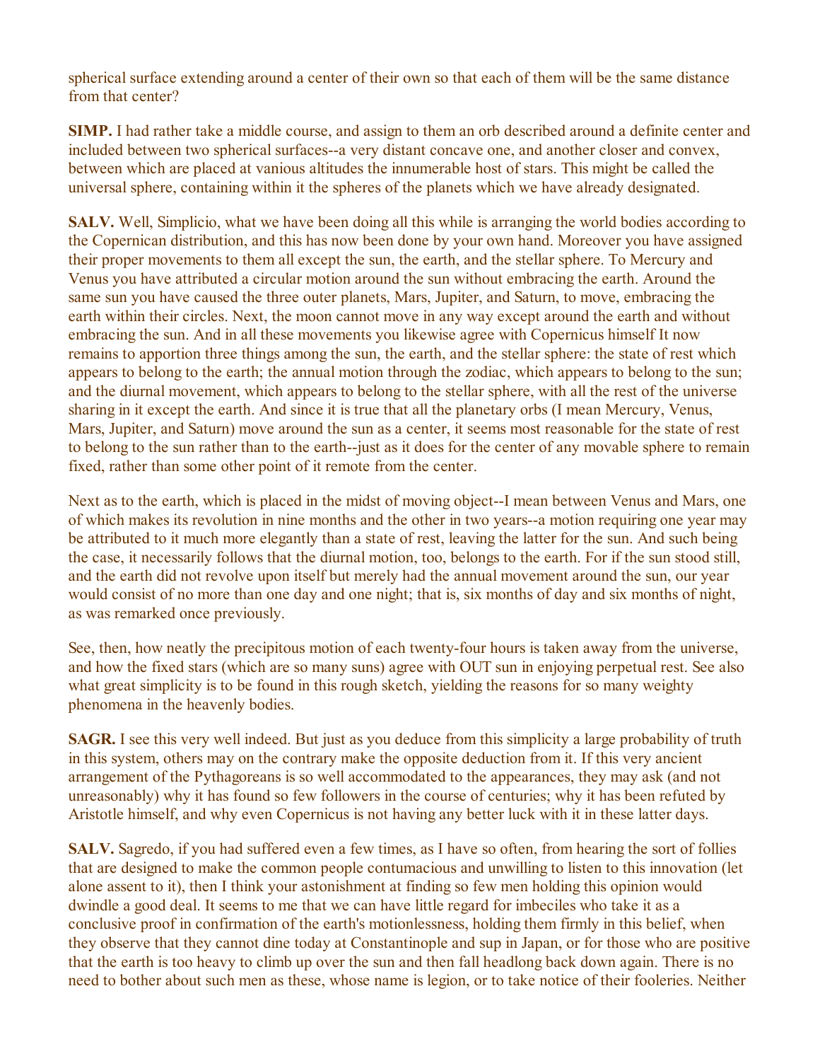spherical surface extending around a center of their own so that each of them will be the same distance from that center?

**SIMP.** I had rather take a middle course, and assign to them an orb described around a definite center and included between two spherical surfaces--a very distant concave one, and another closer and convex, between which are placed at various altitudes the innumerable host of stars. This might be called the universal sphere, containing within it the spheres of the planets which we have already designated.

**SALV.** Well, Simplicio, what we have been doing all this while is arranging the world bodies according to the Copernican distribution, and this has now been done by your own hand. Moreover you have assigned their proper movements to them all except the sun, the earth, and the stellar sphere. To Mercury and Venus you have attributed a circular motion around the sun without embracing the earth. Around the same sun you have caused the three outer planets, Mars, Jupiter, and Saturn, to move, embracing the earth within their circles. Next, the moon cannot move in any way except around the earth and without embracing the sun. And in all these movements you likewise agree with Copernicus himself It now remains to apportion three things among the sun, the earth, and the stellar sphere: the state of rest which appears to belong to the earth; the annual motion through the zodiac, which appears to belong to the sun; and the diurnal movement, which appears to belong to the stellar sphere, with all the rest of the universe sharing in it except the earth. And since it is true that all the planetary orbs (I mean Mercury, Venus, Mars, Jupiter, and Saturn) move around the sun as a center, it seems most reasonable for the state of rest to belong to the sun rather than to the earth--just as it does for the center of any movable sphere to remain fixed, rather than some other point of it remote from the center.

Next as to the earth, which is placed in the midst of moving object--I mean between Venus and Mars, one of which makes its revolution in nine months and the other in two years--a motion requiring one year may be attributed to it much more elegantly than a state of rest, leaving the latter for the sun. And such being the case, it necessarily follows that the diurnal motion, too, belongs to the earth. For if the sun stood still, and the earth did not revolve upon itself but merely had the annual movement around the sun, our year would consist of no more than one day and one night; that is, six months of day and six months of night, as was remarked once previously.

See, then, how neatly the precipitous motion of each twenty-four hours is taken away from the universe, and how the fixed stars (which are so many suns) agree with OUT sun in enjoying perpetual rest. See also what great simplicity is to be found in this rough sketch, yielding the reasons for so many weighty phenomena in the heavenly bodies.

**SAGR.** I see this very well indeed. But just as you deduce from this simplicity a large probability of truth in this system, others may on the contrary make the opposite deduction from it. If this very ancient arrangement of the Pythagoreans is so well accommodated to the appearances, they may ask (and not unreasonably) why it has found so few followers in the course of centuries; why it has been refuted by Aristotle himself, and why even Copernicus is not having any better luck with it in these latter days.

**SALV.** Sagredo, if you had suffered even a few times, as I have so often, from hearing the sort of follies that are designed to make the common people contumacious and unwilling to listen to this innovation (let alone assent to it), then I think your astonishment at finding so few men holding this opinion would dwindle a good deal. It seems to me that we can have little regard for imbeciles who take it as a conclusive proof in confirmation of the earth's motionlessness, holding them firmly in this belief, when they observe that they cannot dine today at Constantinople and sup in Japan, or for those who are positive that the earth is too heavy to climb up over the sun and then fall headlong back down again. There is no need to bother about such men as these, whose name is legion, or to take notice of their fooleries. Neither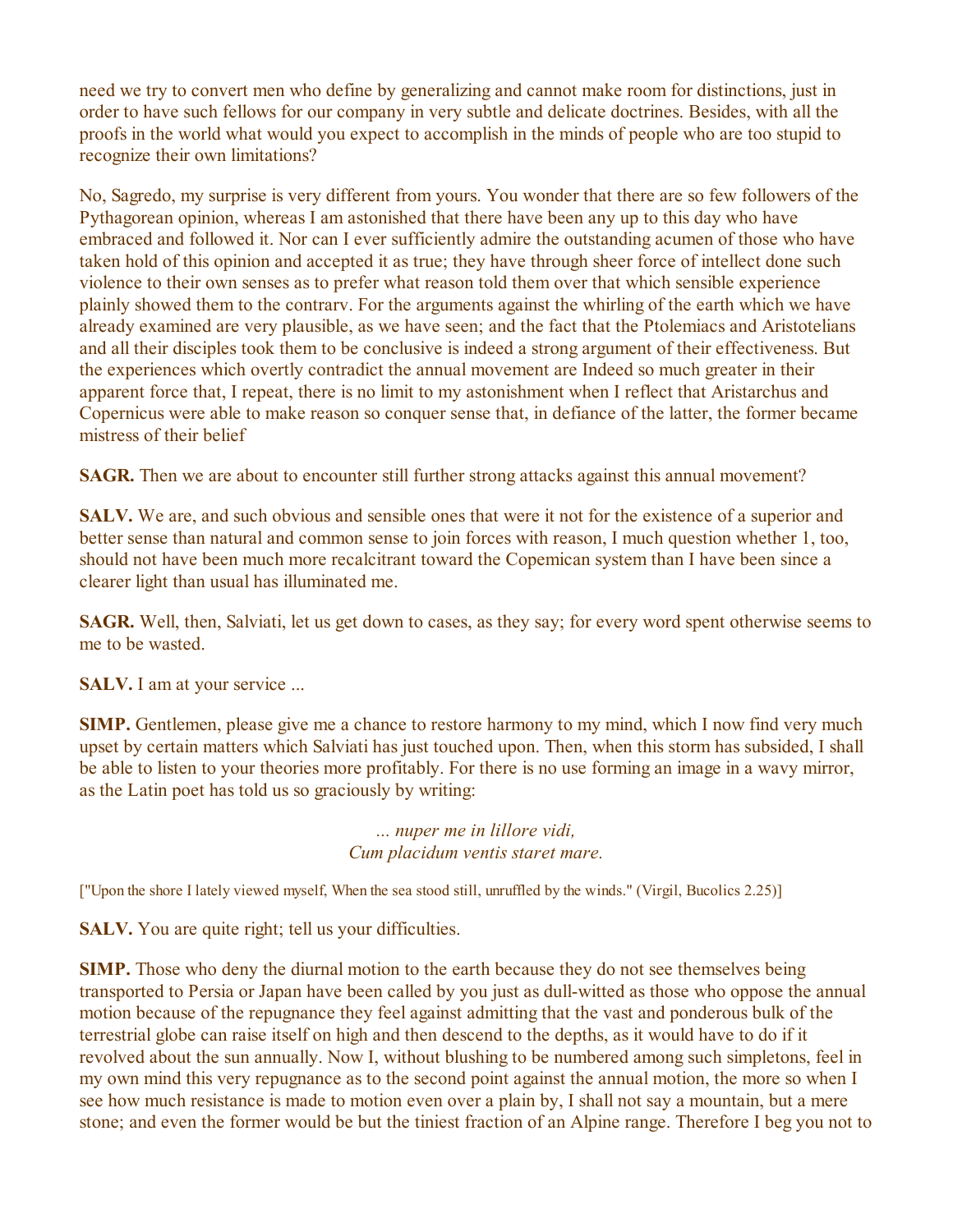need we try to convert men who define by generalizing and cannot make room for distinctions, just in order to have such fellows for our company in very subtle and delicate doctrines. Besides, with all the proofs in the world what would you expect to accomplish in the minds of people who are too stupid to recognize their own limitations?

No, Sagredo, my surprise is very different from yours. You wonder that there are so few followers of the Pythagorean opinion, whereas I am astonished that there have been any up to this day who have embraced and followed it. Nor can I ever sufficiently admire the outstanding acumen of those who have taken hold of this opinion and accepted it as true; they have through sheer force of intellect done such violence to their own senses as to prefer what reason told them over that which sensible experience plainly showed them to the contrarv. For the arguments against the whirling of the earth which we have already examined are very plausible, as we have seen; and the fact that the Ptolemiacs and Aristotelians and all their disciples took them to be conclusive is indeed a strong argument of their effectiveness. But the experiences which overtly contradict the annual movement are Indeed so much greater in their apparent force that, I repeat, there is no limit to my astonishment when I reflect that Aristarchus and Copernicus were able to make reason so conquer sense that, in defiance of the latter, the former became mistress of their belief

**SAGR.** Then we are about to encounter still further strong attacks against this annual movement?

**SALV.** We are, and such obvious and sensible ones that were it not for the existence of a superior and better sense than natural and common sense to join forces with reason, I much question whether 1, too, should not have been much more recalcitrant toward the Copemican system than I have been since a clearer light than usual has illuminated me.

**SAGR.** Well, then, Salviati, let us get down to cases, as they say; for every word spent otherwise seems to me to be wasted.

**SALV.** I am at your service ...

**SIMP.** Gentlemen, please give me a chance to restore harmony to my mind, which I now find very much upset by certain matters which Salviati has just touched upon. Then, when this storm has subsided, I shall be able to listen to your theories more profitably. For there is no use forming an image in a wavy mirror, as the Latin poet has told us so graciously by writing:

*... nuper me in lillore vidi,*
*Cum placidum ventis staret mare.*

["Upon the shore I lately viewed myself, When the sea stood still, unruffled by the winds." (Virgil, Bucolics 2.25)]

**SALV.** You are quite right; tell us your difficulties.

**SIMP.** Those who deny the diurnal motion to the earth because they do not see themselves being transported to Persia or Japan have been called by you just as dull-witted as those who oppose the annual motion because of the repugnance they feel against admitting that the vast and ponderous bulk of the terrestrial globe can raise itself on high and then descend to the depths, as it would have to do if it revolved about the sun annually. Now I, without blushing to be numbered among such simpletons, feel in my own mind this very repugnance as to the second point against the annual motion, the more so when I see how much resistance is made to motion even over a plain by, I shall not say a mountain, but a mere stone; and even the former would be but the tiniest fraction of an Alpine range. Therefore I beg you not to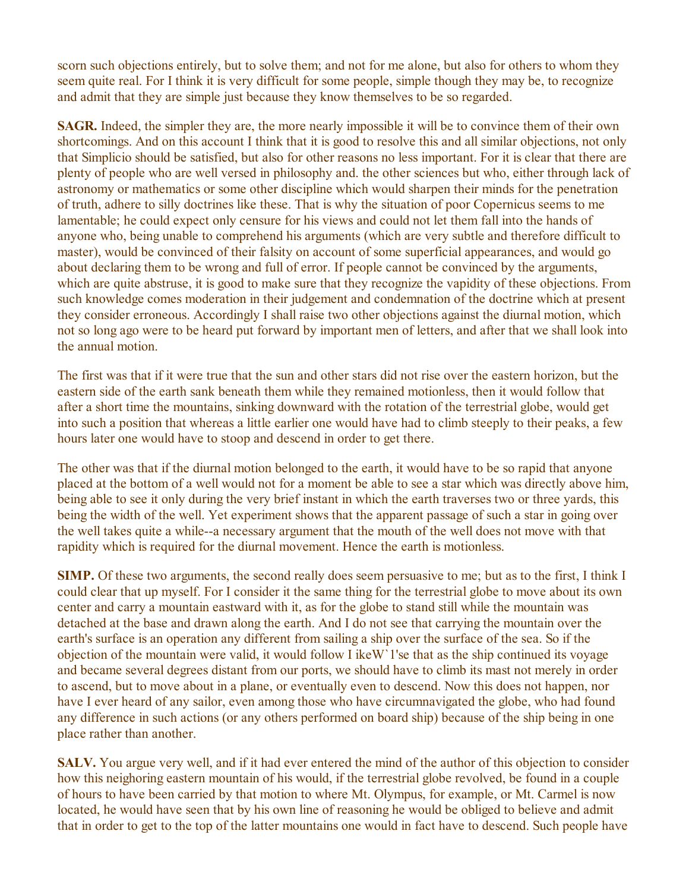scorn such objections entirely, but to solve them; and not for me alone, but also for others to whom they seem quite real. For I think it is very difficult for some people, simple though they may be, to recognize and admit that they are simple just because they know themselves to be so regarded.

**SAGR.** Indeed, the simpler they are, the more nearly impossible it will be to convince them of their own shortcomings. And on this account I think that it is good to resolve this and all similar objections, not only that Simplicio should be satisfied, but also for other reasons no less important. For it is clear that there are plenty of people who are well versed in philosophy and. the other sciences but who, either through lack of astronomy or mathematics or some other discipline which would sharpen their minds for the penetration of truth, adhere to silly doctrines like these. That is why the situation of poor Copernicus seems to me lamentable; he could expect only censure for his views and could not let them fall into the hands of anyone who, being unable to comprehend his arguments (which are very subtle and therefore difficult to master), would be convinced of their falsity on account of some superficial appearances, and would go about declaring them to be wrong and full of error. If people cannot be convinced by the arguments, which are quite abstruse, it is good to make sure that they recognize the vapidity of these objections. From such knowledge comes moderation in their judgement and condemnation of the doctrine which at present they consider erroneous. Accordingly I shall raise two other objections against the diurnal motion, which not so long ago were to be heard put forward by important men of letters, and after that we shall look into the annual motion.

The first was that if it were true that the sun and other stars did not rise over the eastern horizon, but the eastern side of the earth sank beneath them while they remained motionless, then it would follow that after a short time the mountains, sinking downward with the rotation of the terrestrial globe, would get into such a position that whereas a little earlier one would have had to climb steeply to their peaks, a few hours later one would have to stoop and descend in order to get there.

The other was that if the diurnal motion belonged to the earth, it would have to be so rapid that anyone placed at the bottom of a well would not for a moment be able to see a star which was directly above him, being able to see it only during the very brief instant in which the earth traverses two or three yards, this being the width of the well. Yet experiment shows that the apparent passage of such a star in going over the well takes quite a while--a necessary argument that the mouth of the well does not move with that rapidity which is required for the diurnal movement. Hence the earth is motionless.

**SIMP.** Of these two arguments, the second really does seem persuasive to me; but as to the first, I think I could clear that up myself. For I consider it the same thing for the terrestrial globe to move about its own center and carry a mountain eastward with it, as for the globe to stand still while the mountain was detached at the base and drawn along the earth. And I do not see that carrying the mountain over the earth's surface is an operation any different from sailing a ship over the surface of the sea. So if the objection of the mountain were valid, it would follow I ikeW`1'se that as the ship continued its voyage and became several degrees distant from our ports, we should have to climb its mast not merely in order to ascend, but to move about in a plane, or eventually even to descend. Now this does not happen, nor have I ever heard of any sailor, even among those who have circumnavigated the globe, who had found any difference in such actions (or any others performed on board ship) because of the ship being in one place rather than another.

**SALV.** You argue very well, and if it had ever entered the mind of the author of this objection to consider how this neighoring eastern mountain of his would, if the terrestrial globe revolved, be found in a couple of hours to have been carried by that motion to where Mt. Olympus, for example, or Mt. Carmel is now located, he would have seen that by his own line of reasoning he would be obliged to believe and admit that in order to get to the top of the latter mountains one would in fact have to descend. Such people have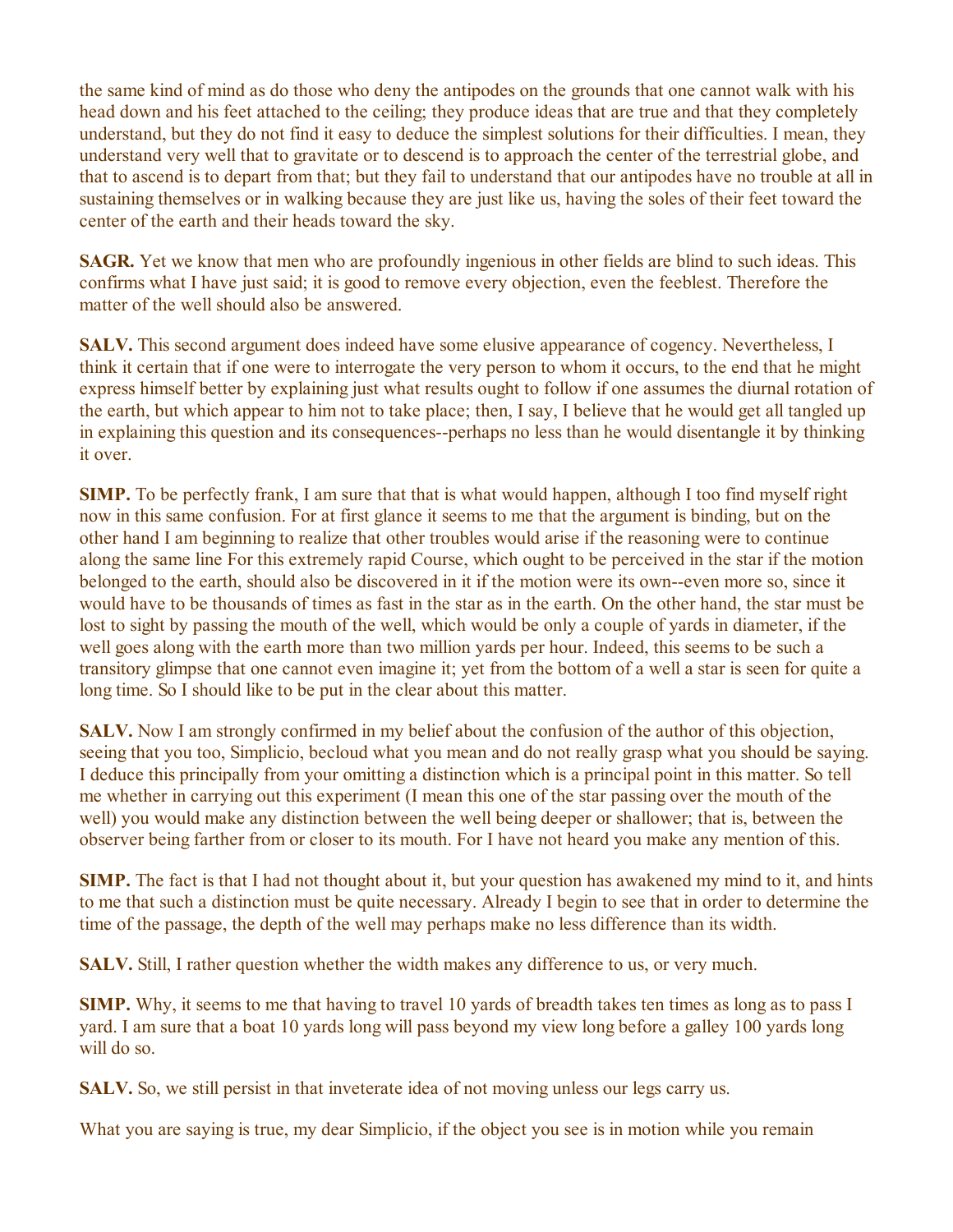the same kind of mind as do those who deny the antipodes on the grounds that one cannot walk with his head down and his feet attached to the ceiling; they produce ideas that are true and that they completely understand, but they do not find it easy to deduce the simplest solutions for their difficulties. I mean, they understand very well that to gravitate or to descend is to approach the center of the terrestrial globe, and that to ascend is to depart from that; but they fail to understand that our antipodes have no trouble at all in sustaining themselves or in walking because they are just like us, having the soles of their feet toward the center of the earth and their heads toward the sky.

**SAGR.** Yet we know that men who are profoundly ingenious in other fields are blind to such ideas. This confirms what I have just said; it is good to remove every objection, even the feeblest. Therefore the matter of the well should also be answered.

**SALV.** This second argument does indeed have some elusive appearance of cogency. Nevertheless, I think it certain that if one were to interrogate the very person to whom it occurs, to the end that he might express himself better by explaining just what results ought to follow if one assumes the diurnal rotation of the earth, but which appear to him not to take place; then, I say, I believe that he would get all tangled up in explaining this question and its consequences--perhaps no less than he would disentangle it by thinking it over.

**SIMP.** To be perfectly frank, I am sure that that is what would happen, although I too find myself right now in this same confusion. For at first glance it seems to me that the argument is binding, but on the other hand I am beginning to realize that other troubles would arise if the reasoning were to continue along the same line For this extremely rapid Course, which ought to be perceived in the star if the motion belonged to the earth, should also be discovered in it if the motion were its own--even more so, since it would have to be thousands of times as fast in the star as in the earth. On the other hand, the star must be lost to sight by passing the mouth of the well, which would be only a couple of yards in diameter, if the well goes along with the earth more than two million yards per hour. Indeed, this seems to be such a transitory glimpse that one cannot even imagine it; yet from the bottom of a well a star is seen for quite a long time. So I should like to be put in the clear about this matter.

**SALV.** Now I am strongly confirmed in my belief about the confusion of the author of this objection, seeing that you too, Simplicio, becloud what you mean and do not really grasp what you should be saying. I deduce this principally from your omitting a distinction which is a principal point in this matter. So tell me whether in carrying out this experiment (I mean this one of the star passing over the mouth of the well) you would make any distinction between the well being deeper or shallower; that is, between the observer being farther from or closer to its mouth. For I have not heard you make any mention of this.

**SIMP.** The fact is that I had not thought about it, but your question has awakened my mind to it, and hints to me that such a distinction must be quite necessary. Already I begin to see that in order to determine the time of the passage, the depth of the well may perhaps make no less difference than its width.

**SALV.** Still, I rather question whether the width makes any difference to us, or very much.

**SIMP.** Why, it seems to me that having to travel 10 yards of breadth takes ten times as long as to pass I yard. I am sure that a boat 10 yards long will pass beyond my view long before a galley 100 yards long will do so.

**SALV.** So, we still persist in that inveterate idea of not moving unless our legs carry us.

What you are saying is true, my dear Simplicio, if the object you see is in motion while you remain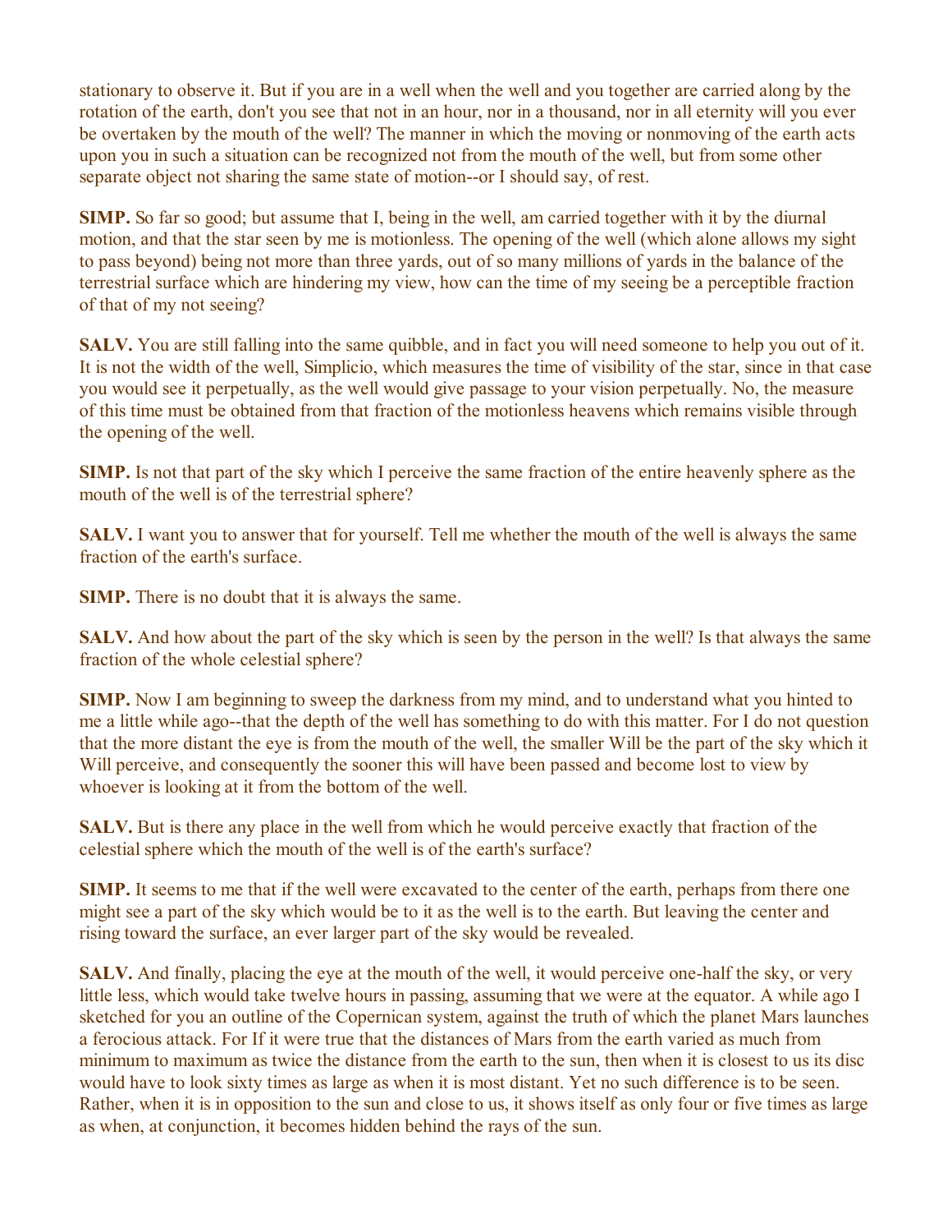stationary to observe it. But if you are in a well when the well and you together are carried along by the rotation of the earth, don't you see that not in an hour, nor in a thousand, nor in all eternity will you ever be overtaken by the mouth of the well? The manner in which the moving or nonmoving of the earth acts upon you in such a situation can be recognized not from the mouth of the well, but from some other separate object not sharing the same state of motion--or I should say, of rest.

**SIMP.** So far so good; but assume that I, being in the well, am carried together with it by the diurnal motion, and that the star seen by me is motionless. The opening of the well (which alone allows my sight to pass beyond) being not more than three yards, out of so many millions of yards in the balance of the terrestrial surface which are hindering my view, how can the time of my seeing be a perceptible fraction of that of my not seeing?

**SALV.** You are still falling into the same quibble, and in fact you will need someone to help you out of it. It is not the width of the well, Simplicio, which measures the time of visibility of the star, since in that case you would see it perpetually, as the well would give passage to your vision perpetually. No, the measure of this time must be obtained from that fraction of the motionless heavens which remains visible through the opening of the well.

**SIMP.** Is not that part of the sky which I perceive the same fraction of the entire heavenly sphere as the mouth of the well is of the terrestrial sphere?

**SALV.** I want you to answer that for yourself. Tell me whether the mouth of the well is always the same fraction of the earth's surface.

**SIMP.** There is no doubt that it is always the same.

**SALV.** And how about the part of the sky which is seen by the person in the well? Is that always the same fraction of the whole celestial sphere?

**SIMP.** Now I am beginning to sweep the darkness from my mind, and to understand what you hinted to me a little while ago--that the depth of the well has something to do with this matter. For I do not question that the more distant the eye is from the mouth of the well, the smaller Will be the part of the sky which it Will perceive, and consequently the sooner this will have been passed and become lost to view by whoever is looking at it from the bottom of the well.

**SALV.** But is there any place in the well from which he would perceive exactly that fraction of the celestial sphere which the mouth of the well is of the earth's surface?

**SIMP.** It seems to me that if the well were excavated to the center of the earth, perhaps from there one might see a part of the sky which would be to it as the well is to the earth. But leaving the center and rising toward the surface, an ever larger part of the sky would be revealed.

**SALV.** And finally, placing the eye at the mouth of the well, it would perceive one-half the sky, or very little less, which would take twelve hours in passing, assuming that we were at the equator. A while ago I sketched for you an outline of the Copernican system, against the truth of which the planet Mars launches a ferocious attack. For If it were true that the distances of Mars from the earth varied as much from minimum to maximum as twice the distance from the earth to the sun, then when it is closest to us its disc would have to look sixty times as large as when it is most distant. Yet no such difference is to be seen. Rather, when it is in opposition to the sun and close to us, it shows itself as only four or five times as large as when, at conjunction, it becomes hidden behind the rays of the sun.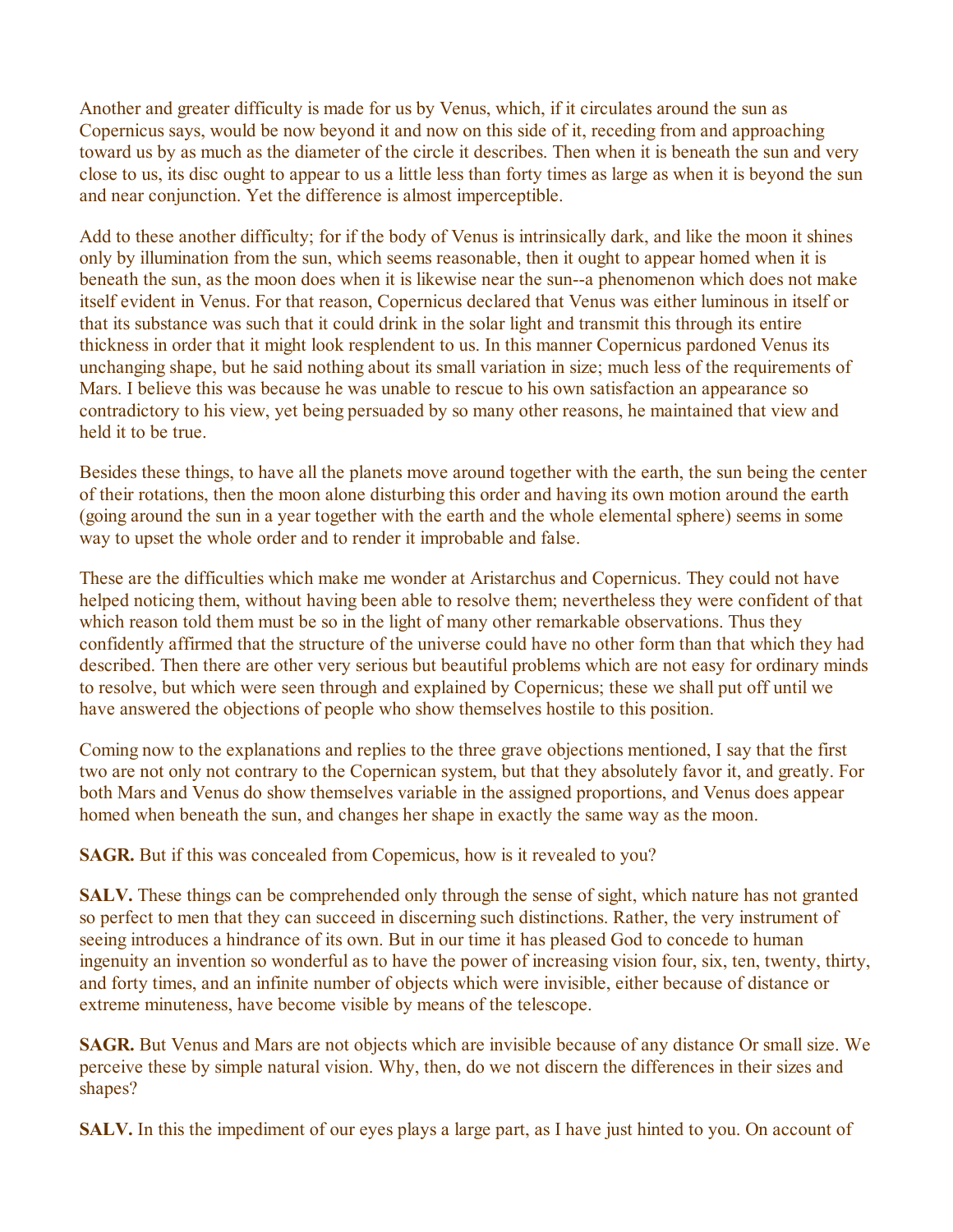Another and greater difficulty is made for us by Venus, which, if it circulates around the sun as Copernicus says, would be now beyond it and now on this side of it, receding from and approaching toward us by as much as the diameter of the circle it describes. Then when it is beneath the sun and very close to us, its disc ought to appear to us a little less than forty times as large as when it is beyond the sun and near conjunction. Yet the difference is almost imperceptible.

Add to these another difficulty; for if the body of Venus is intrinsically dark, and like the moon it shines only by illumination from the sun, which seems reasonable, then it ought to appear homed when it is beneath the sun, as the moon does when it is likewise near the sun--a phenomenon which does not make itself evident in Venus. For that reason, Copernicus declared that Venus was either luminous in itself or that its substance was such that it could drink in the solar light and transmit this through its entire thickness in order that it might look resplendent to us. In this manner Copernicus pardoned Venus its unchanging shape, but he said nothing about its small variation in size; much less of the requirements of Mars. I believe this was because he was unable to rescue to his own satisfaction an appearance so contradictory to his view, yet being persuaded by so many other reasons, he maintained that view and held it to be true.

Besides these things, to have all the planets move around together with the earth, the sun being the center of their rotations, then the moon alone disturbing this order and having its own motion around the earth (going around the sun in a year together with the earth and the whole elemental sphere) seems in some way to upset the whole order and to render it improbable and false.

These are the difficulties which make me wonder at Aristarchus and Copernicus. They could not have helped noticing them, without having been able to resolve them; nevertheless they were confident of that which reason told them must be so in the light of many other remarkable observations. Thus they confidently affirmed that the structure of the universe could have no other form than that which they had described. Then there are other very serious but beautiful problems which are not easy for ordinary minds to resolve, but which were seen through and explained by Copernicus; these we shall put off until we have answered the objections of people who show themselves hostile to this position.

Coming now to the explanations and replies to the three grave objections mentioned, I say that the first two are not only not contrary to the Copernican system, but that they absolutely favor it, and greatly. For both Mars and Venus do show themselves variable in the assigned proportions, and Venus does appear homed when beneath the sun, and changes her shape in exactly the same way as the moon.

**SAGR.** But if this was concealed from Copemicus, how is it revealed to you?

**SALV.** These things can be comprehended only through the sense of sight, which nature has not granted so perfect to men that they can succeed in discerning such distinctions. Rather, the very instrument of seeing introduces a hindrance of its own. But in our time it has pleased God to concede to human ingenuity an invention so wonderful as to have the power of increasing vision four, six, ten, twenty, thirty, and forty times, and an infinite number of objects which were invisible, either because of distance or extreme minuteness, have become visible by means of the telescope.

**SAGR.** But Venus and Mars are not objects which are invisible because of any distance Or small size. We perceive these by simple natural vision. Why, then, do we not discern the differences in their sizes and shapes?

**SALV.** In this the impediment of our eyes plays a large part, as I have just hinted to you. On account of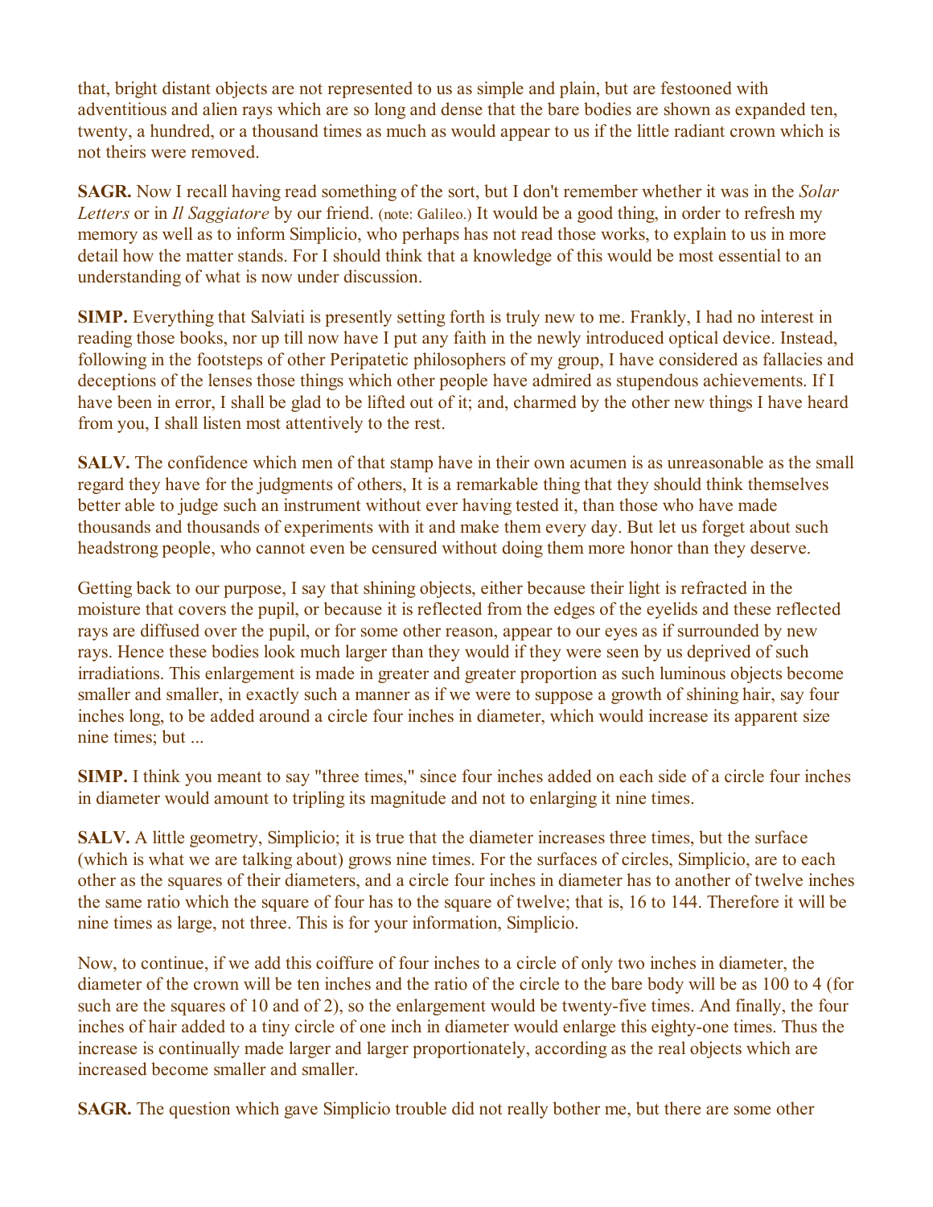that, bright distant objects are not represented to us as simple and plain, but are festooned with adventitious and alien rays which are so long and dense that the bare bodies are shown as expanded ten, twenty, a hundred, or a thousand times as much as would appear to us if the little radiant crown which is not theirs were removed.

**SAGR.** Now I recall having read something of the sort, but I don't remember whether it was in the *Solar Letters* or in *Il Saggiatore* by our friend. (note: Galileo.) It would be a good thing, in order to refresh my memory as well as to inform Simplicio, who perhaps has not read those works, to explain to us in more detail how the matter stands. For I should think that a knowledge of this would be most essential to an understanding of what is now under discussion.

**SIMP.** Everything that Salviati is presently setting forth is truly new to me. Frankly, I had no interest in reading those books, nor up till now have I put any faith in the newly introduced optical device. Instead, following in the footsteps of other Peripatetic philosophers of my group, I have considered as fallacies and deceptions of the lenses those things which other people have admired as stupendous achievements. If I have been in error, I shall be glad to be lifted out of it; and, charmed by the other new things I have heard from you, I shall listen most attentively to the rest.

**SALV.** The confidence which men of that stamp have in their own acumen is as unreasonable as the small regard they have for the judgments of others, It is a remarkable thing that they should think themselves better able to judge such an instrument without ever having tested it, than those who have made thousands and thousands of experiments with it and make them every day. But let us forget about such headstrong people, who cannot even be censured without doing them more honor than they deserve.

Getting back to our purpose, I say that shining objects, either because their light is refracted in the moisture that covers the pupil, or because it is reflected from the edges of the eyelids and these reflected rays are diffused over the pupil, or for some other reason, appear to our eyes as if surrounded by new rays. Hence these bodies look much larger than they would if they were seen by us deprived of such irradiations. This enlargement is made in greater and greater proportion as such luminous objects become smaller and smaller, in exactly such a manner as if we were to suppose a growth of shining hair, say four inches long, to be added around a circle four inches in diameter, which would increase its apparent size nine times; but ...

**SIMP.** I think you meant to say "three times," since four inches added on each side of a circle four inches in diameter would amount to tripling its magnitude and not to enlarging it nine times.

**SALV.** A little geometry, Simplicio; it is true that the diameter increases three times, but the surface (which is what we are talking about) grows nine times. For the surfaces of circles, Simplicio, are to each other as the squares of their diameters, and a circle four inches in diameter has to another of twelve inches the same ratio which the square of four has to the square of twelve; that is, 16 to 144. Therefore it will be nine times as large, not three. This is for your information, Simplicio.

Now, to continue, if we add this coiffure of four inches to a circle of only two inches in diameter, the diameter of the crown will be ten inches and the ratio of the circle to the bare body will be as 100 to 4 (for such are the squares of 10 and of 2), so the enlargement would be twenty-five times. And finally, the four inches of hair added to a tiny circle of one inch in diameter would enlarge this eighty-one times. Thus the increase is continually made larger and larger proportionately, according as the real objects which are increased become smaller and smaller.

**SAGR.** The question which gave Simplicio trouble did not really bother me, but there are some other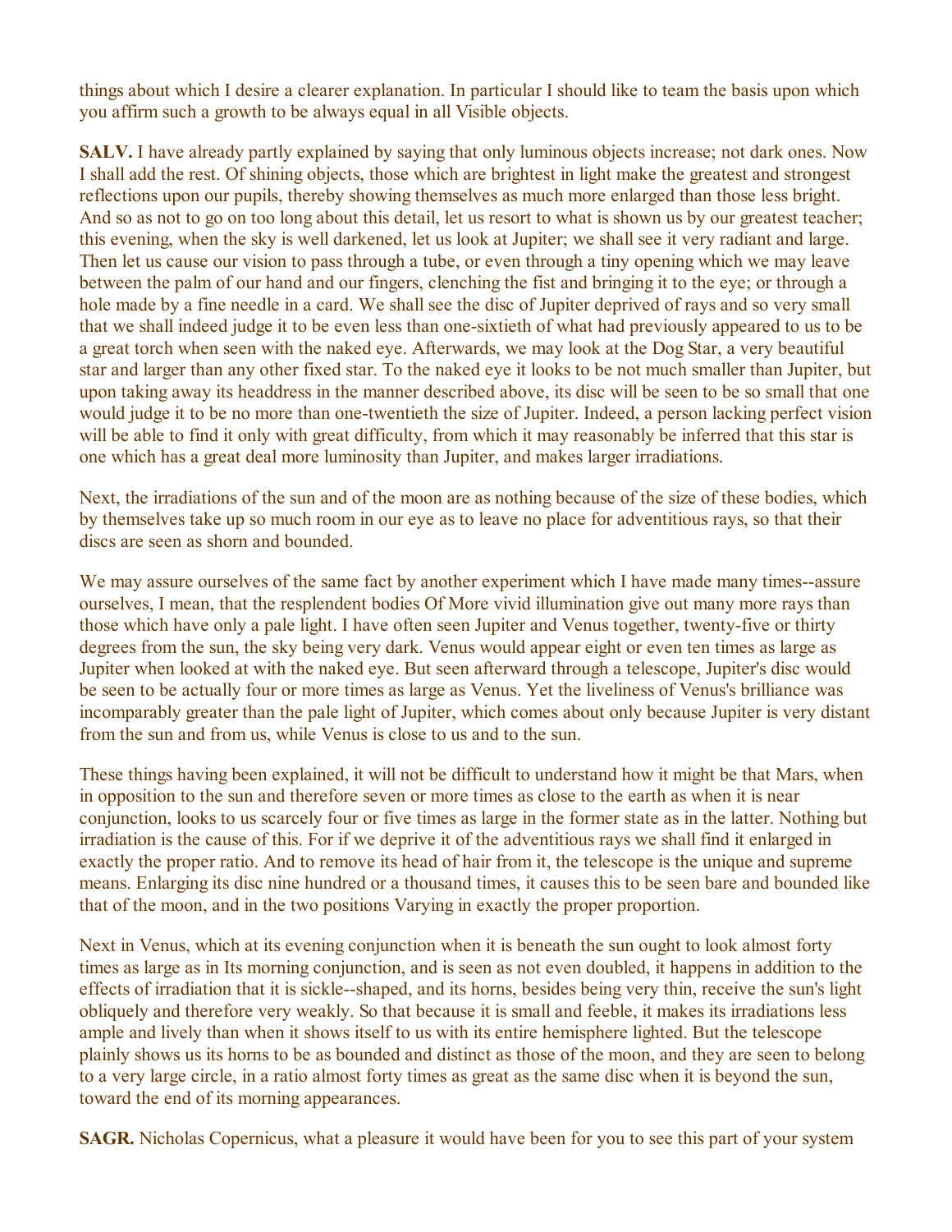things about which I desire a clearer explanation. In particular I should like to team the basis upon which you affirm such a growth to be always equal in all Visible objects.

**SALV.** I have already partly explained by saying that only luminous objects increase; not dark ones. Now I shall add the rest. Of shining objects, those which are brightest in light make the greatest and strongest reflections upon our pupils, thereby showing themselves as much more enlarged than those less bright. And so as not to go on too long about this detail, let us resort to what is shown us by our greatest teacher; this evening, when the sky is well darkened, let us look at Jupiter; we shall see it very radiant and large. Then let us cause our vision to pass through a tube, or even through a tiny opening which we may leave between the palm of our hand and our fingers, clenching the fist and bringing it to the eye; or through a hole made by a fine needle in a card. We shall see the disc of Jupiter deprived of rays and so very small that we shall indeed judge it to be even less than one-sixtieth of what had previously appeared to us to be a great torch when seen with the naked eye. Afterwards, we may look at the Dog Star, a very beautiful star and larger than any other fixed star. To the naked eye it looks to be not much smaller than Jupiter, but upon taking away its headdress in the manner described above, its disc will be seen to be so small that one would judge it to be no more than one-twentieth the size of Jupiter. Indeed, a person lacking perfect vision will be able to find it only with great difficulty, from which it may reasonably be inferred that this star is one which has a great deal more luminosity than Jupiter, and makes larger irradiations.

Next, the irradiations of the sun and of the moon are as nothing because of the size of these bodies, which by themselves take up so much room in our eye as to leave no place for adventitious rays, so that their discs are seen as shorn and bounded.

We may assure ourselves of the same fact by another experiment which I have made many times--assure ourselves, I mean, that the resplendent bodies Of More vivid illumination give out many more rays than those which have only a pale light. I have often seen Jupiter and Venus together, twenty-five or thirty degrees from the sun, the sky being very dark. Venus would appear eight or even ten times as large as Jupiter when looked at with the naked eye. But seen afterward through a telescope, Jupiter's disc would be seen to be actually four or more times as large as Venus. Yet the liveliness of Venus's brilliance was incomparably greater than the pale light of Jupiter, which comes about only because Jupiter is very distant from the sun and from us, while Venus is close to us and to the sun.

These things having been explained, it will not be difficult to understand how it might be that Mars, when in opposition to the sun and therefore seven or more times as close to the earth as when it is near conjunction, looks to us scarcely four or five times as large in the former state as in the latter. Nothing but irradiation is the cause of this. For if we deprive it of the adventitious rays we shall find it enlarged in exactly the proper ratio. And to remove its head of hair from it, the telescope is the unique and supreme means. Enlarging its disc nine hundred or a thousand times, it causes this to be seen bare and bounded like that of the moon, and in the two positions Varying in exactly the proper proportion.

Next in Venus, which at its evening conjunction when it is beneath the sun ought to look almost forty times as large as in Its morning conjunction, and is seen as not even doubled, it happens in addition to the effects of irradiation that it is sickle--shaped, and its horns, besides being very thin, receive the sun's light obliquely and therefore very weakly. So that because it is small and feeble, it makes its irradiations less ample and lively than when it shows itself to us with its entire hemisphere lighted. But the telescope plainly shows us its horns to be as bounded and distinct as those of the moon, and they are seen to belong to a very large circle, in a ratio almost forty times as great as the same disc when it is beyond the sun, toward the end of its morning appearances.

**SAGR.** Nicholas Copernicus, what a pleasure it would have been for you to see this part of your system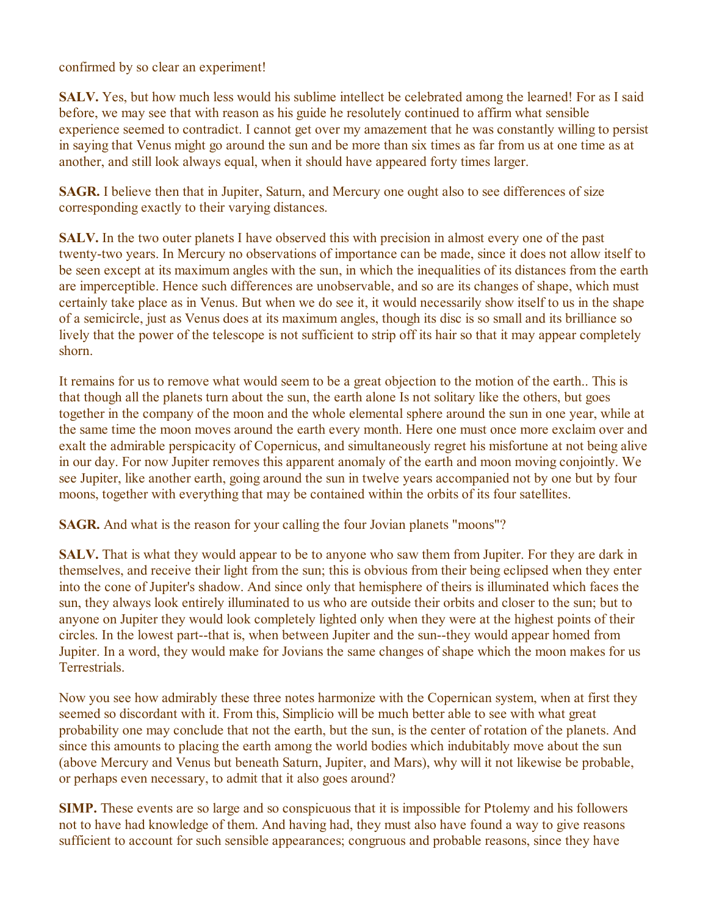confirmed by so clear an experiment!

**SALV.** Yes, but how much less would his sublime intellect be celebrated among the learned! For as I said before, we may see that with reason as his guide he resolutely continued to affirm what sensible experience seemed to contradict. I cannot get over my amazement that he was constantly willing to persist in saying that Venus might go around the sun and be more than six times as far from us at one time as at another, and still look always equal, when it should have appeared forty times larger.

**SAGR.** I believe then that in Jupiter, Saturn, and Mercury one ought also to see differences of size corresponding exactly to their varying distances.

**SALV.** In the two outer planets I have observed this with precision in almost every one of the past twenty-two years. In Mercury no observations of importance can be made, since it does not allow itself to be seen except at its maximum angles with the sun, in which the inequalities of its distances from the earth are imperceptible. Hence such differences are unobservable, and so are its changes of shape, which must certainly take place as in Venus. But when we do see it, it would necessarily show itself to us in the shape of a semicircle, just as Venus does at its maximum angles, though its disc is so small and its brilliance so lively that the power of the telescope is not sufficient to strip off its hair so that it may appear completely shorn.

It remains for us to remove what would seem to be a great objection to the motion of the earth.. This is that though all the planets turn about the sun, the earth alone Is not solitary like the others, but goes together in the company of the moon and the whole elemental sphere around the sun in one year, while at the same time the moon moves around the earth every month. Here one must once more exclaim over and exalt the admirable perspicacity of Copernicus, and simultaneously regret his misfortune at not being alive in our day. For now Jupiter removes this apparent anomaly of the earth and moon moving conjointly. We see Jupiter, like another earth, going around the sun in twelve years accompanied not by one but by four moons, together with everything that may be contained within the orbits of its four satellites.

**SAGR.** And what is the reason for your calling the four Jovian planets "moons"?

**SALV.** That is what they would appear to be to anyone who saw them from Jupiter. For they are dark in themselves, and receive their light from the sun; this is obvious from their being eclipsed when they enter into the cone of Jupiter's shadow. And since only that hemisphere of theirs is illuminated which faces the sun, they always look entirely illuminated to us who are outside their orbits and closer to the sun; but to anyone on Jupiter they would look completely lighted only when they were at the highest points of their circles. In the lowest part--that is, when between Jupiter and the sun--they would appear homed from Jupiter. In a word, they would make for Jovians the same changes of shape which the moon makes for us Terrestrials.

Now you see how admirably these three notes harmonize with the Copernican system, when at first they seemed so discordant with it. From this, Simplicio will be much better able to see with what great probability one may conclude that not the earth, but the sun, is the center of rotation of the planets. And since this amounts to placing the earth among the world bodies which indubitably move about the sun (above Mercury and Venus but beneath Saturn, Jupiter, and Mars), why will it not likewise be probable, or perhaps even necessary, to admit that it also goes around?

**SIMP.** These events are so large and so conspicuous that it is impossible for Ptolemy and his followers not to have had knowledge of them. And having had, they must also have found a way to give reasons sufficient to account for such sensible appearances; congruous and probable reasons, since they have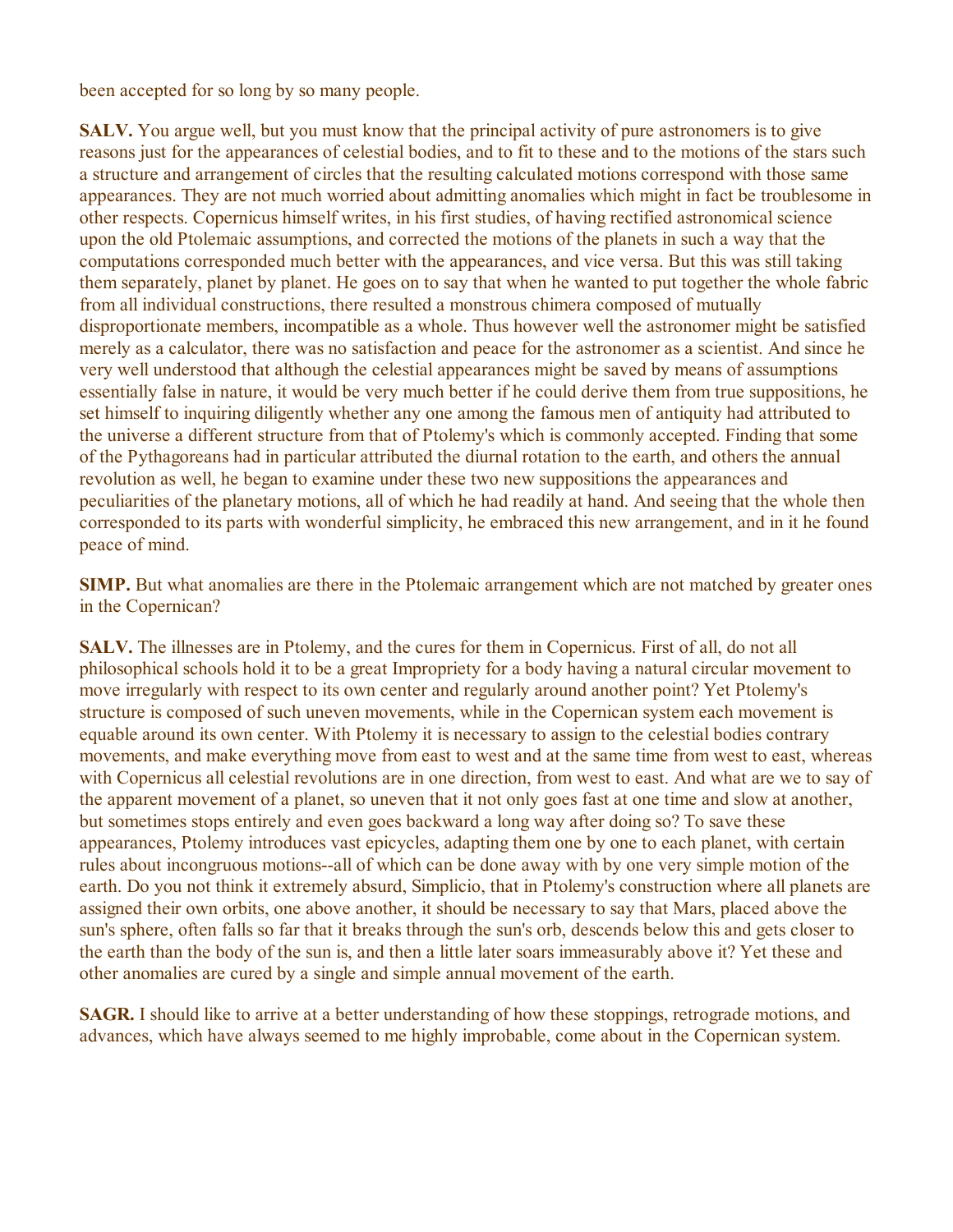been accepted for so long by so many people.

**SALV.** You argue well, but you must know that the principal activity of pure astronomers is to give reasons just for the appearances of celestial bodies, and to fit to these and to the motions of the stars such a structure and arrangement of circles that the resulting calculated motions correspond with those same appearances. They are not much worried about admitting anomalies which might in fact be troublesome in other respects. Copernicus himself writes, in his first studies, of having rectified astronomical science upon the old Ptolemaic assumptions, and corrected the motions of the planets in such a way that the computations corresponded much better with the appearances, and vice versa. But this was still taking them separately, planet by planet. He goes on to say that when he wanted to put together the whole fabric from all individual constructions, there resulted a monstrous chimera composed of mutually disproportionate members, incompatible as a whole. Thus however well the astronomer might be satisfied merely as a calculator, there was no satisfaction and peace for the astronomer as a scientist. And since he very well understood that although the celestial appearances might be saved by means of assumptions essentially false in nature, it would be very much better if he could derive them from true suppositions, he set himself to inquiring diligently whether any one among the famous men of antiquity had attributed to the universe a different structure from that of Ptolemy's which is commonly accepted. Finding that some of the Pythagoreans had in particular attributed the diurnal rotation to the earth, and others the annual revolution as well, he began to examine under these two new suppositions the appearances and peculiarities of the planetary motions, all of which he had readily at hand. And seeing that the whole then corresponded to its parts with wonderful simplicity, he embraced this new arrangement, and in it he found peace of mind.

**SIMP.** But what anomalies are there in the Ptolemaic arrangement which are not matched by greater ones in the Copernican?

**SALV.** The illnesses are in Ptolemy, and the cures for them in Copernicus. First of all, do not all philosophical schools hold it to be a great Impropriety for a body having a natural circular movement to move irregularly with respect to its own center and regularly around another point? Yet Ptolemy's structure is composed of such uneven movements, while in the Copernican system each movement is equable around its own center. With Ptolemy it is necessary to assign to the celestial bodies contrary movements, and make everything move from east to west and at the same time from west to east, whereas with Copernicus all celestial revolutions are in one direction, from west to east. And what are we to say of the apparent movement of a planet, so uneven that it not only goes fast at one time and slow at another, but sometimes stops entirely and even goes backward a long way after doing so? To save these appearances, Ptolemy introduces vast epicycles, adapting them one by one to each planet, with certain rules about incongruous motions--all of which can be done away with by one very simple motion of the earth. Do you not think it extremely absurd, Simplicio, that in Ptolemy's construction where all planets are assigned their own orbits, one above another, it should be necessary to say that Mars, placed above the sun's sphere, often falls so far that it breaks through the sun's orb, descends below this and gets closer to the earth than the body of the sun is, and then a little later soars immeasurably above it? Yet these and other anomalies are cured by a single and simple annual movement of the earth.

**SAGR.** I should like to arrive at a better understanding of how these stoppings, retrograde motions, and advances, which have always seemed to me highly improbable, come about in the Copernican system.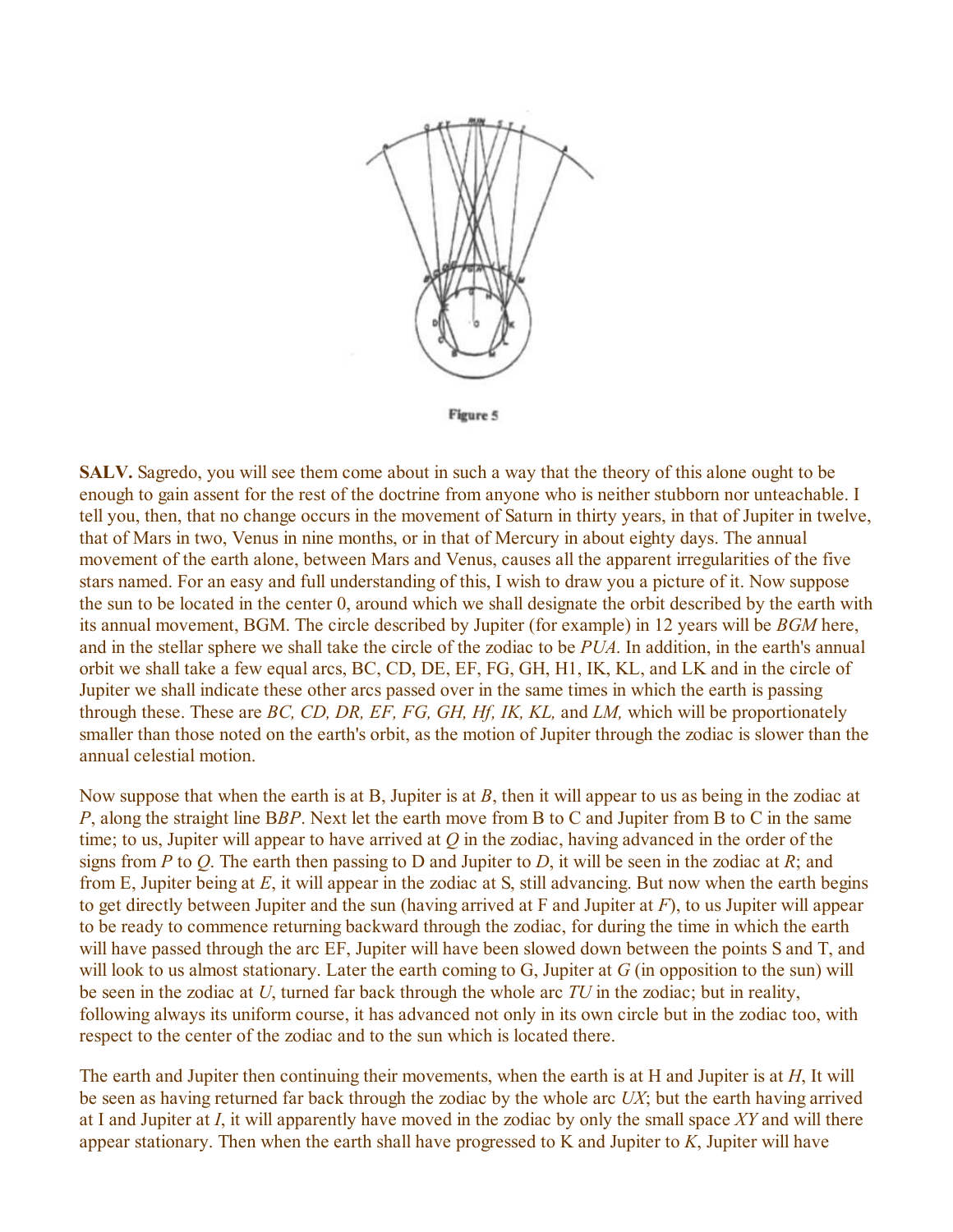Figure 5

**SALV.** Sagredo, you will see them come about in such a way that the theory of this alone ought to be enough to gain assent for the rest of the doctrine from anyone who is neither stubborn nor unteachable. I tell you, then, that no change occurs in the movement of Saturn in thirty years, in that of Jupiter in twelve, that of Mars in two, Venus in nine months, or in that of Mercury in about eighty days. The annual movement of the earth alone, between Mars and Venus, causes all the apparent irregularities of the five stars named. For an easy and full understanding of this, I wish to draw you a picture of it. Now suppose the sun to be located in the center 0, around which we shall designate the orbit described by the earth with its annual movement, BGM. The circle described by Jupiter (for example) in 12 years will be *BGM* here, and in the stellar sphere we shall take the circle of the zodiac to be *PUA*. In addition, in the earth's annual orbit we shall take a few equal arcs, BC, CD, DE, EF, FG, GH, H1, IK, KL, and LK and in the circle of Jupiter we shall indicate these other arcs passed over in the same times in which the earth is passing through these. These are *BC, CD, DR, EF, FG, GH, Hf, IK, KL,* and *LM,* which will be proportionately smaller than those noted on the earth's orbit, as the motion of Jupiter through the zodiac is slower than the annual celestial motion.

Now suppose that when the earth is at B, Jupiter is at *B*, then it will appear to us as being in the zodiac at *P*, along the straight line B*BP*. Next let the earth move from B to C and Jupiter from B to C in the same time; to us, Jupiter will appear to have arrived at *Q* in the zodiac, having advanced in the order of the signs from *P* to *Q*. The earth then passing to D and Jupiter to *D*, it will be seen in the zodiac at *R*; and from E, Jupiter being at *E*, it will appear in the zodiac at S, still advancing. But now when the earth begins to get directly between Jupiter and the sun (having arrived at F and Jupiter at *F*), to us Jupiter will appear to be ready to commence returning backward through the zodiac, for during the time in which the earth will have passed through the arc EF, Jupiter will have been slowed down between the points S and T, and will look to us almost stationary. Later the earth coming to G, Jupiter at *G* (in opposition to the sun) will be seen in the zodiac at *U*, turned far back through the whole arc *TU* in the zodiac; but in reality, following always its uniform course, it has advanced not only in its own circle but in the zodiac too, with respect to the center of the zodiac and to the sun which is located there.

The earth and Jupiter then continuing their movements, when the earth is at H and Jupiter is at *H*, It will be seen as having returned far back through the zodiac by the whole arc *UX*; but the earth having arrived at I and Jupiter at *I*, it will apparently have moved in the zodiac by only the small space *XY* and will there appear stationary. Then when the earth shall have progressed to K and Jupiter to *K*, Jupiter will have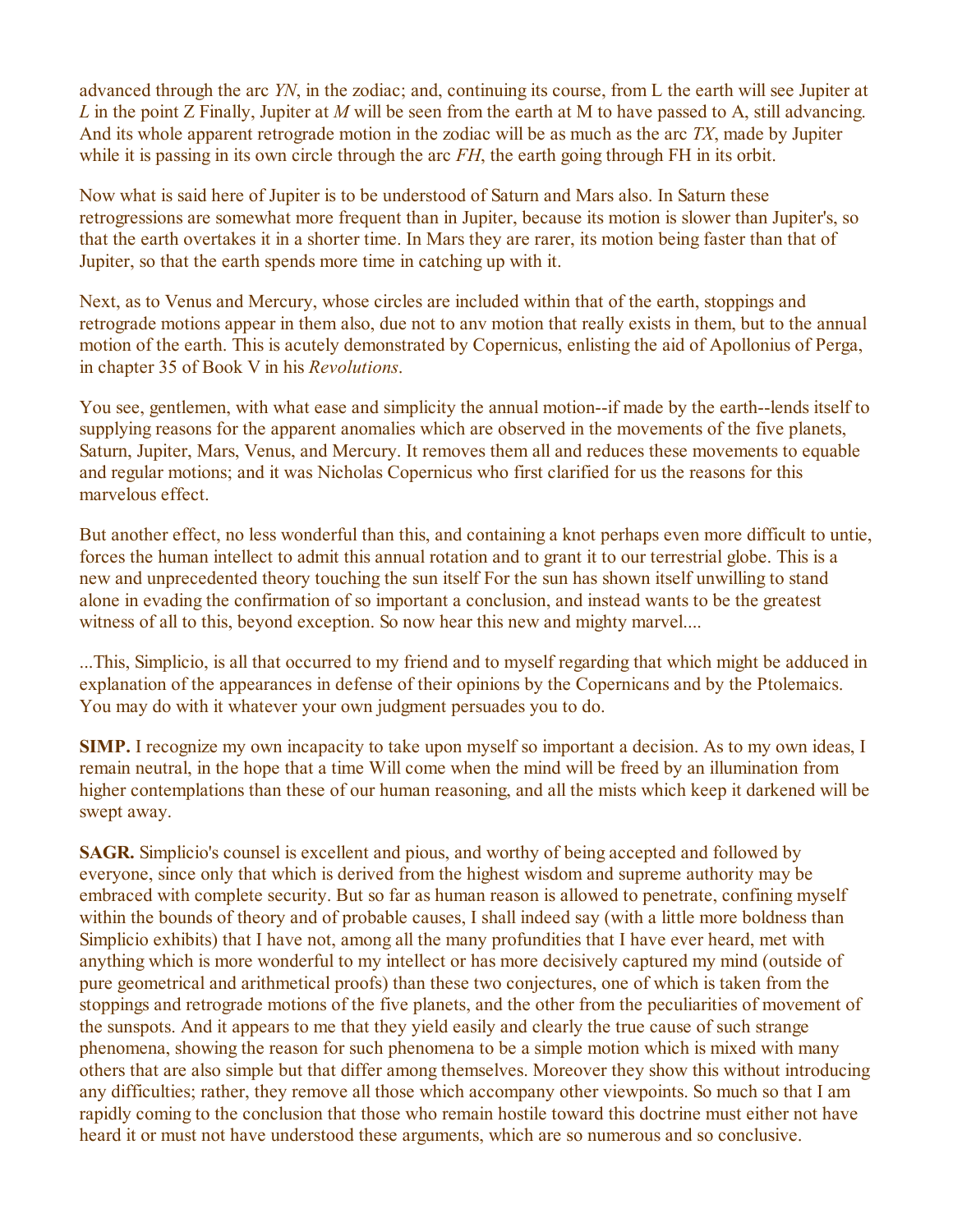advanced through the arc *YN*, in the zodiac; and, continuing its course, from L the earth will see Jupiter at *L* in the point Z Finally, Jupiter at *M* will be seen from the earth at M to have passed to A, still advancing. And its whole apparent retrograde motion in the zodiac will be as much as the arc *TX*, made by Jupiter while it is passing in its own circle through the arc *FH*, the earth going through FH in its orbit.

Now what is said here of Jupiter is to be understood of Saturn and Mars also. In Saturn these retrogressions are somewhat more frequent than in Jupiter, because its motion is slower than Jupiter's, so that the earth overtakes it in a shorter time. In Mars they are rarer, its motion being faster than that of Jupiter, so that the earth spends more time in catching up with it.

Next, as to Venus and Mercury, whose circles are included within that of the earth, stoppings and retrograde motions appear in them also, due not to anv motion that really exists in them, but to the annual motion of the earth. This is acutely demonstrated by Copernicus, enlisting the aid of Apollonius of Perga, in chapter 35 of Book V in his *Revolutions*.

You see, gentlemen, with what ease and simplicity the annual motion--if made by the earth--lends itself to supplying reasons for the apparent anomalies which are observed in the movements of the five planets, Saturn, Jupiter, Mars, Venus, and Mercury. It removes them all and reduces these movements to equable and regular motions; and it was Nicholas Copernicus who first clarified for us the reasons for this marvelous effect.

But another effect, no less wonderful than this, and containing a knot perhaps even more difficult to untie, forces the human intellect to admit this annual rotation and to grant it to our terrestrial globe. This is a new and unprecedented theory touching the sun itself For the sun has shown itself unwilling to stand alone in evading the confirmation of so important a conclusion, and instead wants to be the greatest witness of all to this, beyond exception. So now hear this new and mighty marvel....

...This, Simplicio, is all that occurred to my friend and to myself regarding that which might be adduced in explanation of the appearances in defense of their opinions by the Copernicans and by the Ptolemaics. You may do with it whatever your own judgment persuades you to do.

**SIMP.** I recognize my own incapacity to take upon myself so important a decision. As to my own ideas, I remain neutral, in the hope that a time Will come when the mind will be freed by an illumination from higher contemplations than these of our human reasoning, and all the mists which keep it darkened will be swept away.

**SAGR.** Simplicio's counsel is excellent and pious, and worthy of being accepted and followed by everyone, since only that which is derived from the highest wisdom and supreme authority may be embraced with complete security. But so far as human reason is allowed to penetrate, confining myself within the bounds of theory and of probable causes, I shall indeed say (with a little more boldness than Simplicio exhibits) that I have not, among all the many profundities that I have ever heard, met with anything which is more wonderful to my intellect or has more decisively captured my mind (outside of pure geometrical and arithmetical proofs) than these two conjectures, one of which is taken from the stoppings and retrograde motions of the five planets, and the other from the peculiarities of movement of the sunspots. And it appears to me that they yield easily and clearly the true cause of such strange phenomena, showing the reason for such phenomena to be a simple motion which is mixed with many others that are also simple but that differ among themselves. Moreover they show this without introducing any difficulties; rather, they remove all those which accompany other viewpoints. So much so that I am rapidly coming to the conclusion that those who remain hostile toward this doctrine must either not have heard it or must not have understood these arguments, which are so numerous and so conclusive.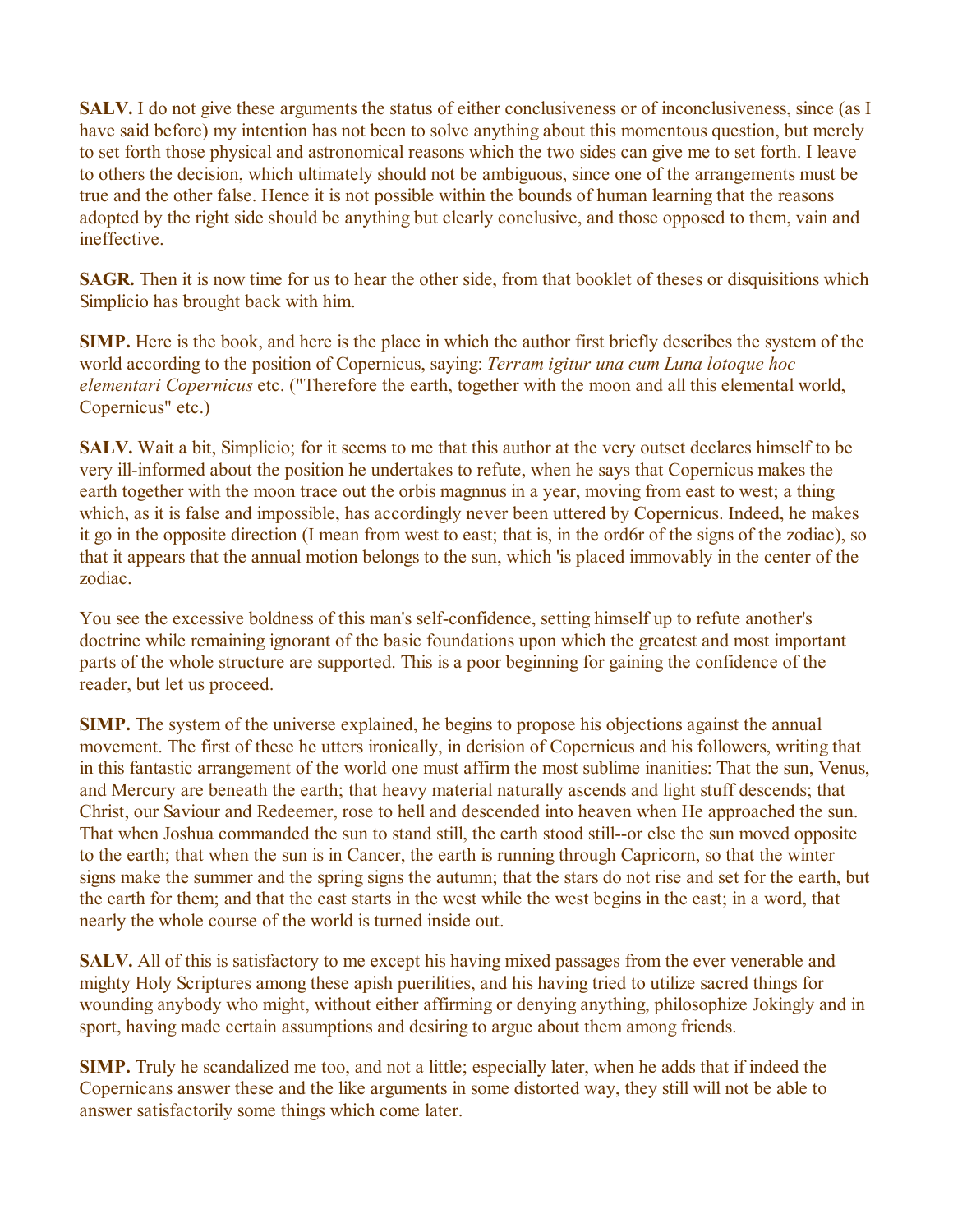**SALV.** I do not give these arguments the status of either conclusiveness or of inconclusiveness, since (as I have said before) my intention has not been to solve anything about this momentous question, but merely to set forth those physical and astronomical reasons which the two sides can give me to set forth. I leave to others the decision, which ultimately should not be ambiguous, since one of the arrangements must be true and the other false. Hence it is not possible within the bounds of human learning that the reasons adopted by the right side should be anything but clearly conclusive, and those opposed to them, vain and ineffective.

**SAGR.** Then it is now time for us to hear the other side, from that booklet of theses or disquisitions which Simplicio has brought back with him.

**SIMP.** Here is the book, and here is the place in which the author first briefly describes the system of the world according to the position of Copernicus, saying: *Terram igitur una cum Luna lotoque hoc elementari Copernicus* etc. ("Therefore the earth, together with the moon and all this elemental world, Copernicus" etc.)

**SALV.** Wait a bit, Simplicio; for it seems to me that this author at the very outset declares himself to be very ill-informed about the position he undertakes to refute, when he says that Copernicus makes the earth together with the moon trace out the orbis magnnus in a year, moving from east to west; a thing which, as it is false and impossible, has accordingly never been uttered by Copernicus. Indeed, he makes it go in the opposite direction (I mean from west to east; that is, in the ord6r of the signs of the zodiac), so that it appears that the annual motion belongs to the sun, which 'is placed immovably in the center of the zodiac.

You see the excessive boldness of this man's self-confidence, setting himself up to refute another's doctrine while remaining ignorant of the basic foundations upon which the greatest and most important parts of the whole structure are supported. This is a poor beginning for gaining the confidence of the reader, but let us proceed.

**SIMP.** The system of the universe explained, he begins to propose his objections against the annual movement. The first of these he utters ironically, in derision of Copernicus and his followers, writing that in this fantastic arrangement of the world one must affirm the most sublime inanities: That the sun, Venus, and Mercury are beneath the earth; that heavy material naturally ascends and light stuff descends; that Christ, our Saviour and Redeemer, rose to hell and descended into heaven when He approached the sun. That when Joshua commanded the sun to stand still, the earth stood still--or else the sun moved opposite to the earth; that when the sun is in Cancer, the earth is running through Capricorn, so that the winter signs make the summer and the spring signs the autumn; that the stars do not rise and set for the earth, but the earth for them; and that the east starts in the west while the west begins in the east; in a word, that nearly the whole course of the world is turned inside out.

**SALV.** All of this is satisfactory to me except his having mixed passages from the ever venerable and mighty Holy Scriptures among these apish puerilities, and his having tried to utilize sacred things for wounding anybody who might, without either affirming or denying anything, philosophize Jokingly and in sport, having made certain assumptions and desiring to argue about them among friends.

**SIMP.** Truly he scandalized me too, and not a little; especially later, when he adds that if indeed the Copernicans answer these and the like arguments in some distorted way, they still will not be able to answer satisfactorily some things which come later.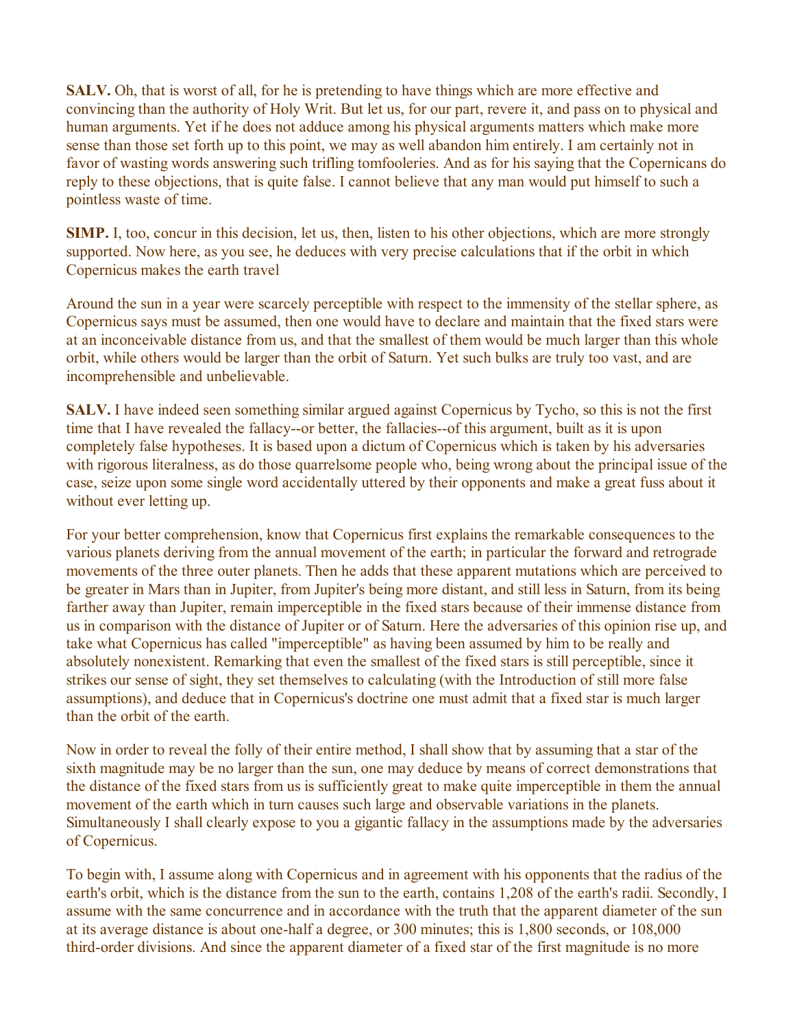**SALV.** Oh, that is worst of all, for he is pretending to have things which are more effective and convincing than the authority of Holy Writ. But let us, for our part, revere it, and pass on to physical and human arguments. Yet if he does not adduce among his physical arguments matters which make more sense than those set forth up to this point, we may as well abandon him entirely. I am certainly not in favor of wasting words answering such trifling tomfooleries. And as for his saying that the Copernicans do reply to these objections, that is quite false. I cannot believe that any man would put himself to such a pointless waste of time.

**SIMP.** I, too, concur in this decision, let us, then, listen to his other objections, which are more strongly supported. Now here, as you see, he deduces with very precise calculations that if the orbit in which Copernicus makes the earth travel

Around the sun in a year were scarcely perceptible with respect to the immensity of the stellar sphere, as Copernicus says must be assumed, then one would have to declare and maintain that the fixed stars were at an inconceivable distance from us, and that the smallest of them would be much larger than this whole orbit, while others would be larger than the orbit of Saturn. Yet such bulks are truly too vast, and are incomprehensible and unbelievable.

**SALV.** I have indeed seen something similar argued against Copernicus by Tycho, so this is not the first time that I have revealed the fallacy--or better, the fallacies--of this argument, built as it is upon completely false hypotheses. It is based upon a dictum of Copernicus which is taken by his adversaries with rigorous literalness, as do those quarrelsome people who, being wrong about the principal issue of the case, seize upon some single word accidentally uttered by their opponents and make a great fuss about it without ever letting up.

For your better comprehension, know that Copernicus first explains the remarkable consequences to the various planets deriving from the annual movement of the earth; in particular the forward and retrograde movements of the three outer planets. Then he adds that these apparent mutations which are perceived to be greater in Mars than in Jupiter, from Jupiter's being more distant, and still less in Saturn, from its being farther away than Jupiter, remain imperceptible in the fixed stars because of their immense distance from us in comparison with the distance of Jupiter or of Saturn. Here the adversaries of this opinion rise up, and take what Copernicus has called "imperceptible" as having been assumed by him to be really and absolutely nonexistent. Remarking that even the smallest of the fixed stars is still perceptible, since it strikes our sense of sight, they set themselves to calculating (with the Introduction of still more false assumptions), and deduce that in Copernicus's doctrine one must admit that a fixed star is much larger than the orbit of the earth.

Now in order to reveal the folly of their entire method, I shall show that by assuming that a star of the sixth magnitude may be no larger than the sun, one may deduce by means of correct demonstrations that the distance of the fixed stars from us is sufficiently great to make quite imperceptible in them the annual movement of the earth which in turn causes such large and observable variations in the planets. Simultaneously I shall clearly expose to you a gigantic fallacy in the assumptions made by the adversaries of Copernicus.

To begin with, I assume along with Copernicus and in agreement with his opponents that the radius of the earth's orbit, which is the distance from the sun to the earth, contains 1,208 of the earth's radii. Secondly, I assume with the same concurrence and in accordance with the truth that the apparent diameter of the sun at its average distance is about one-half a degree, or 300 minutes; this is 1,800 seconds, or 108,000 third-order divisions. And since the apparent diameter of a fixed star of the first magnitude is no more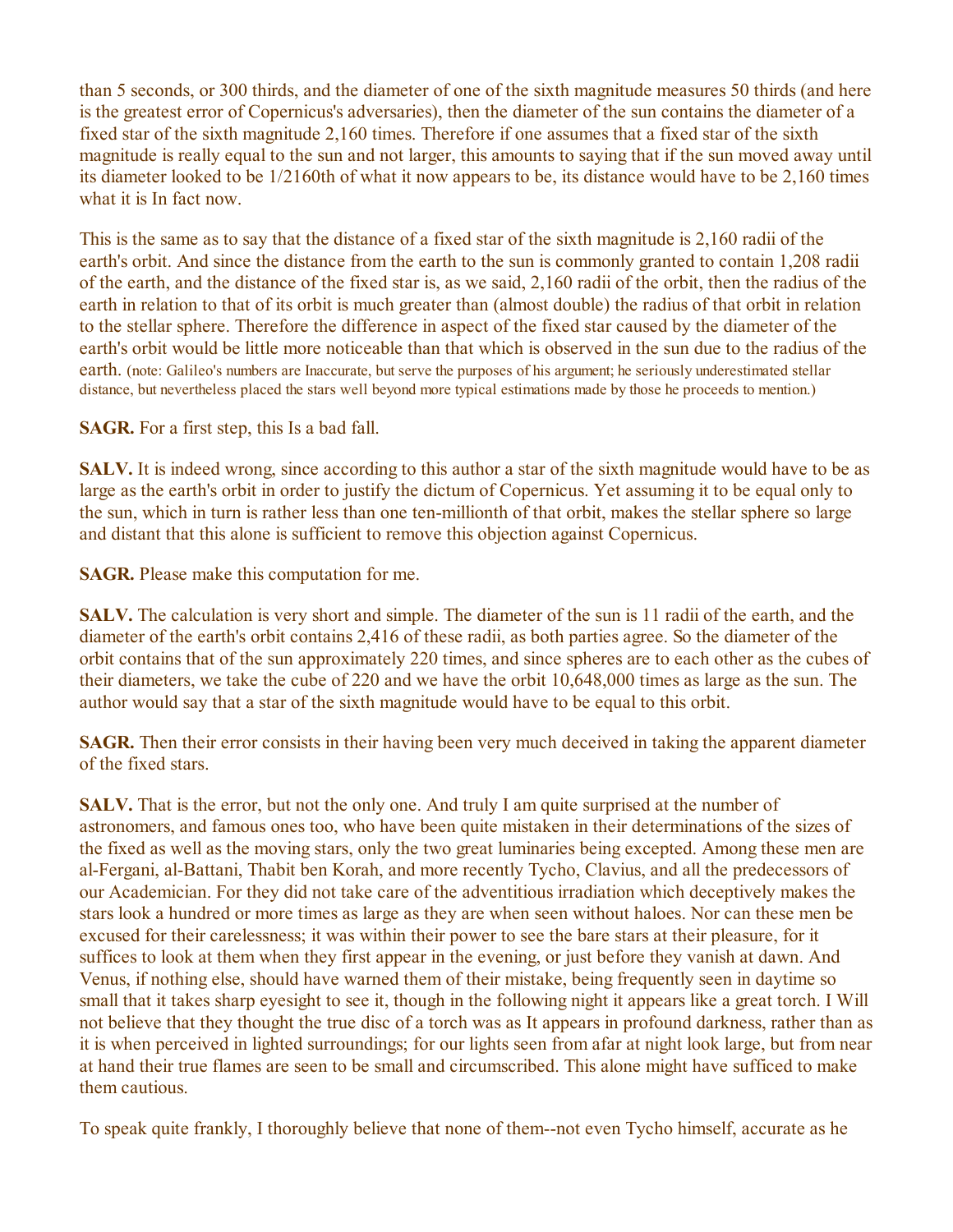than 5 seconds, or 300 thirds, and the diameter of one of the sixth magnitude measures 50 thirds (and here is the greatest error of Copernicus's adversaries), then the diameter of the sun contains the diameter of a fixed star of the sixth magnitude 2,160 times. Therefore if one assumes that a fixed star of the sixth magnitude is really equal to the sun and not larger, this amounts to saying that if the sun moved away until its diameter looked to be 1/2160th of what it now appears to be, its distance would have to be 2,160 times what it is In fact now.

This is the same as to say that the distance of a fixed star of the sixth magnitude is 2,160 radii of the earth's orbit. And since the distance from the earth to the sun is commonly granted to contain 1,208 radii of the earth, and the distance of the fixed star is, as we said, 2,160 radii of the orbit, then the radius of the earth in relation to that of its orbit is much greater than (almost double) the radius of that orbit in relation to the stellar sphere. Therefore the difference in aspect of the fixed star caused by the diameter of the earth's orbit would be little more noticeable than that which is observed in the sun due to the radius of the earth. (note: Galileo's numbers are Inaccurate, but serve the purposes of his argument; he seriously underestimated stellar distance, but nevertheless placed the stars well beyond more typical estimations made by those he proceeds to mention.)

**SAGR.** For a first step, this Is a bad fall.

**SALV.** It is indeed wrong, since according to this author a star of the sixth magnitude would have to be as large as the earth's orbit in order to justify the dictum of Copernicus. Yet assuming it to be equal only to the sun, which in turn is rather less than one ten-millionth of that orbit, makes the stellar sphere so large and distant that this alone is sufficient to remove this objection against Copernicus.

**SAGR.** Please make this computation for me.

**SALV.** The calculation is very short and simple. The diameter of the sun is 11 radii of the earth, and the diameter of the earth's orbit contains 2,416 of these radii, as both parties agree. So the diameter of the orbit contains that of the sun approximately 220 times, and since spheres are to each other as the cubes of their diameters, we take the cube of 220 and we have the orbit 10,648,000 times as large as the sun. The author would say that a star of the sixth magnitude would have to be equal to this orbit.

**SAGR.** Then their error consists in their having been very much deceived in taking the apparent diameter of the fixed stars.

**SALV.** That is the error, but not the only one. And truly I am quite surprised at the number of astronomers, and famous ones too, who have been quite mistaken in their determinations of the sizes of the fixed as well as the moving stars, only the two great luminaries being excepted. Among these men are al-Fergani, al-Battani, Thabit ben Korah, and more recently Tycho, Clavius, and all the predecessors of our Academician. For they did not take care of the adventitious irradiation which deceptively makes the stars look a hundred or more times as large as they are when seen without haloes. Nor can these men be excused for their carelessness; it was within their power to see the bare stars at their pleasure, for it suffices to look at them when they first appear in the evening, or just before they vanish at dawn. And Venus, if nothing else, should have warned them of their mistake, being frequently seen in daytime so small that it takes sharp eyesight to see it, though in the following night it appears like a great torch. I Will not believe that they thought the true disc of a torch was as It appears in profound darkness, rather than as it is when perceived in lighted surroundings; for our lights seen from afar at night look large, but from near at hand their true flames are seen to be small and circumscribed. This alone might have sufficed to make them cautious.

To speak quite frankly, I thoroughly believe that none of them--not even Tycho himself, accurate as he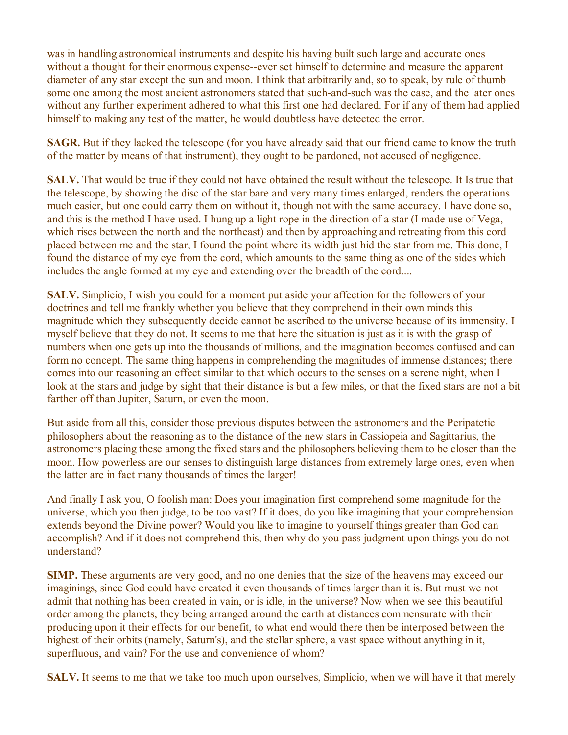was in handling astronomical instruments and despite his having built such large and accurate ones without a thought for their enormous expense--ever set himself to determine and measure the apparent diameter of any star except the sun and moon. I think that arbitrarily and, so to speak, by rule of thumb some one among the most ancient astronomers stated that such-and-such was the case, and the later ones without any further experiment adhered to what this first one had declared. For if any of them had applied himself to making any test of the matter, he would doubtless have detected the error.

**SAGR.** But if they lacked the telescope (for you have already said that our friend came to know the truth of the matter by means of that instrument), they ought to be pardoned, not accused of negligence.

**SALV.** That would be true if they could not have obtained the result without the telescope. It Is true that the telescope, by showing the disc of the star bare and very many times enlarged, renders the operations much easier, but one could carry them on without it, though not with the same accuracy. I have done so, and this is the method I have used. I hung up a light rope in the direction of a star (I made use of Vega, which rises between the north and the northeast) and then by approaching and retreating from this cord placed between me and the star, I found the point where its width just hid the star from me. This done, I found the distance of my eye from the cord, which amounts to the same thing as one of the sides which includes the angle formed at my eye and extending over the breadth of the cord....

**SALV.** Simplicio, I wish you could for a moment put aside your affection for the followers of your doctrines and tell me frankly whether you believe that they comprehend in their own minds this magnitude which they subsequently decide cannot be ascribed to the universe because of its immensity. I myself believe that they do not. It seems to me that here the situation is just as it is with the grasp of numbers when one gets up into the thousands of millions, and the imagination becomes confused and can form no concept. The same thing happens in comprehending the magnitudes of immense distances; there comes into our reasoning an effect similar to that which occurs to the senses on a serene night, when I look at the stars and judge by sight that their distance is but a few miles, or that the fixed stars are not a bit farther off than Jupiter, Saturn, or even the moon.

But aside from all this, consider those previous disputes between the astronomers and the Peripatetic philosophers about the reasoning as to the distance of the new stars in Cassiopeia and Sagittarius, the astronomers placing these among the fixed stars and the philosophers believing them to be closer than the moon. How powerless are our senses to distinguish large distances from extremely large ones, even when the latter are in fact many thousands of times the larger!

And finally I ask you, O foolish man: Does your imagination first comprehend some magnitude for the universe, which you then judge, to be too vast? If it does, do you like imagining that your comprehension extends beyond the Divine power? Would you like to imagine to yourself things greater than God can accomplish? And if it does not comprehend this, then why do you pass judgment upon things you do not understand?

**SIMP.** These arguments are very good, and no one denies that the size of the heavens may exceed our imaginings, since God could have created it even thousands of times larger than it is. But must we not admit that nothing has been created in vain, or is idle, in the universe? Now when we see this beautiful order among the planets, they being arranged around the earth at distances commensurate with their producing upon it their effects for our benefit, to what end would there then be interposed between the highest of their orbits (namely, Saturn's), and the stellar sphere, a vast space without anything in it, superfluous, and vain? For the use and convenience of whom?

**SALV.** It seems to me that we take too much upon ourselves, Simplicio, when we will have it that merely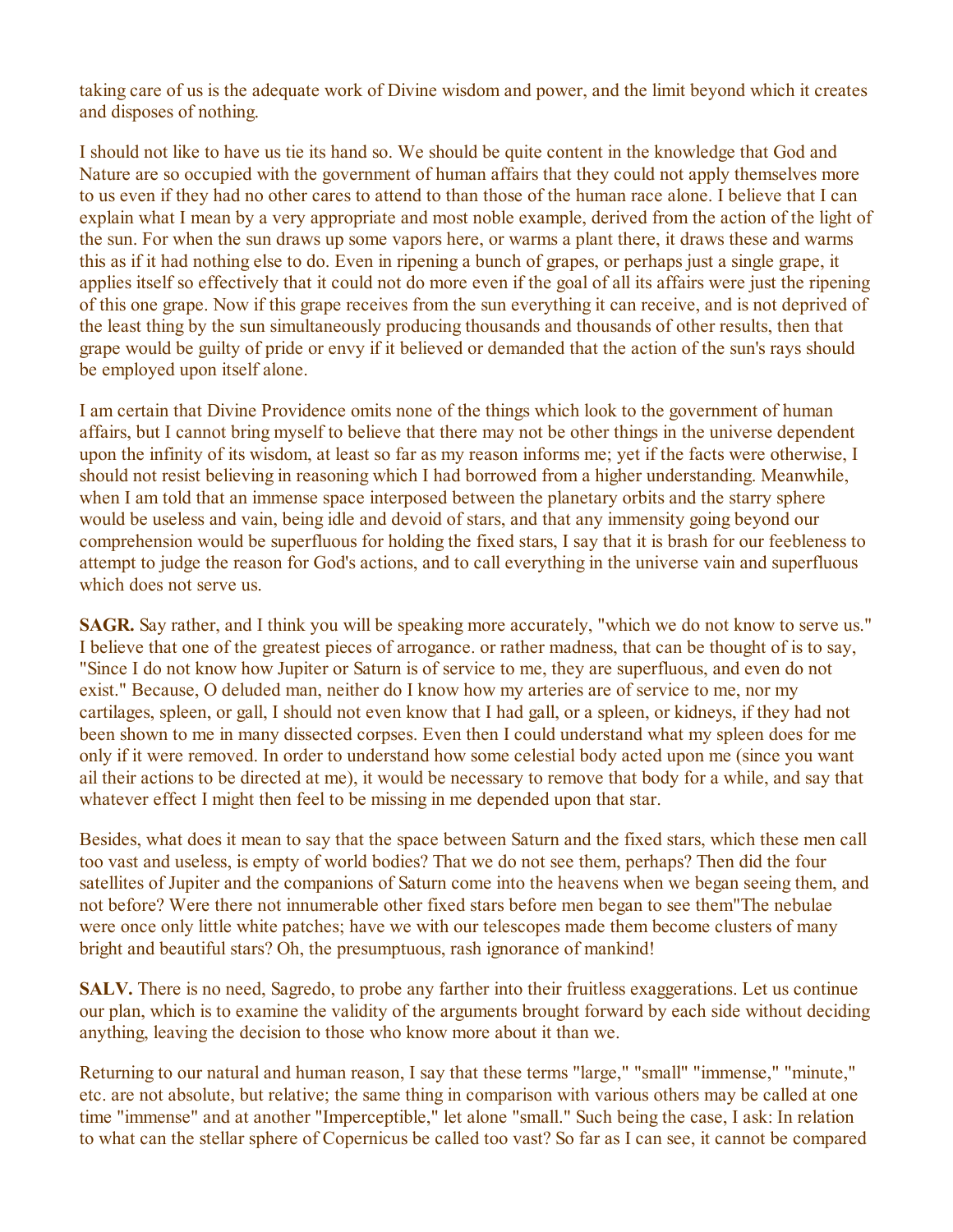taking care of us is the adequate work of Divine wisdom and power, and the limit beyond which it creates and disposes of nothing.

I should not like to have us tie its hand so. We should be quite content in the knowledge that God and Nature are so occupied with the government of human affairs that they could not apply themselves more to us even if they had no other cares to attend to than those of the human race alone. I believe that I can explain what I mean by a very appropriate and most noble example, derived from the action of the light of the sun. For when the sun draws up some vapors here, or warms a plant there, it draws these and warms this as if it had nothing else to do. Even in ripening a bunch of grapes, or perhaps just a single grape, it applies itself so effectively that it could not do more even if the goal of all its affairs were just the ripening of this one grape. Now if this grape receives from the sun everything it can receive, and is not deprived of the least thing by the sun simultaneously producing thousands and thousands of other results, then that grape would be guilty of pride or envy if it believed or demanded that the action of the sun's rays should be employed upon itself alone.

I am certain that Divine Providence omits none of the things which look to the government of human affairs, but I cannot bring myself to believe that there may not be other things in the universe dependent upon the infinity of its wisdom, at least so far as my reason informs me; yet if the facts were otherwise, I should not resist believing in reasoning which I had borrowed from a higher understanding. Meanwhile, when I am told that an immense space interposed between the planetary orbits and the starry sphere would be useless and vain, being idle and devoid of stars, and that any immensity going beyond our comprehension would be superfluous for holding the fixed stars, I say that it is brash for our feebleness to attempt to judge the reason for God's actions, and to call everything in the universe vain and superfluous which does not serve us.

**SAGR.** Say rather, and I think you will be speaking more accurately, "which we do not know to serve us." I believe that one of the greatest pieces of arrogance. or rather madness, that can be thought of is to say, "Since I do not know how Jupiter or Saturn is of service to me, they are superfluous, and even do not exist." Because, O deluded man, neither do I know how my arteries are of service to me, nor my cartilages, spleen, or gall, I should not even know that I had gall, or a spleen, or kidneys, if they had not been shown to me in many dissected corpses. Even then I could understand what my spleen does for me only if it were removed. In order to understand how some celestial body acted upon me (since you want ail their actions to be directed at me), it would be necessary to remove that body for a while, and say that whatever effect I might then feel to be missing in me depended upon that star.

Besides, what does it mean to say that the space between Saturn and the fixed stars, which these men call too vast and useless, is empty of world bodies? That we do not see them, perhaps? Then did the four satellites of Jupiter and the companions of Saturn come into the heavens when we began seeing them, and not before? Were there not innumerable other fixed stars before men began to see them"The nebulae were once only little white patches; have we with our telescopes made them become clusters of many bright and beautiful stars? Oh, the presumptuous, rash ignorance of mankind!

**SALV.** There is no need, Sagredo, to probe any farther into their fruitless exaggerations. Let us continue our plan, which is to examine the validity of the arguments brought forward by each side without deciding anything, leaving the decision to those who know more about it than we.

Returning to our natural and human reason, I say that these terms "large," "small" "immense," "minute," etc. are not absolute, but relative; the same thing in comparison with various others may be called at one time "immense" and at another "Imperceptible," let alone "small." Such being the case, I ask: In relation to what can the stellar sphere of Copernicus be called too vast? So far as I can see, it cannot be compared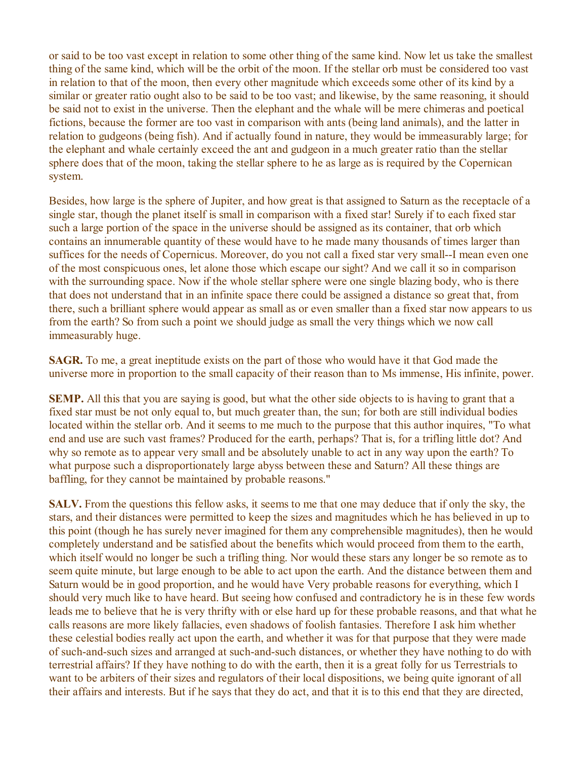or said to be too vast except in relation to some other thing of the same kind. Now let us take the smallest thing of the same kind, which will be the orbit of the moon. If the stellar orb must be considered too vast in relation to that of the moon, then every other magnitude which exceeds some other of its kind by a similar or greater ratio ought also to be said to be too vast; and likewise, by the same reasoning, it should be said not to exist in the universe. Then the elephant and the whale will be mere chimeras and poetical fictions, because the former are too vast in comparison with ants (being land animals), and the latter in relation to gudgeons (being fish). And if actually found in nature, they would be immeasurably large; for the elephant and whale certainly exceed the ant and gudgeon in a much greater ratio than the stellar sphere does that of the moon, taking the stellar sphere to he as large as is required by the Copernican system.

Besides, how large is the sphere of Jupiter, and how great is that assigned to Saturn as the receptacle of a single star, though the planet itself is small in comparison with a fixed star! Surely if to each fixed star such a large portion of the space in the universe should be assigned as its container, that orb which contains an innumerable quantity of these would have to he made many thousands of times larger than suffices for the needs of Copernicus. Moreover, do you not call a fixed star very small--I mean even one of the most conspicuous ones, let alone those which escape our sight? And we call it so in comparison with the surrounding space. Now if the whole stellar sphere were one single blazing body, who is there that does not understand that in an infinite space there could be assigned a distance so great that, from there, such a brilliant sphere would appear as small as or even smaller than a fixed star now appears to us from the earth? So from such a point we should judge as small the very things which we now call immeasurably huge.

**SAGR.** To me, a great ineptitude exists on the part of those who would have it that God made the universe more in proportion to the small capacity of their reason than to Ms immense, His infinite, power.

**SEMP.** All this that you are saying is good, but what the other side objects to is having to grant that a fixed star must be not only equal to, but much greater than, the sun; for both are still individual bodies located within the stellar orb. And it seems to me much to the purpose that this author inquires, "To what end and use are such vast frames? Produced for the earth, perhaps? That is, for a trifling little dot? And why so remote as to appear very small and be absolutely unable to act in any way upon the earth? To what purpose such a disproportionately large abyss between these and Saturn? All these things are baffling, for they cannot be maintained by probable reasons."

**SALV.** From the questions this fellow asks, it seems to me that one may deduce that if only the sky, the stars, and their distances were permitted to keep the sizes and magnitudes which he has believed in up to this point (though he has surely never imagined for them any comprehensible magnitudes), then he would completely understand and be satisfied about the benefits which would proceed from them to the earth, which itself would no longer be such a trifling thing. Nor would these stars any longer be so remote as to seem quite minute, but large enough to be able to act upon the earth. And the distance between them and Saturn would be in good proportion, and he would have Very probable reasons for everything, which I should very much like to have heard. But seeing how confused and contradictory he is in these few words leads me to believe that he is very thrifty with or else hard up for these probable reasons, and that what he calls reasons are more likely fallacies, even shadows of foolish fantasies. Therefore I ask him whether these celestial bodies really act upon the earth, and whether it was for that purpose that they were made of such-and-such sizes and arranged at such-and-such distances, or whether they have nothing to do with terrestrial affairs? If they have nothing to do with the earth, then it is a great folly for us Terrestrials to want to be arbiters of their sizes and regulators of their local dispositions, we being quite ignorant of all their affairs and interests. But if he says that they do act, and that it is to this end that they are directed,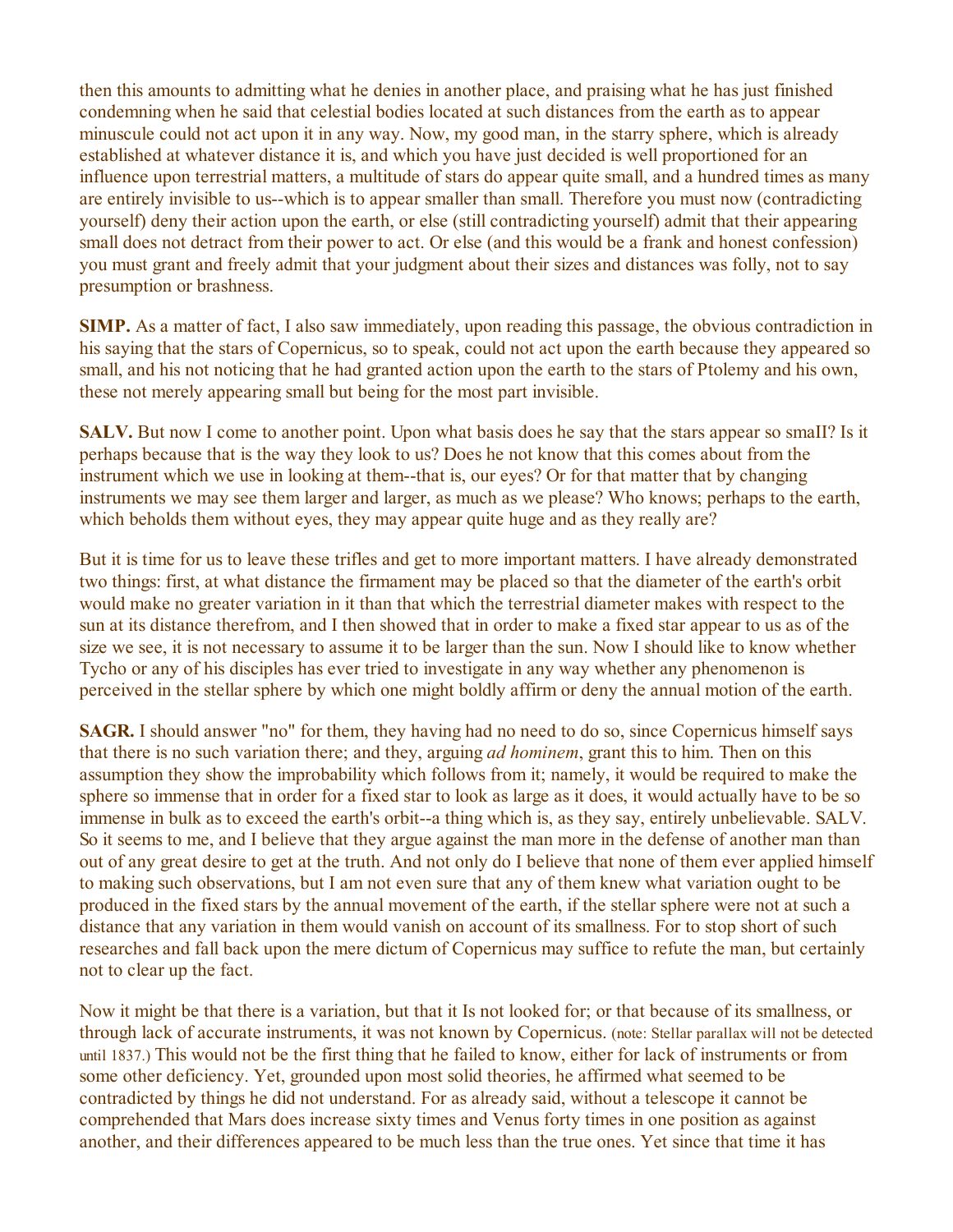then this amounts to admitting what he denies in another place, and praising what he has just finished condemning when he said that celestial bodies located at such distances from the earth as to appear minuscule could not act upon it in any way. Now, my good man, in the starry sphere, which is already established at whatever distance it is, and which you have just decided is well proportioned for an influence upon terrestrial matters, a multitude of stars do appear quite small, and a hundred times as many are entirely invisible to us--which is to appear smaller than small. Therefore you must now (contradicting yourself) deny their action upon the earth, or else (still contradicting yourself) admit that their appearing small does not detract from their power to act. Or else (and this would be a frank and honest confession) you must grant and freely admit that your judgment about their sizes and distances was folly, not to say presumption or brashness.

**SIMP.** As a matter of fact, I also saw immediately, upon reading this passage, the obvious contradiction in his saying that the stars of Copernicus, so to speak, could not act upon the earth because they appeared so small, and his not noticing that he had granted action upon the earth to the stars of Ptolemy and his own, these not merely appearing small but being for the most part invisible.

**SALV.** But now I come to another point. Upon what basis does he say that the stars appear so smaII? Is it perhaps because that is the way they look to us? Does he not know that this comes about from the instrument which we use in looking at them--that is, our eyes? Or for that matter that by changing instruments we may see them larger and larger, as much as we please? Who knows; perhaps to the earth, which beholds them without eyes, they may appear quite huge and as they really are?

But it is time for us to leave these trifles and get to more important matters. I have already demonstrated two things: first, at what distance the firmament may be placed so that the diameter of the earth's orbit would make no greater variation in it than that which the terrestrial diameter makes with respect to the sun at its distance therefrom, and I then showed that in order to make a fixed star appear to us as of the size we see, it is not necessary to assume it to be larger than the sun. Now I should like to know whether Tycho or any of his disciples has ever tried to investigate in any way whether any phenomenon is perceived in the stellar sphere by which one might boldly affirm or deny the annual motion of the earth.

**SAGR.** I should answer "no" for them, they having had no need to do so, since Copernicus himself says that there is no such variation there; and they, arguing *ad hominem*, grant this to him. Then on this assumption they show the improbability which follows from it; namely, it would be required to make the sphere so immense that in order for a fixed star to look as large as it does, it would actually have to be so immense in bulk as to exceed the earth's orbit--a thing which is, as they say, entirely unbelievable. SALV. So it seems to me, and I believe that they argue against the man more in the defense of another man than out of any great desire to get at the truth. And not only do I believe that none of them ever applied himself to making such observations, but I am not even sure that any of them knew what variation ought to be produced in the fixed stars by the annual movement of the earth, if the stellar sphere were not at such a distance that any variation in them would vanish on account of its smallness. For to stop short of such researches and fall back upon the mere dictum of Copernicus may suffice to refute the man, but certainly not to clear up the fact.

Now it might be that there is a variation, but that it Is not looked for; or that because of its smallness, or through lack of accurate instruments, it was not known by Copernicus. (note: Stellar parallax will not be detected until 1837.) This would not be the first thing that he failed to know, either for lack of instruments or from some other deficiency. Yet, grounded upon most solid theories, he affirmed what seemed to be contradicted by things he did not understand. For as already said, without a telescope it cannot be comprehended that Mars does increase sixty times and Venus forty times in one position as against another, and their differences appeared to be much less than the true ones. Yet since that time it has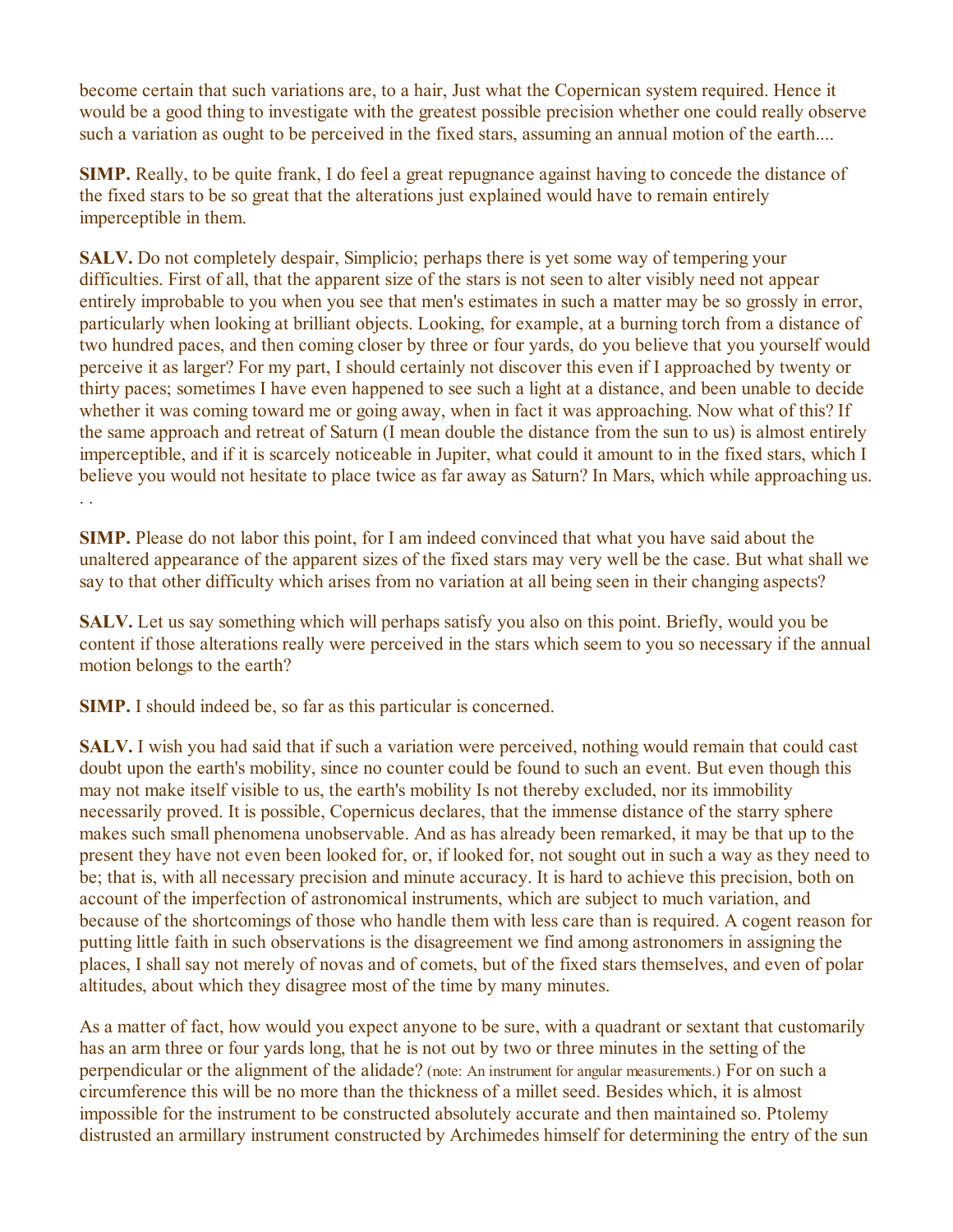become certain that such variations are, to a hair, Just what the Copernican system required. Hence it would be a good thing to investigate with the greatest possible precision whether one could really observe such a variation as ought to be perceived in the fixed stars, assuming an annual motion of the earth....

**SIMP.** Really, to be quite frank, I do feel a great repugnance against having to concede the distance of the fixed stars to be so great that the alterations just explained would have to remain entirely imperceptible in them.

**SALV.** Do not completely despair, Simplicio; perhaps there is yet some way of tempering your difficulties. First of all, that the apparent size of the stars is not seen to alter visibly need not appear entirely improbable to you when you see that men's estimates in such a matter may be so grossly in error, particularly when looking at brilliant objects. Looking, for example, at a burning torch from a distance of two hundred paces, and then coming closer by three or four yards, do you believe that you yourself would perceive it as larger? For my part, I should certainly not discover this even if I approached by twenty or thirty paces; sometimes I have even happened to see such a light at a distance, and been unable to decide whether it was coming toward me or going away, when in fact it was approaching. Now what of this? If the same approach and retreat of Saturn (I mean double the distance from the sun to us) is almost entirely imperceptible, and if it is scarcely noticeable in Jupiter, what could it amount to in the fixed stars, which I believe you would not hesitate to place twice as far away as Saturn? In Mars, which while approaching us. . .

**SIMP.** Please do not labor this point, for I am indeed convinced that what you have said about the unaltered appearance of the apparent sizes of the fixed stars may very well be the case. But what shall we say to that other difficulty which arises from no variation at all being seen in their changing aspects?

**SALV.** Let us say something which will perhaps satisfy you also on this point. Briefly, would you be content if those alterations really were perceived in the stars which seem to you so necessary if the annual motion belongs to the earth?

**SIMP.** I should indeed be, so far as this particular is concerned.

**SALV.** I wish you had said that if such a variation were perceived, nothing would remain that could cast doubt upon the earth's mobility, since no counter could be found to such an event. But even though this may not make itself visible to us, the earth's mobility Is not thereby excluded, nor its immobility necessarily proved. It is possible, Copernicus declares, that the immense distance of the starry sphere makes such small phenomena unobservable. And as has already been remarked, it may be that up to the present they have not even been looked for, or, if looked for, not sought out in such a way as they need to be; that is, with all necessary precision and minute accuracy. It is hard to achieve this precision, both on account of the imperfection of astronomical instruments, which are subject to much variation, and because of the shortcomings of those who handle them with less care than is required. A cogent reason for putting little faith in such observations is the disagreement we find among astronomers in assigning the places, I shall say not merely of novas and of comets, but of the fixed stars themselves, and even of polar altitudes, about which they disagree most of the time by many minutes.

As a matter of fact, how would you expect anyone to be sure, with a quadrant or sextant that customarily has an arm three or four yards long, that he is not out by two or three minutes in the setting of the perpendicular or the alignment of the alidade? (note: An instrument for angular measurements.) For on such a circumference this will be no more than the thickness of a millet seed. Besides which, it is almost impossible for the instrument to be constructed absolutely accurate and then maintained so. Ptolemy distrusted an armillary instrument constructed by Archimedes himself for determining the entry of the sun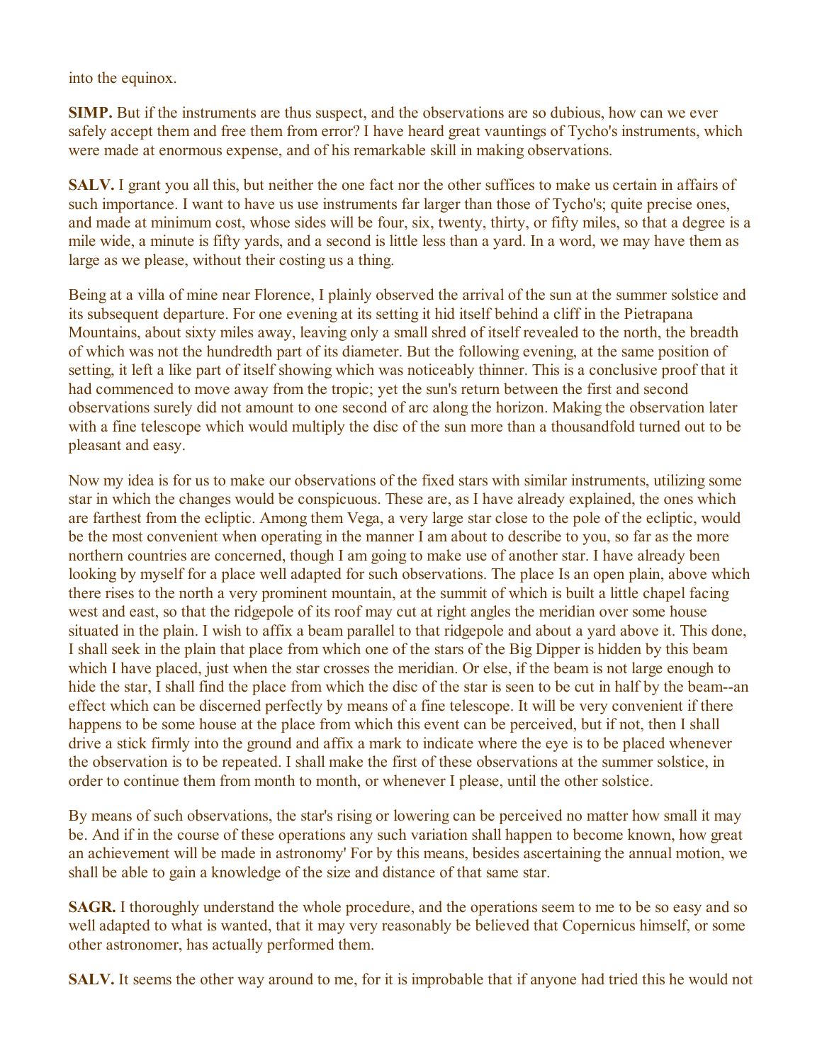into the equinox.

**SIMP.** But if the instruments are thus suspect, and the observations are so dubious, how can we ever safely accept them and free them from error? I have heard great vauntings of Tycho's instruments, which were made at enormous expense, and of his remarkable skill in making observations.

**SALV.** I grant you all this, but neither the one fact nor the other suffices to make us certain in affairs of such importance. I want to have us use instruments far larger than those of Tycho's; quite precise ones, and made at minimum cost, whose sides will be four, six, twenty, thirty, or fifty miles, so that a degree is a mile wide, a minute is fifty yards, and a second is little less than a yard. In a word, we may have them as large as we please, without their costing us a thing.

Being at a villa of mine near Florence, I plainly observed the arrival of the sun at the summer solstice and its subsequent departure. For one evening at its setting it hid itself behind a cliff in the Pietrapana Mountains, about sixty miles away, leaving only a small shred of itself revealed to the north, the breadth of which was not the hundredth part of its diameter. But the following evening, at the same position of setting, it left a like part of itself showing which was noticeably thinner. This is a conclusive proof that it had commenced to move away from the tropic; yet the sun's return between the first and second observations surely did not amount to one second of arc along the horizon. Making the observation later with a fine telescope which would multiply the disc of the sun more than a thousandfold turned out to be pleasant and easy.

Now my idea is for us to make our observations of the fixed stars with similar instruments, utilizing some star in which the changes would be conspicuous. These are, as I have already explained, the ones which are farthest from the ecliptic. Among them Vega, a very large star close to the pole of the ecliptic, would be the most convenient when operating in the manner I am about to describe to you, so far as the more northern countries are concerned, though I am going to make use of another star. I have already been looking by myself for a place well adapted for such observations. The place Is an open plain, above which there rises to the north a very prominent mountain, at the summit of which is built a little chapel facing west and east, so that the ridgepole of its roof may cut at right angles the meridian over some house situated in the plain. I wish to affix a beam parallel to that ridgepole and about a yard above it. This done, I shall seek in the plain that place from which one of the stars of the Big Dipper is hidden by this beam which I have placed, just when the star crosses the meridian. Or else, if the beam is not large enough to hide the star, I shall find the place from which the disc of the star is seen to be cut in half by the beam--an effect which can be discerned perfectly by means of a fine telescope. It will be very convenient if there happens to be some house at the place from which this event can be perceived, but if not, then I shall drive a stick firmly into the ground and affix a mark to indicate where the eye is to be placed whenever the observation is to be repeated. I shall make the first of these observations at the summer solstice, in order to continue them from month to month, or whenever I please, until the other solstice.

By means of such observations, the star's rising or lowering can be perceived no matter how small it may be. And if in the course of these operations any such variation shall happen to become known, how great an achievement will be made in astronomy' For by this means, besides ascertaining the annual motion, we shall be able to gain a knowledge of the size and distance of that same star.

**SAGR.** I thoroughly understand the whole procedure, and the operations seem to me to be so easy and so well adapted to what is wanted, that it may very reasonably be believed that Copernicus himself, or some other astronomer, has actually performed them.

**SALV.** It seems the other way around to me, for it is improbable that if anyone had tried this he would not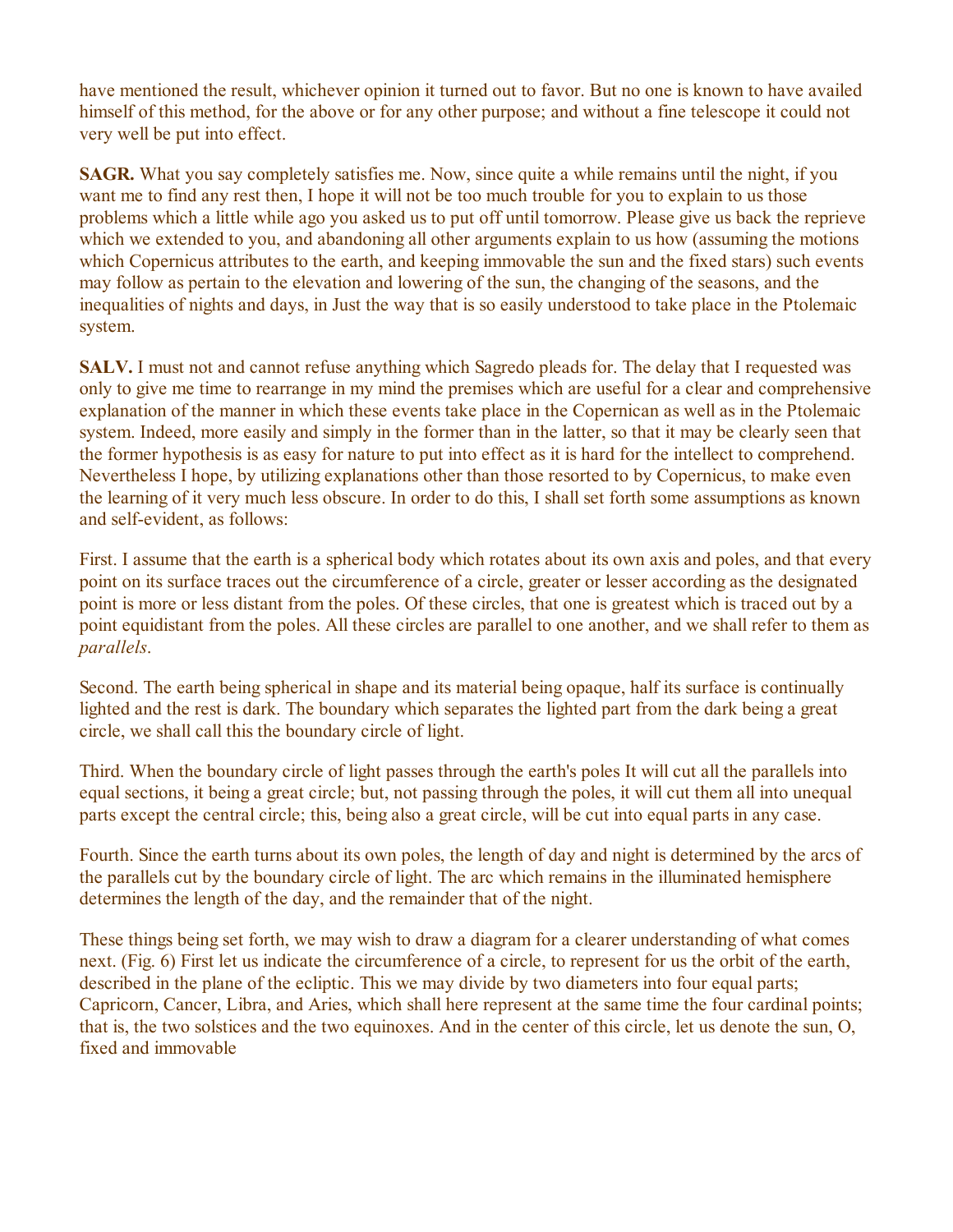have mentioned the result, whichever opinion it turned out to favor. But no one is known to have availed himself of this method, for the above or for any other purpose; and without a fine telescope it could not very well be put into effect.

**SAGR.** What you say completely satisfies me. Now, since quite a while remains until the night, if you want me to find any rest then, I hope it will not be too much trouble for you to explain to us those problems which a little while ago you asked us to put off until tomorrow. Please give us back the reprieve which we extended to you, and abandoning all other arguments explain to us how (assuming the motions which Copernicus attributes to the earth, and keeping immovable the sun and the fixed stars) such events may follow as pertain to the elevation and lowering of the sun, the changing of the seasons, and the inequalities of nights and days, in Just the way that is so easily understood to take place in the Ptolemaic system.

**SALV.** I must not and cannot refuse anything which Sagredo pleads for. The delay that I requested was only to give me time to rearrange in my mind the premises which are useful for a clear and comprehensive explanation of the manner in which these events take place in the Copernican as well as in the Ptolemaic system. Indeed, more easily and simply in the former than in the latter, so that it may be clearly seen that the former hypothesis is as easy for nature to put into effect as it is hard for the intellect to comprehend. Nevertheless I hope, by utilizing explanations other than those resorted to by Copernicus, to make even the learning of it very much less obscure. In order to do this, I shall set forth some assumptions as known and self-evident, as follows:

First. I assume that the earth is a spherical body which rotates about its own axis and poles, and that every point on its surface traces out the circumference of a circle, greater or lesser according as the designated point is more or less distant from the poles. Of these circles, that one is greatest which is traced out by a point equidistant from the poles. All these circles are parallel to one another, and we shall refer to them as *parallels*.

Second. The earth being spherical in shape and its material being opaque, half its surface is continually lighted and the rest is dark. The boundary which separates the lighted part from the dark being a great circle, we shall call this the boundary circle of light.

Third. When the boundary circle of light passes through the earth's poles It will cut all the parallels into equal sections, it being a great circle; but, not passing through the poles, it will cut them all into unequal parts except the central circle; this, being also a great circle, will be cut into equal parts in any case.

Fourth. Since the earth turns about its own poles, the length of day and night is determined by the arcs of the parallels cut by the boundary circle of light. The arc which remains in the illuminated hemisphere determines the length of the day, and the remainder that of the night.

These things being set forth, we may wish to draw a diagram for a clearer understanding of what comes next. (Fig. 6) First let us indicate the circumference of a circle, to represent for us the orbit of the earth, described in the plane of the ecliptic. This we may divide by two diameters into four equal parts; Capricorn, Cancer, Libra, and Aries, which shall here represent at the same time the four cardinal points; that is, the two solstices and the two equinoxes. And in the center of this circle, let us denote the sun, O, fixed and immovable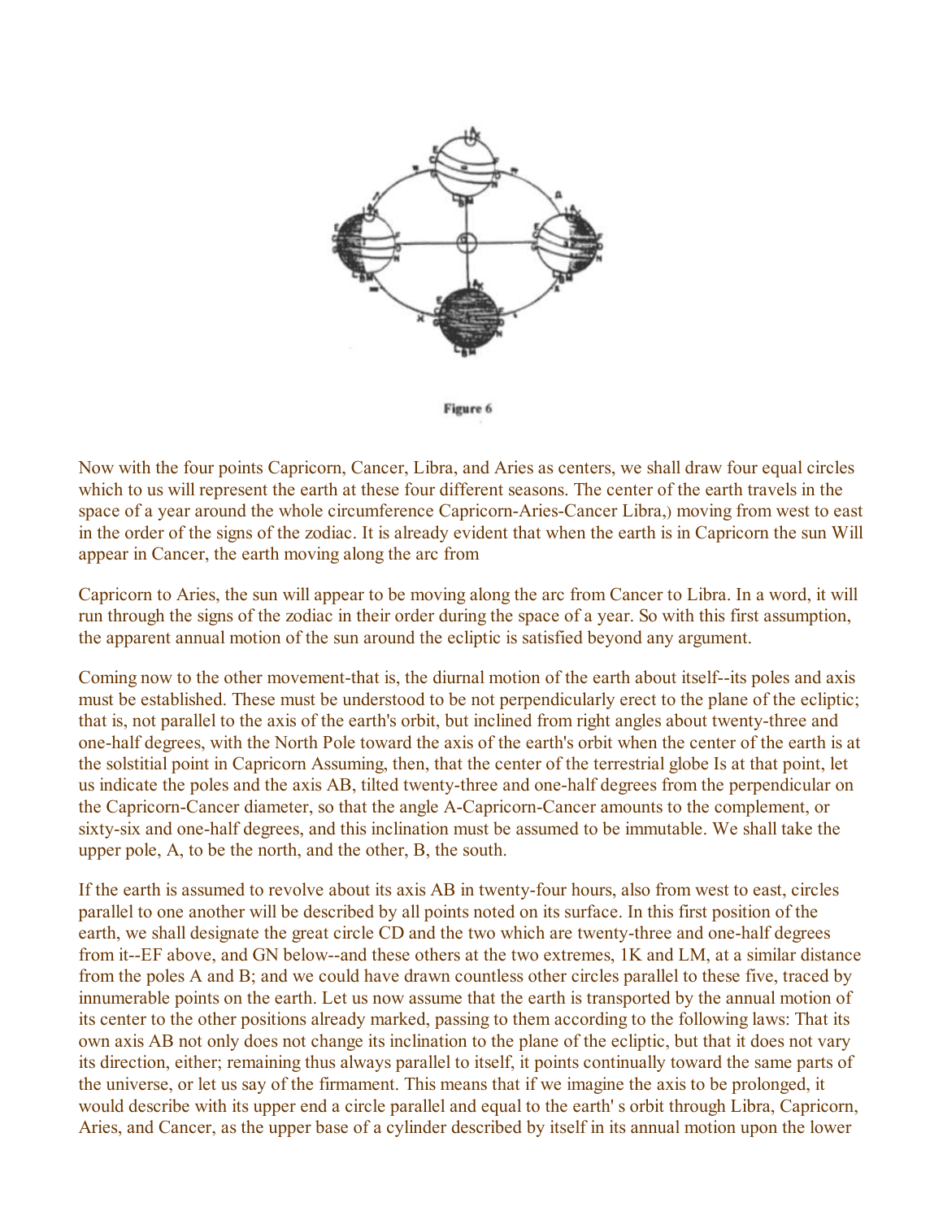Figure 6

Now with the four points Capricorn, Cancer, Libra, and Aries as centers, we shall draw four equal circles which to us will represent the earth at these four different seasons. The center of the earth travels in the space of a year around the whole circumference Capricorn-Aries-Cancer Libra,) moving from west to east in the order of the signs of the zodiac. It is already evident that when the earth is in Capricorn the sun Will appear in Cancer, the earth moving along the arc from

Capricorn to Aries, the sun will appear to be moving along the arc from Cancer to Libra. In a word, it will run through the signs of the zodiac in their order during the space of a year. So with this first assumption, the apparent annual motion of the sun around the ecliptic is satisfied beyond any argument.

Coming now to the other movement-that is, the diurnal motion of the earth about itself--its poles and axis must be established. These must be understood to be not perpendicularly erect to the plane of the ecliptic; that is, not parallel to the axis of the earth's orbit, but inclined from right angles about twenty-three and one-half degrees, with the North Pole toward the axis of the earth's orbit when the center of the earth is at the solstitial point in Capricorn Assuming, then, that the center of the terrestrial globe Is at that point, let us indicate the poles and the axis AB, tilted twenty-three and one-half degrees from the perpendicular on the Capricorn-Cancer diameter, so that the angle A-Capricorn-Cancer amounts to the complement, or sixty-six and one-half degrees, and this inclination must be assumed to be immutable. We shall take the upper pole, A, to be the north, and the other, B, the south.

If the earth is assumed to revolve about its axis AB in twenty-four hours, also from west to east, circles parallel to one another will be described by all points noted on its surface. In this first position of the earth, we shall designate the great circle CD and the two which are twenty-three and one-half degrees from it--EF above, and GN below--and these others at the two extremes, 1K and LM, at a similar distance from the poles A and B; and we could have drawn countless other circles parallel to these five, traced by innumerable points on the earth. Let us now assume that the earth is transported by the annual motion of its center to the other positions already marked, passing to them according to the following laws: That its own axis AB not only does not change its inclination to the plane of the ecliptic, but that it does not vary its direction, either; remaining thus always parallel to itself, it points continually toward the same parts of the universe, or let us say of the firmament. This means that if we imagine the axis to be prolonged, it would describe with its upper end a circle parallel and equal to the earth' s orbit through Libra, Capricorn, Aries, and Cancer, as the upper base of a cylinder described by itself in its annual motion upon the lower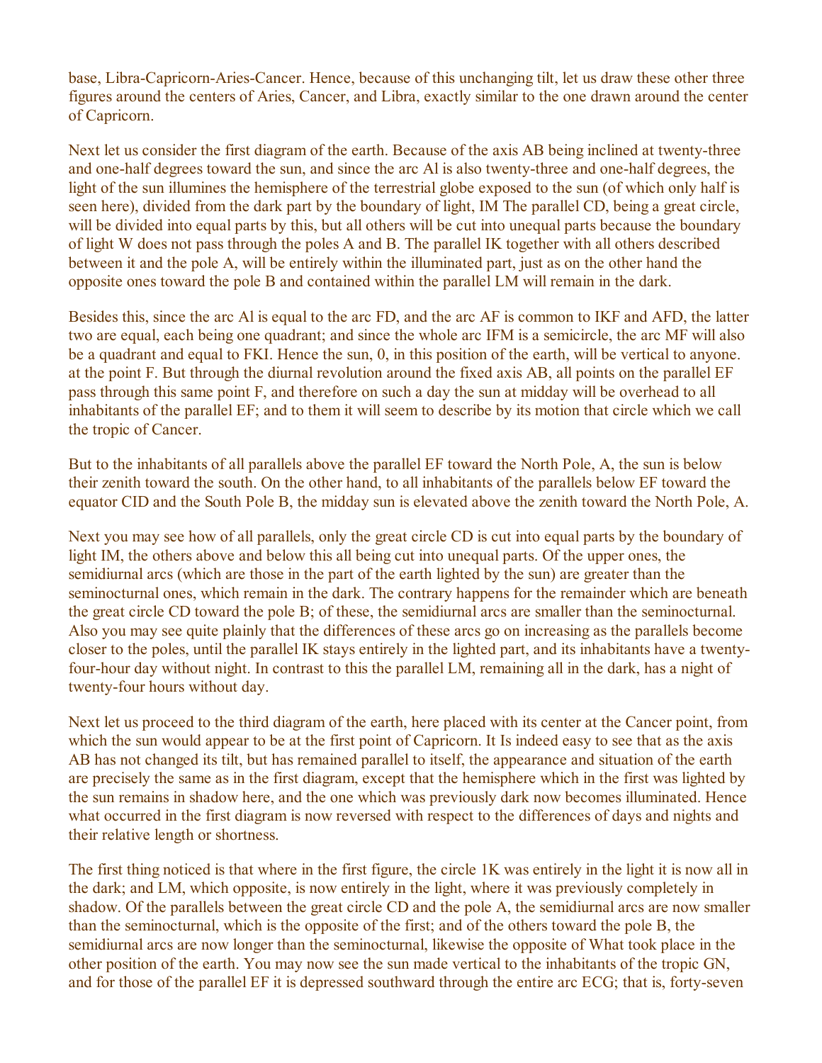base, Libra-Capricorn-Aries-Cancer. Hence, because of this unchanging tilt, let us draw these other three figures around the centers of Aries, Cancer, and Libra, exactly similar to the one drawn around the center of Capricorn.

Next let us consider the first diagram of the earth. Because of the axis AB being inclined at twenty-three and one-half degrees toward the sun, and since the arc Al is also twenty-three and one-half degrees, the light of the sun illumines the hemisphere of the terrestrial globe exposed to the sun (of which only half is seen here), divided from the dark part by the boundary of light, IM The parallel CD, being a great circle, will be divided into equal parts by this, but all others will be cut into unequal parts because the boundary of light W does not pass through the poles A and B. The parallel IK together with all others described between it and the pole A, will be entirely within the illuminated part, just as on the other hand the opposite ones toward the pole B and contained within the parallel LM will remain in the dark.

Besides this, since the arc Al is equal to the arc FD, and the arc AF is common to IKF and AFD, the latter two are equal, each being one quadrant; and since the whole arc IFM is a semicircle, the arc MF will also be a quadrant and equal to FKI. Hence the sun, 0, in this position of the earth, will be vertical to anyone. at the point F. But through the diurnal revolution around the fixed axis AB, all points on the parallel EF pass through this same point F, and therefore on such a day the sun at midday will be overhead to all inhabitants of the parallel EF; and to them it will seem to describe by its motion that circle which we call the tropic of Cancer.

But to the inhabitants of all parallels above the parallel EF toward the North Pole, A, the sun is below their zenith toward the south. On the other hand, to all inhabitants of the parallels below EF toward the equator CID and the South Pole B, the midday sun is elevated above the zenith toward the North Pole, A.

Next you may see how of all parallels, only the great circle CD is cut into equal parts by the boundary of light IM, the others above and below this all being cut into unequal parts. Of the upper ones, the semidiurnal arcs (which are those in the part of the earth lighted by the sun) are greater than the seminocturnal ones, which remain in the dark. The contrary happens for the remainder which are beneath the great circle CD toward the pole B; of these, the semidiurnal arcs are smaller than the seminocturnal. Also you may see quite plainly that the differences of these arcs go on increasing as the parallels become closer to the poles, until the parallel IK stays entirely in the lighted part, and its inhabitants have a twenty-four-hour day without night. In contrast to this the parallel LM, remaining all in the dark, has a night of twenty-four hours without day.

Next let us proceed to the third diagram of the earth, here placed with its center at the Cancer point, from which the sun would appear to be at the first point of Capricorn. It Is indeed easy to see that as the axis AB has not changed its tilt, but has remained parallel to itself, the appearance and situation of the earth are precisely the same as in the first diagram, except that the hemisphere which in the first was lighted by the sun remains in shadow here, and the one which was previously dark now becomes illuminated. Hence what occurred in the first diagram is now reversed with respect to the differences of days and nights and their relative length or shortness.

The first thing noticed is that where in the first figure, the circle 1K was entirely in the light it is now all in the dark; and LM, which opposite, is now entirely in the light, where it was previously completely in shadow. Of the parallels between the great circle CD and the pole A, the semidiurnal arcs are now smaller than the seminocturnal, which is the opposite of the first; and of the others toward the pole B, the semidiurnal arcs are now longer than the seminocturnal, likewise the opposite of What took place in the other position of the earth. You may now see the sun made vertical to the inhabitants of the tropic GN, and for those of the parallel EF it is depressed southward through the entire arc ECG; that is, forty-seven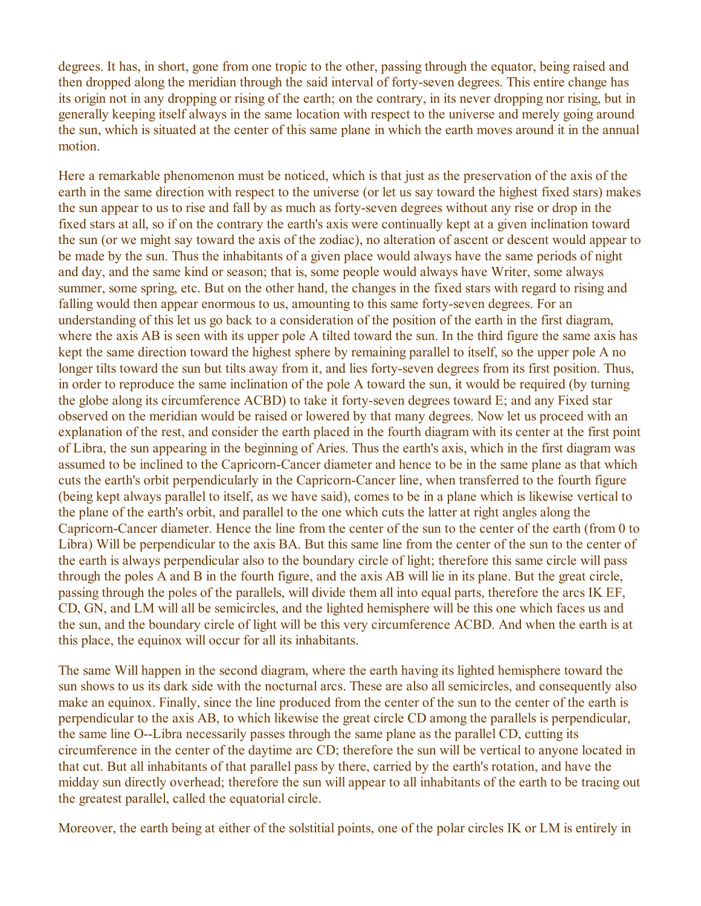degrees. It has, in short, gone from one tropic to the other, passing through the equator, being raised and then dropped along the meridian through the said interval of forty-seven degrees. This entire change has its origin not in any dropping or rising of the earth; on the contrary, in its never dropping nor rising, but in generally keeping itself always in the same location with respect to the universe and merely going around the sun, which is situated at the center of this same plane in which the earth moves around it in the annual motion.

Here a remarkable phenomenon must be noticed, which is that just as the preservation of the axis of the earth in the same direction with respect to the universe (or let us say toward the highest fixed stars) makes the sun appear to us to rise and fall by as much as forty-seven degrees without any rise or drop in the fixed stars at all, so if on the contrary the earth's axis were continually kept at a given inclination toward the sun (or we might say toward the axis of the zodiac), no alteration of ascent or descent would appear to be made by the sun. Thus the inhabitants of a given place would always have the same periods of night and day, and the same kind or season; that is, some people would always have Writer, some always summer, some spring, etc. But on the other hand, the changes in the fixed stars with regard to rising and falling would then appear enormous to us, amounting to this same forty-seven degrees. For an understanding of this let us go back to a consideration of the position of the earth in the first diagram, where the axis AB is seen with its upper pole A tilted toward the sun. In the third figure the same axis has kept the same direction toward the highest sphere by remaining parallel to itself, so the upper pole A no longer tilts toward the sun but tilts away from it, and lies forty-seven degrees from its first position. Thus, in order to reproduce the same inclination of the pole A toward the sun, it would be required (by turning the globe along its circumference ACBD) to take it forty-seven degrees toward E; and any Fixed star observed on the meridian would be raised or lowered by that many degrees. Now let us proceed with an explanation of the rest, and consider the earth placed in the fourth diagram with its center at the first point of Libra, the sun appearing in the beginning of Aries. Thus the earth's axis, which in the first diagram was assumed to be inclined to the Capricorn-Cancer diameter and hence to be in the same plane as that which cuts the earth's orbit perpendicularly in the Capricorn-Cancer line, when transferred to the fourth figure (being kept always parallel to itself, as we have said), comes to be in a plane which is likewise vertical to the plane of the earth's orbit, and parallel to the one which cuts the latter at right angles along the Capricorn-Cancer diameter. Hence the line from the center of the sun to the center of the earth (from 0 to Libra) Will be perpendicular to the axis BA. But this same line from the center of the sun to the center of the earth is always perpendicular also to the boundary circle of light; therefore this same circle will pass through the poles A and B in the fourth figure, and the axis AB will lie in its plane. But the great circle, passing through the poles of the parallels, will divide them all into equal parts, therefore the arcs IK EF, CD, GN, and LM will all be semicircles, and the lighted hemisphere will be this one which faces us and the sun, and the boundary circle of light will be this very circumference ACBD. And when the earth is at this place, the equinox will occur for all its inhabitants.

The same Will happen in the second diagram, where the earth having its lighted hemisphere toward the sun shows to us its dark side with the nocturnal arcs. These are also all semicircles, and consequently also make an equinox. Finally, since the line produced from the center of the sun to the center of the earth is perpendicular to the axis AB, to which likewise the great circle CD among the parallels is perpendicular, the same line O--Libra necessarily passes through the same plane as the parallel CD, cutting its circumference in the center of the daytime arc CD; therefore the sun will be vertical to anyone located in that cut. But all inhabitants of that parallel pass by there, carried by the earth's rotation, and have the midday sun directly overhead; therefore the sun will appear to all inhabitants of the earth to be tracing out the greatest parallel, called the equatorial circle.

Moreover, the earth being at either of the solstitial points, one of the polar circles IK or LM is entirely in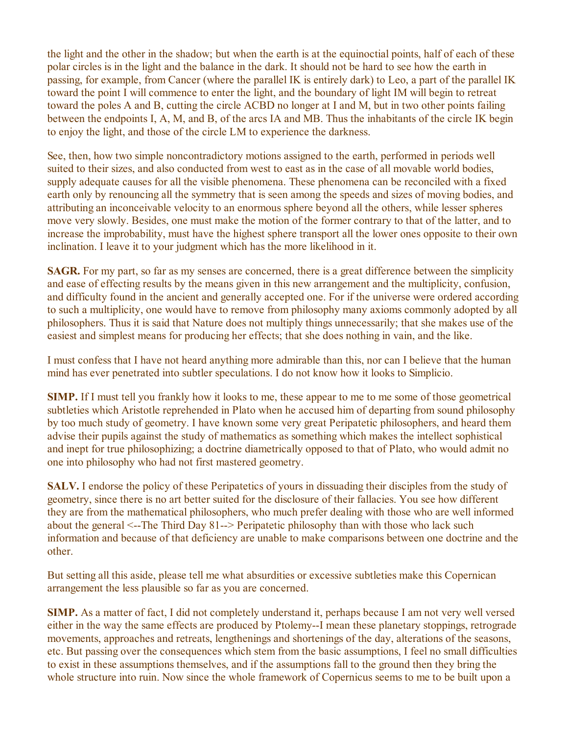the light and the other in the shadow; but when the earth is at the equinoctial points, half of each of these polar circles is in the light and the balance in the dark. It should not be hard to see how the earth in passing, for example, from Cancer (where the parallel IK is entirely dark) to Leo, a part of the parallel IK toward the point I will commence to enter the light, and the boundary of light IM will begin to retreat toward the poles A and B, cutting the circle ACBD no longer at I and M, but in two other points failing between the endpoints I, A, M, and B, of the arcs IA and MB. Thus the inhabitants of the circle IK begin to enjoy the light, and those of the circle LM to experience the darkness.

See, then, how two simple noncontradictory motions assigned to the earth, performed in periods well suited to their sizes, and also conducted from west to east as in the case of all movable world bodies, supply adequate causes for all the visible phenomena. These phenomena can be reconciled with a fixed earth only by renouncing all the symmetry that is seen among the speeds and sizes of moving bodies, and attributing an inconceivable velocity to an enormous sphere beyond all the others, while lesser spheres move very slowly. Besides, one must make the motion of the former contrary to that of the latter, and to increase the improbability, must have the highest sphere transport all the lower ones opposite to their own inclination. I leave it to your judgment which has the more likelihood in it.

**SAGR.** For my part, so far as my senses are concerned, there is a great difference between the simplicity and ease of effecting results by the means given in this new arrangement and the multiplicity, confusion, and difficulty found in the ancient and generally accepted one. For if the universe were ordered according to such a multiplicity, one would have to remove from philosophy many axioms commonly adopted by all philosophers. Thus it is said that Nature does not multiply things unnecessarily; that she makes use of the easiest and simplest means for producing her effects; that she does nothing in vain, and the like.

I must confess that I have not heard anything more admirable than this, nor can I believe that the human mind has ever penetrated into subtler speculations. I do not know how it looks to Simplicio.

**SIMP.** If I must tell you frankly how it looks to me, these appear to me to me some of those geometrical subtleties which Aristotle reprehended in Plato when he accused him of departing from sound philosophy by too much study of geometry. I have known some very great Peripatetic philosophers, and heard them advise their pupils against the study of mathematics as something which makes the intellect sophistical and inept for true philosophizing; a doctrine diametrically opposed to that of Plato, who would admit no one into philosophy who had not first mastered geometry.

**SALV.** I endorse the policy of these Peripatetics of yours in dissuading their disciples from the study of geometry, since there is no art better suited for the disclosure of their fallacies. You see how different they are from the mathematical philosophers, who much prefer dealing with those who are well informed about the general <--The Third Day 81--> Peripatetic philosophy than with those who lack such information and because of that deficiency are unable to make comparisons between one doctrine and the other.

But setting all this aside, please tell me what absurdities or excessive subtleties make this Copernican arrangement the less plausible so far as you are concerned.

**SIMP.** As a matter of fact, I did not completely understand it, perhaps because I am not very well versed either in the way the same effects are produced by Ptolemy--I mean these planetary stoppings, retrograde movements, approaches and retreats, lengthenings and shortenings of the day, alterations of the seasons, etc. But passing over the consequences which stem from the basic assumptions, I feel no small difficulties to exist in these assumptions themselves, and if the assumptions fall to the ground then they bring the whole structure into ruin. Now since the whole framework of Copernicus seems to me to be built upon a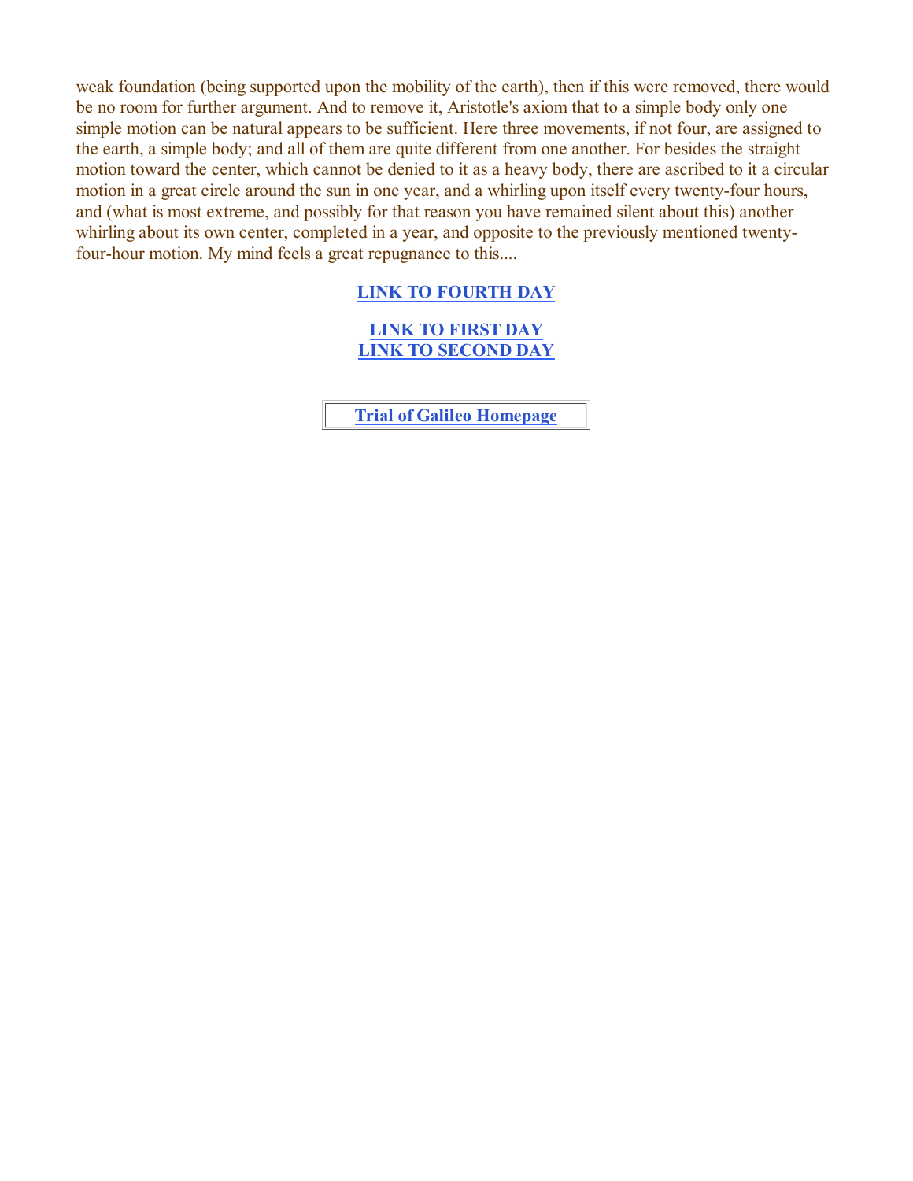weak foundation (being supported upon the mobility of the earth), then if this were removed, there would be no room for further argument. And to remove it, Aristotle's axiom that to a simple body only one simple motion can be natural appears to be sufficient. Here three movements, if not four, are assigned to the earth, a simple body; and all of them are quite different from one another. For besides the straight motion toward the center, which cannot be denied to it as a heavy body, there are ascribed to it a circular motion in a great circle around the sun in one year, and a whirling upon itself every twenty-four hours, and (what is most extreme, and possibly for that reason you have remained silent about this) another whirling about its own center, completed in a year, and opposite to the previously mentioned twenty-four-hour motion. My mind feels a great repugnance to this....

**LINK TO FOURTH DAY**

**LINK TO FIRST DAY**
**LINK TO SECOND DAY**

**Trial of Galileo Homepage**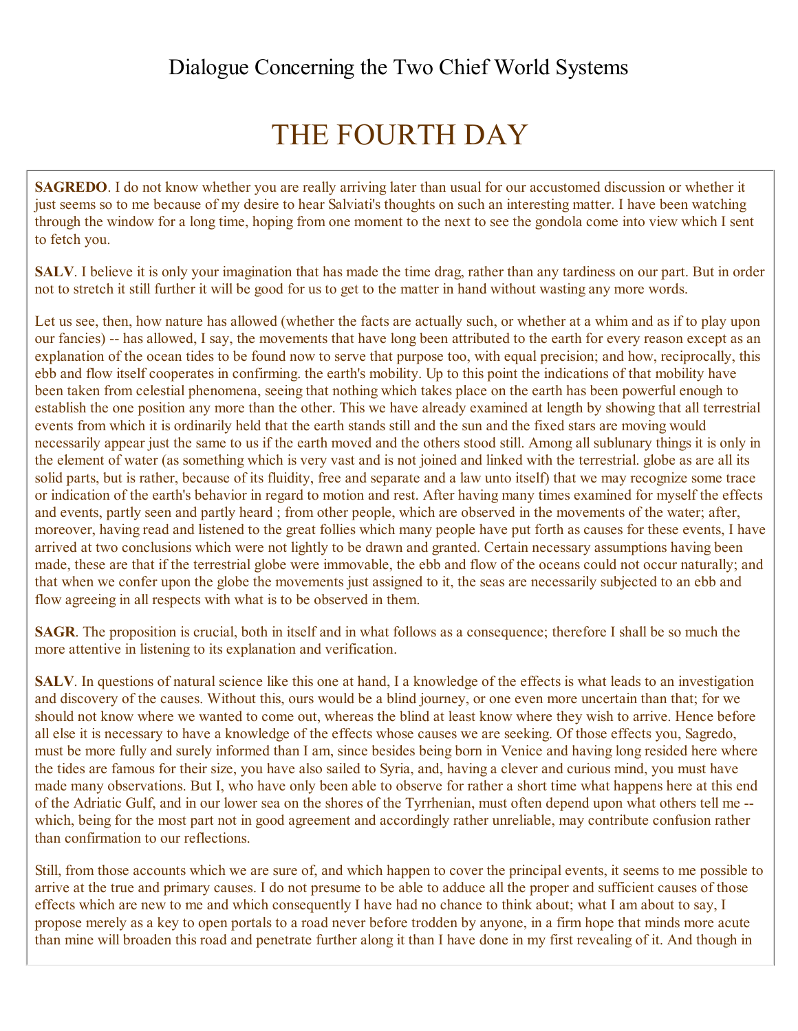# Dialogue Concerning the Two Chief World Systems

## THE FOURTH DAY

**SAGREDO**. I do not know whether you are really arriving later than usual for our accustomed discussion or whether it just seems so to me because of my desire to hear Salviati's thoughts on such an interesting matter. I have been watching through the window for a long time, hoping from one moment to the next to see the gondola come into view which I sent to fetch you.

**SALV**. I believe it is only your imagination that has made the time drag, rather than any tardiness on our part. But in order not to stretch it still further it will be good for us to get to the matter in hand without wasting any more words.

Let us see, then, how nature has allowed (whether the facts are actually such, or whether at a whim and as if to play upon our fancies) -- has allowed, I say, the movements that have long been attributed to the earth for every reason except as an explanation of the ocean tides to be found now to serve that purpose too, with equal precision; and how, reciprocally, this ebb and flow itself cooperates in confirming. the earth's mobility. Up to this point the indications of that mobility have been taken from celestial phenomena, seeing that nothing which takes place on the earth has been powerful enough to establish the one position any more than the other. This we have already examined at length by showing that all terrestrial events from which it is ordinarily held that the earth stands still and the sun and the fixed stars are moving would necessarily appear just the same to us if the earth moved and the others stood still. Among all sublunary things it is only in the element of water (as something which is very vast and is not joined and linked with the terrestrial. globe as are all its solid parts, but is rather, because of its fluidity, free and separate and a law unto itself) that we may recognize some trace or indication of the earth's behavior in regard to motion and rest. After having many times examined for myself the effects and events, partly seen and partly heard ; from other people, which are observed in the movements of the water; after, moreover, having read and listened to the great follies which many people have put forth as causes for these events, I have arrived at two conclusions which were not lightly to be drawn and granted. Certain necessary assumptions having been made, these are that if the terrestrial globe were immovable, the ebb and flow of the oceans could not occur naturally; and that when we confer upon the globe the movements just assigned to it, the seas are necessarily subjected to an ebb and flow agreeing in all respects with what is to be observed in them.

**SAGR**. The proposition is crucial, both in itself and in what follows as a consequence; therefore I shall be so much the more attentive in listening to its explanation and verification.

**SALV**. In questions of natural science like this one at hand, I a knowledge of the effects is what leads to an investigation and discovery of the causes. Without this, ours would be a blind journey, or one even more uncertain than that; for we should not know where we wanted to come out, whereas the blind at least know where they wish to arrive. Hence before all else it is necessary to have a knowledge of the effects whose causes we are seeking. Of those effects you, Sagredo, must be more fully and surely informed than I am, since besides being born in Venice and having long resided here where the tides are famous for their size, you have also sailed to Syria, and, having a clever and curious mind, you must have made many observations. But I, who have only been able to observe for rather a short time what happens here at this end of the Adriatic Gulf, and in our lower sea on the shores of the Tyrrhenian, must often depend upon what others tell me -- which, being for the most part not in good agreement and accordingly rather unreliable, may contribute confusion rather than confirmation to our reflections.

Still, from those accounts which we are sure of, and which happen to cover the principal events, it seems to me possible to arrive at the true and primary causes. I do not presume to be able to adduce all the proper and sufficient causes of those effects which are new to me and which consequently I have had no chance to think about; what I am about to say, I propose merely as a key to open portals to a road never before trodden by anyone, in a firm hope that minds more acute than mine will broaden this road and penetrate further along it than I have done in my first revealing of it. And though in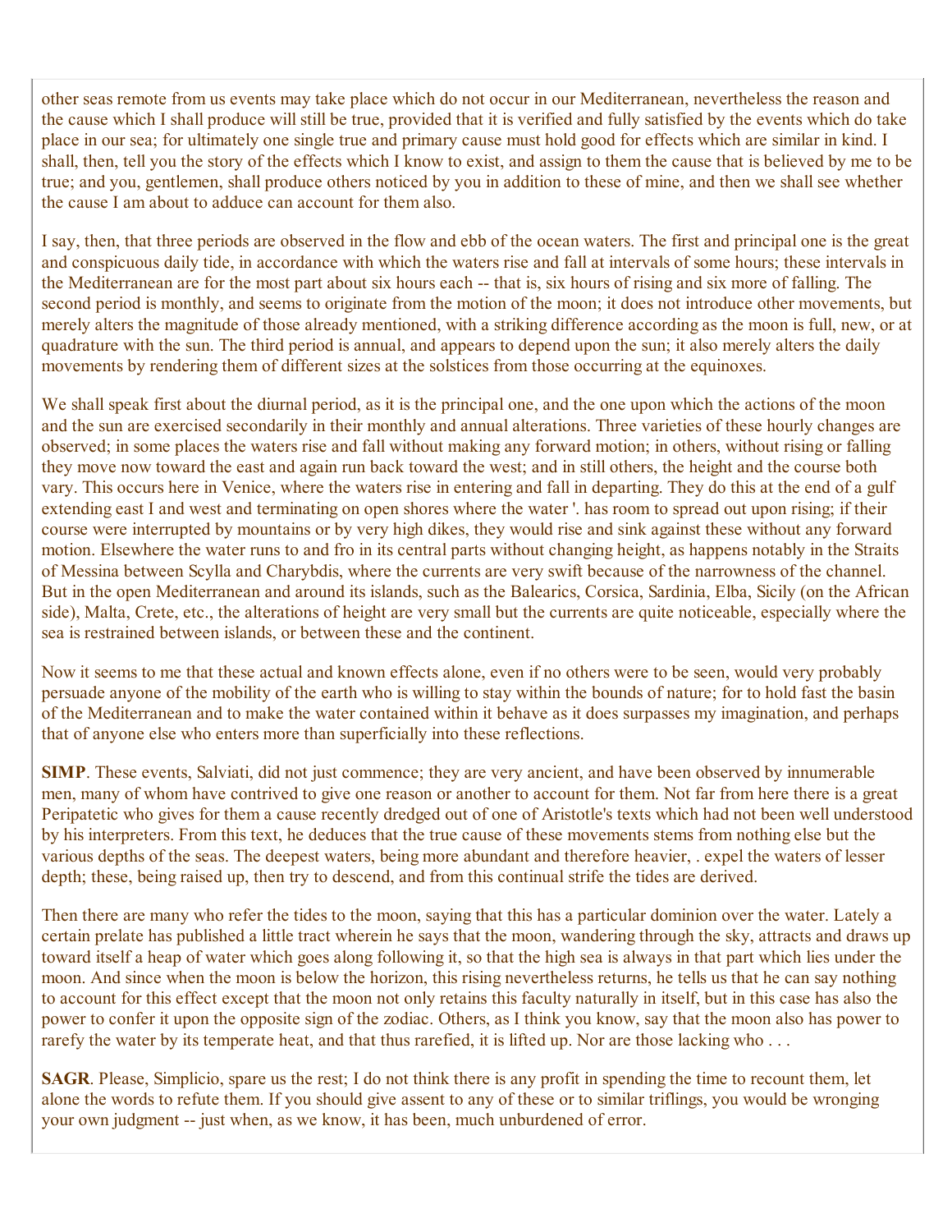other seas remote from us events may take place which do not occur in our Mediterranean, nevertheless the reason and the cause which I shall produce will still be true, provided that it is verified and fully satisfied by the events which do take place in our sea; for ultimately one single true and primary cause must hold good for effects which are similar in kind. I shall, then, tell you the story of the effects which I know to exist, and assign to them the cause that is believed by me to be true; and you, gentlemen, shall produce others noticed by you in addition to these of mine, and then we shall see whether the cause I am about to adduce can account for them also.

I say, then, that three periods are observed in the flow and ebb of the ocean waters. The first and principal one is the great and conspicuous daily tide, in accordance with which the waters rise and fall at intervals of some hours; these intervals in the Mediterranean are for the most part about six hours each -- that is, six hours of rising and six more of falling. The second period is monthly, and seems to originate from the motion of the moon; it does not introduce other movements, but merely alters the magnitude of those already mentioned, with a striking difference according as the moon is full, new, or at quadrature with the sun. The third period is annual, and appears to depend upon the sun; it also merely alters the daily movements by rendering them of different sizes at the solstices from those occurring at the equinoxes.

We shall speak first about the diurnal period, as it is the principal one, and the one upon which the actions of the moon and the sun are exercised secondarily in their monthly and annual alterations. Three varieties of these hourly changes are observed; in some places the waters rise and fall without making any forward motion; in others, without rising or falling they move now toward the east and again run back toward the west; and in still others, the height and the course both vary. This occurs here in Venice, where the waters rise in entering and fall in departing. They do this at the end of a gulf extending east I and west and terminating on open shores where the water '. has room to spread out upon rising; if their course were interrupted by mountains or by very high dikes, they would rise and sink against these without any forward motion. Elsewhere the water runs to and fro in its central parts without changing height, as happens notably in the Straits of Messina between Scylla and Charybdis, where the currents are very swift because of the narrowness of the channel. But in the open Mediterranean and around its islands, such as the Balearics, Corsica, Sardinia, Elba, Sicily (on the African side), Malta, Crete, etc., the alterations of height are very small but the currents are quite noticeable, especially where the sea is restrained between islands, or between these and the continent.

Now it seems to me that these actual and known effects alone, even if no others were to be seen, would very probably persuade anyone of the mobility of the earth who is willing to stay within the bounds of nature; for to hold fast the basin of the Mediterranean and to make the water contained within it behave as it does surpasses my imagination, and perhaps that of anyone else who enters more than superficially into these reflections.

**SIMP**. These events, Salviati, did not just commence; they are very ancient, and have been observed by innumerable men, many of whom have contrived to give one reason or another to account for them. Not far from here there is a great Peripatetic who gives for them a cause recently dredged out of one of Aristotle's texts which had not been well understood by his interpreters. From this text, he deduces that the true cause of these movements stems from nothing else but the various depths of the seas. The deepest waters, being more abundant and therefore heavier, . expel the waters of lesser depth; these, being raised up, then try to descend, and from this continual strife the tides are derived.

Then there are many who refer the tides to the moon, saying that this has a particular dominion over the water. Lately a certain prelate has published a little tract wherein he says that the moon, wandering through the sky, attracts and draws up toward itself a heap of water which goes along following it, so that the high sea is always in that part which lies under the moon. And since when the moon is below the horizon, this rising nevertheless returns, he tells us that he can say nothing to account for this effect except that the moon not only retains this faculty naturally in itself, but in this case has also the power to confer it upon the opposite sign of the zodiac. Others, as I think you know, say that the moon also has power to rarefy the water by its temperate heat, and that thus rarefied, it is lifted up. Nor are those lacking who . . .

**SAGR**. Please, Simplicio, spare us the rest; I do not think there is any profit in spending the time to recount them, let alone the words to refute them. If you should give assent to any of these or to similar triflings, you would be wronging your own judgment -- just when, as we know, it has been, much unburdened of error.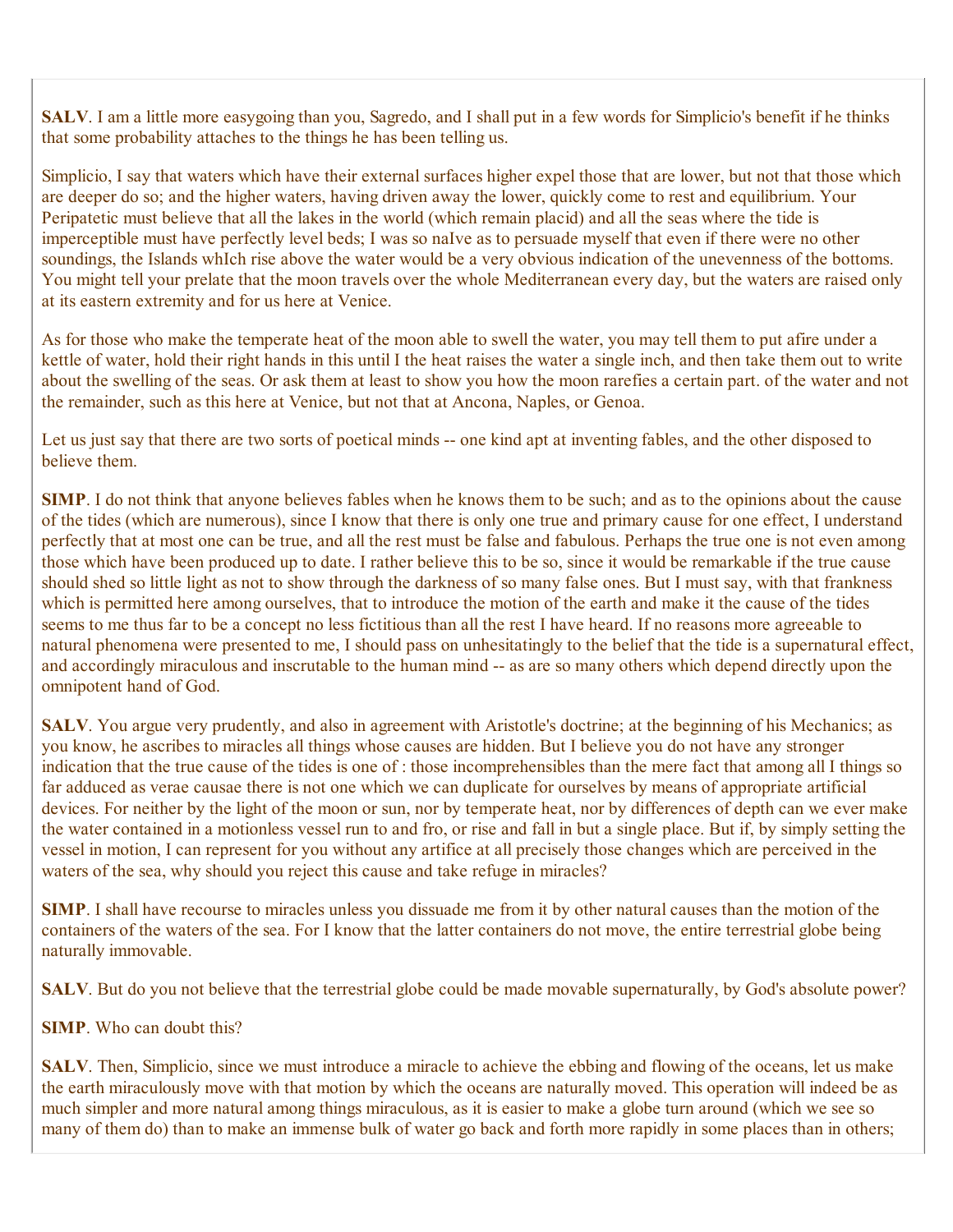**SALV**. I am a little more easygoing than you, Sagredo, and I shall put in a few words for Simplicio's benefit if he thinks that some probability attaches to the things he has been telling us.

Simplicio, I say that waters which have their external surfaces higher expel those that are lower, but not that those which are deeper do so; and the higher waters, having driven away the lower, quickly come to rest and equilibrium. Your Peripatetic must believe that all the lakes in the world (which remain placid) and all the seas where the tide is imperceptible must have perfectly level beds; I was so naIve as to persuade myself that even if there were no other soundings, the Islands whIch rise above the water would be a very obvious indication of the unevenness of the bottoms. You might tell your prelate that the moon travels over the whole Mediterranean every day, but the waters are raised only at its eastern extremity and for us here at Venice.

As for those who make the temperate heat of the moon able to swell the water, you may tell them to put afire under a kettle of water, hold their right hands in this until I the heat raises the water a single inch, and then take them out to write about the swelling of the seas. Or ask them at least to show you how the moon rarefies a certain part. of the water and not the remainder, such as this here at Venice, but not that at Ancona, Naples, or Genoa.

Let us just say that there are two sorts of poetical minds -- one kind apt at inventing fables, and the other disposed to believe them.

**SIMP**. I do not think that anyone believes fables when he knows them to be such; and as to the opinions about the cause of the tides (which are numerous), since I know that there is only one true and primary cause for one effect, I understand perfectly that at most one can be true, and all the rest must be false and fabulous. Perhaps the true one is not even among those which have been produced up to date. I rather believe this to be so, since it would be remarkable if the true cause should shed so little light as not to show through the darkness of so many false ones. But I must say, with that frankness which is permitted here among ourselves, that to introduce the motion of the earth and make it the cause of the tides seems to me thus far to be a concept no less fictitious than all the rest I have heard. If no reasons more agreeable to natural phenomena were presented to me, I should pass on unhesitatingly to the belief that the tide is a supernatural effect, and accordingly miraculous and inscrutable to the human mind -- as are so many others which depend directly upon the omnipotent hand of God.

**SALV**. You argue very prudently, and also in agreement with Aristotle's doctrine; at the beginning of his Mechanics; as you know, he ascribes to miracles all things whose causes are hidden. But I believe you do not have any stronger indication that the true cause of the tides is one of : those incomprehensibles than the mere fact that among all I things so far adduced as verae causae there is not one which we can duplicate for ourselves by means of appropriate artificial devices. For neither by the light of the moon or sun, nor by temperate heat, nor by differences of depth can we ever make the water contained in a motionless vessel run to and fro, or rise and fall in but a single place. But if, by simply setting the vessel in motion, I can represent for you without any artifice at all precisely those changes which are perceived in the waters of the sea, why should you reject this cause and take refuge in miracles?

**SIMP**. I shall have recourse to miracles unless you dissuade me from it by other natural causes than the motion of the containers of the waters of the sea. For I know that the latter containers do not move, the entire terrestrial globe being naturally immovable.

**SALV**. But do you not believe that the terrestrial globe could be made movable supernaturally, by God's absolute power?

**SIMP**. Who can doubt this?

**SALV**. Then, Simplicio, since we must introduce a miracle to achieve the ebbing and flowing of the oceans, let us make the earth miraculously move with that motion by which the oceans are naturally moved. This operation will indeed be as much simpler and more natural among things miraculous, as it is easier to make a globe turn around (which we see so many of them do) than to make an immense bulk of water go back and forth more rapidly in some places than in others;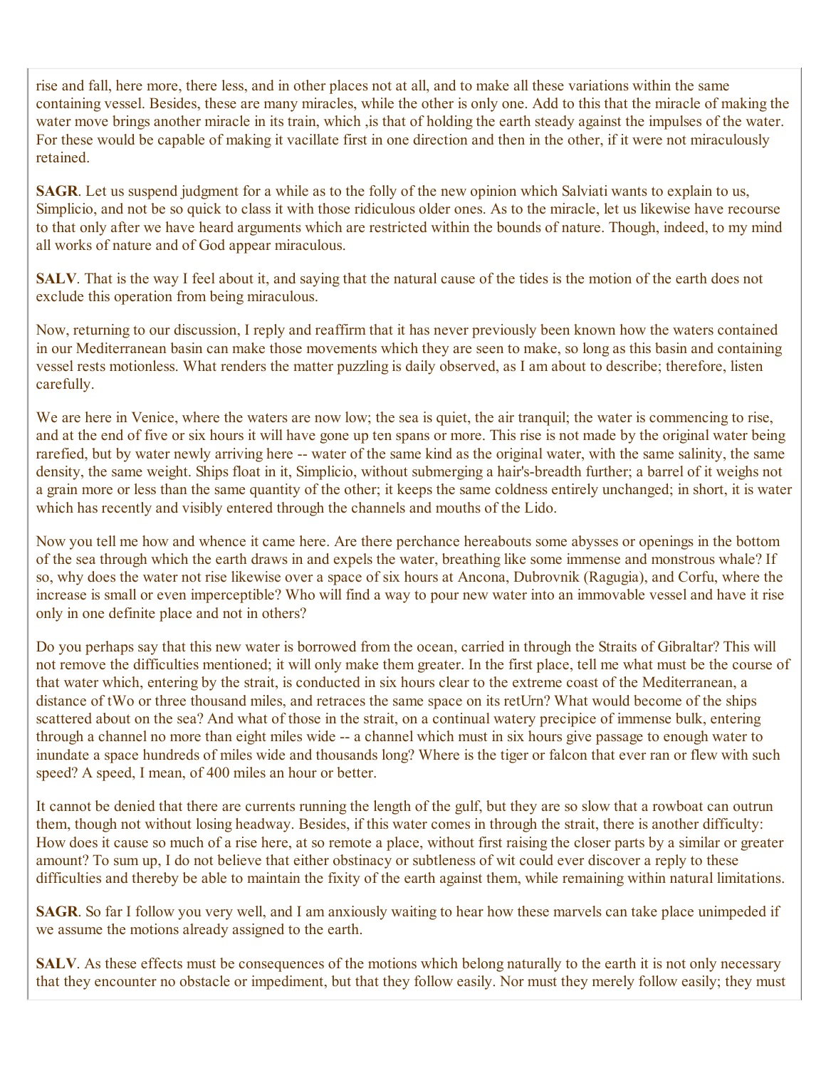rise and fall, here more, there less, and in other places not at all, and to make all these variations within the same containing vessel. Besides, these are many miracles, while the other is only one. Add to this that the miracle of making the water move brings another miracle in its train, which ,is that of holding the earth steady against the impulses of the water. For these would be capable of making it vacillate first in one direction and then in the other, if it were not miraculously retained.

**SAGR**. Let us suspend judgment for a while as to the folly of the new opinion which Salviati wants to explain to us, Simplicio, and not be so quick to class it with those ridiculous older ones. As to the miracle, let us likewise have recourse to that only after we have heard arguments which are restricted within the bounds of nature. Though, indeed, to my mind all works of nature and of God appear miraculous.

**SALV**. That is the way I feel about it, and saying that the natural cause of the tides is the motion of the earth does not exclude this operation from being miraculous.

Now, returning to our discussion, I reply and reaffirm that it has never previously been known how the waters contained in our Mediterranean basin can make those movements which they are seen to make, so long as this basin and containing vessel rests motionless. What renders the matter puzzling is daily observed, as I am about to describe; therefore, listen carefully.

We are here in Venice, where the waters are now low; the sea is quiet, the air tranquil; the water is commencing to rise, and at the end of five or six hours it will have gone up ten spans or more. This rise is not made by the original water being rarefied, but by water newly arriving here -- water of the same kind as the original water, with the same salinity, the same density, the same weight. Ships float in it, Simplicio, without submerging a hair's-breadth further; a barrel of it weighs not a grain more or less than the same quantity of the other; it keeps the same coldness entirely unchanged; in short, it is water which has recently and visibly entered through the channels and mouths of the Lido.

Now you tell me how and whence it came here. Are there perchance hereabouts some abysses or openings in the bottom of the sea through which the earth draws in and expels the water, breathing like some immense and monstrous whale? If so, why does the water not rise likewise over a space of six hours at Ancona, Dubrovnik (Ragugia), and Corfu, where the increase is small or even imperceptible? Who will find a way to pour new water into an immovable vessel and have it rise only in one definite place and not in others?

Do you perhaps say that this new water is borrowed from the ocean, carried in through the Straits of Gibraltar? This will not remove the difficulties mentioned; it will only make them greater. In the first place, tell me what must be the course of that water which, entering by the strait, is conducted in six hours clear to the extreme coast of the Mediterranean, a distance of tWo or three thousand miles, and retraces the same space on its retUrn? What would become of the ships scattered about on the sea? And what of those in the strait, on a continual watery precipice of immense bulk, entering through a channel no more than eight miles wide -- a channel which must in six hours give passage to enough water to inundate a space hundreds of miles wide and thousands long? Where is the tiger or falcon that ever ran or flew with such speed? A speed, I mean, of 400 miles an hour or better.

It cannot be denied that there are currents running the length of the gulf, but they are so slow that a rowboat can outrun them, though not without losing headway. Besides, if this water comes in through the strait, there is another difficulty: How does it cause so much of a rise here, at so remote a place, without first raising the closer parts by a similar or greater amount? To sum up, I do not believe that either obstinacy or subtleness of wit could ever discover a reply to these difficulties and thereby be able to maintain the fixity of the earth against them, while remaining within natural limitations.

**SAGR**. So far I follow you very well, and I am anxiously waiting to hear how these marvels can take place unimpeded if we assume the motions already assigned to the earth.

**SALV**. As these effects must be consequences of the motions which belong naturally to the earth it is not only necessary that they encounter no obstacle or impediment, but that they follow easily. Nor must they merely follow easily; they must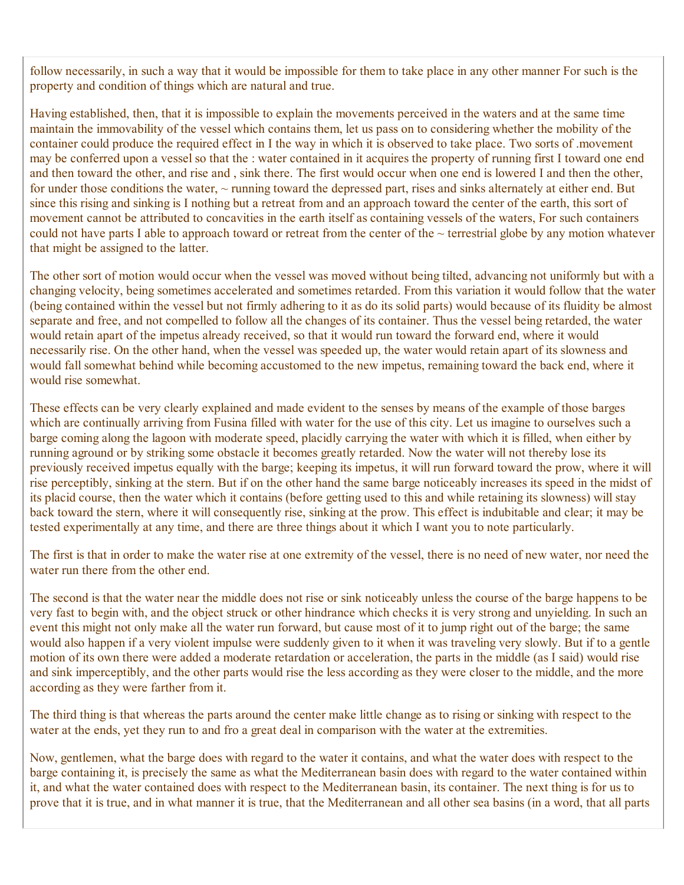follow necessarily, in such a way that it would be impossible for them to take place in any other manner For such is the property and condition of things which are natural and true.

Having established, then, that it is impossible to explain the movements perceived in the waters and at the same time maintain the immovability of the vessel which contains them, let us pass on to considering whether the mobility of the container could produce the required effect in I the way in which it is observed to take place. Two sorts of .movement may be conferred upon a vessel so that the : water contained in it acquires the property of running first I toward one end and then toward the other, and rise and , sink there. The first would occur when one end is lowered I and then the other, for under those conditions the water, ~ running toward the depressed part, rises and sinks alternately at either end. But since this rising and sinking is I nothing but a retreat from and an approach toward the center of the earth, this sort of movement cannot be attributed to concavities in the earth itself as containing vessels of the waters, For such containers could not have parts I able to approach toward or retreat from the center of the ~ terrestrial globe by any motion whatever that might be assigned to the latter.

The other sort of motion would occur when the vessel was moved without being tilted, advancing not uniformly but with a changing velocity, being sometimes accelerated and sometimes retarded. From this variation it would follow that the water (being contained within the vessel but not firmly adhering to it as do its solid parts) would because of its fluidity be almost separate and free, and not compelled to follow all the changes of its container. Thus the vessel being retarded, the water would retain apart of the impetus already received, so that it would run toward the forward end, where it would necessarily rise. On the other hand, when the vessel was speeded up, the water would retain apart of its slowness and would fall somewhat behind while becoming accustomed to the new impetus, remaining toward the back end, where it would rise somewhat.

These effects can be very clearly explained and made evident to the senses by means of the example of those barges which are continually arriving from Fusina filled with water for the use of this city. Let us imagine to ourselves such a barge coming along the lagoon with moderate speed, placidly carrying the water with which it is filled, when either by running aground or by striking some obstacle it becomes greatly retarded. Now the water will not thereby lose its previously received impetus equally with the barge; keeping its impetus, it will run forward toward the prow, where it will rise perceptibly, sinking at the stern. But if on the other hand the same barge noticeably increases its speed in the midst of its placid course, then the water which it contains (before getting used to this and while retaining its slowness) will stay back toward the stern, where it will consequently rise, sinking at the prow. This effect is indubitable and clear; it may be tested experimentally at any time, and there are three things about it which I want you to note particularly.

The first is that in order to make the water rise at one extremity of the vessel, there is no need of new water, nor need the water run there from the other end.

The second is that the water near the middle does not rise or sink noticeably unless the course of the barge happens to be very fast to begin with, and the object struck or other hindrance which checks it is very strong and unyielding. In such an event this might not only make all the water run forward, but cause most of it to jump right out of the barge; the same would also happen if a very violent impulse were suddenly given to it when it was traveling very slowly. But if to a gentle motion of its own there were added a moderate retardation or acceleration, the parts in the middle (as I said) would rise and sink imperceptibly, and the other parts would rise the less according as they were closer to the middle, and the more according as they were farther from it.

The third thing is that whereas the parts around the center make little change as to rising or sinking with respect to the water at the ends, yet they run to and fro a great deal in comparison with the water at the extremities.

Now, gentlemen, what the barge does with regard to the water it contains, and what the water does with respect to the barge containing it, is precisely the same as what the Mediterranean basin does with regard to the water contained within it, and what the water contained does with respect to the Mediterranean basin, its container. The next thing is for us to prove that it is true, and in what manner it is true, that the Mediterranean and all other sea basins (in a word, that all parts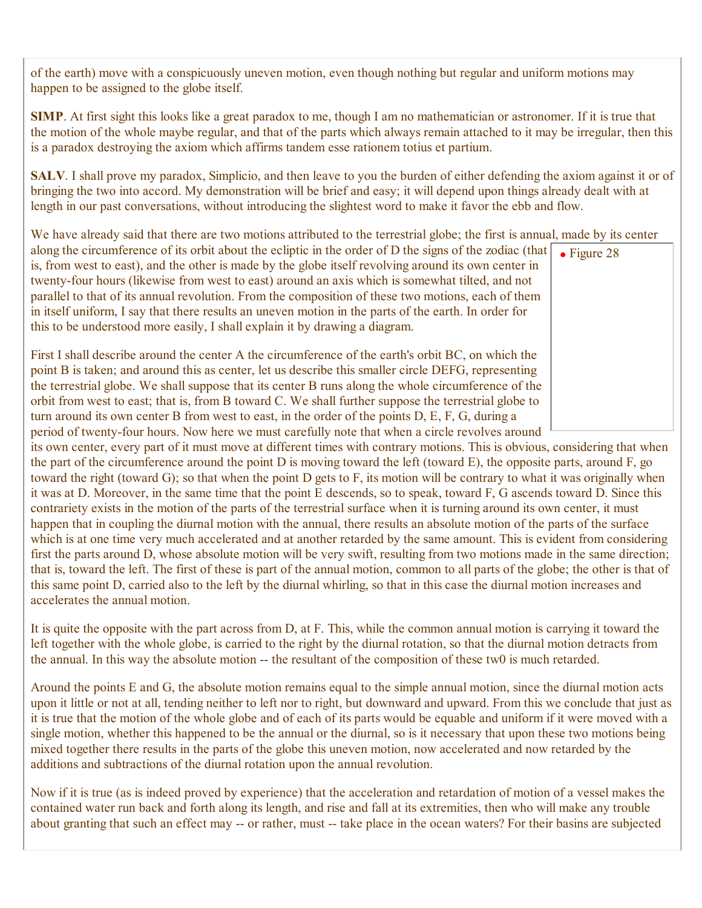of the earth) move with a conspicuously uneven motion, even though nothing but regular and uniform motions may happen to be assigned to the globe itself.

**SIMP**. At first sight this looks like a great paradox to me, though I am no mathematician or astronomer. If it is true that the motion of the whole maybe regular, and that of the parts which always remain attached to it may be irregular, then this is a paradox destroying the axiom which affirms tandem esse rationem totius et partium.

**SALV**. I shall prove my paradox, Simplicio, and then leave to you the burden of either defending the axiom against it or of bringing the two into accord. My demonstration will be brief and easy; it will depend upon things already dealt with at length in our past conversations, without introducing the slightest word to make it favor the ebb and flow.

We have already said that there are two motions attributed to the terrestrial globe; the first is annual, made by its center along the circumference of its orbit about the ecliptic in the order of D the signs of the zodiac (that is, from west to east), and the other is made by the globe itself revolving around its own center in twenty-four hours (likewise from west to east) around an axis which is somewhat tilted, and not parallel to that of its annual revolution. From the composition of these two motions, each of them in itself uniform, I say that there results an uneven motion in the parts of the earth. In order for this to be understood more easily, I shall explain it by drawing a diagram.

- Figure 28

First I shall describe around the center A the circumference of the earth's orbit BC, on which the point B is taken; and around this as center, let us describe this smaller circle DEFG, representing the terrestrial globe. We shall suppose that its center B runs along the whole circumference of the orbit from west to east; that is, from B toward C. We shall further suppose the terrestrial globe to turn around its own center B from west to east, in the order of the points D, E, F, G, during a period of twenty-four hours. Now here we must carefully note that when a circle revolves around its own center, every part of it must move at different times with contrary motions. This is obvious, considering that when the part of the circumference around the point D is moving toward the left (toward E), the opposite parts, around F, go toward the right (toward G); so that when the point D gets to F, its motion will be contrary to what it was originally when it was at D. Moreover, in the same time that the point E descends, so to speak, toward F, G ascends toward D. Since this contrariety exists in the motion of the parts of the terrestrial surface when it is turning around its own center, it must happen that in coupling the diurnal motion with the annual, there results an absolute motion of the parts of the surface which is at one time very much accelerated and at another retarded by the same amount. This is evident from considering first the parts around D, whose absolute motion will be very swift, resulting from two motions made in the same direction; that is, toward the left. The first of these is part of the annual motion, common to all parts of the globe; the other is that of this same point D, carried also to the left by the diurnal whirling, so that in this case the diurnal motion increases and accelerates the annual motion.

It is quite the opposite with the part across from D, at F. This, while the common annual motion is carrying it toward the left together with the whole globe, is carried to the right by the diurnal rotation, so that the diurnal motion detracts from the annual. In this way the absolute motion -- the resultant of the composition of these tw0 is much retarded.

Around the points E and G, the absolute motion remains equal to the simple annual motion, since the diurnal motion acts upon it little or not at all, tending neither to left nor to right, but downward and upward. From this we conclude that just as it is true that the motion of the whole globe and of each of its parts would be equable and uniform if it were moved with a single motion, whether this happened to be the annual or the diurnal, so is it necessary that upon these two motions being mixed together there results in the parts of the globe this uneven motion, now accelerated and now retarded by the additions and subtractions of the diurnal rotation upon the annual revolution.

Now if it is true (as is indeed proved by experience) that the acceleration and retardation of motion of a vessel makes the contained water run back and forth along its length, and rise and fall at its extremities, then who will make any trouble about granting that such an effect may -- or rather, must -- take place in the ocean waters? For their basins are subjected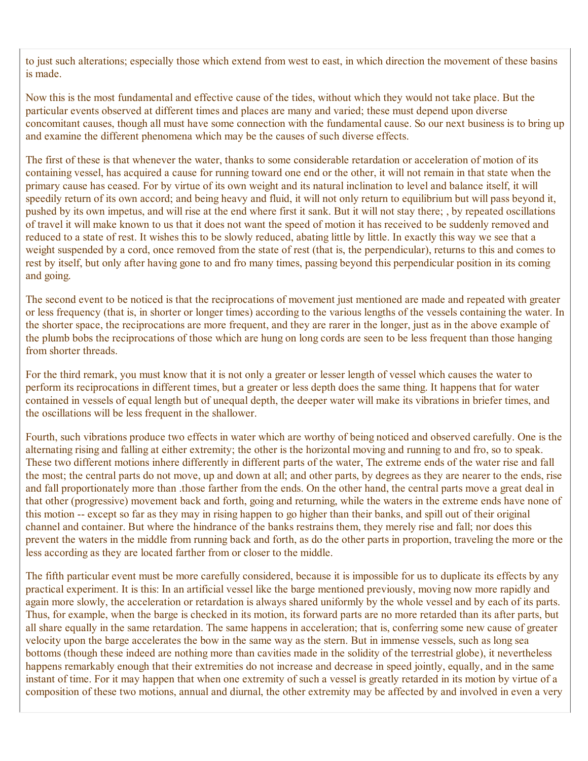to just such alterations; especially those which extend from west to east, in which direction the movement of these basins is made.

Now this is the most fundamental and effective cause of the tides, without which they would not take place. But the particular events observed at different times and places are many and varied; these must depend upon diverse concomitant causes, though all must have some connection with the fundamental cause. So our next business is to bring up and examine the different phenomena which may be the causes of such diverse effects.

The first of these is that whenever the water, thanks to some considerable retardation or acceleration of motion of its containing vessel, has acquired a cause for running toward one end or the other, it will not remain in that state when the primary cause has ceased. For by virtue of its own weight and its natural inclination to level and balance itself, it will speedily return of its own accord; and being heavy and fluid, it will not only return to equilibrium but will pass beyond it, pushed by its own impetus, and will rise at the end where first it sank. But it will not stay there; , by repeated oscillations of travel it will make known to us that it does not want the speed of motion it has received to be suddenly removed and reduced to a state of rest. It wishes this to be slowly reduced, abating little by little. In exactly this way we see that a weight suspended by a cord, once removed from the state of rest (that is, the perpendicular), returns to this and comes to rest by itself, but only after having gone to and fro many times, passing beyond this perpendicular position in its coming and going.

The second event to be noticed is that the reciprocations of movement just mentioned are made and repeated with greater or less frequency (that is, in shorter or longer times) according to the various lengths of the vessels containing the water. In the shorter space, the reciprocations are more frequent, and they are rarer in the longer, just as in the above example of the plumb bobs the reciprocations of those which are hung on long cords are seen to be less frequent than those hanging from shorter threads.

For the third remark, you must know that it is not only a greater or lesser length of vessel which causes the water to perform its reciprocations in different times, but a greater or less depth does the same thing. It happens that for water contained in vessels of equal length but of unequal depth, the deeper water will make its vibrations in briefer times, and the oscillations will be less frequent in the shallower.

Fourth, such vibrations produce two effects in water which are worthy of being noticed and observed carefully. One is the alternating rising and falling at either extremity; the other is the horizontal moving and running to and fro, so to speak. These two different motions inhere differently in different parts of the water, The extreme ends of the water rise and fall the most; the central parts do not move, up and down at all; and other parts, by degrees as they are nearer to the ends, rise and fall proportionately more than .those farther from the ends. On the other hand, the central parts move a great deal in that other (progressive) movement back and forth, going and returning, while the waters in the extreme ends have none of this motion -- except so far as they may in rising happen to go higher than their banks, and spill out of their original channel and container. But where the hindrance of the banks restrains them, they merely rise and fall; nor does this prevent the waters in the middle from running back and forth, as do the other parts in proportion, traveling the more or the less according as they are located farther from or closer to the middle.

The fifth particular event must be more carefully considered, because it is impossible for us to duplicate its effects by any practical experiment. It is this: In an artificial vessel like the barge mentioned previously, moving now more rapidly and again more slowly, the acceleration or retardation is always shared uniformly by the whole vessel and by each of its parts. Thus, for example, when the barge is checked in its motion, its forward parts are no more retarded than its after parts, but all share equally in the same retardation. The same happens in acceleration; that is, conferring some new cause of greater velocity upon the barge accelerates the bow in the same way as the stern. But in immense vessels, such as long sea bottoms (though these indeed are nothing more than cavities made in the solidity of the terrestrial globe), it nevertheless happens remarkably enough that their extremities do not increase and decrease in speed jointly, equally, and in the same instant of time. For it may happen that when one extremity of such a vessel is greatly retarded in its motion by virtue of a composition of these two motions, annual and diurnal, the other extremity may be affected by and involved in even a very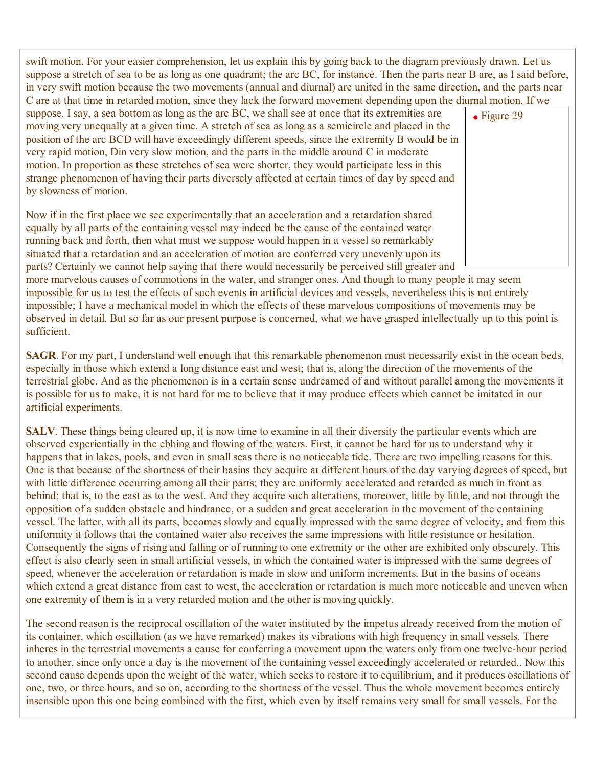swift motion. For your easier comprehension, let us explain this by going back to the diagram previously drawn. Let us suppose a stretch of sea to be as long as one quadrant; the arc BC, for instance. Then the parts near B are, as I said before, in very swift motion because the two movements (annual and diurnal) are united in the same direction, and the parts near C are at that time in retarded motion, since they lack the forward movement depending upon the diurnal motion. If we suppose, I say, a sea bottom as long as the arc BC, we shall see at once that its extremities are moving very unequally at a given time. A stretch of sea as long as a semicircle and placed in the position of the arc BCD will have exceedingly different speeds, since the extremity B would be in very rapid motion, Din very slow motion, and the parts in the middle around C in moderate motion. In proportion as these stretches of sea were shorter, they would participate less in this strange phenomenon of having their parts diversely affected at certain times of day by speed and by slowness of motion.

- Figure 29

Now if in the first place we see experimentally that an acceleration and a retardation shared equally by all parts of the containing vessel may indeed be the cause of the contained water running back and forth, then what must we suppose would happen in a vessel so remarkably situated that a retardation and an acceleration of motion are conferred very unevenly upon its parts? Certainly we cannot help saying that there would necessarily be perceived still greater and more marvelous causes of commotions in the water, and stranger ones. And though to many people it may seem impossible for us to test the effects of such events in artificial devices and vessels, nevertheless this is not entirely impossible; I have a mechanical model in which the effects of these marvelous compositions of movements may be observed in detail. But so far as our present purpose is concerned, what we have grasped intellectually up to this point is sufficient.

**SAGR**. For my part, I understand well enough that this remarkable phenomenon must necessarily exist in the ocean beds, especially in those which extend a long distance east and west; that is, along the direction of the movements of the terrestrial globe. And as the phenomenon is in a certain sense undreamed of and without parallel among the movements it is possible for us to make, it is not hard for me to believe that it may produce effects which cannot be imitated in our artificial experiments.

**SALV**. These things being cleared up, it is now time to examine in all their diversity the particular events which are observed experientially in the ebbing and flowing of the waters. First, it cannot be hard for us to understand why it happens that in lakes, pools, and even in small seas there is no noticeable tide. There are two impelling reasons for this. One is that because of the shortness of their basins they acquire at different hours of the day varying degrees of speed, but with little difference occurring among all their parts; they are uniformly accelerated and retarded as much in front as behind; that is, to the east as to the west. And they acquire such alterations, moreover, little by little, and not through the opposition of a sudden obstacle and hindrance, or a sudden and great acceleration in the movement of the containing vessel. The latter, with all its parts, becomes slowly and equally impressed with the same degree of velocity, and from this uniformity it follows that the contained water also receives the same impressions with little resistance or hesitation. Consequently the signs of rising and falling or of running to one extremity or the other are exhibited only obscurely. This effect is also clearly seen in small artificial vessels, in which the contained water is impressed with the same degrees of speed, whenever the acceleration or retardation is made in slow and uniform increments. But in the basins of oceans which extend a great distance from east to west, the acceleration or retardation is much more noticeable and uneven when one extremity of them is in a very retarded motion and the other is moving quickly.

The second reason is the reciprocal oscillation of the water instituted by the impetus already received from the motion of its container, which oscillation (as we have remarked) makes its vibrations with high frequency in small vessels. There inheres in the terrestrial movements a cause for conferring a movement upon the waters only from one twelve-hour period to another, since only once a day is the movement of the containing vessel exceedingly accelerated or retarded.. Now this second cause depends upon the weight of the water, which seeks to restore it to equilibrium, and it produces oscillations of one, two, or three hours, and so on, according to the shortness of the vessel. Thus the whole movement becomes entirely insensible upon this one being combined with the first, which even by itself remains very small for small vessels. For the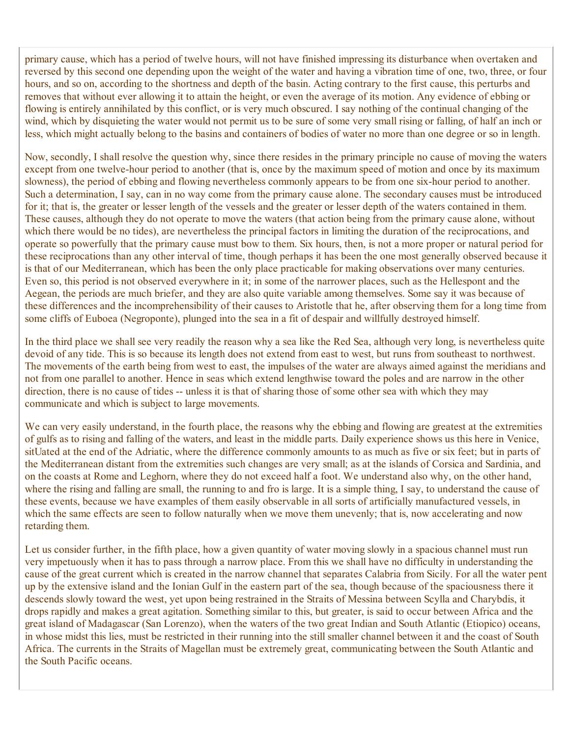primary cause, which has a period of twelve hours, will not have finished impressing its disturbance when overtaken and reversed by this second one depending upon the weight of the water and having a vibration time of one, two, three, or four hours, and so on, according to the shortness and depth of the basin. Acting contrary to the first cause, this perturbs and removes that without ever allowing it to attain the height, or even the average of its motion. Any evidence of ebbing or flowing is entirely annihilated by this conflict, or is very much obscured. I say nothing of the continual changing of the wind, which by disquieting the water would not permit us to be sure of some very small rising or falling, of half an inch or less, which might actually belong to the basins and containers of bodies of water no more than one degree or so in length.

Now, secondly, I shall resolve the question why, since there resides in the primary principle no cause of moving the waters except from one twelve-hour period to another (that is, once by the maximum speed of motion and once by its maximum slowness), the period of ebbing and flowing nevertheless commonly appears to be from one six-hour period to another. Such a determination, I say, can in no way come from the primary cause alone. The secondary causes must be introduced for it; that is, the greater or lesser length of the vessels and the greater or lesser depth of the waters contained in them. These causes, although they do not operate to move the waters (that action being from the primary cause alone, without which there would be no tides), are nevertheless the principal factors in limiting the duration of the reciprocations, and operate so powerfully that the primary cause must bow to them. Six hours, then, is not a more proper or natural period for these reciprocations than any other interval of time, though perhaps it has been the one most generally observed because it is that of our Mediterranean, which has been the only place practicable for making observations over many centuries. Even so, this period is not observed everywhere in it; in some of the narrower places, such as the Hellespont and the Aegean, the periods are much briefer, and they are also quite variable among themselves. Some say it was because of these differences and the incomprehensibility of their causes to Aristotle that he, after observing them for a long time from some cliffs of Euboea (Negroponte), plunged into the sea in a fit of despair and willfully destroyed himself.

In the third place we shall see very readily the reason why a sea like the Red Sea, although very long, is nevertheless quite devoid of any tide. This is so because its length does not extend from east to west, but runs from southeast to northwest. The movements of the earth being from west to east, the impulses of the water are always aimed against the meridians and not from one parallel to another. Hence in seas which extend lengthwise toward the poles and are narrow in the other direction, there is no cause of tides -- unless it is that of sharing those of some other sea with which they may communicate and which is subject to large movements.

We can very easily understand, in the fourth place, the reasons why the ebbing and flowing are greatest at the extremities of gulfs as to rising and falling of the waters, and least in the middle parts. Daily experience shows us this here in Venice, sitUated at the end of the Adriatic, where the difference commonly amounts to as much as five or six feet; but in parts of the Mediterranean distant from the extremities such changes are very small; as at the islands of Corsica and Sardinia, and on the coasts at Rome and Leghorn, where they do not exceed half a foot. We understand also why, on the other hand, where the rising and falling are small, the running to and fro is large. It is a simple thing, I say, to understand the cause of these events, because we have examples of them easily observable in all sorts of artificially manufactured vessels, in which the same effects are seen to follow naturally when we move them unevenly; that is, now accelerating and now retarding them.

Let us consider further, in the fifth place, how a given quantity of water moving slowly in a spacious channel must run very impetuously when it has to pass through a narrow place. From this we shall have no difficulty in understanding the cause of the great current which is created in the narrow channel that separates Calabria from Sicily. For all the water pent up by the extensive island and the Ionian Gulf in the eastern part of the sea, though because of the spaciousness there it descends slowly toward the west, yet upon being restrained in the Straits of Messina between Scylla and Charybdis, it drops rapidly and makes a great agitation. Something similar to this, but greater, is said to occur between Africa and the great island of Madagascar (San Lorenzo), when the waters of the two great Indian and South Atlantic (Etiopico) oceans, in whose midst this lies, must be restricted in their running into the still smaller channel between it and the coast of South Africa. The currents in the Straits of Magellan must be extremely great, communicating between the South Atlantic and the South Pacific oceans.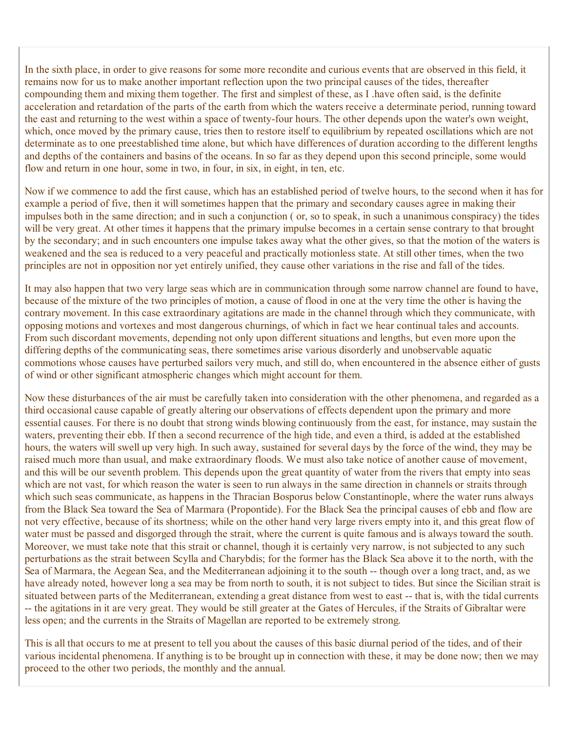In the sixth place, in order to give reasons for some more recondite and curious events that are observed in this field, it remains now for us to make another important reflection upon the two principal causes of the tides, thereafter compounding them and mixing them together. The first and simplest of these, as I .have often said, is the definite acceleration and retardation of the parts of the earth from which the waters receive a determinate period, running toward the east and returning to the west within a space of twenty-four hours. The other depends upon the water's own weight, which, once moved by the primary cause, tries then to restore itself to equilibrium by repeated oscillations which are not determinate as to one preestablished time alone, but which have differences of duration according to the different lengths and depths of the containers and basins of the oceans. In so far as they depend upon this second principle, some would flow and return in one hour, some in two, in four, in six, in eight, in ten, etc.

Now if we commence to add the first cause, which has an established period of twelve hours, to the second when it has for example a period of five, then it will sometimes happen that the primary and secondary causes agree in making their impulses both in the same direction; and in such a conjunction ( or, so to speak, in such a unanimous conspiracy) the tides will be very great. At other times it happens that the primary impulse becomes in a certain sense contrary to that brought by the secondary; and in such encounters one impulse takes away what the other gives, so that the motion of the waters is weakened and the sea is reduced to a very peaceful and practically motionless state. At still other times, when the two principles are not in opposition nor yet entirely unified, they cause other variations in the rise and fall of the tides.

It may also happen that two very large seas which are in communication through some narrow channel are found to have, because of the mixture of the two principles of motion, a cause of flood in one at the very time the other is having the contrary movement. In this case extraordinary agitations are made in the channel through which they communicate, with opposing motions and vortexes and most dangerous churnings, of which in fact we hear continual tales and accounts. From such discordant movements, depending not only upon different situations and lengths, but even more upon the differing depths of the communicating seas, there sometimes arise various disorderly and unobservable aquatic commotions whose causes have perturbed sailors very much, and still do, when encountered in the absence either of gusts of wind or other significant atmospheric changes which might account for them.

Now these disturbances of the air must be carefully taken into consideration with the other phenomena, and regarded as a third occasional cause capable of greatly altering our observations of effects dependent upon the primary and more essential causes. For there is no doubt that strong winds blowing continuously from the east, for instance, may sustain the waters, preventing their ebb. If then a second recurrence of the high tide, and even a third, is added at the established hours, the waters will swell up very high. In such away, sustained for several days by the force of the wind, they may be raised much more than usual, and make extraordinary floods. We must also take notice of another cause of movement, and this will be our seventh problem. This depends upon the great quantity of water from the rivers that empty into seas which are not vast, for which reason the water is seen to run always in the same direction in channels or straits through which such seas communicate, as happens in the Thracian Bosporus below Constantinople, where the water runs always from the Black Sea toward the Sea of Marmara (Propontide). For the Black Sea the principal causes of ebb and flow are not very effective, because of its shortness; while on the other hand very large rivers empty into it, and this great flow of water must be passed and disgorged through the strait, where the current is quite famous and is always toward the south. Moreover, we must take note that this strait or channel, though it is certainly very narrow, is not subjected to any such perturbations as the strait between Scylla and Charybdis; for the former has the Black Sea above it to the north, with the Sea of Marmara, the Aegean Sea, and the Mediterranean adjoining it to the south -- though over a long tract, and, as we have already noted, however long a sea may be from north to south, it is not subject to tides. But since the Sicilian strait is situated between parts of the Mediterranean, extending a great distance from west to east -- that is, with the tidal currents -- the agitations in it are very great. They would be still greater at the Gates of Hercules, if the Straits of Gibraltar were less open; and the currents in the Straits of Magellan are reported to be extremely strong.

This is all that occurs to me at present to tell you about the causes of this basic diurnal period of the tides, and of their various incidental phenomena. If anything is to be brought up in connection with these, it may be done now; then we may proceed to the other two periods, the monthly and the annual.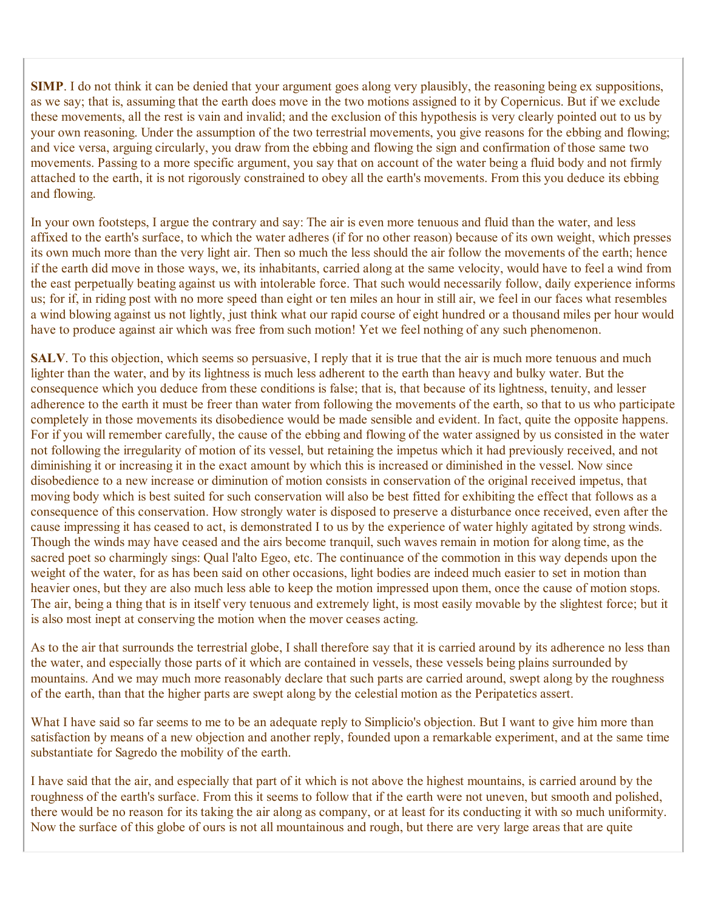**SIMP**. I do not think it can be denied that your argument goes along very plausibly, the reasoning being ex suppositions, as we say; that is, assuming that the earth does move in the two motions assigned to it by Copernicus. But if we exclude these movements, all the rest is vain and invalid; and the exclusion of this hypothesis is very clearly pointed out to us by your own reasoning. Under the assumption of the two terrestrial movements, you give reasons for the ebbing and flowing; and vice versa, arguing circularly, you draw from the ebbing and flowing the sign and confirmation of those same two movements. Passing to a more specific argument, you say that on account of the water being a fluid body and not firmly attached to the earth, it is not rigorously constrained to obey all the earth's movements. From this you deduce its ebbing and flowing.

In your own footsteps, I argue the contrary and say: The air is even more tenuous and fluid than the water, and less affixed to the earth's surface, to which the water adheres (if for no other reason) because of its own weight, which presses its own much more than the very light air. Then so much the less should the air follow the movements of the earth; hence if the earth did move in those ways, we, its inhabitants, carried along at the same velocity, would have to feel a wind from the east perpetually beating against us with intolerable force. That such would necessarily follow, daily experience informs us; for if, in riding post with no more speed than eight or ten miles an hour in still air, we feel in our faces what resembles a wind blowing against us not lightly, just think what our rapid course of eight hundred or a thousand miles per hour would have to produce against air which was free from such motion! Yet we feel nothing of any such phenomenon.

**SALV**. To this objection, which seems so persuasive, I reply that it is true that the air is much more tenuous and much lighter than the water, and by its lightness is much less adherent to the earth than heavy and bulky water. But the consequence which you deduce from these conditions is false; that is, that because of its lightness, tenuity, and lesser adherence to the earth it must be freer than water from following the movements of the earth, so that to us who participate completely in those movements its disobedience would be made sensible and evident. In fact, quite the opposite happens. For if you will remember carefully, the cause of the ebbing and flowing of the water assigned by us consisted in the water not following the irregularity of motion of its vessel, but retaining the impetus which it had previously received, and not diminishing it or increasing it in the exact amount by which this is increased or diminished in the vessel. Now since disobedience to a new increase or diminution of motion consists in conservation of the original received impetus, that moving body which is best suited for such conservation will also be best fitted for exhibiting the effect that follows as a consequence of this conservation. How strongly water is disposed to preserve a disturbance once received, even after the cause impressing it has ceased to act, is demonstrated I to us by the experience of water highly agitated by strong winds. Though the winds may have ceased and the airs become tranquil, such waves remain in motion for along time, as the sacred poet so charmingly sings: Qual l'alto Egeo, etc. The continuance of the commotion in this way depends upon the weight of the water, for as has been said on other occasions, light bodies are indeed much easier to set in motion than heavier ones, but they are also much less able to keep the motion impressed upon them, once the cause of motion stops. The air, being a thing that is in itself very tenuous and extremely light, is most easily movable by the slightest force; but it is also most inept at conserving the motion when the mover ceases acting.

As to the air that surrounds the terrestrial globe, I shall therefore say that it is carried around by its adherence no less than the water, and especially those parts of it which are contained in vessels, these vessels being plains surrounded by mountains. And we may much more reasonably declare that such parts are carried around, swept along by the roughness of the earth, than that the higher parts are swept along by the celestial motion as the Peripatetics assert.

What I have said so far seems to me to be an adequate reply to Simplicio's objection. But I want to give him more than satisfaction by means of a new objection and another reply, founded upon a remarkable experiment, and at the same time substantiate for Sagredo the mobility of the earth.

I have said that the air, and especially that part of it which is not above the highest mountains, is carried around by the roughness of the earth's surface. From this it seems to follow that if the earth were not uneven, but smooth and polished, there would be no reason for its taking the air along as company, or at least for its conducting it with so much uniformity. Now the surface of this globe of ours is not all mountainous and rough, but there are very large areas that are quite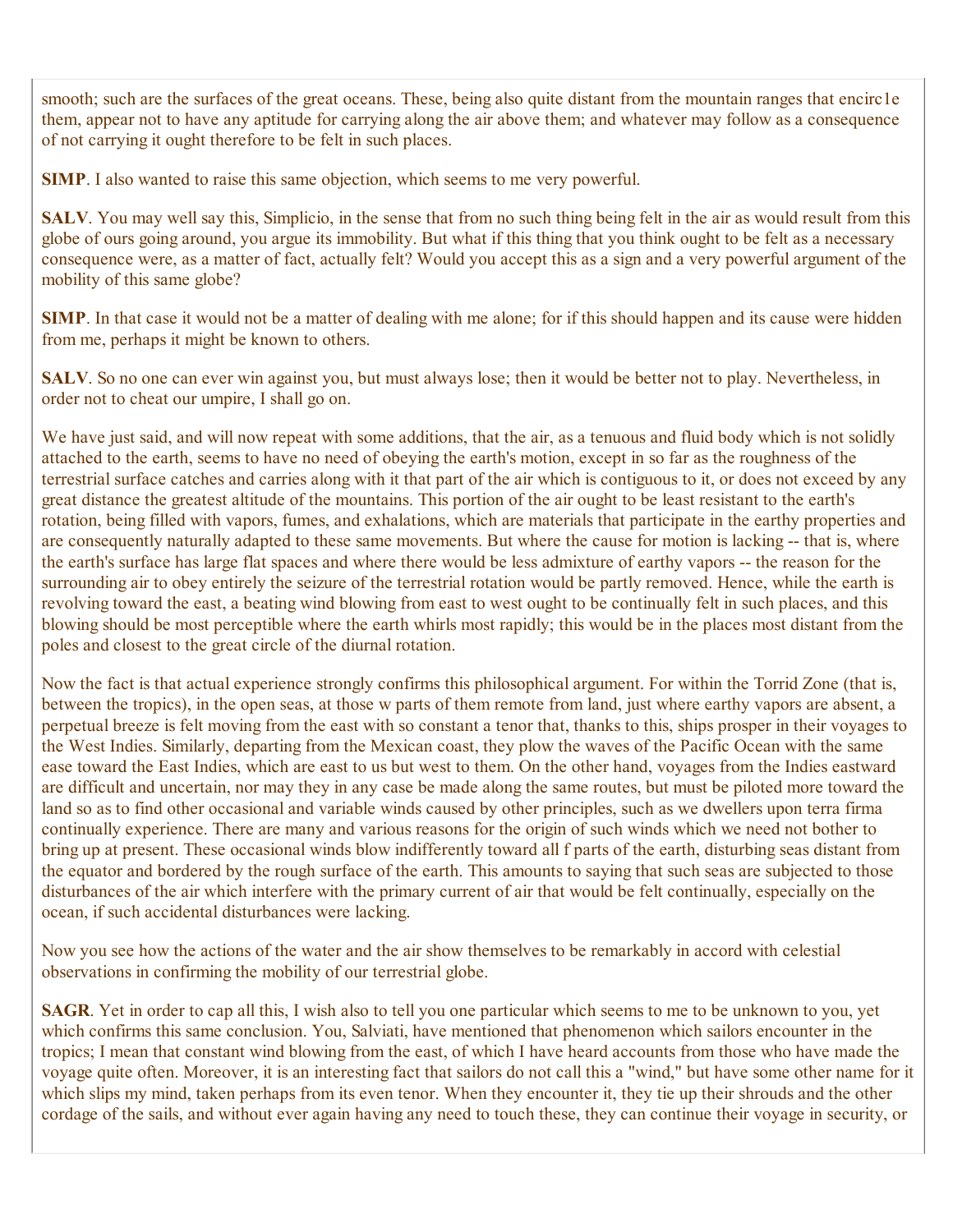smooth; such are the surfaces of the great oceans. These, being also quite distant from the mountain ranges that encirc1e them, appear not to have any aptitude for carrying along the air above them; and whatever may follow as a consequence of not carrying it ought therefore to be felt in such places.

**SIMP**. I also wanted to raise this same objection, which seems to me very powerful.

**SALV**. You may well say this, Simplicio, in the sense that from no such thing being felt in the air as would result from this globe of ours going around, you argue its immobility. But what if this thing that you think ought to be felt as a necessary consequence were, as a matter of fact, actually felt? Would you accept this as a sign and a very powerful argument of the mobility of this same globe?

**SIMP**. In that case it would not be a matter of dealing with me alone; for if this should happen and its cause were hidden from me, perhaps it might be known to others.

**SALV**. So no one can ever win against you, but must always lose; then it would be better not to play. Nevertheless, in order not to cheat our umpire, I shall go on.

We have just said, and will now repeat with some additions, that the air, as a tenuous and fluid body which is not solidly attached to the earth, seems to have no need of obeying the earth's motion, except in so far as the roughness of the terrestrial surface catches and carries along with it that part of the air which is contiguous to it, or does not exceed by any great distance the greatest altitude of the mountains. This portion of the air ought to be least resistant to the earth's rotation, being filled with vapors, fumes, and exhalations, which are materials that participate in the earthy properties and are consequently naturally adapted to these same movements. But where the cause for motion is lacking -- that is, where the earth's surface has large flat spaces and where there would be less admixture of earthy vapors -- the reason for the surrounding air to obey entirely the seizure of the terrestrial rotation would be partly removed. Hence, while the earth is revolving toward the east, a beating wind blowing from east to west ought to be continually felt in such places, and this blowing should be most perceptible where the earth whirls most rapidly; this would be in the places most distant from the poles and closest to the great circle of the diurnal rotation.

Now the fact is that actual experience strongly confirms this philosophical argument. For within the Torrid Zone (that is, between the tropics), in the open seas, at those w parts of them remote from land, just where earthy vapors are absent, a perpetual breeze is felt moving from the east with so constant a tenor that, thanks to this, ships prosper in their voyages to the West Indies. Similarly, departing from the Mexican coast, they plow the waves of the Pacific Ocean with the same ease toward the East Indies, which are east to us but west to them. On the other hand, voyages from the Indies eastward are difficult and uncertain, nor may they in any case be made along the same routes, but must be piloted more toward the land so as to find other occasional and variable winds caused by other principles, such as we dwellers upon terra firma continually experience. There are many and various reasons for the origin of such winds which we need not bother to bring up at present. These occasional winds blow indifferently toward all f parts of the earth, disturbing seas distant from the equator and bordered by the rough surface of the earth. This amounts to saying that such seas are subjected to those disturbances of the air which interfere with the primary current of air that would be felt continually, especially on the ocean, if such accidental disturbances were lacking.

Now you see how the actions of the water and the air show themselves to be remarkably in accord with celestial observations in confirming the mobility of our terrestrial globe.

**SAGR**. Yet in order to cap all this, I wish also to tell you one particular which seems to me to be unknown to you, yet which confirms this same conclusion. You, Salviati, have mentioned that phenomenon which sailors encounter in the tropics; I mean that constant wind blowing from the east, of which I have heard accounts from those who have made the voyage quite often. Moreover, it is an interesting fact that sailors do not call this a "wind," but have some other name for it which slips my mind, taken perhaps from its even tenor. When they encounter it, they tie up their shrouds and the other cordage of the sails, and without ever again having any need to touch these, they can continue their voyage in security, or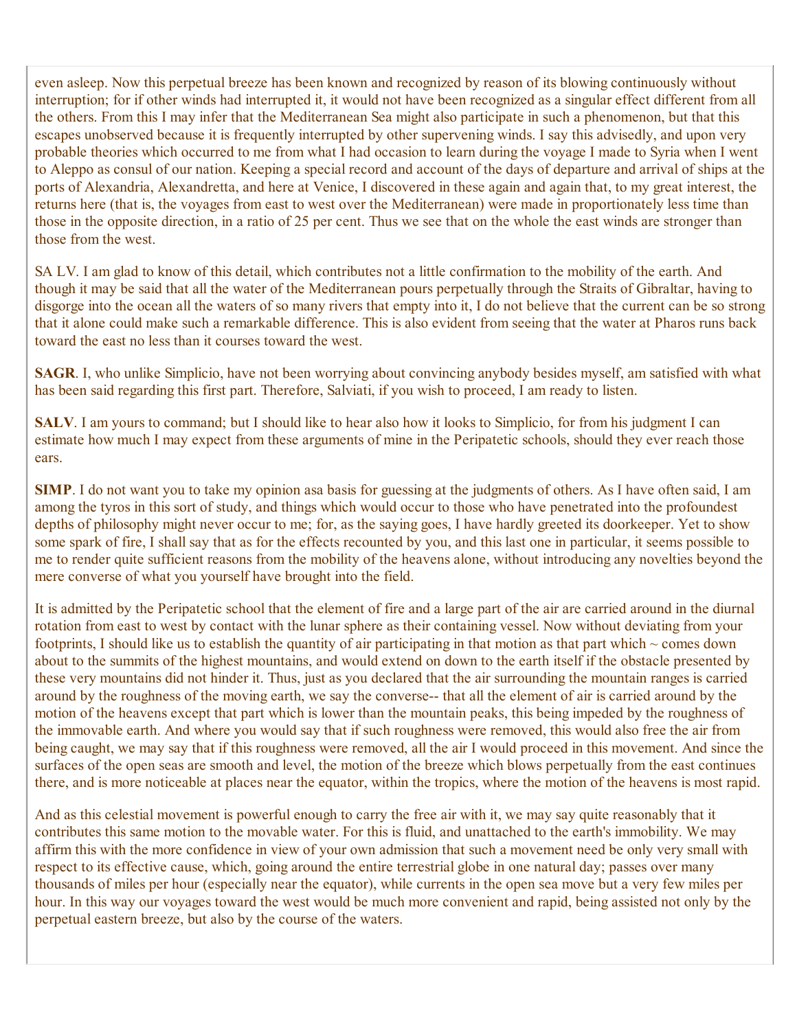even asleep. Now this perpetual breeze has been known and recognized by reason of its blowing continuously without interruption; for if other winds had interrupted it, it would not have been recognized as a singular effect different from all the others. From this I may infer that the Mediterranean Sea might also participate in such a phenomenon, but that this escapes unobserved because it is frequently interrupted by other supervening winds. I say this advisedly, and upon very probable theories which occurred to me from what I had occasion to learn during the voyage I made to Syria when I went to Aleppo as consul of our nation. Keeping a special record and account of the days of departure and arrival of ships at the ports of Alexandria, Alexandretta, and here at Venice, I discovered in these again and again that, to my great interest, the returns here (that is, the voyages from east to west over the Mediterranean) were made in proportionately less time than those in the opposite direction, in a ratio of 25 per cent. Thus we see that on the whole the east winds are stronger than those from the west.

SA LV. I am glad to know of this detail, which contributes not a little confirmation to the mobility of the earth. And though it may be said that all the water of the Mediterranean pours perpetually through the Straits of Gibraltar, having to disgorge into the ocean all the waters of so many rivers that empty into it, I do not believe that the current can be so strong that it alone could make such a remarkable difference. This is also evident from seeing that the water at Pharos runs back toward the east no less than it courses toward the west.

**SAGR**. I, who unlike Simplicio, have not been worrying about convincing anybody besides myself, am satisfied with what has been said regarding this first part. Therefore, Salviati, if you wish to proceed, I am ready to listen.

**SALV**. I am yours to command; but I should like to hear also how it looks to Simplicio, for from his judgment I can estimate how much I may expect from these arguments of mine in the Peripatetic schools, should they ever reach those ears.

**SIMP**. I do not want you to take my opinion asa basis for guessing at the judgments of others. As I have often said, I am among the tyros in this sort of study, and things which would occur to those who have penetrated into the profoundest depths of philosophy might never occur to me; for, as the saying goes, I have hardly greeted its doorkeeper. Yet to show some spark of fire, I shall say that as for the effects recounted by you, and this last one in particular, it seems possible to me to render quite sufficient reasons from the mobility of the heavens alone, without introducing any novelties beyond the mere converse of what you yourself have brought into the field.

It is admitted by the Peripatetic school that the element of fire and a large part of the air are carried around in the diurnal rotation from east to west by contact with the lunar sphere as their containing vessel. Now without deviating from your footprints, I should like us to establish the quantity of air participating in that motion as that part which ~ comes down about to the summits of the highest mountains, and would extend on down to the earth itself if the obstacle presented by these very mountains did not hinder it. Thus, just as you declared that the air surrounding the mountain ranges is carried around by the roughness of the moving earth, we say the converse-- that all the element of air is carried around by the motion of the heavens except that part which is lower than the mountain peaks, this being impeded by the roughness of the immovable earth. And where you would say that if such roughness were removed, this would also free the air from being caught, we may say that if this roughness were removed, all the air I would proceed in this movement. And since the surfaces of the open seas are smooth and level, the motion of the breeze which blows perpetually from the east continues there, and is more noticeable at places near the equator, within the tropics, where the motion of the heavens is most rapid.

And as this celestial movement is powerful enough to carry the free air with it, we may say quite reasonably that it contributes this same motion to the movable water. For this is fluid, and unattached to the earth's immobility. We may affirm this with the more confidence in view of your own admission that such a movement need be only very small with respect to its effective cause, which, going around the entire terrestrial globe in one natural day; passes over many thousands of miles per hour (especially near the equator), while currents in the open sea move but a very few miles per hour. In this way our voyages toward the west would be much more convenient and rapid, being assisted not only by the perpetual eastern breeze, but also by the course of the waters.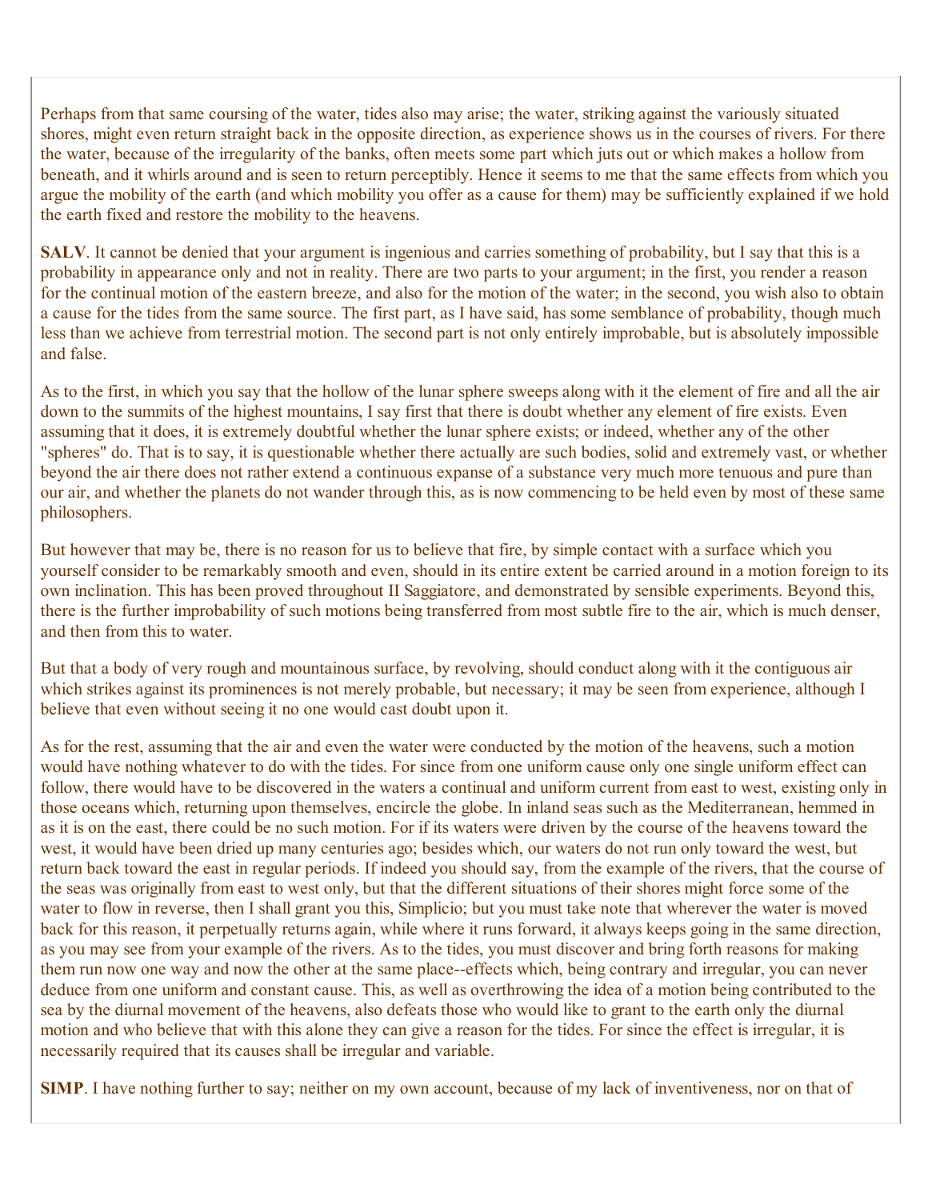Perhaps from that same coursing of the water, tides also may arise; the water, striking against the variously situated shores, might even return straight back in the opposite direction, as experience shows us in the courses of rivers. For there the water, because of the irregularity of the banks, often meets some part which juts out or which makes a hollow from beneath, and it whirls around and is seen to return perceptibly. Hence it seems to me that the same effects from which you argue the mobility of the earth (and which mobility you offer as a cause for them) may be sufficiently explained if we hold the earth fixed and restore the mobility to the heavens.

**SALV**. It cannot be denied that your argument is ingenious and carries something of probability, but I say that this is a probability in appearance only and not in reality. There are two parts to your argument; in the first, you render a reason for the continual motion of the eastern breeze, and also for the motion of the water; in the second, you wish also to obtain a cause for the tides from the same source. The first part, as I have said, has some semblance of probability, though much less than we achieve from terrestrial motion. The second part is not only entirely improbable, but is absolutely impossible and false.

As to the first, in which you say that the hollow of the lunar sphere sweeps along with it the element of fire and all the air down to the summits of the highest mountains, I say first that there is doubt whether any element of fire exists. Even assuming that it does, it is extremely doubtful whether the lunar sphere exists; or indeed, whether any of the other "spheres" do. That is to say, it is questionable whether there actually are such bodies, solid and extremely vast, or whether beyond the air there does not rather extend a continuous expanse of a substance very much more tenuous and pure than our air, and whether the planets do not wander through this, as is now commencing to be held even by most of these same philosophers.

But however that may be, there is no reason for us to believe that fire, by simple contact with a surface which you yourself consider to be remarkably smooth and even, should in its entire extent be carried around in a motion foreign to its own inclination. This has been proved throughout Il Saggiatore, and demonstrated by sensible experiments. Beyond this, there is the further improbability of such motions being transferred from most subtle fire to the air, which is much denser, and then from this to water.

But that a body of very rough and mountainous surface, by revolving, should conduct along with it the contiguous air which strikes against its prominences is not merely probable, but necessary; it may be seen from experience, although I believe that even without seeing it no one would cast doubt upon it.

As for the rest, assuming that the air and even the water were conducted by the motion of the heavens, such a motion would have nothing whatever to do with the tides. For since from one uniform cause only one single uniform effect can follow, there would have to be discovered in the waters a continual and uniform current from east to west, existing only in those oceans which, returning upon themselves, encircle the globe. In inland seas such as the Mediterranean, hemmed in as it is on the east, there could be no such motion. For if its waters were driven by the course of the heavens toward the west, it would have been dried up many centuries ago; besides which, our waters do not run only toward the west, but return back toward the east in regular periods. If indeed you should say, from the example of the rivers, that the course of the seas was originally from east to west only, but that the different situations of their shores might force some of the water to flow in reverse, then I shall grant you this, Simplicio; but you must take note that wherever the water is moved back for this reason, it perpetually returns again, while where it runs forward, it always keeps going in the same direction, as you may see from your example of the rivers. As to the tides, you must discover and bring forth reasons for making them run now one way and now the other at the same place--effects which, being contrary and irregular, you can never deduce from one uniform and constant cause. This, as well as overthrowing the idea of a motion being contributed to the sea by the diurnal movement of the heavens, also defeats those who would like to grant to the earth only the diurnal motion and who believe that with this alone they can give a reason for the tides. For since the effect is irregular, it is necessarily required that its causes shall be irregular and variable.

**SIMP**. I have nothing further to say; neither on my own account, because of my lack of inventiveness, nor on that of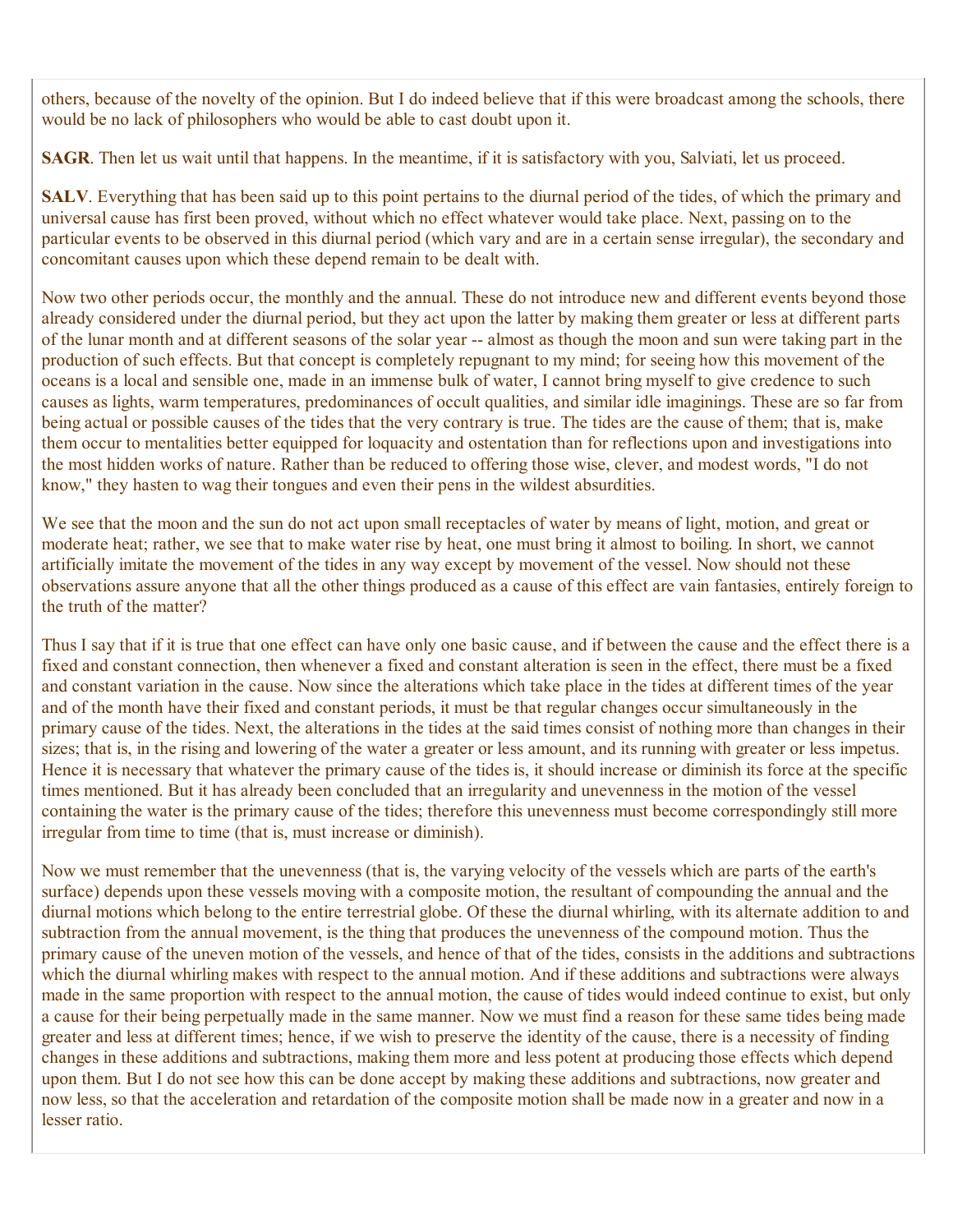others, because of the novelty of the opinion. But I do indeed believe that if this were broadcast among the schools, there would be no lack of philosophers who would be able to cast doubt upon it.

**SAGR**. Then let us wait until that happens. In the meantime, if it is satisfactory with you, Salviati, let us proceed.

**SALV**. Everything that has been said up to this point pertains to the diurnal period of the tides, of which the primary and universal cause has first been proved, without which no effect whatever would take place. Next, passing on to the particular events to be observed in this diurnal period (which vary and are in a certain sense irregular), the secondary and concomitant causes upon which these depend remain to be dealt with.

Now two other periods occur, the monthly and the annual. These do not introduce new and different events beyond those already considered under the diurnal period, but they act upon the latter by making them greater or less at different parts of the lunar month and at different seasons of the solar year -- almost as though the moon and sun were taking part in the production of such effects. But that concept is completely repugnant to my mind; for seeing how this movement of the oceans is a local and sensible one, made in an immense bulk of water, I cannot bring myself to give credence to such causes as lights, warm temperatures, predominances of occult qualities, and similar idle imaginings. These are so far from being actual or possible causes of the tides that the very contrary is true. The tides are the cause of them; that is, make them occur to mentalities better equipped for loquacity and ostentation than for reflections upon and investigations into the most hidden works of nature. Rather than be reduced to offering those wise, clever, and modest words, "I do not know," they hasten to wag their tongues and even their pens in the wildest absurdities.

We see that the moon and the sun do not act upon small receptacles of water by means of light, motion, and great or moderate heat; rather, we see that to make water rise by heat, one must bring it almost to boiling. In short, we cannot artificially imitate the movement of the tides in any way except by movement of the vessel. Now should not these observations assure anyone that all the other things produced as a cause of this effect are vain fantasies, entirely foreign to the truth of the matter?

Thus I say that if it is true that one effect can have only one basic cause, and if between the cause and the effect there is a fixed and constant connection, then whenever a fixed and constant alteration is seen in the effect, there must be a fixed and constant variation in the cause. Now since the alterations which take place in the tides at different times of the year and of the month have their fixed and constant periods, it must be that regular changes occur simultaneously in the primary cause of the tides. Next, the alterations in the tides at the said times consist of nothing more than changes in their sizes; that is, in the rising and lowering of the water a greater or less amount, and its running with greater or less impetus. Hence it is necessary that whatever the primary cause of the tides is, it should increase or diminish its force at the specific times mentioned. But it has already been concluded that an irregularity and unevenness in the motion of the vessel containing the water is the primary cause of the tides; therefore this unevenness must become correspondingly still more irregular from time to time (that is, must increase or diminish).

Now we must remember that the unevenness (that is, the varying velocity of the vessels which are parts of the earth's surface) depends upon these vessels moving with a composite motion, the resultant of compounding the annual and the diurnal motions which belong to the entire terrestrial globe. Of these the diurnal whirling, with its alternate addition to and subtraction from the annual movement, is the thing that produces the unevenness of the compound motion. Thus the primary cause of the uneven motion of the vessels, and hence of that of the tides, consists in the additions and subtractions which the diurnal whirling makes with respect to the annual motion. And if these additions and subtractions were always made in the same proportion with respect to the annual motion, the cause of tides would indeed continue to exist, but only a cause for their being perpetually made in the same manner. Now we must find a reason for these same tides being made greater and less at different times; hence, if we wish to preserve the identity of the cause, there is a necessity of finding changes in these additions and subtractions, making them more and less potent at producing those effects which depend upon them. But I do not see how this can be done accept by making these additions and subtractions, now greater and now less, so that the acceleration and retardation of the composite motion shall be made now in a greater and now in a lesser ratio.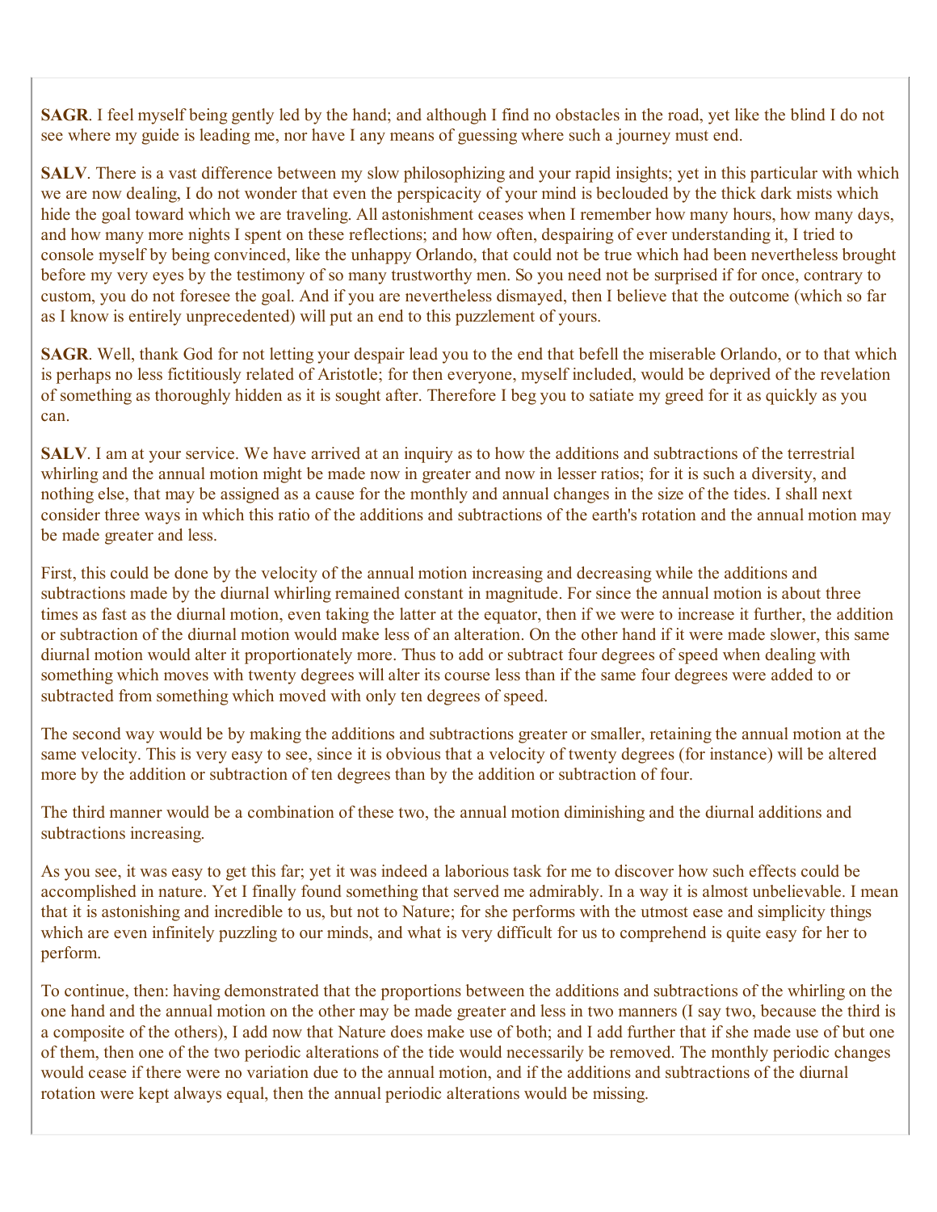**SAGR**. I feel myself being gently led by the hand; and although I find no obstacles in the road, yet like the blind I do not see where my guide is leading me, nor have I any means of guessing where such a journey must end.

**SALV**. There is a vast difference between my slow philosophizing and your rapid insights; yet in this particular with which we are now dealing, I do not wonder that even the perspicacity of your mind is beclouded by the thick dark mists which hide the goal toward which we are traveling. All astonishment ceases when I remember how many hours, how many days, and how many more nights I spent on these reflections; and how often, despairing of ever understanding it, I tried to console myself by being convinced, like the unhappy Orlando, that could not be true which had been nevertheless brought before my very eyes by the testimony of so many trustworthy men. So you need not be surprised if for once, contrary to custom, you do not foresee the goal. And if you are nevertheless dismayed, then I believe that the outcome (which so far as I know is entirely unprecedented) will put an end to this puzzlement of yours.

**SAGR**. Well, thank God for not letting your despair lead you to the end that befell the miserable Orlando, or to that which is perhaps no less fictitiously related of Aristotle; for then everyone, myself included, would be deprived of the revelation of something as thoroughly hidden as it is sought after. Therefore I beg you to satiate my greed for it as quickly as you can.

**SALV**. I am at your service. We have arrived at an inquiry as to how the additions and subtractions of the terrestrial whirling and the annual motion might be made now in greater and now in lesser ratios; for it is such a diversity, and nothing else, that may be assigned as a cause for the monthly and annual changes in the size of the tides. I shall next consider three ways in which this ratio of the additions and subtractions of the earth's rotation and the annual motion may be made greater and less.

First, this could be done by the velocity of the annual motion increasing and decreasing while the additions and subtractions made by the diurnal whirling remained constant in magnitude. For since the annual motion is about three times as fast as the diurnal motion, even taking the latter at the equator, then if we were to increase it further, the addition or subtraction of the diurnal motion would make less of an alteration. On the other hand if it were made slower, this same diurnal motion would alter it proportionately more. Thus to add or subtract four degrees of speed when dealing with something which moves with twenty degrees will alter its course less than if the same four degrees were added to or subtracted from something which moved with only ten degrees of speed.

The second way would be by making the additions and subtractions greater or smaller, retaining the annual motion at the same velocity. This is very easy to see, since it is obvious that a velocity of twenty degrees (for instance) will be altered more by the addition or subtraction of ten degrees than by the addition or subtraction of four.

The third manner would be a combination of these two, the annual motion diminishing and the diurnal additions and subtractions increasing.

As you see, it was easy to get this far; yet it was indeed a laborious task for me to discover how such effects could be accomplished in nature. Yet I finally found something that served me admirably. In a way it is almost unbelievable. I mean that it is astonishing and incredible to us, but not to Nature; for she performs with the utmost ease and simplicity things which are even infinitely puzzling to our minds, and what is very difficult for us to comprehend is quite easy for her to perform.

To continue, then: having demonstrated that the proportions between the additions and subtractions of the whirling on the one hand and the annual motion on the other may be made greater and less in two manners (I say two, because the third is a composite of the others), I add now that Nature does make use of both; and I add further that if she made use of but one of them, then one of the two periodic alterations of the tide would necessarily be removed. The monthly periodic changes would cease if there were no variation due to the annual motion, and if the additions and subtractions of the diurnal rotation were kept always equal, then the annual periodic alterations would be missing.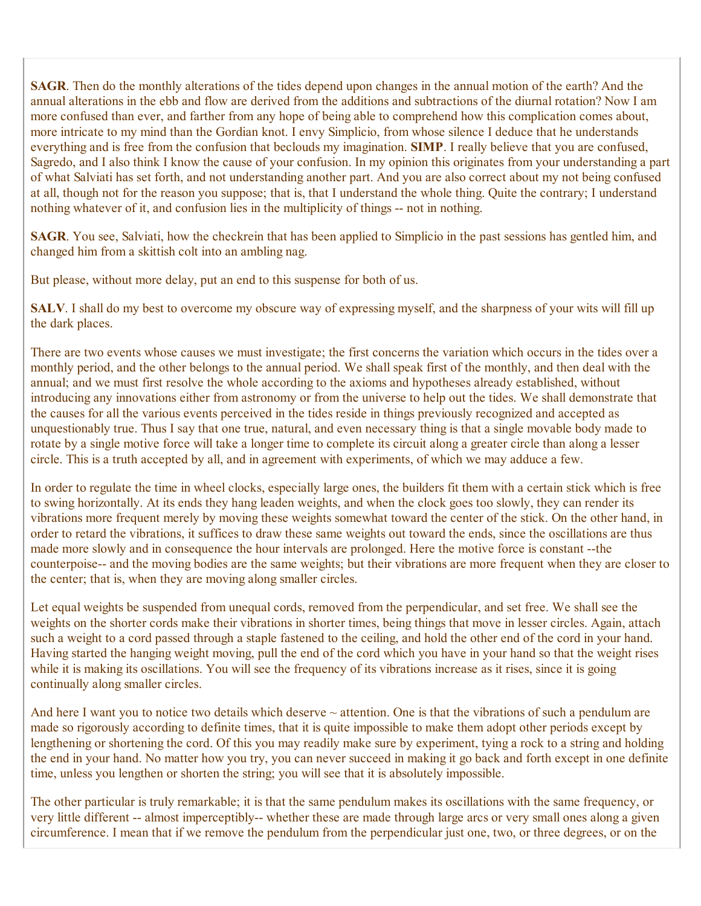**SAGR**. Then do the monthly alterations of the tides depend upon changes in the annual motion of the earth? And the annual alterations in the ebb and flow are derived from the additions and subtractions of the diurnal rotation? Now I am more confused than ever, and farther from any hope of being able to comprehend how this complication comes about, more intricate to my mind than the Gordian knot. I envy Simplicio, from whose silence I deduce that he understands everything and is free from the confusion that beclouds my imagination. **SIMP**. I really believe that you are confused, Sagredo, and I also think I know the cause of your confusion. In my opinion this originates from your understanding a part of what Salviati has set forth, and not understanding another part. And you are also correct about my not being confused at all, though not for the reason you suppose; that is, that I understand the whole thing. Quite the contrary; I understand nothing whatever of it, and confusion lies in the multiplicity of things -- not in nothing.

**SAGR**. You see, Salviati, how the checkrein that has been applied to Simplicio in the past sessions has gentled him, and changed him from a skittish colt into an ambling nag.

But please, without more delay, put an end to this suspense for both of us.

**SALV**. I shall do my best to overcome my obscure way of expressing myself, and the sharpness of your wits will fill up the dark places.

There are two events whose causes we must investigate; the first concerns the variation which occurs in the tides over a monthly period, and the other belongs to the annual period. We shall speak first of the monthly, and then deal with the annual; and we must first resolve the whole according to the axioms and hypotheses already established, without introducing any innovations either from astronomy or from the universe to help out the tides. We shall demonstrate that the causes for all the various events perceived in the tides reside in things previously recognized and accepted as unquestionably true. Thus I say that one true, natural, and even necessary thing is that a single movable body made to rotate by a single motive force will take a longer time to complete its circuit along a greater circle than along a lesser circle. This is a truth accepted by all, and in agreement with experiments, of which we may adduce a few.

In order to regulate the time in wheel clocks, especially large ones, the builders fit them with a certain stick which is free to swing horizontally. At its ends they hang leaden weights, and when the clock goes too slowly, they can render its vibrations more frequent merely by moving these weights somewhat toward the center of the stick. On the other hand, in order to retard the vibrations, it suffices to draw these same weights out toward the ends, since the oscillations are thus made more slowly and in consequence the hour intervals are prolonged. Here the motive force is constant --the counterpoise-- and the moving bodies are the same weights; but their vibrations are more frequent when they are closer to the center; that is, when they are moving along smaller circles.

Let equal weights be suspended from unequal cords, removed from the perpendicular, and set free. We shall see the weights on the shorter cords make their vibrations in shorter times, being things that move in lesser circles. Again, attach such a weight to a cord passed through a staple fastened to the ceiling, and hold the other end of the cord in your hand. Having started the hanging weight moving, pull the end of the cord which you have in your hand so that the weight rises while it is making its oscillations. You will see the frequency of its vibrations increase as it rises, since it is going continually along smaller circles.

And here I want you to notice two details which deserve ~ attention. One is that the vibrations of such a pendulum are made so rigorously according to definite times, that it is quite impossible to make them adopt other periods except by lengthening or shortening the cord. Of this you may readily make sure by experiment, tying a rock to a string and holding the end in your hand. No matter how you try, you can never succeed in making it go back and forth except in one definite time, unless you lengthen or shorten the string; you will see that it is absolutely impossible.

The other particular is truly remarkable; it is that the same pendulum makes its oscillations with the same frequency, or very little different -- almost imperceptibly-- whether these are made through large arcs or very small ones along a given circumference. I mean that if we remove the pendulum from the perpendicular just one, two, or three degrees, or on the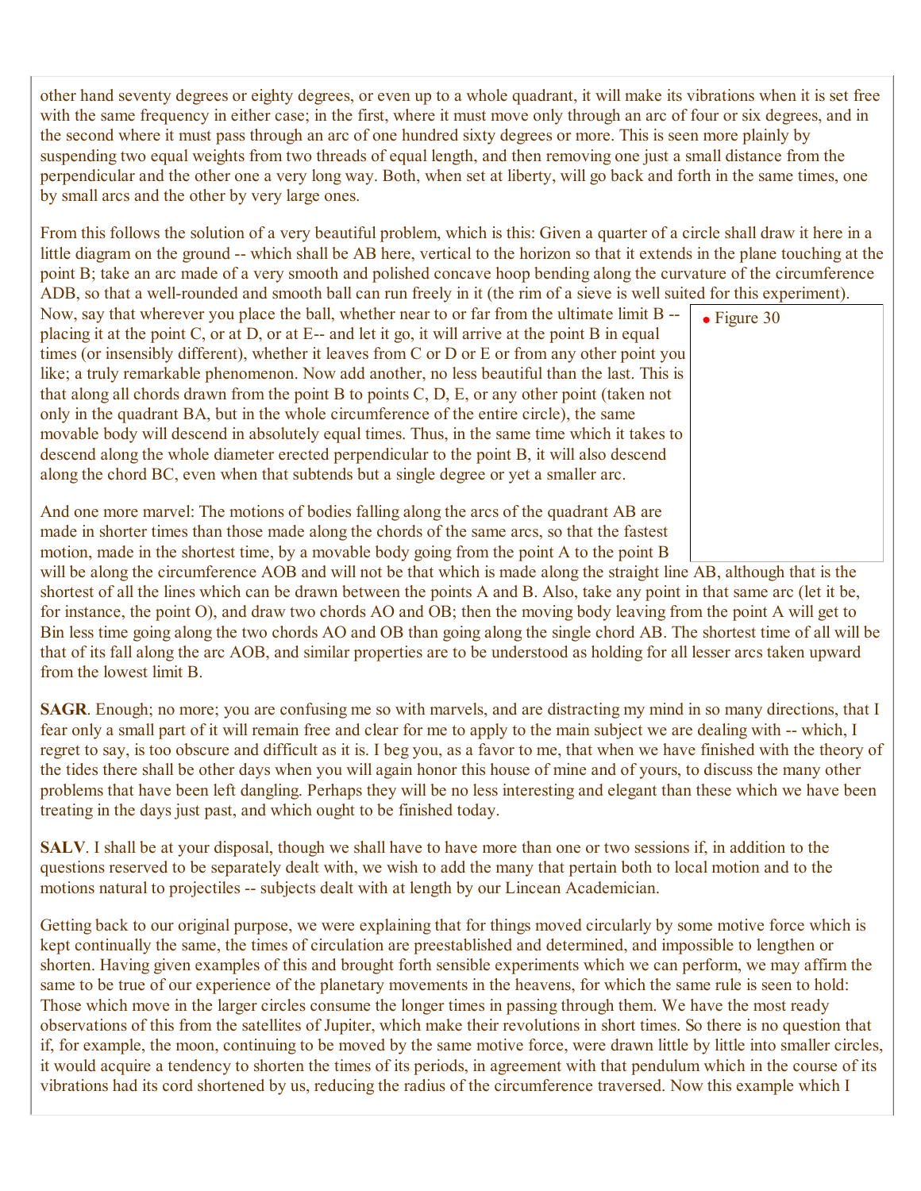other hand seventy degrees or eighty degrees, or even up to a whole quadrant, it will make its vibrations when it is set free with the same frequency in either case; in the first, where it must move only through an arc of four or six degrees, and in the second where it must pass through an arc of one hundred sixty degrees or more. This is seen more plainly by suspending two equal weights from two threads of equal length, and then removing one just a small distance from the perpendicular and the other one a very long way. Both, when set at liberty, will go back and forth in the same times, one by small arcs and the other by very large ones.

From this follows the solution of a very beautiful problem, which is this: Given a quarter of a circle shall draw it here in a little diagram on the ground -- which shall be AB here, vertical to the horizon so that it extends in the plane touching at the point B; take an arc made of a very smooth and polished concave hoop bending along the curvature of the circumference ADB, so that a well-rounded and smooth ball can run freely in it (the rim of a sieve is well suited for this experiment). Now, say that wherever you place the ball, whether near to or far from the ultimate limit B -- placing it at the point C, or at D, or at E-- and let it go, it will arrive at the point B in equal times (or insensibly different), whether it leaves from C or D or E or from any other point you like; a truly remarkable phenomenon. Now add another, no less beautiful than the last. This is that along all chords drawn from the point B to points C, D, E, or any other point (taken not only in the quadrant BA, but in the whole circumference of the entire circle), the same movable body will descend in absolutely equal times. Thus, in the same time which it takes to descend along the whole diameter erected perpendicular to the point B, it will also descend along the chord BC, even when that subtends but a single degree or yet a smaller arc.

- Figure 30

And one more marvel: The motions of bodies falling along the arcs of the quadrant AB are made in shorter times than those made along the chords of the same arcs, so that the fastest motion, made in the shortest time, by a movable body going from the point A to the point B will be along the circumference AOB and will not be that which is made along the straight line AB, although that is the shortest of all the lines which can be drawn between the points A and B. Also, take any point in that same arc (let it be, for instance, the point O), and draw two chords AO and OB; then the moving body leaving from the point A will get to Bin less time going along the two chords AO and OB than going along the single chord AB. The shortest time of all will be that of its fall along the arc AOB, and similar properties are to be understood as holding for all lesser arcs taken upward from the lowest limit B.

**SAGR**. Enough; no more; you are confusing me so with marvels, and are distracting my mind in so many directions, that I fear only a small part of it will remain free and clear for me to apply to the main subject we are dealing with -- which, I regret to say, is too obscure and difficult as it is. I beg you, as a favor to me, that when we have finished with the theory of the tides there shall be other days when you will again honor this house of mine and of yours, to discuss the many other problems that have been left dangling. Perhaps they will be no less interesting and elegant than these which we have been treating in the days just past, and which ought to be finished today.

**SALV**. I shall be at your disposal, though we shall have to have more than one or two sessions if, in addition to the questions reserved to be separately dealt with, we wish to add the many that pertain both to local motion and to the motions natural to projectiles -- subjects dealt with at length by our Lincean Academician.

Getting back to our original purpose, we were explaining that for things moved circularly by some motive force which is kept continually the same, the times of circulation are preestablished and determined, and impossible to lengthen or shorten. Having given examples of this and brought forth sensible experiments which we can perform, we may affirm the same to be true of our experience of the planetary movements in the heavens, for which the same rule is seen to hold: Those which move in the larger circles consume the longer times in passing through them. We have the most ready observations of this from the satellites of Jupiter, which make their revolutions in short times. So there is no question that if, for example, the moon, continuing to be moved by the same motive force, were drawn little by little into smaller circles, it would acquire a tendency to shorten the times of its periods, in agreement with that pendulum which in the course of its vibrations had its cord shortened by us, reducing the radius of the circumference traversed. Now this example which I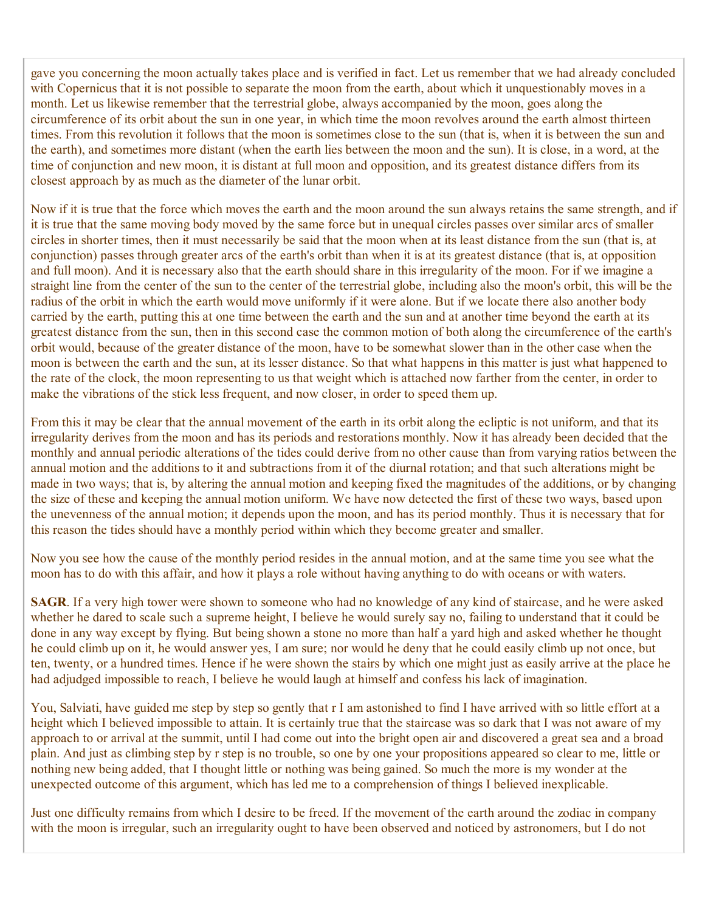gave you concerning the moon actually takes place and is verified in fact. Let us remember that we had already concluded with Copernicus that it is not possible to separate the moon from the earth, about which it unquestionably moves in a month. Let us likewise remember that the terrestrial globe, always accompanied by the moon, goes along the circumference of its orbit about the sun in one year, in which time the moon revolves around the earth almost thirteen times. From this revolution it follows that the moon is sometimes close to the sun (that is, when it is between the sun and the earth), and sometimes more distant (when the earth lies between the moon and the sun). It is close, in a word, at the time of conjunction and new moon, it is distant at full moon and opposition, and its greatest distance differs from its closest approach by as much as the diameter of the lunar orbit.

Now if it is true that the force which moves the earth and the moon around the sun always retains the same strength, and if it is true that the same moving body moved by the same force but in unequal circles passes over similar arcs of smaller circles in shorter times, then it must necessarily be said that the moon when at its least distance from the sun (that is, at conjunction) passes through greater arcs of the earth's orbit than when it is at its greatest distance (that is, at opposition and full moon). And it is necessary also that the earth should share in this irregularity of the moon. For if we imagine a straight line from the center of the sun to the center of the terrestrial globe, including also the moon's orbit, this will be the radius of the orbit in which the earth would move uniformly if it were alone. But if we locate there also another body carried by the earth, putting this at one time between the earth and the sun and at another time beyond the earth at its greatest distance from the sun, then in this second case the common motion of both along the circumference of the earth's orbit would, because of the greater distance of the moon, have to be somewhat slower than in the other case when the moon is between the earth and the sun, at its lesser distance. So that what happens in this matter is just what happened to the rate of the clock, the moon representing to us that weight which is attached now farther from the center, in order to make the vibrations of the stick less frequent, and now closer, in order to speed them up.

From this it may be clear that the annual movement of the earth in its orbit along the ecliptic is not uniform, and that its irregularity derives from the moon and has its periods and restorations monthly. Now it has already been decided that the monthly and annual periodic alterations of the tides could derive from no other cause than from varying ratios between the annual motion and the additions to it and subtractions from it of the diurnal rotation; and that such alterations might be made in two ways; that is, by altering the annual motion and keeping fixed the magnitudes of the additions, or by changing the size of these and keeping the annual motion uniform. We have now detected the first of these two ways, based upon the unevenness of the annual motion; it depends upon the moon, and has its period monthly. Thus it is necessary that for this reason the tides should have a monthly period within which they become greater and smaller.

Now you see how the cause of the monthly period resides in the annual motion, and at the same time you see what the moon has to do with this affair, and how it plays a role without having anything to do with oceans or with waters.

**SAGR**. If a very high tower were shown to someone who had no knowledge of any kind of staircase, and he were asked whether he dared to scale such a supreme height, I believe he would surely say no, failing to understand that it could be done in any way except by flying. But being shown a stone no more than half a yard high and asked whether he thought he could climb up on it, he would answer yes, I am sure; nor would he deny that he could easily climb up not once, but ten, twenty, or a hundred times. Hence if he were shown the stairs by which one might just as easily arrive at the place he had adjudged impossible to reach, I believe he would laugh at himself and confess his lack of imagination.

You, Salviati, have guided me step by step so gently that r I am astonished to find I have arrived with so little effort at a height which I believed impossible to attain. It is certainly true that the staircase was so dark that I was not aware of my approach to or arrival at the summit, until I had come out into the bright open air and discovered a great sea and a broad plain. And just as climbing step by r step is no trouble, so one by one your propositions appeared so clear to me, little or nothing new being added, that I thought little or nothing was being gained. So much the more is my wonder at the unexpected outcome of this argument, which has led me to a comprehension of things I believed inexplicable.

Just one difficulty remains from which I desire to be freed. If the movement of the earth around the zodiac in company with the moon is irregular, such an irregularity ought to have been observed and noticed by astronomers, but I do not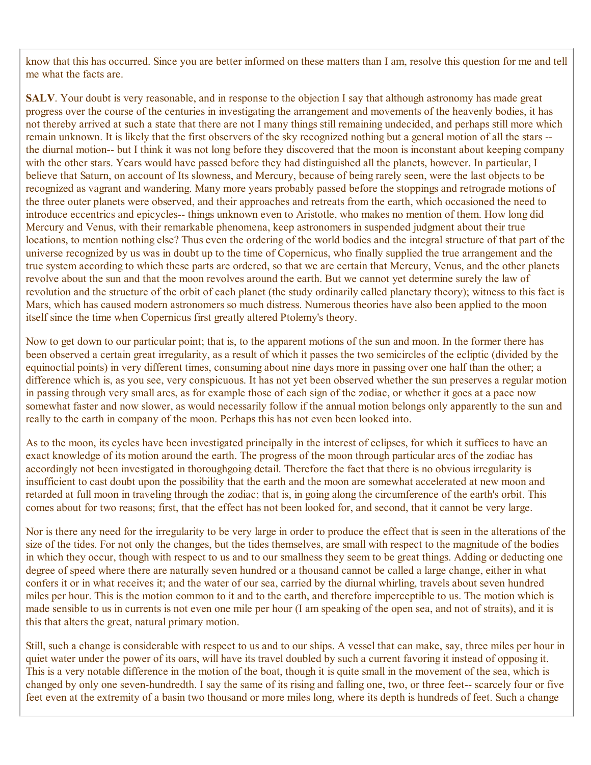know that this has occurred. Since you are better informed on these matters than I am, resolve this question for me and tell me what the facts are.

**SALV**. Your doubt is very reasonable, and in response to the objection I say that although astronomy has made great progress over the course of the centuries in investigating the arrangement and movements of the heavenly bodies, it has not thereby arrived at such a state that there are not I many things still remaining undecided, and perhaps still more which remain unknown. It is likely that the first observers of the sky recognized nothing but a general motion of all the stars -- the diurnal motion-- but I think it was not long before they discovered that the moon is inconstant about keeping company with the other stars. Years would have passed before they had distinguished all the planets, however. In particular, I believe that Saturn, on account of Its slowness, and Mercury, because of being rarely seen, were the last objects to be recognized as vagrant and wandering. Many more years probably passed before the stoppings and retrograde motions of the three outer planets were observed, and their approaches and retreats from the earth, which occasioned the need to introduce eccentrics and epicycles-- things unknown even to Aristotle, who makes no mention of them. How long did Mercury and Venus, with their remarkable phenomena, keep astronomers in suspended judgment about their true locations, to mention nothing else? Thus even the ordering of the world bodies and the integral structure of that part of the universe recognized by us was in doubt up to the time of Copernicus, who finally supplied the true arrangement and the true system according to which these parts are ordered, so that we are certain that Mercury, Venus, and the other planets revolve about the sun and that the moon revolves around the earth. But we cannot yet determine surely the law of revolution and the structure of the orbit of each planet (the study ordinarily called planetary theory); witness to this fact is Mars, which has caused modern astronomers so much distress. Numerous theories have also been applied to the moon itself since the time when Copernicus first greatly altered Ptolemy's theory.

Now to get down to our particular point; that is, to the apparent motions of the sun and moon. In the former there has been observed a certain great irregularity, as a result of which it passes the two semicircles of the ecliptic (divided by the equinoctial points) in very different times, consuming about nine days more in passing over one half than the other; a difference which is, as you see, very conspicuous. It has not yet been observed whether the sun preserves a regular motion in passing through very small arcs, as for example those of each sign of the zodiac, or whether it goes at a pace now somewhat faster and now slower, as would necessarily follow if the annual motion belongs only apparently to the sun and really to the earth in company of the moon. Perhaps this has not even been looked into.

As to the moon, its cycles have been investigated principally in the interest of eclipses, for which it suffices to have an exact knowledge of its motion around the earth. The progress of the moon through particular arcs of the zodiac has accordingly not been investigated in thoroughgoing detail. Therefore the fact that there is no obvious irregularity is insufficient to cast doubt upon the possibility that the earth and the moon are somewhat accelerated at new moon and retarded at full moon in traveling through the zodiac; that is, in going along the circumference of the earth's orbit. This comes about for two reasons; first, that the effect has not been looked for, and second, that it cannot be very large.

Nor is there any need for the irregularity to be very large in order to produce the effect that is seen in the alterations of the size of the tides. For not only the changes, but the tides themselves, are small with respect to the magnitude of the bodies in which they occur, though with respect to us and to our smallness they seem to be great things. Adding or deducting one degree of speed where there are naturally seven hundred or a thousand cannot be called a large change, either in what confers it or in what receives it; and the water of our sea, carried by the diurnal whirling, travels about seven hundred miles per hour. This is the motion common to it and to the earth, and therefore imperceptible to us. The motion which is made sensible to us in currents is not even one mile per hour (I am speaking of the open sea, and not of straits), and it is this that alters the great, natural primary motion.

Still, such a change is considerable with respect to us and to our ships. A vessel that can make, say, three miles per hour in quiet water under the power of its oars, will have its travel doubled by such a current favoring it instead of opposing it. This is a very notable difference in the motion of the boat, though it is quite small in the movement of the sea, which is changed by only one seven-hundredth. I say the same of its rising and falling one, two, or three feet-- scarcely four or five feet even at the extremity of a basin two thousand or more miles long, where its depth is hundreds of feet. Such a change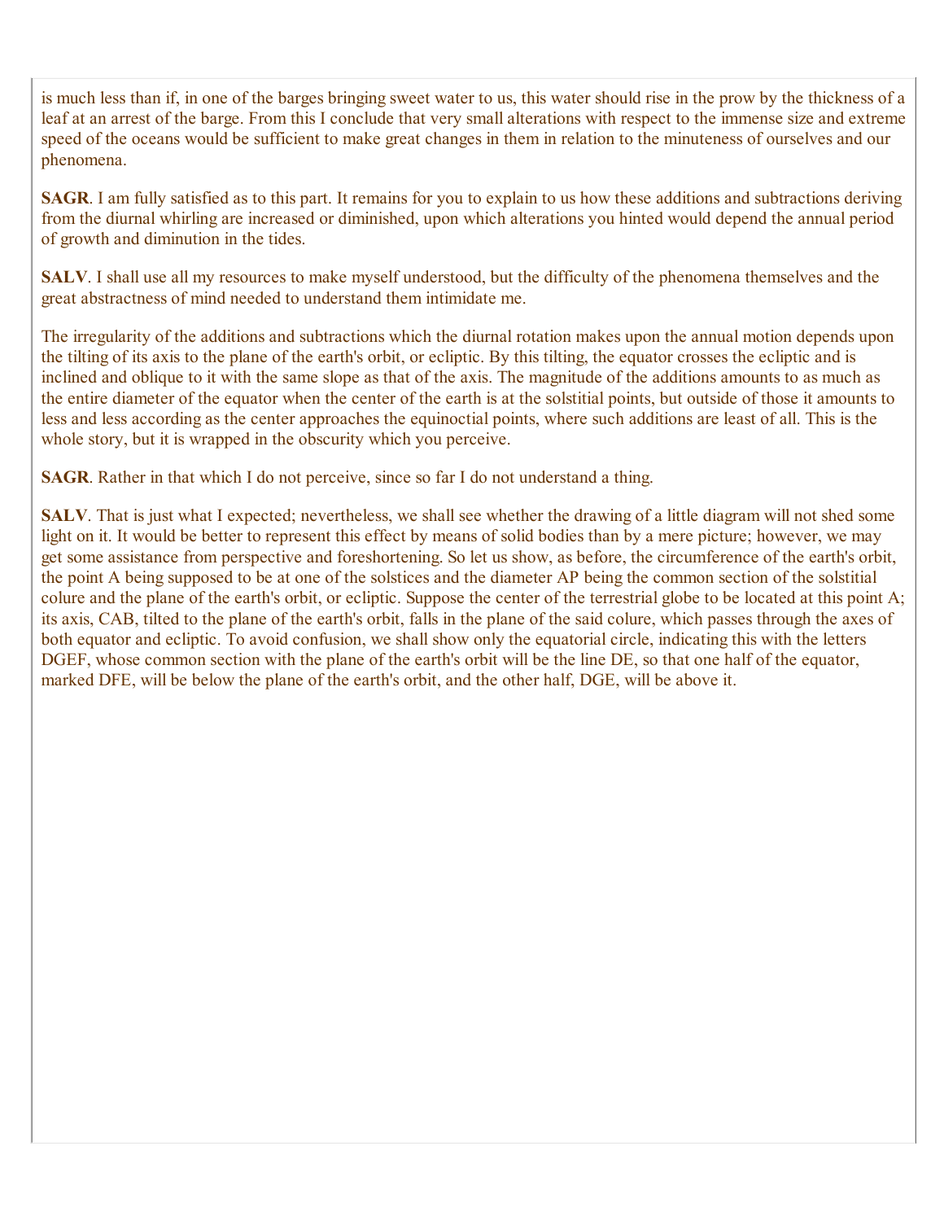is much less than if, in one of the barges bringing sweet water to us, this water should rise in the prow by the thickness of a leaf at an arrest of the barge. From this I conclude that very small alterations with respect to the immense size and extreme speed of the oceans would be sufficient to make great changes in them in relation to the minuteness of ourselves and our phenomena.

**SAGR**. I am fully satisfied as to this part. It remains for you to explain to us how these additions and subtractions deriving from the diurnal whirling are increased or diminished, upon which alterations you hinted would depend the annual period of growth and diminution in the tides.

**SALV**. I shall use all my resources to make myself understood, but the difficulty of the phenomena themselves and the great abstractness of mind needed to understand them intimidate me.

The irregularity of the additions and subtractions which the diurnal rotation makes upon the annual motion depends upon the tilting of its axis to the plane of the earth's orbit, or ecliptic. By this tilting, the equator crosses the ecliptic and is inclined and oblique to it with the same slope as that of the axis. The magnitude of the additions amounts to as much as the entire diameter of the equator when the center of the earth is at the solstitial points, but outside of those it amounts to less and less according as the center approaches the equinoctial points, where such additions are least of all. This is the whole story, but it is wrapped in the obscurity which you perceive.

**SAGR**. Rather in that which I do not perceive, since so far I do not understand a thing.

**SALV**. That is just what I expected; nevertheless, we shall see whether the drawing of a little diagram will not shed some light on it. It would be better to represent this effect by means of solid bodies than by a mere picture; however, we may get some assistance from perspective and foreshortening. So let us show, as before, the circumference of the earth's orbit, the point A being supposed to be at one of the solstices and the diameter AP being the common section of the solstitial colure and the plane of the earth's orbit, or ecliptic. Suppose the center of the terrestrial globe to be located at this point A; its axis, CAB, tilted to the plane of the earth's orbit, falls in the plane of the said colure, which passes through the axes of both equator and ecliptic. To avoid confusion, we shall show only the equatorial circle, indicating this with the letters DGEF, whose common section with the plane of the earth's orbit will be the line DE, so that one half of the equator, marked DFE, will be below the plane of the earth's orbit, and the other half, DGE, will be above it.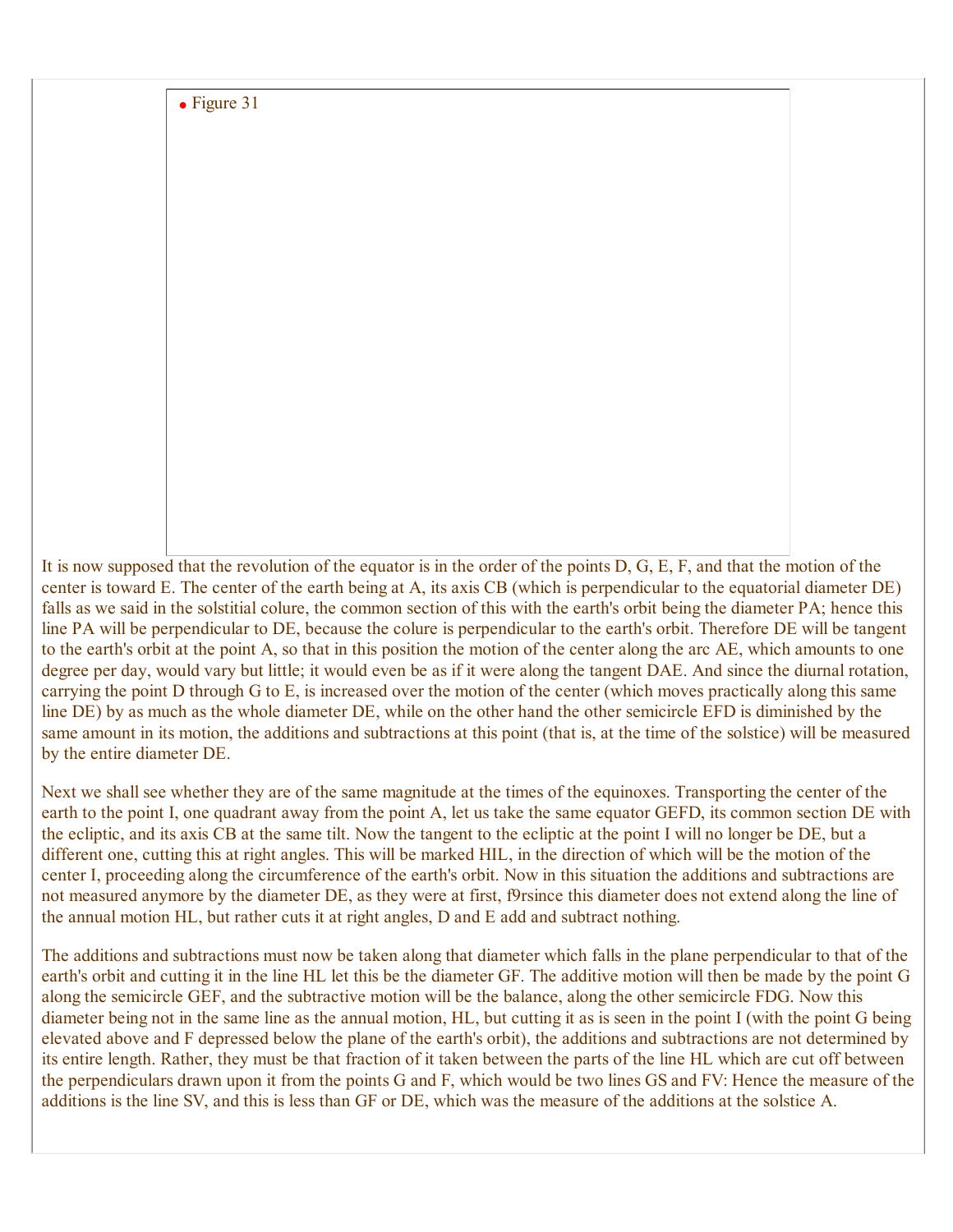- Figure 31

It is now supposed that the revolution of the equator is in the order of the points D, G, E, F, and that the motion of the center is toward E. The center of the earth being at A, its axis CB (which is perpendicular to the equatorial diameter DE) falls as we said in the solstitial colure, the common section of this with the earth's orbit being the diameter PA; hence this line PA will be perpendicular to DE, because the colure is perpendicular to the earth's orbit. Therefore DE will be tangent to the earth's orbit at the point A, so that in this position the motion of the center along the arc AE, which amounts to one degree per day, would vary but little; it would even be as if it were along the tangent DAE. And since the diurnal rotation, carrying the point D through G to E, is increased over the motion of the center (which moves practically along this same line DE) by as much as the whole diameter DE, while on the other hand the other semicircle EFD is diminished by the same amount in its motion, the additions and subtractions at this point (that is, at the time of the solstice) will be measured by the entire diameter DE.

Next we shall see whether they are of the same magnitude at the times of the equinoxes. Transporting the center of the earth to the point I, one quadrant away from the point A, let us take the same equator GEFD, its common section DE with the ecliptic, and its axis CB at the same tilt. Now the tangent to the ecliptic at the point I will no longer be DE, but a different one, cutting this at right angles. This will be marked HIL, in the direction of which will be the motion of the center I, proceeding along the circumference of the earth's orbit. Now in this situation the additions and subtractions are not measured anymore by the diameter DE, as they were at first, f9rsince this diameter does not extend along the line of the annual motion HL, but rather cuts it at right angles, D and E add and subtract nothing.

The additions and subtractions must now be taken along that diameter which falls in the plane perpendicular to that of the earth's orbit and cutting it in the line HL let this be the diameter GF. The additive motion will then be made by the point G along the semicircle GEF, and the subtractive motion will be the balance, along the other semicircle FDG. Now this diameter being not in the same line as the annual motion, HL, but cutting it as is seen in the point I (with the point G being elevated above and F depressed below the plane of the earth's orbit), the additions and subtractions are not determined by its entire length. Rather, they must be that fraction of it taken between the parts of the line HL which are cut off between the perpendiculars drawn upon it from the points G and F, which would be two lines GS and FV: Hence the measure of the additions is the line SV, and this is less than GF or DE, which was the measure of the additions at the solstice A.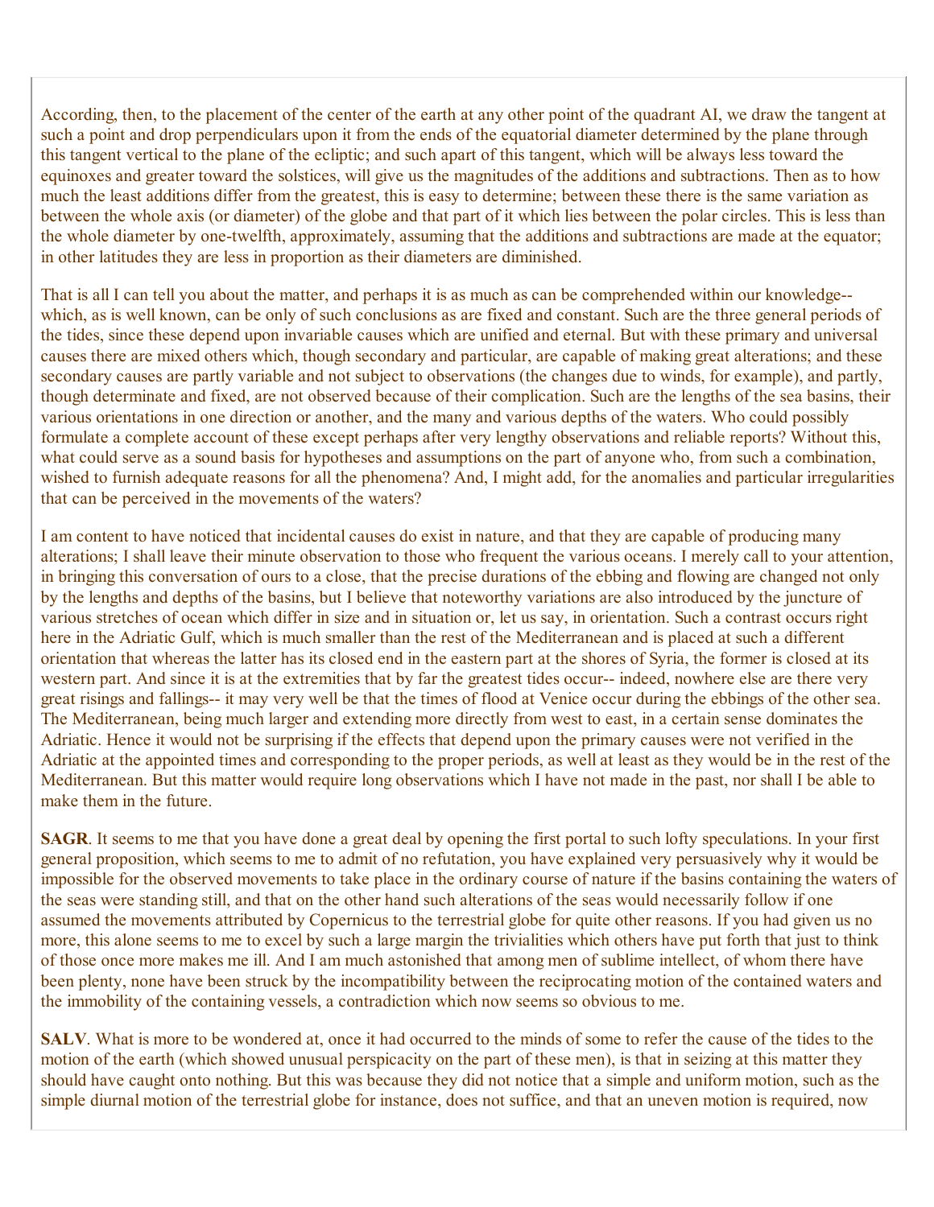According, then, to the placement of the center of the earth at any other point of the quadrant AI, we draw the tangent at such a point and drop perpendiculars upon it from the ends of the equatorial diameter determined by the plane through this tangent vertical to the plane of the ecliptic; and such apart of this tangent, which will be always less toward the equinoxes and greater toward the solstices, will give us the magnitudes of the additions and subtractions. Then as to how much the least additions differ from the greatest, this is easy to determine; between these there is the same variation as between the whole axis (or diameter) of the globe and that part of it which lies between the polar circles. This is less than the whole diameter by one-twelfth, approximately, assuming that the additions and subtractions are made at the equator; in other latitudes they are less in proportion as their diameters are diminished.

That is all I can tell you about the matter, and perhaps it is as much as can be comprehended within our knowledge-- which, as is well known, can be only of such conclusions as are fixed and constant. Such are the three general periods of the tides, since these depend upon invariable causes which are unified and eternal. But with these primary and universal causes there are mixed others which, though secondary and particular, are capable of making great alterations; and these secondary causes are partly variable and not subject to observations (the changes due to winds, for example), and partly, though determinate and fixed, are not observed because of their complication. Such are the lengths of the sea basins, their various orientations in one direction or another, and the many and various depths of the waters. Who could possibly formulate a complete account of these except perhaps after very lengthy observations and reliable reports? Without this, what could serve as a sound basis for hypotheses and assumptions on the part of anyone who, from such a combination, wished to furnish adequate reasons for all the phenomena? And, I might add, for the anomalies and particular irregularities that can be perceived in the movements of the waters?

I am content to have noticed that incidental causes do exist in nature, and that they are capable of producing many alterations; I shall leave their minute observation to those who frequent the various oceans. I merely call to your attention, in bringing this conversation of ours to a close, that the precise durations of the ebbing and flowing are changed not only by the lengths and depths of the basins, but I believe that noteworthy variations are also introduced by the juncture of various stretches of ocean which differ in size and in situation or, let us say, in orientation. Such a contrast occurs right here in the Adriatic Gulf, which is much smaller than the rest of the Mediterranean and is placed at such a different orientation that whereas the latter has its closed end in the eastern part at the shores of Syria, the former is closed at its western part. And since it is at the extremities that by far the greatest tides occur-- indeed, nowhere else are there very great risings and fallings-- it may very well be that the times of flood at Venice occur during the ebbings of the other sea. The Mediterranean, being much larger and extending more directly from west to east, in a certain sense dominates the Adriatic. Hence it would not be surprising if the effects that depend upon the primary causes were not verified in the Adriatic at the appointed times and corresponding to the proper periods, as well at least as they would be in the rest of the Mediterranean. But this matter would require long observations which I have not made in the past, nor shall I be able to make them in the future.

**SAGR**. It seems to me that you have done a great deal by opening the first portal to such lofty speculations. In your first general proposition, which seems to me to admit of no refutation, you have explained very persuasively why it would be impossible for the observed movements to take place in the ordinary course of nature if the basins containing the waters of the seas were standing still, and that on the other hand such alterations of the seas would necessarily follow if one assumed the movements attributed by Copernicus to the terrestrial globe for quite other reasons. If you had given us no more, this alone seems to me to excel by such a large margin the trivialities which others have put forth that just to think of those once more makes me ill. And I am much astonished that among men of sublime intellect, of whom there have been plenty, none have been struck by the incompatibility between the reciprocating motion of the contained waters and the immobility of the containing vessels, a contradiction which now seems so obvious to me.

**SALV**. What is more to be wondered at, once it had occurred to the minds of some to refer the cause of the tides to the motion of the earth (which showed unusual perspicacity on the part of these men), is that in seizing at this matter they should have caught onto nothing. But this was because they did not notice that a simple and uniform motion, such as the simple diurnal motion of the terrestrial globe for instance, does not suffice, and that an uneven motion is required, now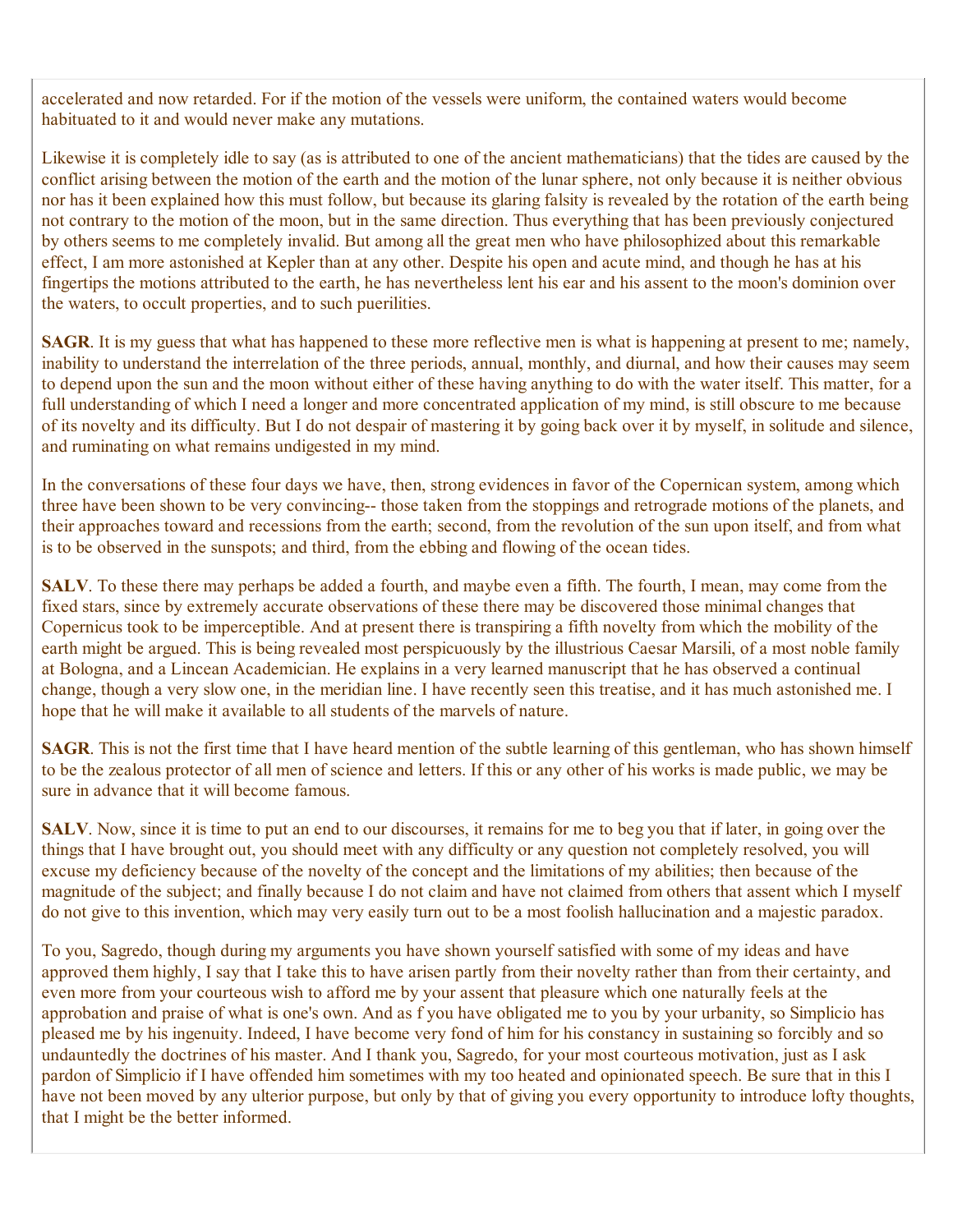accelerated and now retarded. For if the motion of the vessels were uniform, the contained waters would become habituated to it and would never make any mutations.

Likewise it is completely idle to say (as is attributed to one of the ancient mathematicians) that the tides are caused by the conflict arising between the motion of the earth and the motion of the lunar sphere, not only because it is neither obvious nor has it been explained how this must follow, but because its glaring falsity is revealed by the rotation of the earth being not contrary to the motion of the moon, but in the same direction. Thus everything that has been previously conjectured by others seems to me completely invalid. But among all the great men who have philosophized about this remarkable effect, I am more astonished at Kepler than at any other. Despite his open and acute mind, and though he has at his fingertips the motions attributed to the earth, he has nevertheless lent his ear and his assent to the moon's dominion over the waters, to occult properties, and to such puerilities.

**SAGR**. It is my guess that what has happened to these more reflective men is what is happening at present to me; namely, inability to understand the interrelation of the three periods, annual, monthly, and diurnal, and how their causes may seem to depend upon the sun and the moon without either of these having anything to do with the water itself. This matter, for a full understanding of which I need a longer and more concentrated application of my mind, is still obscure to me because of its novelty and its difficulty. But I do not despair of mastering it by going back over it by myself, in solitude and silence, and ruminating on what remains undigested in my mind.

In the conversations of these four days we have, then, strong evidences in favor of the Copernican system, among which three have been shown to be very convincing-- those taken from the stoppings and retrograde motions of the planets, and their approaches toward and recessions from the earth; second, from the revolution of the sun upon itself, and from what is to be observed in the sunspots; and third, from the ebbing and flowing of the ocean tides.

**SALV**. To these there may perhaps be added a fourth, and maybe even a fifth. The fourth, I mean, may come from the fixed stars, since by extremely accurate observations of these there may be discovered those minimal changes that Copernicus took to be imperceptible. And at present there is transpiring a fifth novelty from which the mobility of the earth might be argued. This is being revealed most perspicuously by the illustrious Caesar Marsili, of a most noble family at Bologna, and a Lincean Academician. He explains in a very learned manuscript that he has observed a continual change, though a very slow one, in the meridian line. I have recently seen this treatise, and it has much astonished me. I hope that he will make it available to all students of the marvels of nature.

**SAGR**. This is not the first time that I have heard mention of the subtle learning of this gentleman, who has shown himself to be the zealous protector of all men of science and letters. If this or any other of his works is made public, we may be sure in advance that it will become famous.

**SALV**. Now, since it is time to put an end to our discourses, it remains for me to beg you that if later, in going over the things that I have brought out, you should meet with any difficulty or any question not completely resolved, you will excuse my deficiency because of the novelty of the concept and the limitations of my abilities; then because of the magnitude of the subject; and finally because I do not claim and have not claimed from others that assent which I myself do not give to this invention, which may very easily turn out to be a most foolish hallucination and a majestic paradox.

To you, Sagredo, though during my arguments you have shown yourself satisfied with some of my ideas and have approved them highly, I say that I take this to have arisen partly from their novelty rather than from their certainty, and even more from your courteous wish to afford me by your assent that pleasure which one naturally feels at the approbation and praise of what is one's own. And as f you have obligated me to you by your urbanity, so Simplicio has pleased me by his ingenuity. Indeed, I have become very fond of him for his constancy in sustaining so forcibly and so undauntedly the doctrines of his master. And I thank you, Sagredo, for your most courteous motivation, just as I ask pardon of Simplicio if I have offended him sometimes with my too heated and opinionated speech. Be sure that in this I have not been moved by any ulterior purpose, but only by that of giving you every opportunity to introduce lofty thoughts, that I might be the better informed.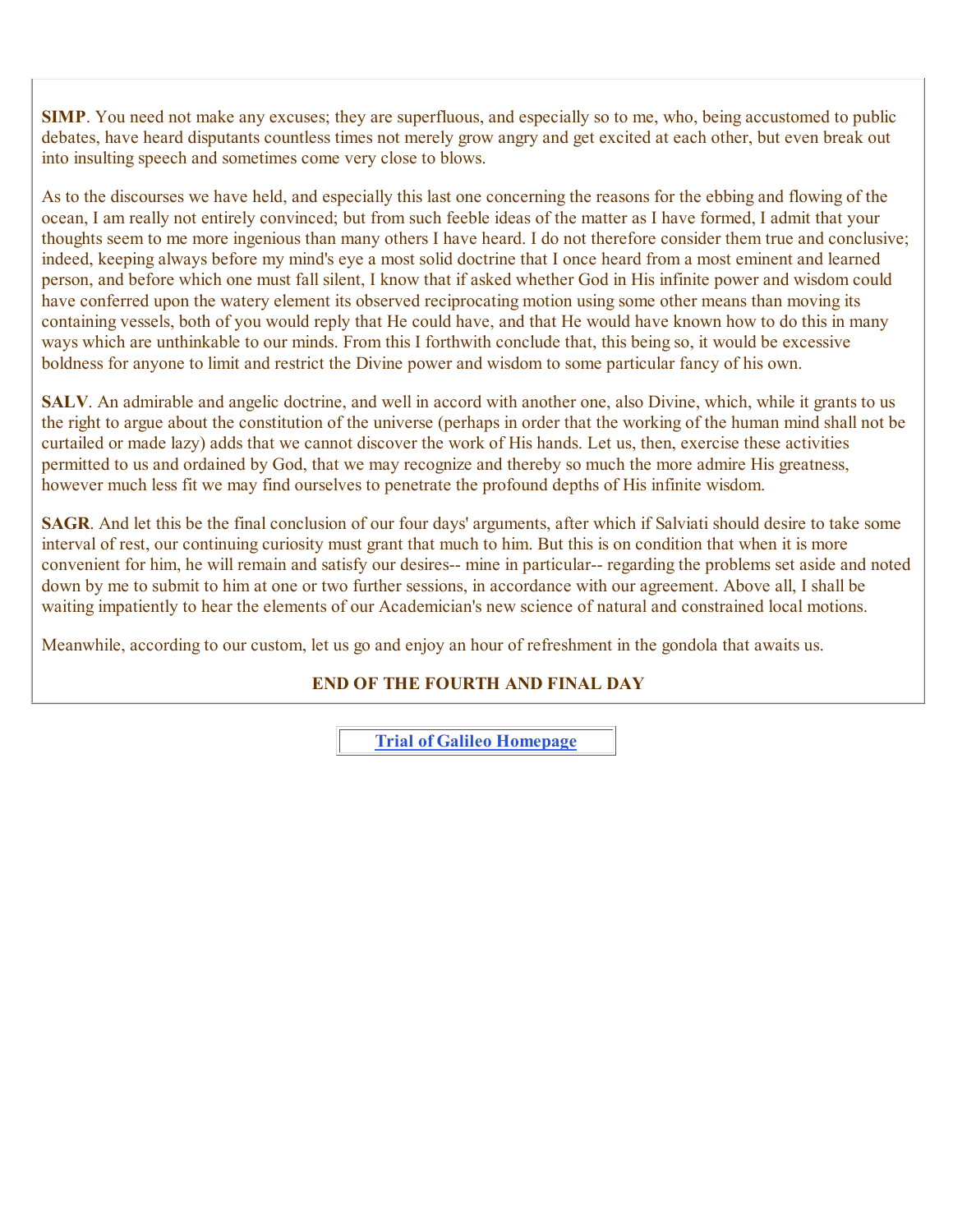**SIMP**. You need not make any excuses; they are superfluous, and especially so to me, who, being accustomed to public debates, have heard disputants countless times not merely grow angry and get excited at each other, but even break out into insulting speech and sometimes come very close to blows.

As to the discourses we have held, and especially this last one concerning the reasons for the ebbing and flowing of the ocean, I am really not entirely convinced; but from such feeble ideas of the matter as I have formed, I admit that your thoughts seem to me more ingenious than many others I have heard. I do not therefore consider them true and conclusive; indeed, keeping always before my mind's eye a most solid doctrine that I once heard from a most eminent and learned person, and before which one must fall silent, I know that if asked whether God in His infinite power and wisdom could have conferred upon the watery element its observed reciprocating motion using some other means than moving its containing vessels, both of you would reply that He could have, and that He would have known how to do this in many ways which are unthinkable to our minds. From this I forthwith conclude that, this being so, it would be excessive boldness for anyone to limit and restrict the Divine power and wisdom to some particular fancy of his own.

**SALV**. An admirable and angelic doctrine, and well in accord with another one, also Divine, which, while it grants to us the right to argue about the constitution of the universe (perhaps in order that the working of the human mind shall not be curtailed or made lazy) adds that we cannot discover the work of His hands. Let us, then, exercise these activities permitted to us and ordained by God, that we may recognize and thereby so much the more admire His greatness, however much less fit we may find ourselves to penetrate the profound depths of His infinite wisdom.

**SAGR**. And let this be the final conclusion of our four days' arguments, after which if Salviati should desire to take some interval of rest, our continuing curiosity must grant that much to him. But this is on condition that when it is more convenient for him, he will remain and satisfy our desires-- mine in particular-- regarding the problems set aside and noted down by me to submit to him at one or two further sessions, in accordance with our agreement. Above all, I shall be waiting impatiently to hear the elements of our Academician's new science of natural and constrained local motions.

Meanwhile, according to our custom, let us go and enjoy an hour of refreshment in the gondola that awaits us.

**END OF THE FOURTH AND FINAL DAY**

**Trial of Galileo Homepage**